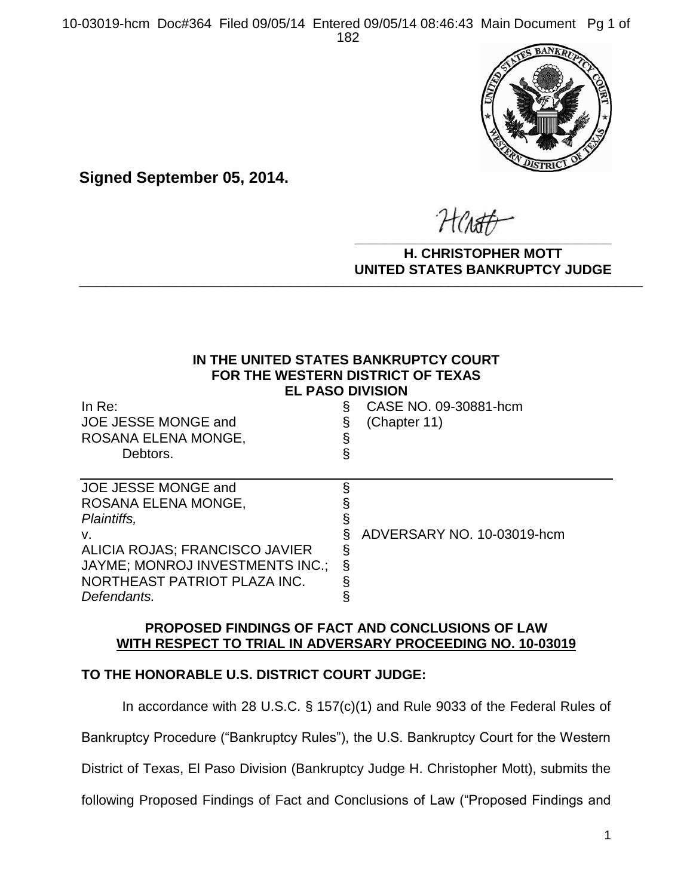**Signed September 05, 2014.**

**H. CHRISTOPHER MOTT**
**UNITED STATES BANKRUPTCY JUDGE**

**IN THE UNITED STATES BANKRUPTCY COURT**
**FOR THE WESTERN DISTRICT OF TEXAS**
**EL PASO DIVISION**

| | | |
|---|---|---|
| In Re: | § | CASE NO. 09-30881-hcm |
| JOE JESSE MONGE and | § | (Chapter 11) |
| ROSANA ELENA MONGE, | § | |
| Debtors. | § | |

| | | |
|---|---|---|
| JOE JESSE MONGE and | § | |
| ROSANA ELENA MONGE, | § | |
| *Plaintiffs,* | § | |
| v. | § | ADVERSARY NO. 10-03019-hcm |
| ALICIA ROJAS; FRANCISCO JAVIER | § | |
| JAYME; MONROJ INVESTMENTS INC.; | § | |
| NORTHEAST PATRIOT PLAZA INC. | § | |
| *Defendants.* | § | |

**PROPOSED FINDINGS OF FACT AND CONCLUSIONS OF LAW**
**WITH RESPECT TO TRIAL IN ADVERSARY PROCEEDING NO. 10-03019**

**TO THE HONORABLE U.S. DISTRICT COURT JUDGE:**

In accordance with 28 U.S.C. § 157(c)(1) and Rule 9033 of the Federal Rules of Bankruptcy Procedure ("Bankruptcy Rules"), the U.S. Bankruptcy Court for the Western District of Texas, El Paso Division (Bankruptcy Judge H. Christopher Mott), submits the following Proposed Findings of Fact and Conclusions of Law ("Proposed Findings and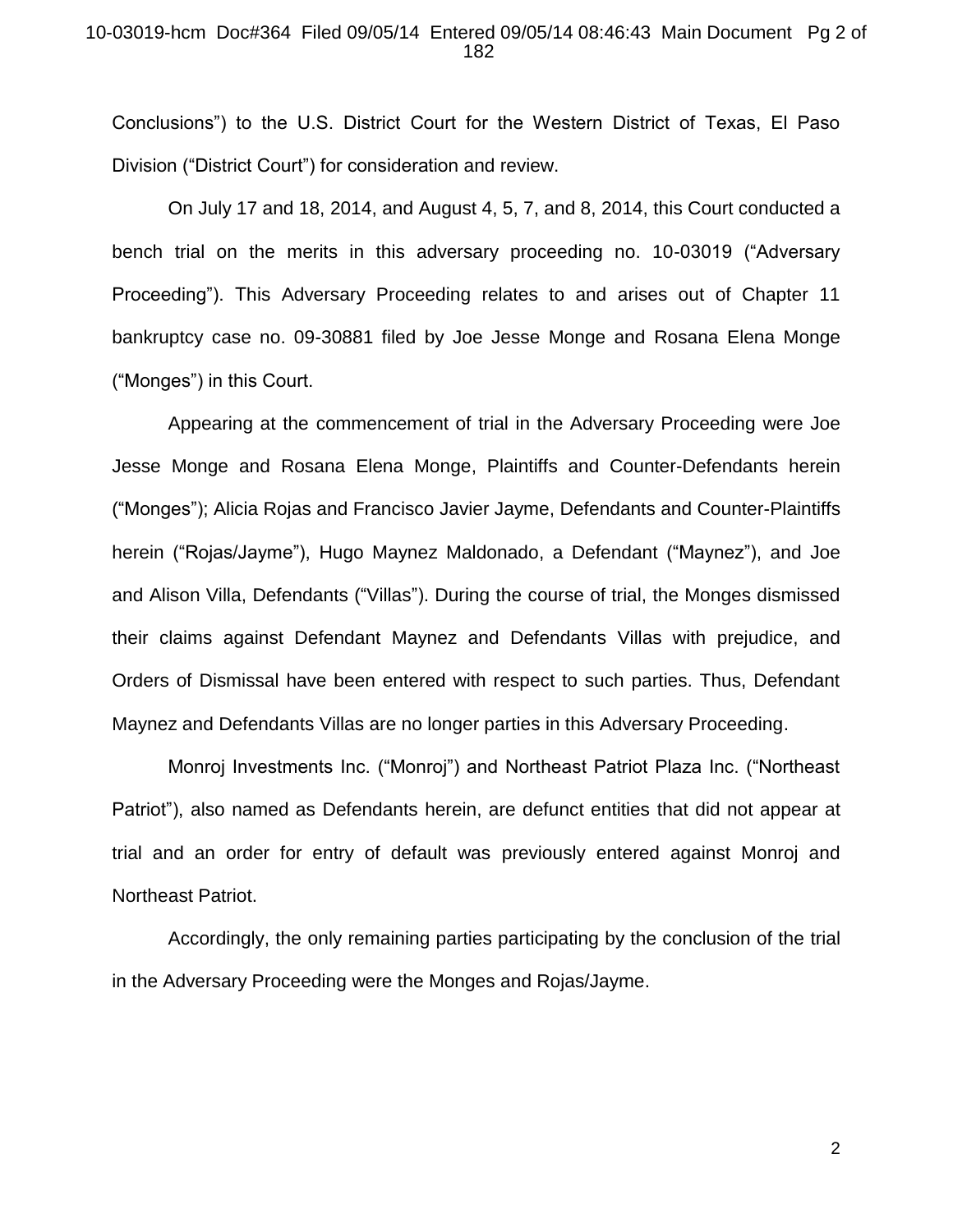Conclusions") to the U.S. District Court for the Western District of Texas, El Paso Division ("District Court") for consideration and review.

On July 17 and 18, 2014, and August 4, 5, 7, and 8, 2014, this Court conducted a bench trial on the merits in this adversary proceeding no. 10-03019 ("Adversary Proceeding"). This Adversary Proceeding relates to and arises out of Chapter 11 bankruptcy case no. 09-30881 filed by Joe Jesse Monge and Rosana Elena Monge ("Monges") in this Court.

Appearing at the commencement of trial in the Adversary Proceeding were Joe Jesse Monge and Rosana Elena Monge, Plaintiffs and Counter-Defendants herein ("Monges"); Alicia Rojas and Francisco Javier Jayme, Defendants and Counter-Plaintiffs herein ("Rojas/Jayme"), Hugo Maynez Maldonado, a Defendant ("Maynez"), and Joe and Alison Villa, Defendants ("Villas"). During the course of trial, the Monges dismissed their claims against Defendant Maynez and Defendants Villas with prejudice, and Orders of Dismissal have been entered with respect to such parties. Thus, Defendant Maynez and Defendants Villas are no longer parties in this Adversary Proceeding.

Monroj Investments Inc. ("Monroj") and Northeast Patriot Plaza Inc. ("Northeast Patriot"), also named as Defendants herein, are defunct entities that did not appear at trial and an order for entry of default was previously entered against Monroj and Northeast Patriot.

Accordingly, the only remaining parties participating by the conclusion of the trial in the Adversary Proceeding were the Monges and Rojas/Jayme.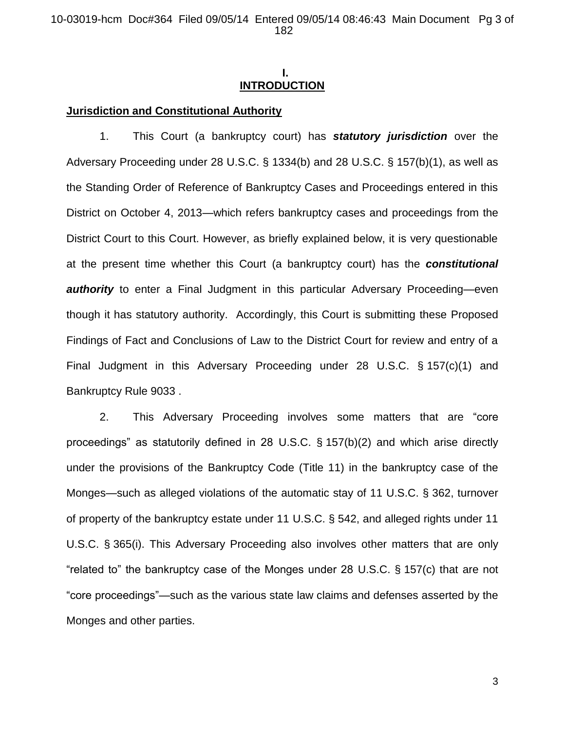# I.
# INTRODUCTION

## Jurisdiction and Constitutional Authority

1. This Court (a bankruptcy court) has ***statutory jurisdiction*** over the Adversary Proceeding under 28 U.S.C. § 1334(b) and 28 U.S.C. § 157(b)(1), as well as the Standing Order of Reference of Bankruptcy Cases and Proceedings entered in this District on October 4, 2013—which refers bankruptcy cases and proceedings from the District Court to this Court. However, as briefly explained below, it is very questionable at the present time whether this Court (a bankruptcy court) has the ***constitutional authority*** to enter a Final Judgment in this particular Adversary Proceeding—even though it has statutory authority. Accordingly, this Court is submitting these Proposed Findings of Fact and Conclusions of Law to the District Court for review and entry of a Final Judgment in this Adversary Proceeding under 28 U.S.C. § 157(c)(1) and Bankruptcy Rule 9033 .

2. This Adversary Proceeding involves some matters that are "core proceedings" as statutorily defined in 28 U.S.C. § 157(b)(2) and which arise directly under the provisions of the Bankruptcy Code (Title 11) in the bankruptcy case of the Monges—such as alleged violations of the automatic stay of 11 U.S.C. § 362, turnover of property of the bankruptcy estate under 11 U.S.C. § 542, and alleged rights under 11 U.S.C. § 365(i). This Adversary Proceeding also involves other matters that are only "related to" the bankruptcy case of the Monges under 28 U.S.C. § 157(c) that are not "core proceedings"—such as the various state law claims and defenses asserted by the Monges and other parties.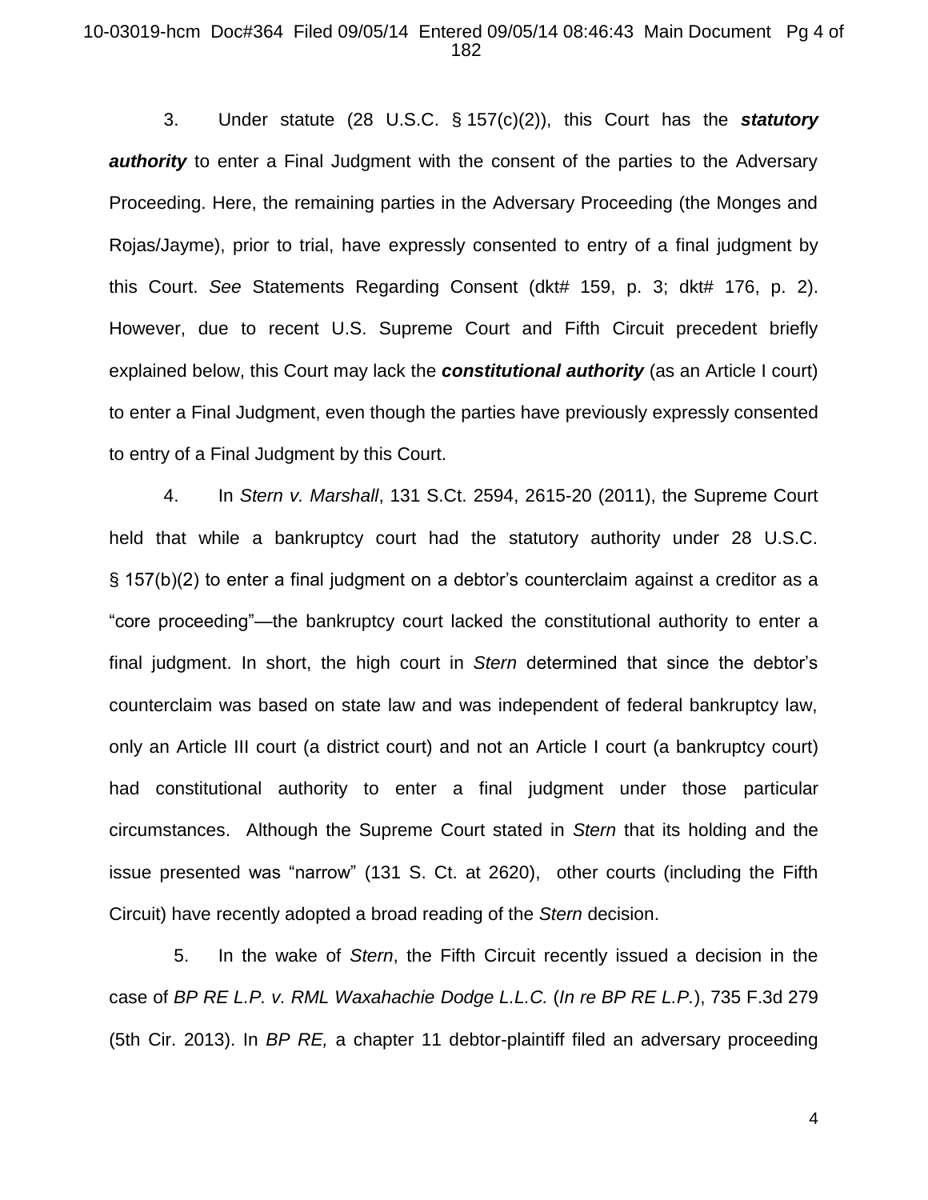3. Under statute (28 U.S.C. § 157(c)(2)), this Court has the ***statutory authority*** to enter a Final Judgment with the consent of the parties to the Adversary Proceeding. Here, the remaining parties in the Adversary Proceeding (the Monges and Rojas/Jayme), prior to trial, have expressly consented to entry of a final judgment by this Court. *See* Statements Regarding Consent (dkt# 159, p. 3; dkt# 176, p. 2). However, due to recent U.S. Supreme Court and Fifth Circuit precedent briefly explained below, this Court may lack the ***constitutional authority*** (as an Article I court) to enter a Final Judgment, even though the parties have previously expressly consented to entry of a Final Judgment by this Court.

4. In *Stern v. Marshall*, 131 S.Ct. 2594, 2615-20 (2011), the Supreme Court held that while a bankruptcy court had the statutory authority under 28 U.S.C. § 157(b)(2) to enter a final judgment on a debtor's counterclaim against a creditor as a "core proceeding"—the bankruptcy court lacked the constitutional authority to enter a final judgment. In short, the high court in *Stern* determined that since the debtor's counterclaim was based on state law and was independent of federal bankruptcy law, only an Article III court (a district court) and not an Article I court (a bankruptcy court) had constitutional authority to enter a final judgment under those particular circumstances. Although the Supreme Court stated in *Stern* that its holding and the issue presented was "narrow" (131 S. Ct. at 2620), other courts (including the Fifth Circuit) have recently adopted a broad reading of the *Stern* decision.

5. In the wake of *Stern*, the Fifth Circuit recently issued a decision in the case of *BP RE L.P. v. RML Waxahachie Dodge L.L.C.* (*In re BP RE L.P.*), 735 F.3d 279 (5th Cir. 2013). In *BP RE,* a chapter 11 debtor-plaintiff filed an adversary proceeding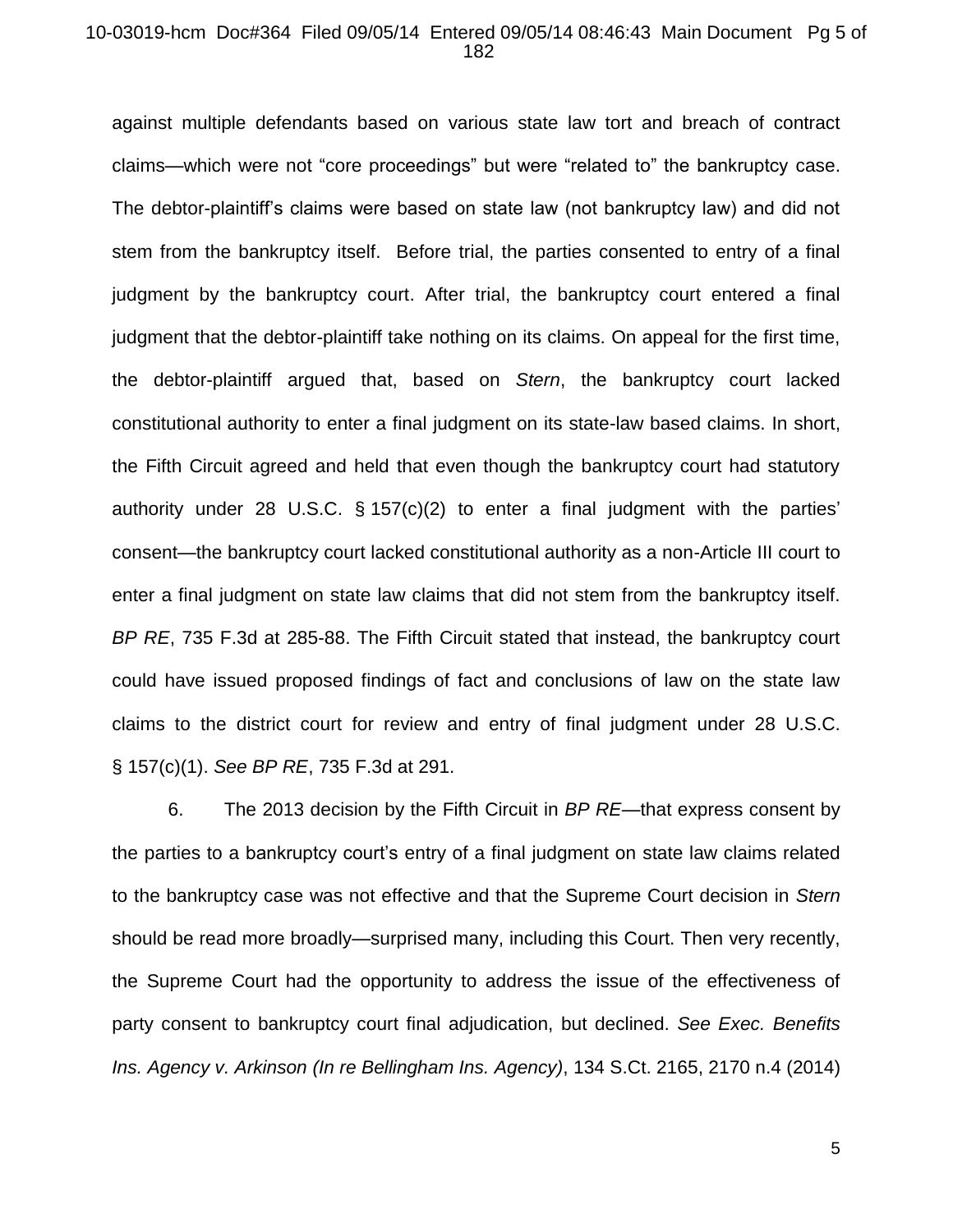against multiple defendants based on various state law tort and breach of contract claims—which were not "core proceedings" but were "related to" the bankruptcy case. The debtor-plaintiff's claims were based on state law (not bankruptcy law) and did not stem from the bankruptcy itself. Before trial, the parties consented to entry of a final judgment by the bankruptcy court. After trial, the bankruptcy court entered a final judgment that the debtor-plaintiff take nothing on its claims. On appeal for the first time, the debtor-plaintiff argued that, based on *Stern*, the bankruptcy court lacked constitutional authority to enter a final judgment on its state-law based claims. In short, the Fifth Circuit agreed and held that even though the bankruptcy court had statutory authority under 28 U.S.C. § 157(c)(2) to enter a final judgment with the parties' consent—the bankruptcy court lacked constitutional authority as a non-Article III court to enter a final judgment on state law claims that did not stem from the bankruptcy itself. *BP RE*, 735 F.3d at 285-88. The Fifth Circuit stated that instead, the bankruptcy court could have issued proposed findings of fact and conclusions of law on the state law claims to the district court for review and entry of final judgment under 28 U.S.C. § 157(c)(1). *See BP RE*, 735 F.3d at 291.

6. The 2013 decision by the Fifth Circuit in *BP RE*—that express consent by the parties to a bankruptcy court's entry of a final judgment on state law claims related to the bankruptcy case was not effective and that the Supreme Court decision in *Stern* should be read more broadly—surprised many, including this Court. Then very recently, the Supreme Court had the opportunity to address the issue of the effectiveness of party consent to bankruptcy court final adjudication, but declined. *See Exec. Benefits Ins. Agency v. Arkinson (In re Bellingham Ins. Agency)*, 134 S.Ct. 2165, 2170 n.4 (2014)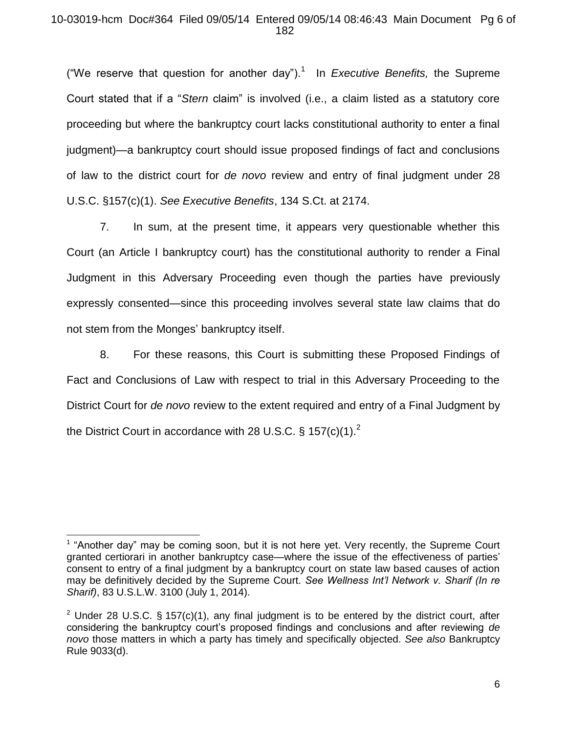("We reserve that question for another day").[1] In *Executive Benefits,* the Supreme Court stated that if a "*Stern* claim" is involved (i.e., a claim listed as a statutory core proceeding but where the bankruptcy court lacks constitutional authority to enter a final judgment)—a bankruptcy court should issue proposed findings of fact and conclusions of law to the district court for *de novo* review and entry of final judgment under 28 U.S.C. §157(c)(1). *See Executive Benefits*, 134 S.Ct. at 2174.

7. In sum, at the present time, it appears very questionable whether this Court (an Article I bankruptcy court) has the constitutional authority to render a Final Judgment in this Adversary Proceeding even though the parties have previously expressly consented—since this proceeding involves several state law claims that do not stem from the Monges' bankruptcy itself.

8. For these reasons, this Court is submitting these Proposed Findings of Fact and Conclusions of Law with respect to trial in this Adversary Proceeding to the District Court for *de novo* review to the extent required and entry of a Final Judgment by the District Court in accordance with 28 U.S.C. § 157(c)(1).[2]

---

[1] "Another day" may be coming soon, but it is not here yet. Very recently, the Supreme Court granted certiorari in another bankruptcy case—where the issue of the effectiveness of parties' consent to entry of a final judgment by a bankruptcy court on state law based causes of action may be definitively decided by the Supreme Court. *See Wellness Int'l Network v. Sharif (In re Sharif)*, 83 U.S.L.W. 3100 (July 1, 2014).

[2] Under 28 U.S.C. § 157(c)(1), any final judgment is to be entered by the district court, after considering the bankruptcy court's proposed findings and conclusions and after reviewing *de novo* those matters in which a party has timely and specifically objected. *See also* Bankruptcy Rule 9033(d).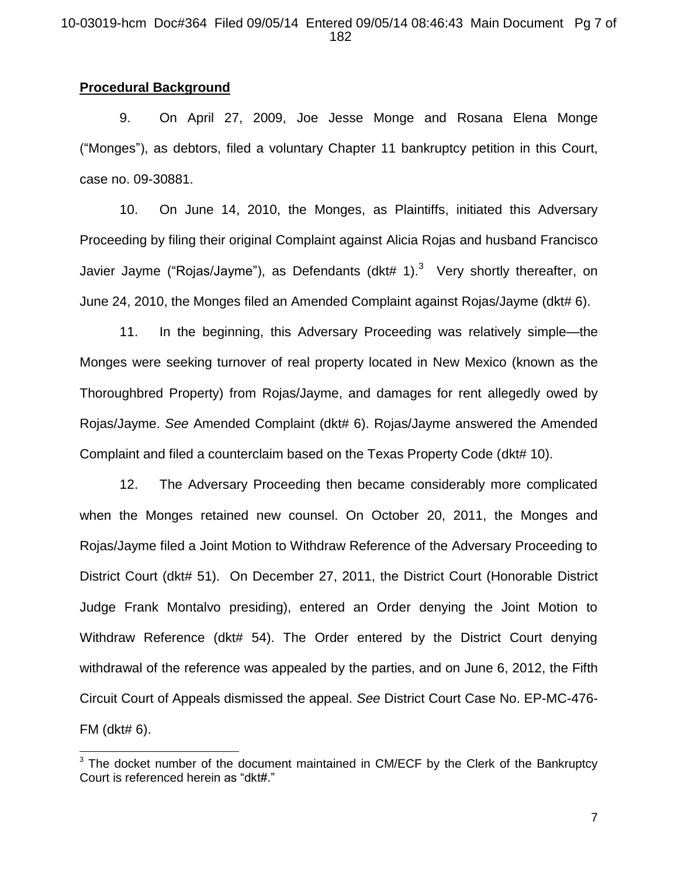**Procedural Background**

9. On April 27, 2009, Joe Jesse Monge and Rosana Elena Monge ("Monges"), as debtors, filed a voluntary Chapter 11 bankruptcy petition in this Court, case no. 09-30881.

10. On June 14, 2010, the Monges, as Plaintiffs, initiated this Adversary Proceeding by filing their original Complaint against Alicia Rojas and husband Francisco Javier Jayme ("Rojas/Jayme"), as Defendants (dkt# 1).[3] Very shortly thereafter, on June 24, 2010, the Monges filed an Amended Complaint against Rojas/Jayme (dkt# 6).

11. In the beginning, this Adversary Proceeding was relatively simple—the Monges were seeking turnover of real property located in New Mexico (known as the Thoroughbred Property) from Rojas/Jayme, and damages for rent allegedly owed by Rojas/Jayme. *See* Amended Complaint (dkt# 6). Rojas/Jayme answered the Amended Complaint and filed a counterclaim based on the Texas Property Code (dkt# 10).

12. The Adversary Proceeding then became considerably more complicated when the Monges retained new counsel. On October 20, 2011, the Monges and Rojas/Jayme filed a Joint Motion to Withdraw Reference of the Adversary Proceeding to District Court (dkt# 51). On December 27, 2011, the District Court (Honorable District Judge Frank Montalvo presiding), entered an Order denying the Joint Motion to Withdraw Reference (dkt# 54). The Order entered by the District Court denying withdrawal of the reference was appealed by the parties, and on June 6, 2012, the Fifth Circuit Court of Appeals dismissed the appeal. *See* District Court Case No. EP-MC-476-FM (dkt# 6).

[3] The docket number of the document maintained in CM/ECF by the Clerk of the Bankruptcy Court is referenced herein as "dkt#."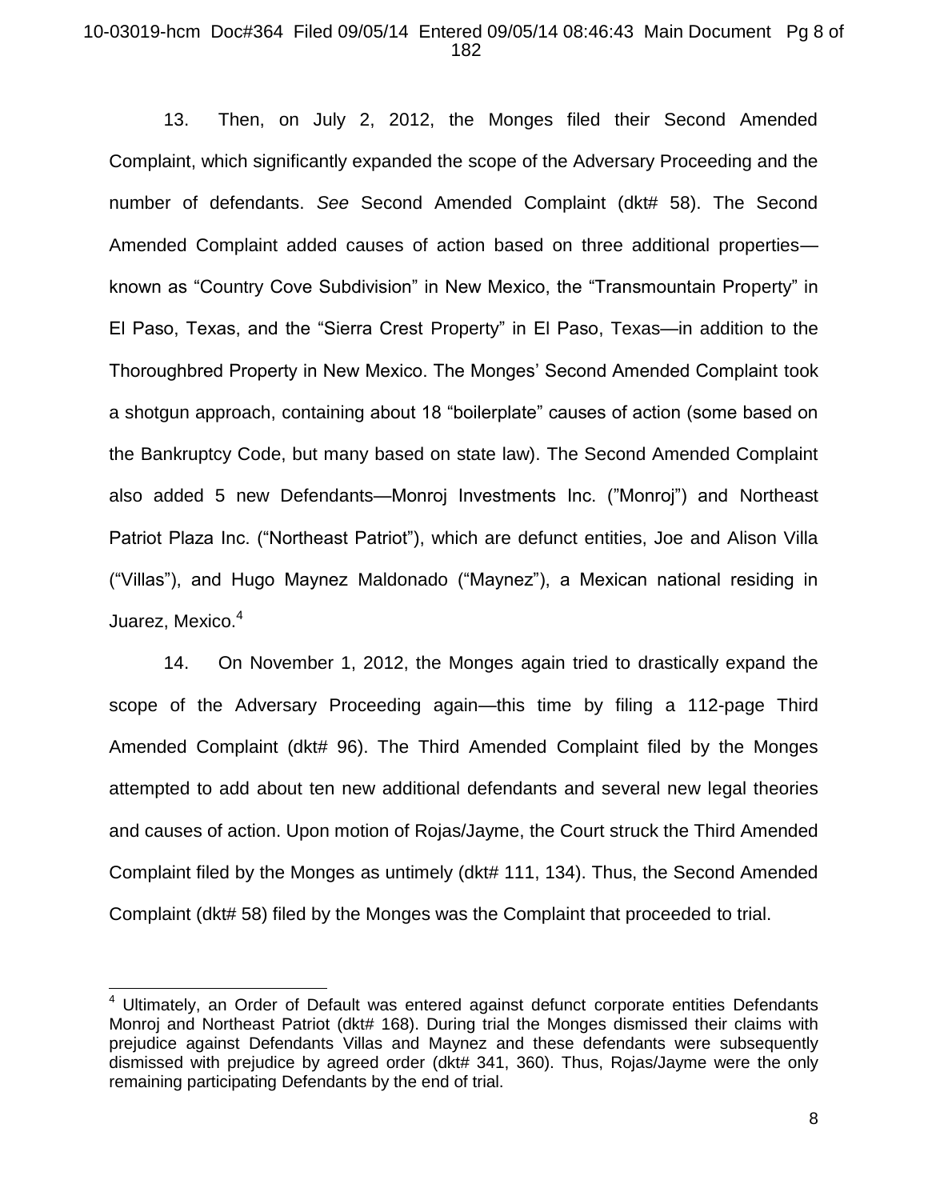13. Then, on July 2, 2012, the Monges filed their Second Amended Complaint, which significantly expanded the scope of the Adversary Proceeding and the number of defendants. *See* Second Amended Complaint (dkt# 58). The Second Amended Complaint added causes of action based on three additional properties—known as "Country Cove Subdivision" in New Mexico, the "Transmountain Property" in El Paso, Texas, and the "Sierra Crest Property" in El Paso, Texas—in addition to the Thoroughbred Property in New Mexico. The Monges' Second Amended Complaint took a shotgun approach, containing about 18 "boilerplate" causes of action (some based on the Bankruptcy Code, but many based on state law). The Second Amended Complaint also added 5 new Defendants—Monroj Investments Inc. ("Monroj") and Northeast Patriot Plaza Inc. ("Northeast Patriot"), which are defunct entities, Joe and Alison Villa ("Villas"), and Hugo Maynez Maldonado ("Maynez"), a Mexican national residing in Juarez, Mexico.[4]

14. On November 1, 2012, the Monges again tried to drastically expand the scope of the Adversary Proceeding again—this time by filing a 112-page Third Amended Complaint (dkt# 96). The Third Amended Complaint filed by the Monges attempted to add about ten new additional defendants and several new legal theories and causes of action. Upon motion of Rojas/Jayme, the Court struck the Third Amended Complaint filed by the Monges as untimely (dkt# 111, 134). Thus, the Second Amended Complaint (dkt# 58) filed by the Monges was the Complaint that proceeded to trial.

---

[4] Ultimately, an Order of Default was entered against defunct corporate entities Defendants Monroj and Northeast Patriot (dkt# 168). During trial the Monges dismissed their claims with prejudice against Defendants Villas and Maynez and these defendants were subsequently dismissed with prejudice by agreed order (dkt# 341, 360). Thus, Rojas/Jayme were the only remaining participating Defendants by the end of trial.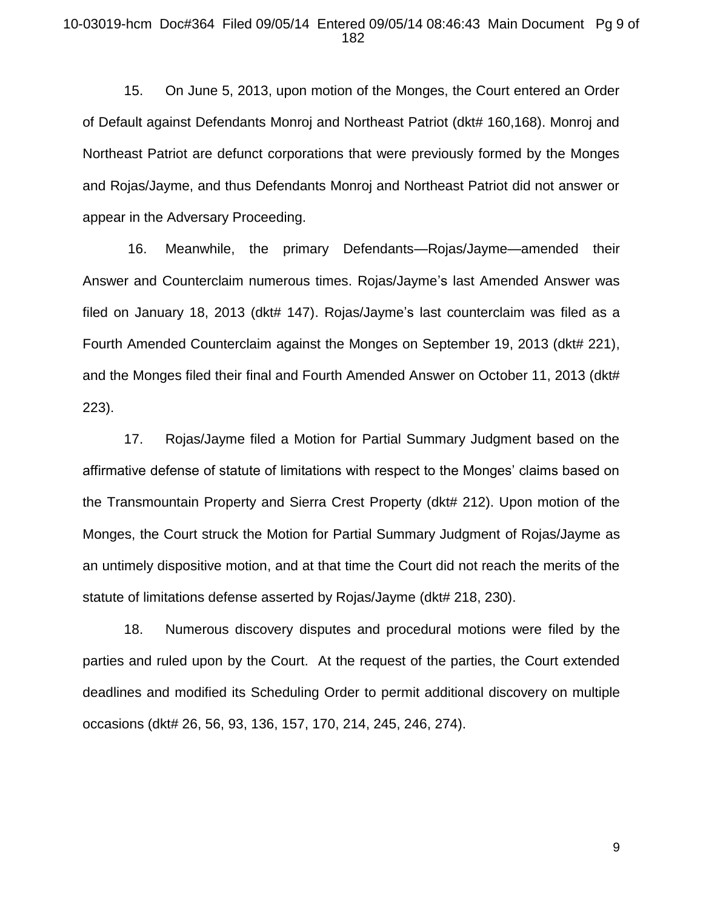15. On June 5, 2013, upon motion of the Monges, the Court entered an Order of Default against Defendants Monroj and Northeast Patriot (dkt# 160,168). Monroj and Northeast Patriot are defunct corporations that were previously formed by the Monges and Rojas/Jayme, and thus Defendants Monroj and Northeast Patriot did not answer or appear in the Adversary Proceeding.

16. Meanwhile, the primary Defendants—Rojas/Jayme—amended their Answer and Counterclaim numerous times. Rojas/Jayme's last Amended Answer was filed on January 18, 2013 (dkt# 147). Rojas/Jayme's last counterclaim was filed as a Fourth Amended Counterclaim against the Monges on September 19, 2013 (dkt# 221), and the Monges filed their final and Fourth Amended Answer on October 11, 2013 (dkt# 223).

17. Rojas/Jayme filed a Motion for Partial Summary Judgment based on the affirmative defense of statute of limitations with respect to the Monges' claims based on the Transmountain Property and Sierra Crest Property (dkt# 212). Upon motion of the Monges, the Court struck the Motion for Partial Summary Judgment of Rojas/Jayme as an untimely dispositive motion, and at that time the Court did not reach the merits of the statute of limitations defense asserted by Rojas/Jayme (dkt# 218, 230).

18. Numerous discovery disputes and procedural motions were filed by the parties and ruled upon by the Court. At the request of the parties, the Court extended deadlines and modified its Scheduling Order to permit additional discovery on multiple occasions (dkt# 26, 56, 93, 136, 157, 170, 214, 245, 246, 274).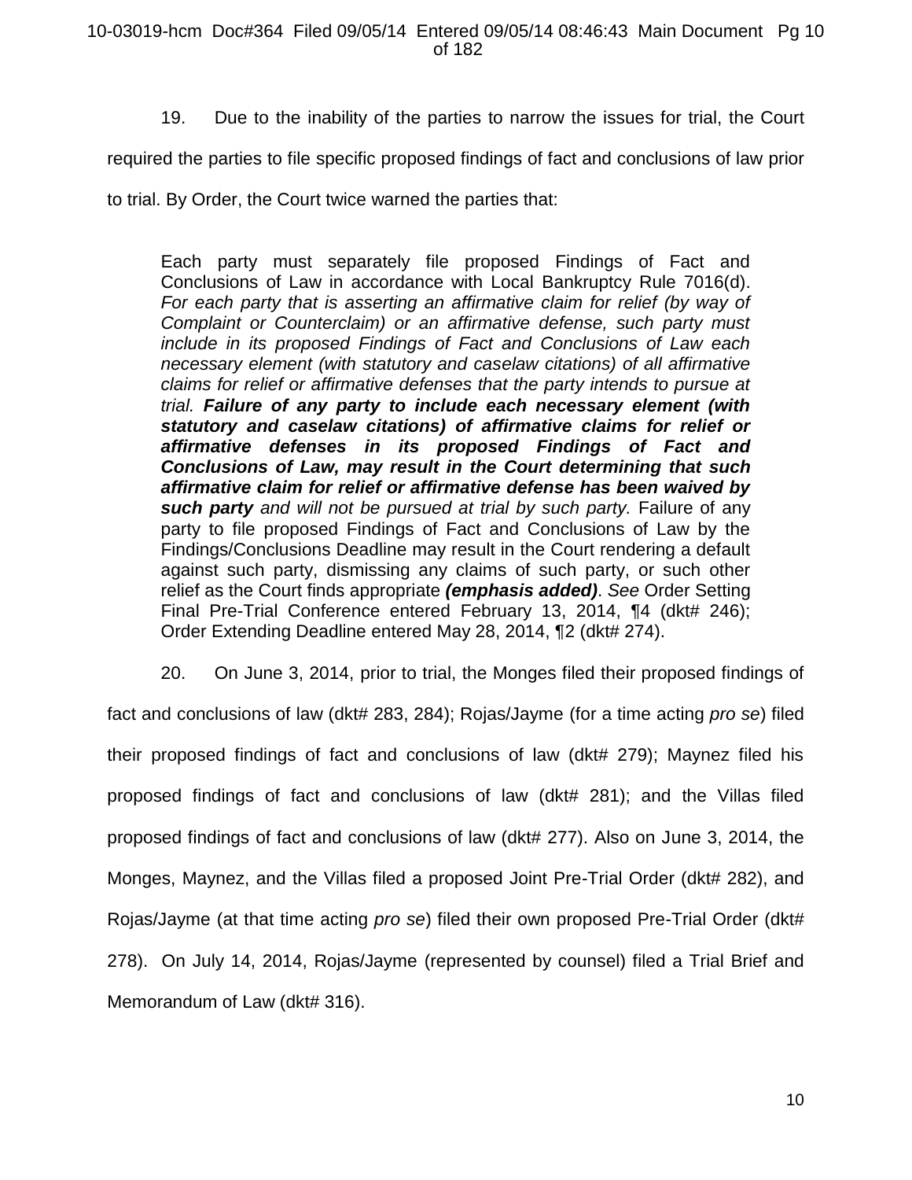19. Due to the inability of the parties to narrow the issues for trial, the Court required the parties to file specific proposed findings of fact and conclusions of law prior to trial. By Order, the Court twice warned the parties that:

> Each party must separately file proposed Findings of Fact and Conclusions of Law in accordance with Local Bankruptcy Rule 7016(d). *For each party that is asserting an affirmative claim for relief (by way of Complaint or Counterclaim) or an affirmative defense, such party must include in its proposed Findings of Fact and Conclusions of Law each necessary element (with statutory and caselaw citations) of all affirmative claims for relief or affirmative defenses that the party intends to pursue at trial.* ***Failure of any party to include each necessary element (with statutory and caselaw citations) of affirmative claims for relief or affirmative defenses in its proposed Findings of Fact and Conclusions of Law, may result in the Court determining that such affirmative claim for relief or affirmative defense has been waived by such party*** *and will not be pursued at trial by such party.* Failure of any party to file proposed Findings of Fact and Conclusions of Law by the Findings/Conclusions Deadline may result in the Court rendering a default against such party, dismissing any claims of such party, or such other relief as the Court finds appropriate ***(emphasis added)***. *See* Order Setting Final Pre-Trial Conference entered February 13, 2014, ¶4 (dkt# 246); Order Extending Deadline entered May 28, 2014, ¶2 (dkt# 274).

20. On June 3, 2014, prior to trial, the Monges filed their proposed findings of fact and conclusions of law (dkt# 283, 284); Rojas/Jayme (for a time acting *pro se*) filed their proposed findings of fact and conclusions of law (dkt# 279); Maynez filed his proposed findings of fact and conclusions of law (dkt# 281); and the Villas filed proposed findings of fact and conclusions of law (dkt# 277). Also on June 3, 2014, the Monges, Maynez, and the Villas filed a proposed Joint Pre-Trial Order (dkt# 282), and Rojas/Jayme (at that time acting *pro se*) filed their own proposed Pre-Trial Order (dkt# 278). On July 14, 2014, Rojas/Jayme (represented by counsel) filed a Trial Brief and Memorandum of Law (dkt# 316).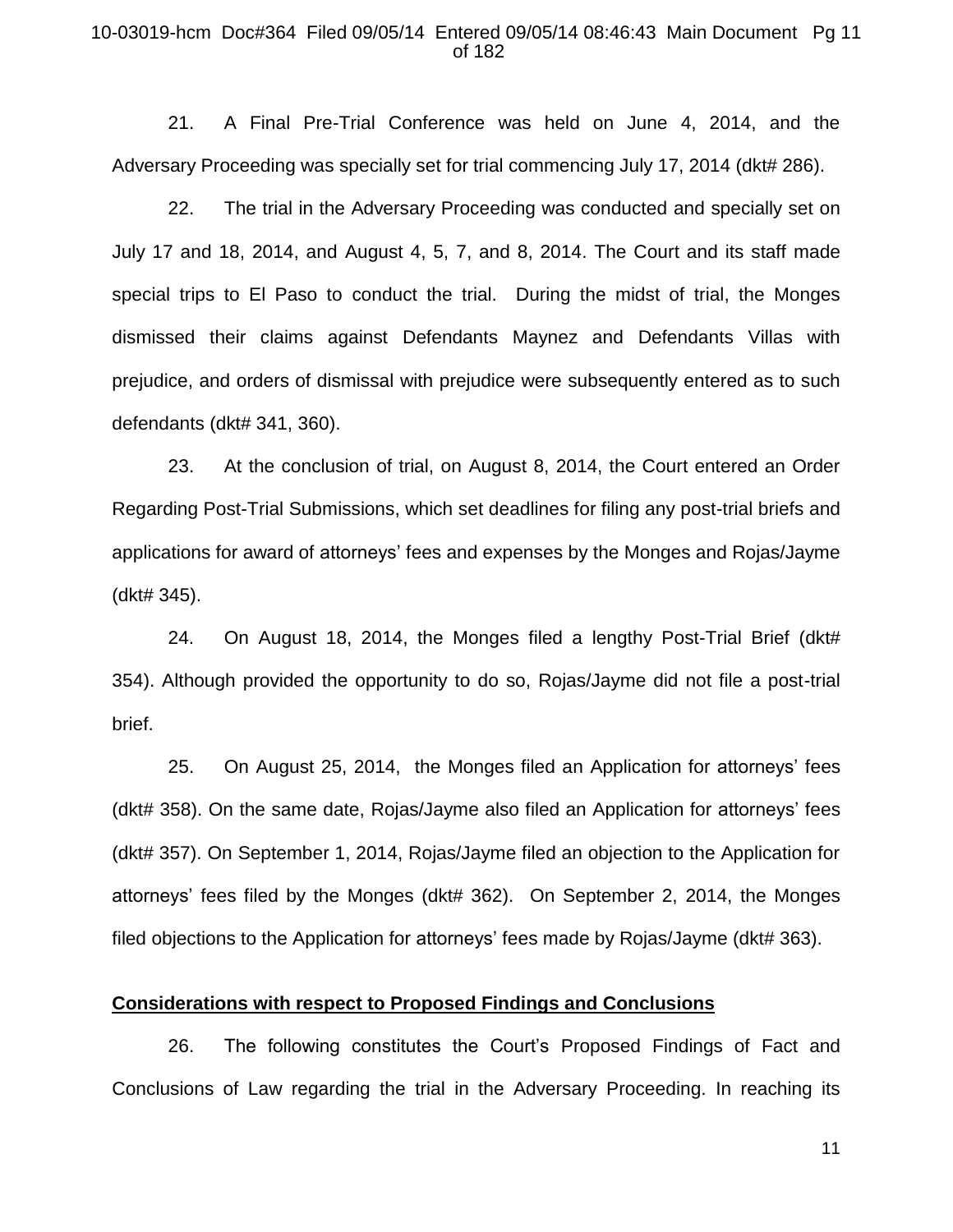21. A Final Pre-Trial Conference was held on June 4, 2014, and the Adversary Proceeding was specially set for trial commencing July 17, 2014 (dkt# 286).

22. The trial in the Adversary Proceeding was conducted and specially set on July 17 and 18, 2014, and August 4, 5, 7, and 8, 2014. The Court and its staff made special trips to El Paso to conduct the trial. During the midst of trial, the Monges dismissed their claims against Defendants Maynez and Defendants Villas with prejudice, and orders of dismissal with prejudice were subsequently entered as to such defendants (dkt# 341, 360).

23. At the conclusion of trial, on August 8, 2014, the Court entered an Order Regarding Post-Trial Submissions, which set deadlines for filing any post-trial briefs and applications for award of attorneys' fees and expenses by the Monges and Rojas/Jayme (dkt# 345).

24. On August 18, 2014, the Monges filed a lengthy Post-Trial Brief (dkt# 354). Although provided the opportunity to do so, Rojas/Jayme did not file a post-trial brief.

25. On August 25, 2014, the Monges filed an Application for attorneys' fees (dkt# 358). On the same date, Rojas/Jayme also filed an Application for attorneys' fees (dkt# 357). On September 1, 2014, Rojas/Jayme filed an objection to the Application for attorneys' fees filed by the Monges (dkt# 362). On September 2, 2014, the Monges filed objections to the Application for attorneys' fees made by Rojas/Jayme (dkt# 363).

**Considerations with respect to Proposed Findings and Conclusions**

26. The following constitutes the Court's Proposed Findings of Fact and Conclusions of Law regarding the trial in the Adversary Proceeding. In reaching its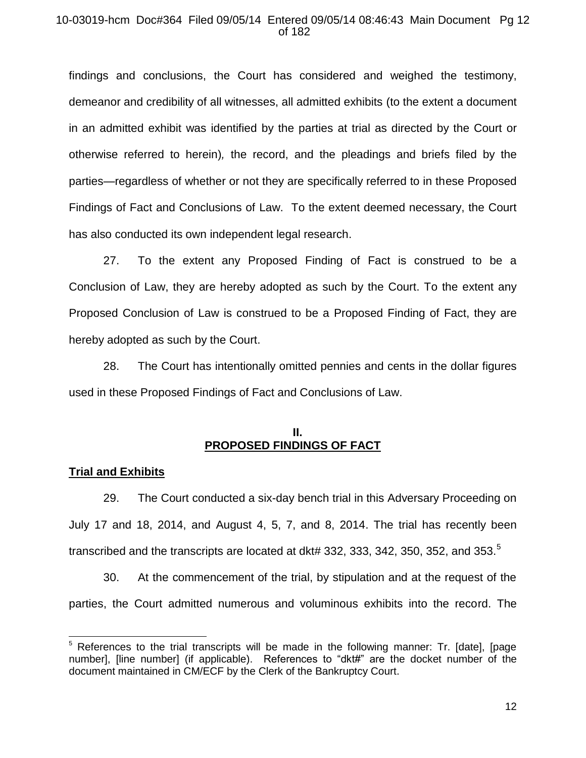findings and conclusions, the Court has considered and weighed the testimony, demeanor and credibility of all witnesses, all admitted exhibits (to the extent a document in an admitted exhibit was identified by the parties at trial as directed by the Court or otherwise referred to herein)*,* the record, and the pleadings and briefs filed by the parties—regardless of whether or not they are specifically referred to in these Proposed Findings of Fact and Conclusions of Law. To the extent deemed necessary, the Court has also conducted its own independent legal research.

27. To the extent any Proposed Finding of Fact is construed to be a Conclusion of Law, they are hereby adopted as such by the Court. To the extent any Proposed Conclusion of Law is construed to be a Proposed Finding of Fact, they are hereby adopted as such by the Court.

28. The Court has intentionally omitted pennies and cents in the dollar figures used in these Proposed Findings of Fact and Conclusions of Law.

## II. PROPOSED FINDINGS OF FACT

**Trial and Exhibits**

29. The Court conducted a six-day bench trial in this Adversary Proceeding on July 17 and 18, 2014, and August 4, 5, 7, and 8, 2014. The trial has recently been transcribed and the transcripts are located at dkt# 332, 333, 342, 350, 352, and 353.[5]

30. At the commencement of the trial, by stipulation and at the request of the parties, the Court admitted numerous and voluminous exhibits into the record. The

[5] References to the trial transcripts will be made in the following manner: Tr. [date], [page number], [line number] (if applicable). References to "dkt#" are the docket number of the document maintained in CM/ECF by the Clerk of the Bankruptcy Court.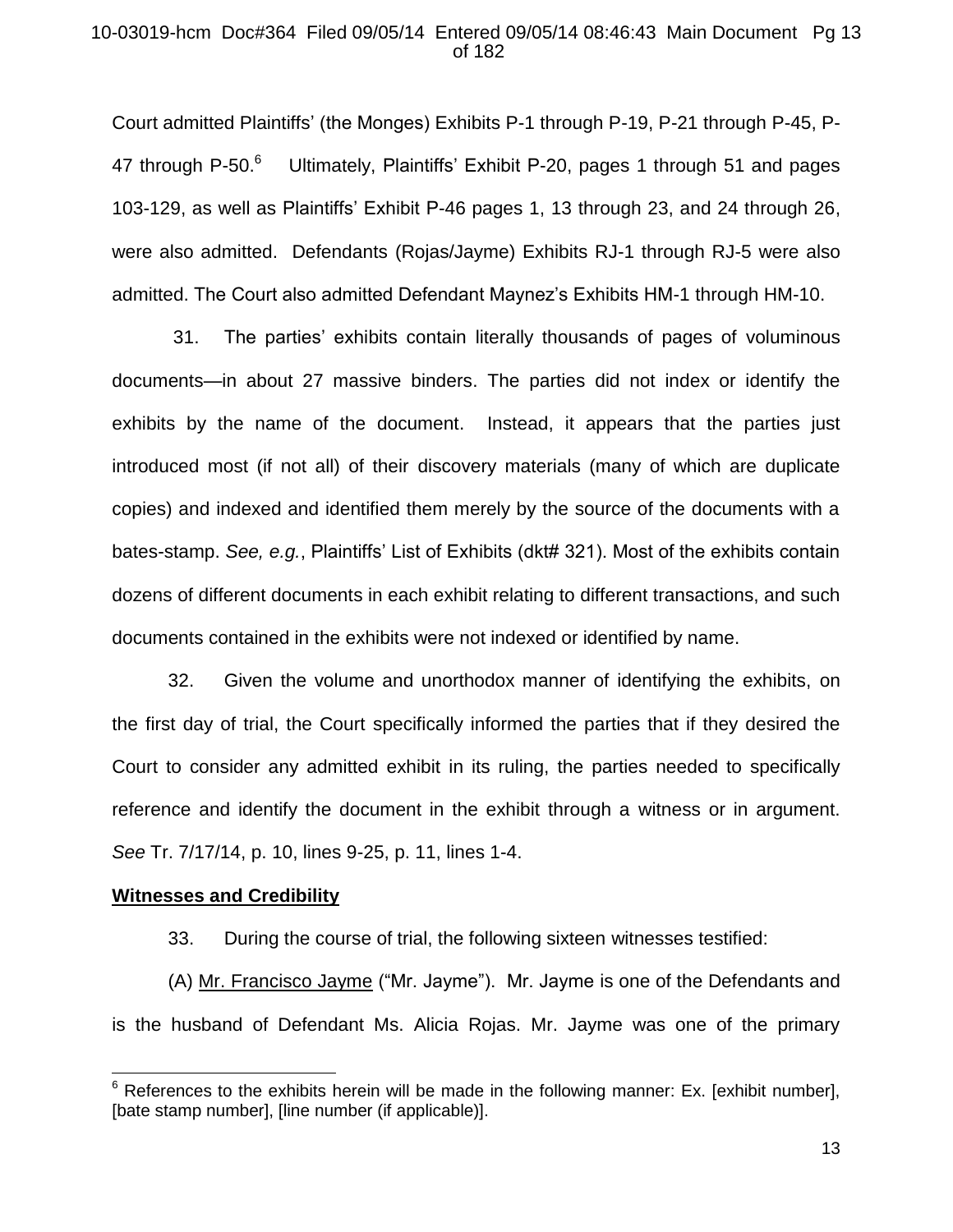Court admitted Plaintiffs' (the Monges) Exhibits P-1 through P-19, P-21 through P-45, P-47 through P-50.[6] Ultimately, Plaintiffs' Exhibit P-20, pages 1 through 51 and pages 103-129, as well as Plaintiffs' Exhibit P-46 pages 1, 13 through 23, and 24 through 26, were also admitted. Defendants (Rojas/Jayme) Exhibits RJ-1 through RJ-5 were also admitted. The Court also admitted Defendant Maynez's Exhibits HM-1 through HM-10.

31. The parties' exhibits contain literally thousands of pages of voluminous documents—in about 27 massive binders. The parties did not index or identify the exhibits by the name of the document. Instead, it appears that the parties just introduced most (if not all) of their discovery materials (many of which are duplicate copies) and indexed and identified them merely by the source of the documents with a bates-stamp. *See, e.g.*, Plaintiffs' List of Exhibits (dkt# 321). Most of the exhibits contain dozens of different documents in each exhibit relating to different transactions, and such documents contained in the exhibits were not indexed or identified by name.

32. Given the volume and unorthodox manner of identifying the exhibits, on the first day of trial, the Court specifically informed the parties that if they desired the Court to consider any admitted exhibit in its ruling, the parties needed to specifically reference and identify the document in the exhibit through a witness or in argument. *See* Tr. 7/17/14, p. 10, lines 9-25, p. 11, lines 1-4.

**Witnesses and Credibility**

33. During the course of trial, the following sixteen witnesses testified:

(A) Mr. Francisco Jayme ("Mr. Jayme"). Mr. Jayme is one of the Defendants and is the husband of Defendant Ms. Alicia Rojas. Mr. Jayme was one of the primary

[6] References to the exhibits herein will be made in the following manner: Ex. [exhibit number], [bate stamp number], [line number (if applicable)].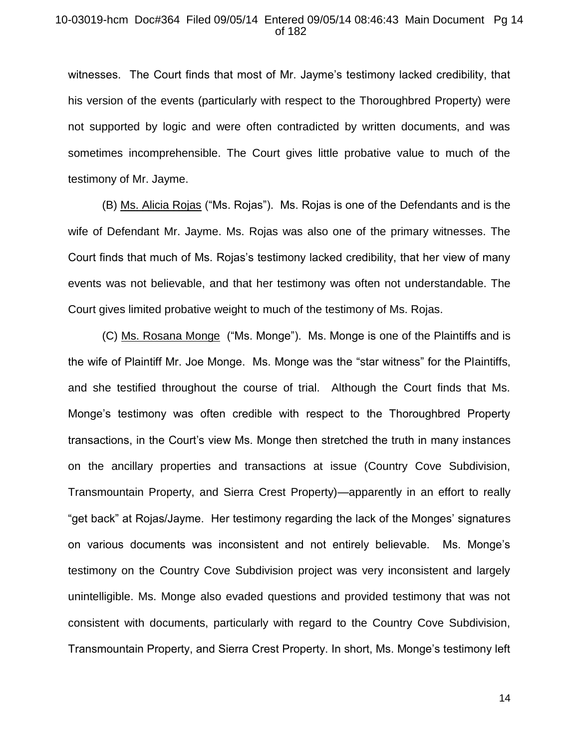witnesses. The Court finds that most of Mr. Jayme's testimony lacked credibility, that his version of the events (particularly with respect to the Thoroughbred Property) were not supported by logic and were often contradicted by written documents, and was sometimes incomprehensible. The Court gives little probative value to much of the testimony of Mr. Jayme.

(B) Ms. Alicia Rojas ("Ms. Rojas"). Ms. Rojas is one of the Defendants and is the wife of Defendant Mr. Jayme. Ms. Rojas was also one of the primary witnesses. The Court finds that much of Ms. Rojas's testimony lacked credibility, that her view of many events was not believable, and that her testimony was often not understandable. The Court gives limited probative weight to much of the testimony of Ms. Rojas.

(C) Ms. Rosana Monge ("Ms. Monge"). Ms. Monge is one of the Plaintiffs and is the wife of Plaintiff Mr. Joe Monge. Ms. Monge was the "star witness" for the Plaintiffs, and she testified throughout the course of trial. Although the Court finds that Ms. Monge's testimony was often credible with respect to the Thoroughbred Property transactions, in the Court's view Ms. Monge then stretched the truth in many instances on the ancillary properties and transactions at issue (Country Cove Subdivision, Transmountain Property, and Sierra Crest Property)—apparently in an effort to really "get back" at Rojas/Jayme. Her testimony regarding the lack of the Monges' signatures on various documents was inconsistent and not entirely believable. Ms. Monge's testimony on the Country Cove Subdivision project was very inconsistent and largely unintelligible. Ms. Monge also evaded questions and provided testimony that was not consistent with documents, particularly with regard to the Country Cove Subdivision, Transmountain Property, and Sierra Crest Property. In short, Ms. Monge's testimony left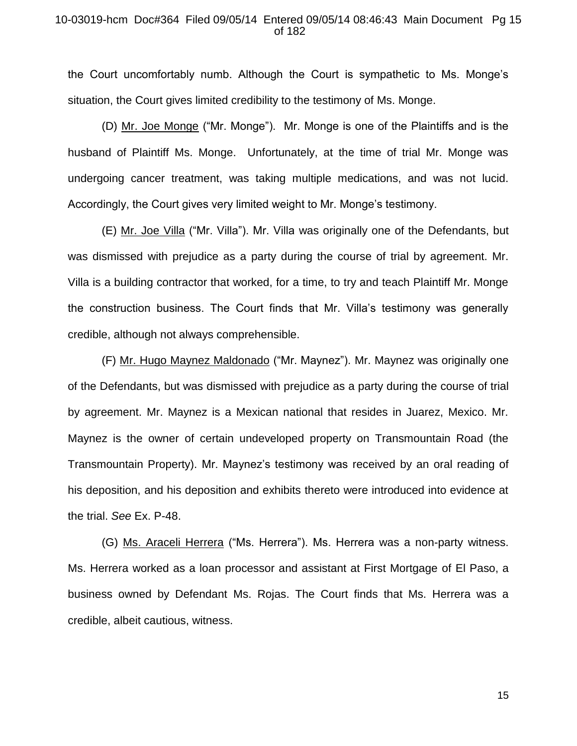the Court uncomfortably numb. Although the Court is sympathetic to Ms. Monge's situation, the Court gives limited credibility to the testimony of Ms. Monge.

(D) Mr. Joe Monge ("Mr. Monge"). Mr. Monge is one of the Plaintiffs and is the husband of Plaintiff Ms. Monge. Unfortunately, at the time of trial Mr. Monge was undergoing cancer treatment, was taking multiple medications, and was not lucid. Accordingly, the Court gives very limited weight to Mr. Monge's testimony.

(E) Mr. Joe Villa ("Mr. Villa"). Mr. Villa was originally one of the Defendants, but was dismissed with prejudice as a party during the course of trial by agreement. Mr. Villa is a building contractor that worked, for a time, to try and teach Plaintiff Mr. Monge the construction business. The Court finds that Mr. Villa's testimony was generally credible, although not always comprehensible.

(F) Mr. Hugo Maynez Maldonado ("Mr. Maynez"). Mr. Maynez was originally one of the Defendants, but was dismissed with prejudice as a party during the course of trial by agreement. Mr. Maynez is a Mexican national that resides in Juarez, Mexico. Mr. Maynez is the owner of certain undeveloped property on Transmountain Road (the Transmountain Property). Mr. Maynez's testimony was received by an oral reading of his deposition, and his deposition and exhibits thereto were introduced into evidence at the trial. *See* Ex. P-48.

(G) Ms. Araceli Herrera ("Ms. Herrera"). Ms. Herrera was a non-party witness. Ms. Herrera worked as a loan processor and assistant at First Mortgage of El Paso, a business owned by Defendant Ms. Rojas. The Court finds that Ms. Herrera was a credible, albeit cautious, witness.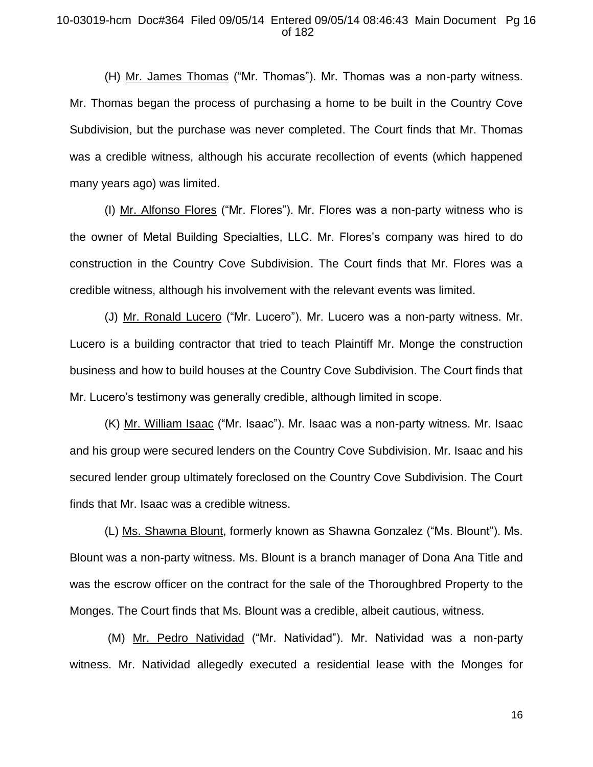(H) Mr. James Thomas ("Mr. Thomas"). Mr. Thomas was a non-party witness. Mr. Thomas began the process of purchasing a home to be built in the Country Cove Subdivision, but the purchase was never completed. The Court finds that Mr. Thomas was a credible witness, although his accurate recollection of events (which happened many years ago) was limited.

(I) Mr. Alfonso Flores ("Mr. Flores"). Mr. Flores was a non-party witness who is the owner of Metal Building Specialties, LLC. Mr. Flores's company was hired to do construction in the Country Cove Subdivision. The Court finds that Mr. Flores was a credible witness, although his involvement with the relevant events was limited.

(J) Mr. Ronald Lucero ("Mr. Lucero"). Mr. Lucero was a non-party witness. Mr. Lucero is a building contractor that tried to teach Plaintiff Mr. Monge the construction business and how to build houses at the Country Cove Subdivision. The Court finds that Mr. Lucero's testimony was generally credible, although limited in scope.

(K) Mr. William Isaac ("Mr. Isaac"). Mr. Isaac was a non-party witness. Mr. Isaac and his group were secured lenders on the Country Cove Subdivision. Mr. Isaac and his secured lender group ultimately foreclosed on the Country Cove Subdivision. The Court finds that Mr. Isaac was a credible witness.

(L) Ms. Shawna Blount, formerly known as Shawna Gonzalez ("Ms. Blount"). Ms. Blount was a non-party witness. Ms. Blount is a branch manager of Dona Ana Title and was the escrow officer on the contract for the sale of the Thoroughbred Property to the Monges. The Court finds that Ms. Blount was a credible, albeit cautious, witness.

(M) Mr. Pedro Natividad ("Mr. Natividad"). Mr. Natividad was a non-party witness. Mr. Natividad allegedly executed a residential lease with the Monges for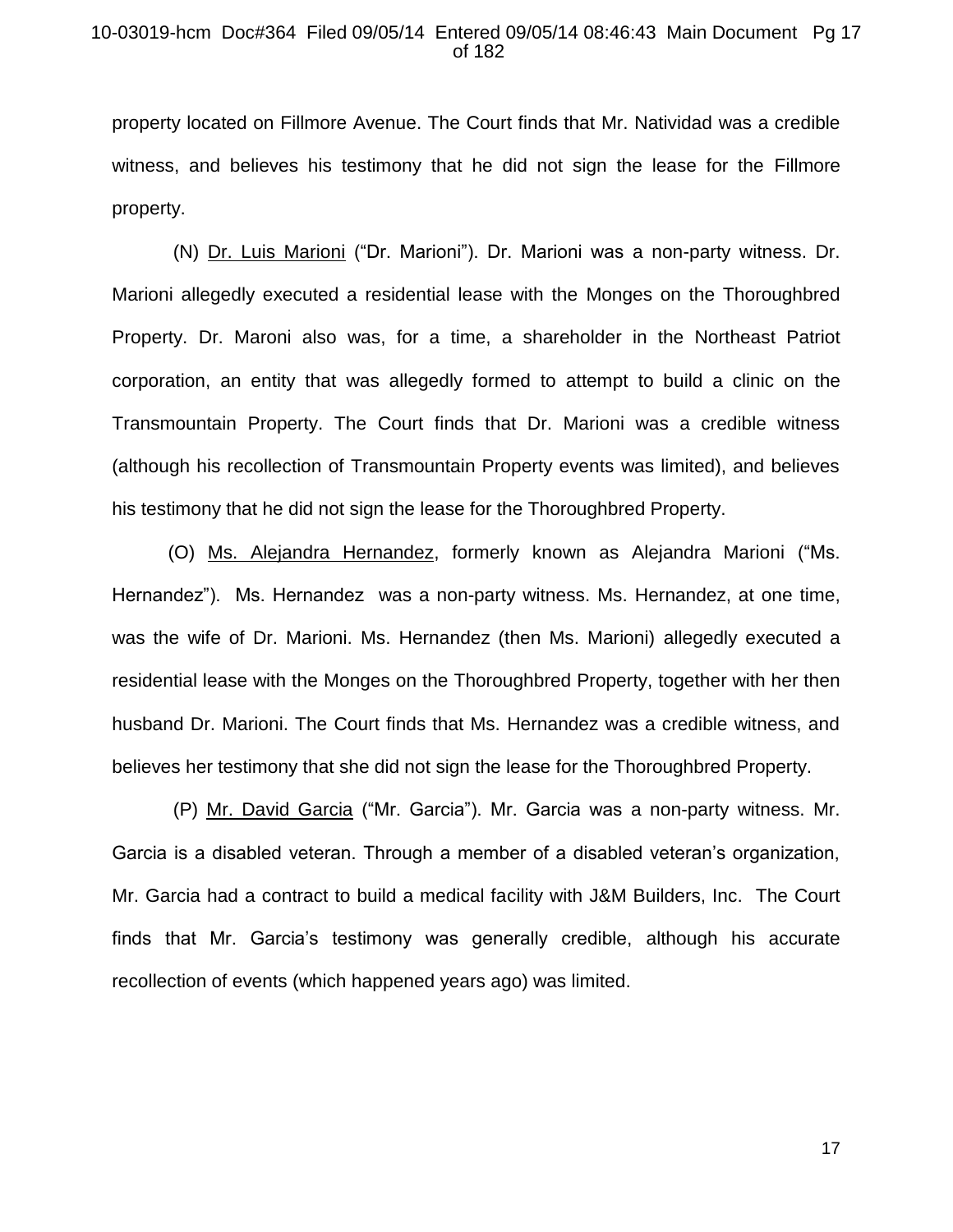property located on Fillmore Avenue. The Court finds that Mr. Natividad was a credible witness, and believes his testimony that he did not sign the lease for the Fillmore property.

(N) <u>Dr. Luis Marioni</u> ("Dr. Marioni"). Dr. Marioni was a non-party witness. Dr. Marioni allegedly executed a residential lease with the Monges on the Thoroughbred Property. Dr. Maroni also was, for a time, a shareholder in the Northeast Patriot corporation, an entity that was allegedly formed to attempt to build a clinic on the Transmountain Property. The Court finds that Dr. Marioni was a credible witness (although his recollection of Transmountain Property events was limited), and believes his testimony that he did not sign the lease for the Thoroughbred Property.

(O) <u>Ms. Alejandra Hernandez</u>, formerly known as Alejandra Marioni ("Ms. Hernandez"). Ms. Hernandez was a non-party witness. Ms. Hernandez, at one time, was the wife of Dr. Marioni. Ms. Hernandez (then Ms. Marioni) allegedly executed a residential lease with the Monges on the Thoroughbred Property, together with her then husband Dr. Marioni. The Court finds that Ms. Hernandez was a credible witness, and believes her testimony that she did not sign the lease for the Thoroughbred Property.

(P) <u>Mr. David Garcia</u> ("Mr. Garcia"). Mr. Garcia was a non-party witness. Mr. Garcia is a disabled veteran. Through a member of a disabled veteran's organization, Mr. Garcia had a contract to build a medical facility with J&M Builders, Inc. The Court finds that Mr. Garcia's testimony was generally credible, although his accurate recollection of events (which happened years ago) was limited.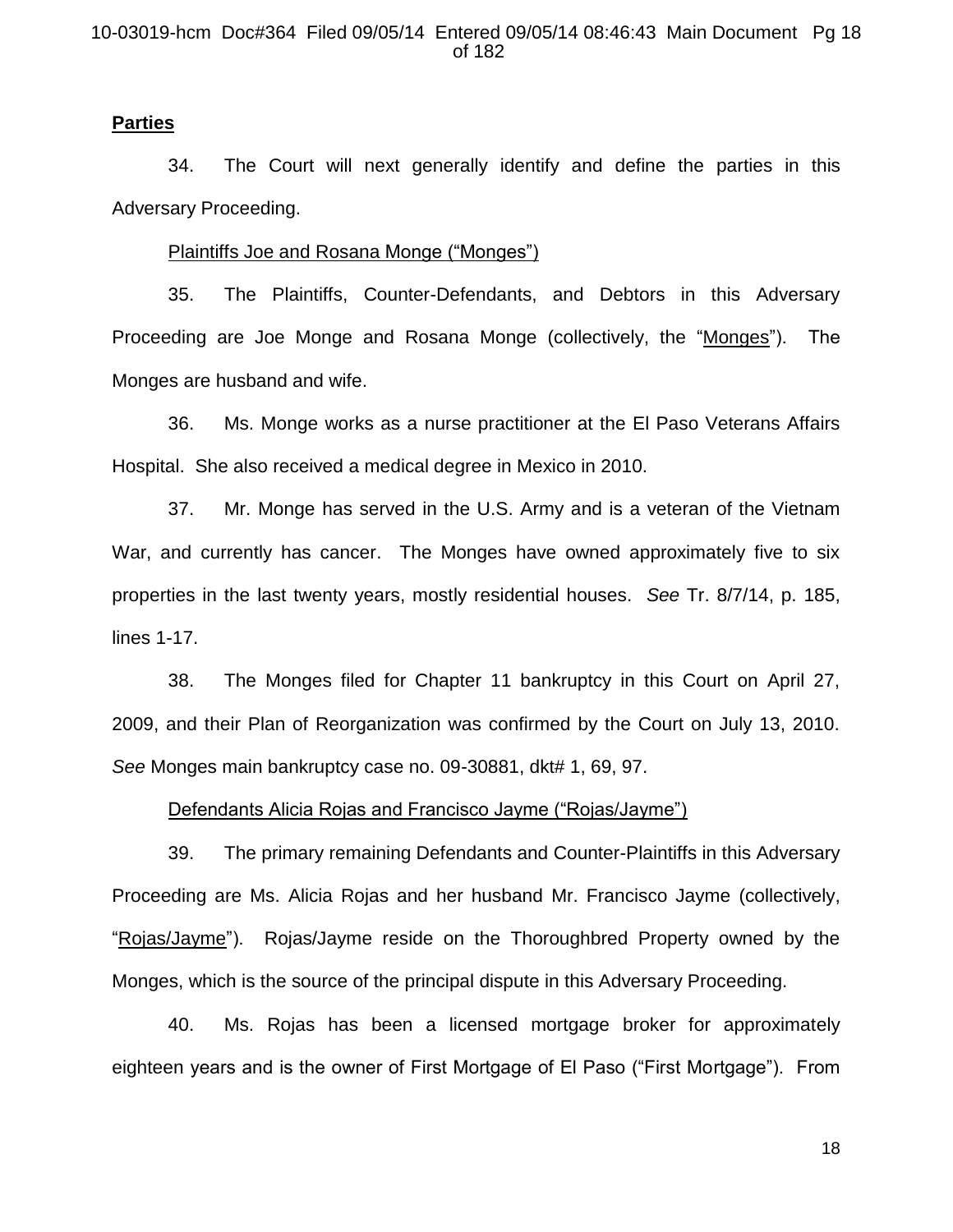**Parties**

34. The Court will next generally identify and define the parties in this Adversary Proceeding.

Plaintiffs Joe and Rosana Monge ("Monges")

35. The Plaintiffs, Counter-Defendants, and Debtors in this Adversary Proceeding are Joe Monge and Rosana Monge (collectively, the "Monges"). The Monges are husband and wife.

36. Ms. Monge works as a nurse practitioner at the El Paso Veterans Affairs Hospital. She also received a medical degree in Mexico in 2010.

37. Mr. Monge has served in the U.S. Army and is a veteran of the Vietnam War, and currently has cancer. The Monges have owned approximately five to six properties in the last twenty years, mostly residential houses. *See* Tr. 8/7/14, p. 185, lines 1-17.

38. The Monges filed for Chapter 11 bankruptcy in this Court on April 27, 2009, and their Plan of Reorganization was confirmed by the Court on July 13, 2010. *See* Monges main bankruptcy case no. 09-30881, dkt# 1, 69, 97.

Defendants Alicia Rojas and Francisco Jayme ("Rojas/Jayme")

39. The primary remaining Defendants and Counter-Plaintiffs in this Adversary Proceeding are Ms. Alicia Rojas and her husband Mr. Francisco Jayme (collectively, "Rojas/Jayme"). Rojas/Jayme reside on the Thoroughbred Property owned by the Monges, which is the source of the principal dispute in this Adversary Proceeding.

40. Ms. Rojas has been a licensed mortgage broker for approximately eighteen years and is the owner of First Mortgage of El Paso ("First Mortgage"). From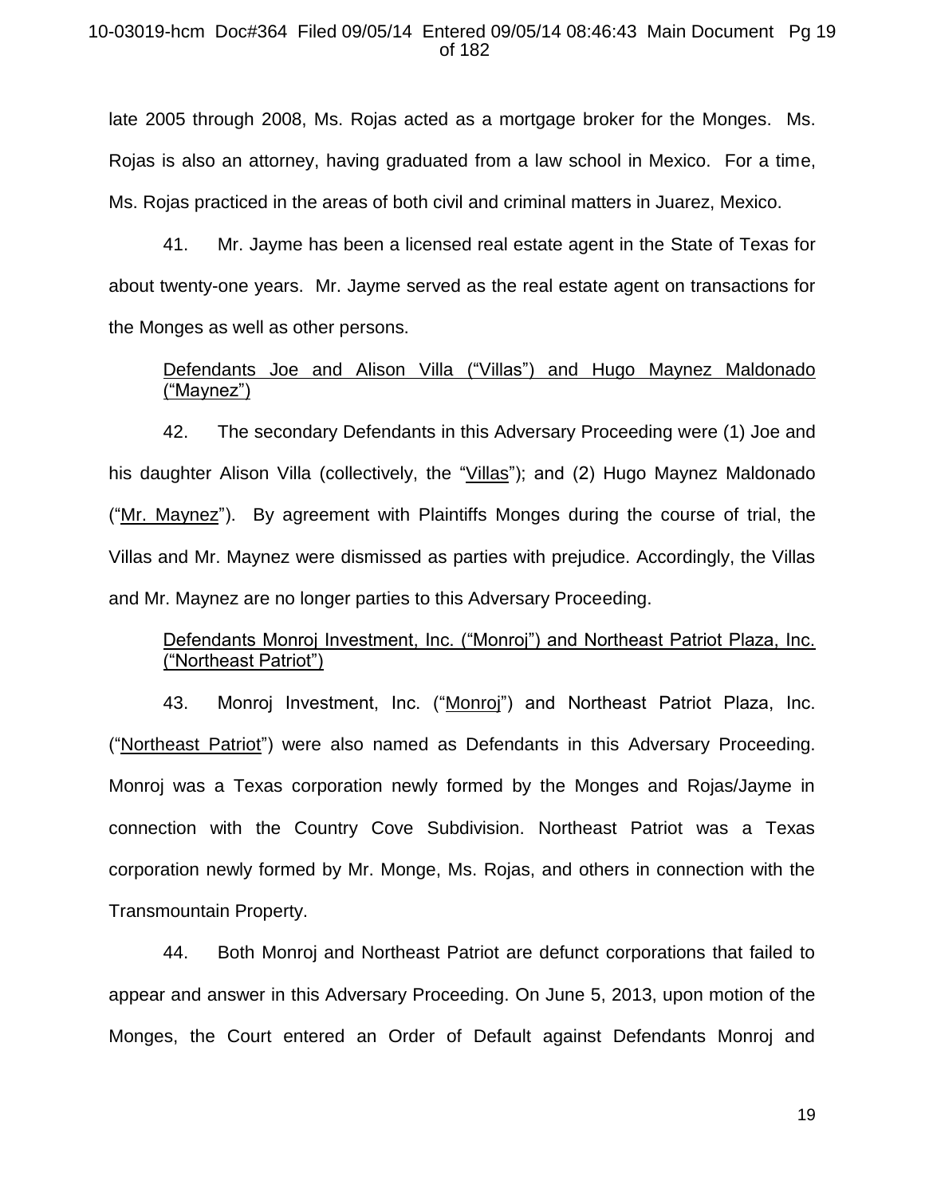late 2005 through 2008, Ms. Rojas acted as a mortgage broker for the Monges. Ms. Rojas is also an attorney, having graduated from a law school in Mexico. For a time, Ms. Rojas practiced in the areas of both civil and criminal matters in Juarez, Mexico.

41. Mr. Jayme has been a licensed real estate agent in the State of Texas for about twenty-one years. Mr. Jayme served as the real estate agent on transactions for the Monges as well as other persons.

<u>Defendants Joe and Alison Villa ("Villas") and Hugo Maynez Maldonado ("Maynez")</u>

42. The secondary Defendants in this Adversary Proceeding were (1) Joe and his daughter Alison Villa (collectively, the "<u>Villas</u>"); and (2) Hugo Maynez Maldonado ("<u>Mr. Maynez</u>"). By agreement with Plaintiffs Monges during the course of trial, the Villas and Mr. Maynez were dismissed as parties with prejudice. Accordingly, the Villas and Mr. Maynez are no longer parties to this Adversary Proceeding.

<u>Defendants Monroj Investment, Inc. ("Monroj") and Northeast Patriot Plaza, Inc. ("Northeast Patriot")</u>

43. Monroj Investment, Inc. ("<u>Monroj</u>") and Northeast Patriot Plaza, Inc. ("<u>Northeast Patriot</u>") were also named as Defendants in this Adversary Proceeding. Monroj was a Texas corporation newly formed by the Monges and Rojas/Jayme in connection with the Country Cove Subdivision. Northeast Patriot was a Texas corporation newly formed by Mr. Monge, Ms. Rojas, and others in connection with the Transmountain Property.

44. Both Monroj and Northeast Patriot are defunct corporations that failed to appear and answer in this Adversary Proceeding. On June 5, 2013, upon motion of the Monges, the Court entered an Order of Default against Defendants Monroj and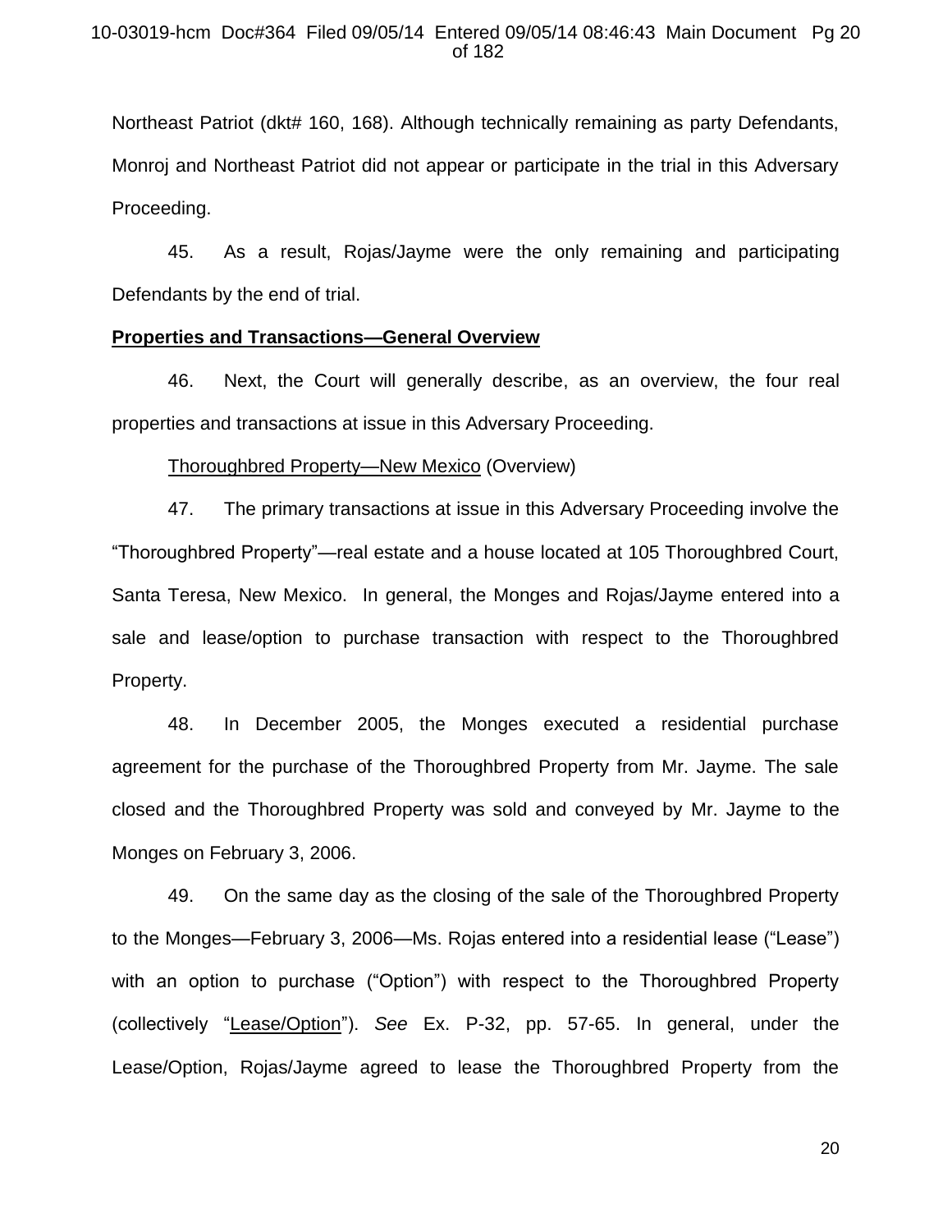Northeast Patriot (dkt# 160, 168). Although technically remaining as party Defendants, Monroj and Northeast Patriot did not appear or participate in the trial in this Adversary Proceeding.

45. As a result, Rojas/Jayme were the only remaining and participating Defendants by the end of trial.

**Properties and Transactions—General Overview**

46. Next, the Court will generally describe, as an overview, the four real properties and transactions at issue in this Adversary Proceeding.

Thoroughbred Property—New Mexico (Overview)

47. The primary transactions at issue in this Adversary Proceeding involve the "Thoroughbred Property"—real estate and a house located at 105 Thoroughbred Court, Santa Teresa, New Mexico. In general, the Monges and Rojas/Jayme entered into a sale and lease/option to purchase transaction with respect to the Thoroughbred Property.

48. In December 2005, the Monges executed a residential purchase agreement for the purchase of the Thoroughbred Property from Mr. Jayme. The sale closed and the Thoroughbred Property was sold and conveyed by Mr. Jayme to the Monges on February 3, 2006.

49. On the same day as the closing of the sale of the Thoroughbred Property to the Monges—February 3, 2006—Ms. Rojas entered into a residential lease ("Lease") with an option to purchase ("Option") with respect to the Thoroughbred Property (collectively "Lease/Option"). *See* Ex. P-32, pp. 57-65. In general, under the Lease/Option, Rojas/Jayme agreed to lease the Thoroughbred Property from the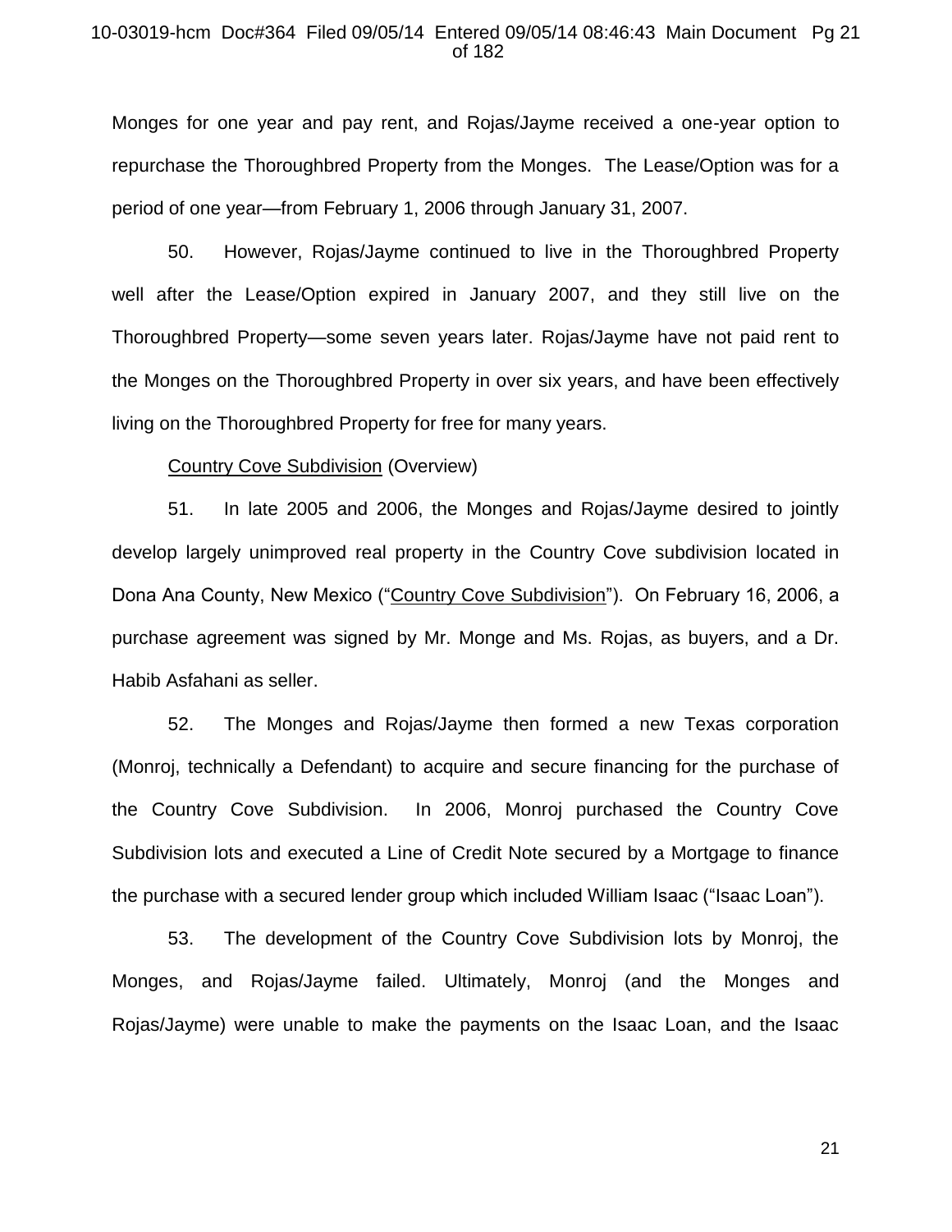Monges for one year and pay rent, and Rojas/Jayme received a one-year option to repurchase the Thoroughbred Property from the Monges. The Lease/Option was for a period of one year—from February 1, 2006 through January 31, 2007.

50. However, Rojas/Jayme continued to live in the Thoroughbred Property well after the Lease/Option expired in January 2007, and they still live on the Thoroughbred Property—some seven years later. Rojas/Jayme have not paid rent to the Monges on the Thoroughbred Property in over six years, and have been effectively living on the Thoroughbred Property for free for many years.

Country Cove Subdivision (Overview)

51. In late 2005 and 2006, the Monges and Rojas/Jayme desired to jointly develop largely unimproved real property in the Country Cove subdivision located in Dona Ana County, New Mexico ("Country Cove Subdivision"). On February 16, 2006, a purchase agreement was signed by Mr. Monge and Ms. Rojas, as buyers, and a Dr. Habib Asfahani as seller.

52. The Monges and Rojas/Jayme then formed a new Texas corporation (Monroj, technically a Defendant) to acquire and secure financing for the purchase of the Country Cove Subdivision. In 2006, Monroj purchased the Country Cove Subdivision lots and executed a Line of Credit Note secured by a Mortgage to finance the purchase with a secured lender group which included William Isaac ("Isaac Loan").

53. The development of the Country Cove Subdivision lots by Monroj, the Monges, and Rojas/Jayme failed. Ultimately, Monroj (and the Monges and Rojas/Jayme) were unable to make the payments on the Isaac Loan, and the Isaac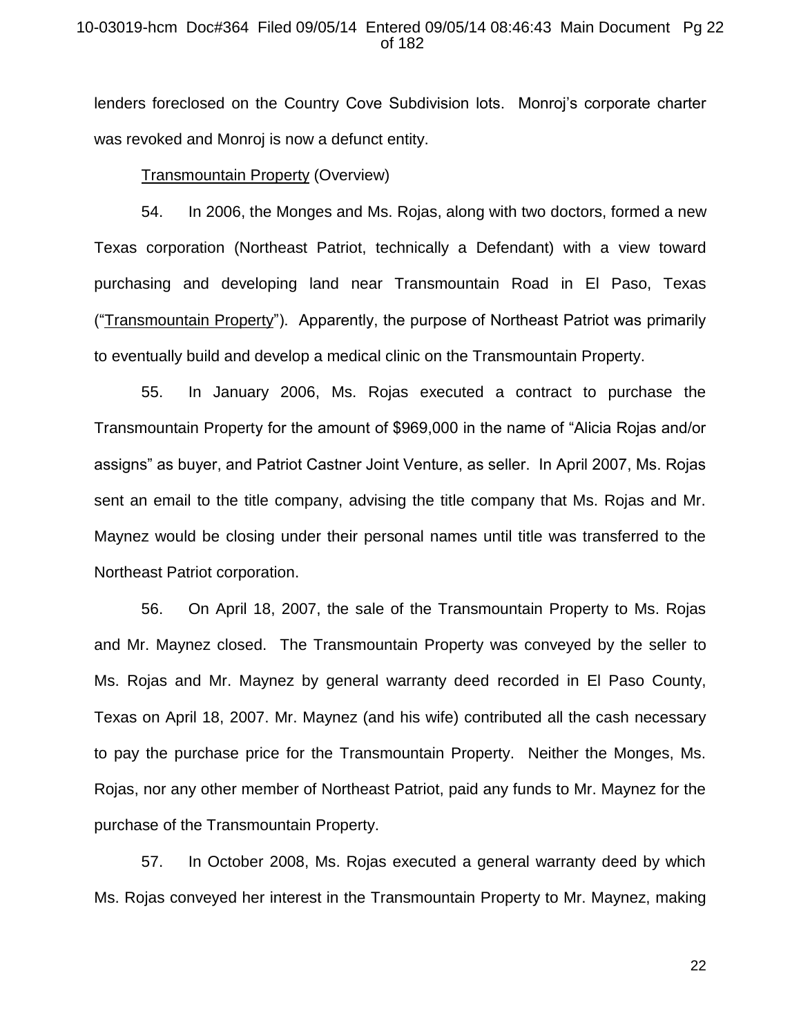lenders foreclosed on the Country Cove Subdivision lots. Monroj's corporate charter was revoked and Monroj is now a defunct entity.

<u>Transmountain Property</u> (Overview)

54. In 2006, the Monges and Ms. Rojas, along with two doctors, formed a new Texas corporation (Northeast Patriot, technically a Defendant) with a view toward purchasing and developing land near Transmountain Road in El Paso, Texas ("<u>Transmountain Property</u>"). Apparently, the purpose of Northeast Patriot was primarily to eventually build and develop a medical clinic on the Transmountain Property.

55. In January 2006, Ms. Rojas executed a contract to purchase the Transmountain Property for the amount of $969,000 in the name of "Alicia Rojas and/or assigns" as buyer, and Patriot Castner Joint Venture, as seller. In April 2007, Ms. Rojas sent an email to the title company, advising the title company that Ms. Rojas and Mr. Maynez would be closing under their personal names until title was transferred to the Northeast Patriot corporation.

56. On April 18, 2007, the sale of the Transmountain Property to Ms. Rojas and Mr. Maynez closed. The Transmountain Property was conveyed by the seller to Ms. Rojas and Mr. Maynez by general warranty deed recorded in El Paso County, Texas on April 18, 2007. Mr. Maynez (and his wife) contributed all the cash necessary to pay the purchase price for the Transmountain Property. Neither the Monges, Ms. Rojas, nor any other member of Northeast Patriot, paid any funds to Mr. Maynez for the purchase of the Transmountain Property.

57. In October 2008, Ms. Rojas executed a general warranty deed by which Ms. Rojas conveyed her interest in the Transmountain Property to Mr. Maynez, making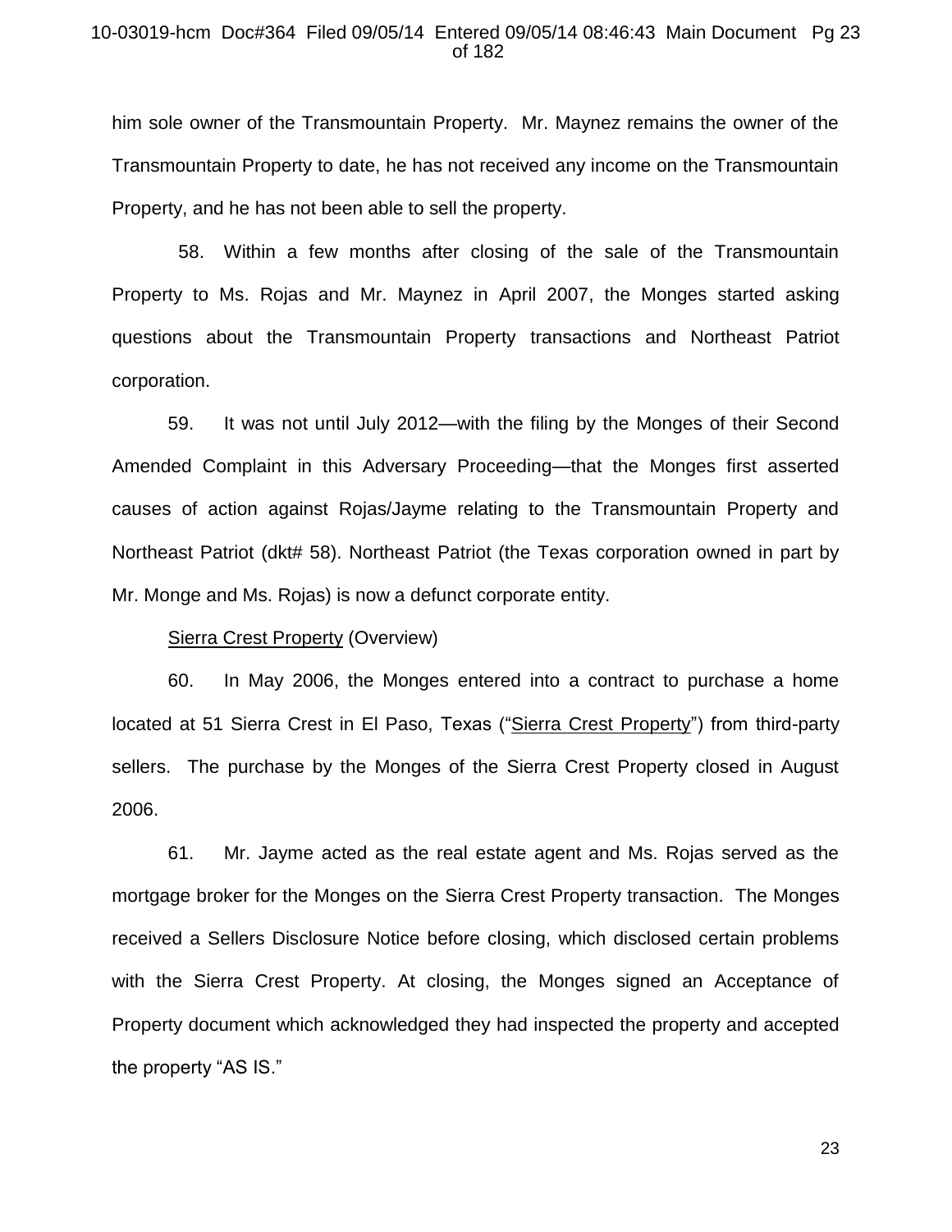him sole owner of the Transmountain Property. Mr. Maynez remains the owner of the Transmountain Property to date, he has not received any income on the Transmountain Property, and he has not been able to sell the property.

58. Within a few months after closing of the sale of the Transmountain Property to Ms. Rojas and Mr. Maynez in April 2007, the Monges started asking questions about the Transmountain Property transactions and Northeast Patriot corporation.

59. It was not until July 2012—with the filing by the Monges of their Second Amended Complaint in this Adversary Proceeding—that the Monges first asserted causes of action against Rojas/Jayme relating to the Transmountain Property and Northeast Patriot (dkt# 58). Northeast Patriot (the Texas corporation owned in part by Mr. Monge and Ms. Rojas) is now a defunct corporate entity.

<u>Sierra Crest Property</u> (Overview)

60. In May 2006, the Monges entered into a contract to purchase a home located at 51 Sierra Crest in El Paso, Texas ("<u>Sierra Crest Property</u>") from third-party sellers. The purchase by the Monges of the Sierra Crest Property closed in August 2006.

61. Mr. Jayme acted as the real estate agent and Ms. Rojas served as the mortgage broker for the Monges on the Sierra Crest Property transaction. The Monges received a Sellers Disclosure Notice before closing, which disclosed certain problems with the Sierra Crest Property. At closing, the Monges signed an Acceptance of Property document which acknowledged they had inspected the property and accepted the property "AS IS."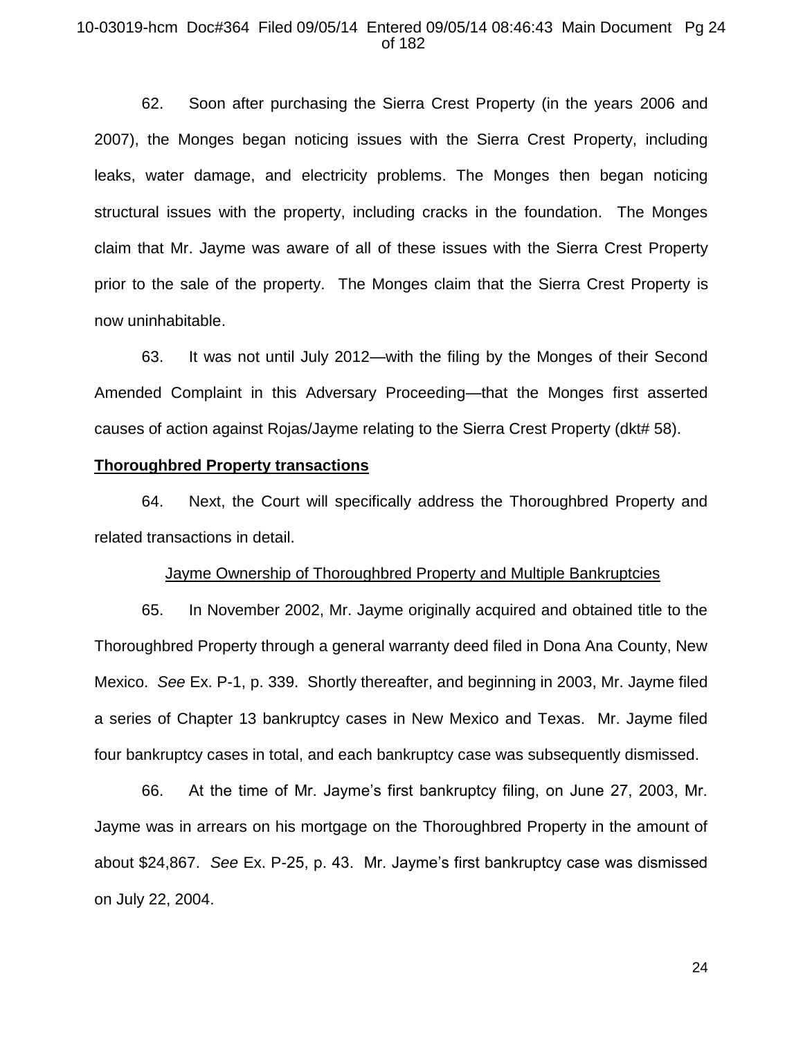62. Soon after purchasing the Sierra Crest Property (in the years 2006 and 2007), the Monges began noticing issues with the Sierra Crest Property, including leaks, water damage, and electricity problems. The Monges then began noticing structural issues with the property, including cracks in the foundation. The Monges claim that Mr. Jayme was aware of all of these issues with the Sierra Crest Property prior to the sale of the property. The Monges claim that the Sierra Crest Property is now uninhabitable.

63. It was not until July 2012—with the filing by the Monges of their Second Amended Complaint in this Adversary Proceeding—that the Monges first asserted causes of action against Rojas/Jayme relating to the Sierra Crest Property (dkt# 58).

**Thoroughbred Property transactions**

64. Next, the Court will specifically address the Thoroughbred Property and related transactions in detail.

Jayme Ownership of Thoroughbred Property and Multiple Bankruptcies

65. In November 2002, Mr. Jayme originally acquired and obtained title to the Thoroughbred Property through a general warranty deed filed in Dona Ana County, New Mexico. *See* Ex. P-1, p. 339. Shortly thereafter, and beginning in 2003, Mr. Jayme filed a series of Chapter 13 bankruptcy cases in New Mexico and Texas. Mr. Jayme filed four bankruptcy cases in total, and each bankruptcy case was subsequently dismissed.

66. At the time of Mr. Jayme's first bankruptcy filing, on June 27, 2003, Mr. Jayme was in arrears on his mortgage on the Thoroughbred Property in the amount of about $24,867. *See* Ex. P-25, p. 43. Mr. Jayme's first bankruptcy case was dismissed on July 22, 2004.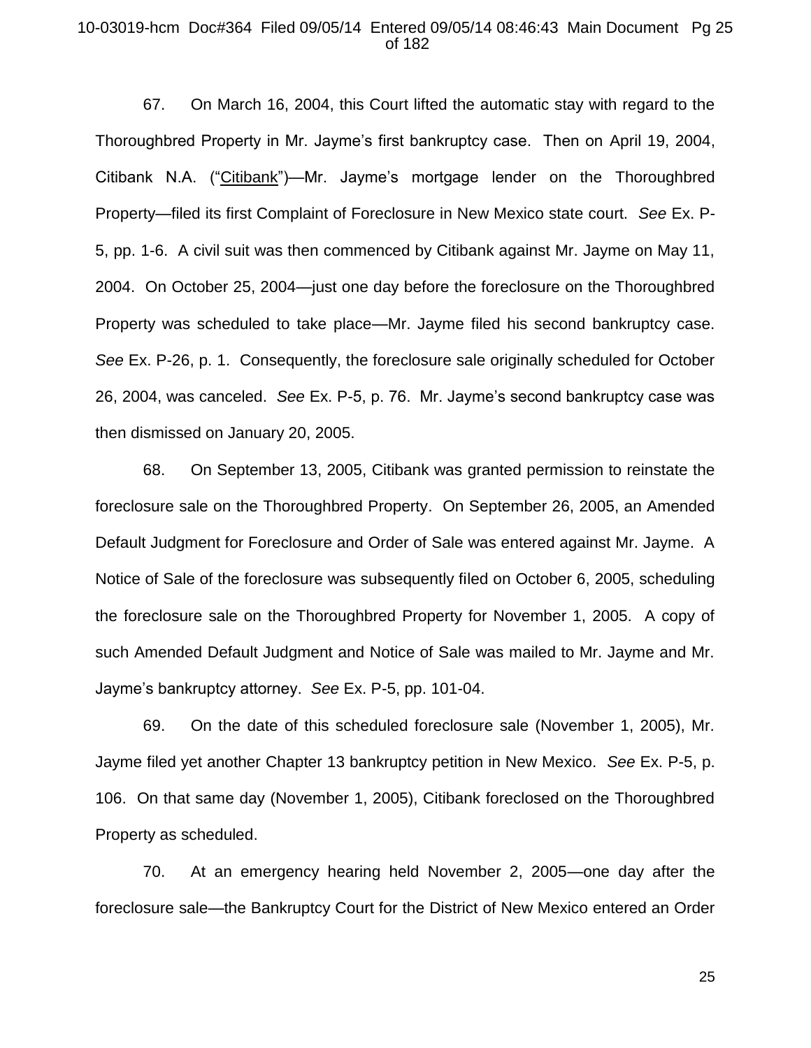67. On March 16, 2004, this Court lifted the automatic stay with regard to the Thoroughbred Property in Mr. Jayme's first bankruptcy case. Then on April 19, 2004, Citibank N.A. ("Citibank")—Mr. Jayme's mortgage lender on the Thoroughbred Property—filed its first Complaint of Foreclosure in New Mexico state court. *See* Ex. P-5, pp. 1-6. A civil suit was then commenced by Citibank against Mr. Jayme on May 11, 2004. On October 25, 2004—just one day before the foreclosure on the Thoroughbred Property was scheduled to take place—Mr. Jayme filed his second bankruptcy case. *See* Ex. P-26, p. 1. Consequently, the foreclosure sale originally scheduled for October 26, 2004, was canceled. *See* Ex. P-5, p. 76. Mr. Jayme's second bankruptcy case was then dismissed on January 20, 2005.

68. On September 13, 2005, Citibank was granted permission to reinstate the foreclosure sale on the Thoroughbred Property. On September 26, 2005, an Amended Default Judgment for Foreclosure and Order of Sale was entered against Mr. Jayme. A Notice of Sale of the foreclosure was subsequently filed on October 6, 2005, scheduling the foreclosure sale on the Thoroughbred Property for November 1, 2005. A copy of such Amended Default Judgment and Notice of Sale was mailed to Mr. Jayme and Mr. Jayme's bankruptcy attorney. *See* Ex. P-5, pp. 101-04.

69. On the date of this scheduled foreclosure sale (November 1, 2005), Mr. Jayme filed yet another Chapter 13 bankruptcy petition in New Mexico. *See* Ex. P-5, p. 106. On that same day (November 1, 2005), Citibank foreclosed on the Thoroughbred Property as scheduled.

70. At an emergency hearing held November 2, 2005—one day after the foreclosure sale—the Bankruptcy Court for the District of New Mexico entered an Order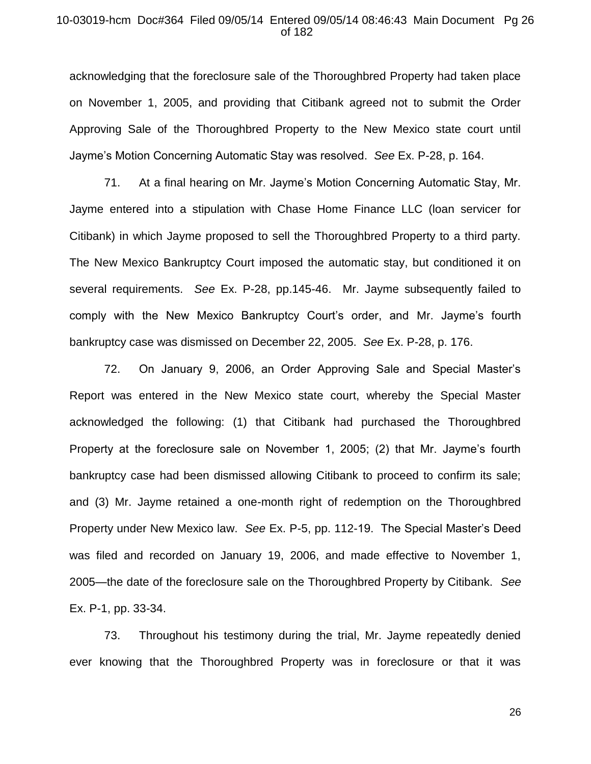acknowledging that the foreclosure sale of the Thoroughbred Property had taken place on November 1, 2005, and providing that Citibank agreed not to submit the Order Approving Sale of the Thoroughbred Property to the New Mexico state court until Jayme's Motion Concerning Automatic Stay was resolved. *See* Ex. P-28, p. 164.

71. At a final hearing on Mr. Jayme's Motion Concerning Automatic Stay, Mr. Jayme entered into a stipulation with Chase Home Finance LLC (loan servicer for Citibank) in which Jayme proposed to sell the Thoroughbred Property to a third party. The New Mexico Bankruptcy Court imposed the automatic stay, but conditioned it on several requirements. *See* Ex. P-28, pp.145-46. Mr. Jayme subsequently failed to comply with the New Mexico Bankruptcy Court's order, and Mr. Jayme's fourth bankruptcy case was dismissed on December 22, 2005. *See* Ex. P-28, p. 176.

72. On January 9, 2006, an Order Approving Sale and Special Master's Report was entered in the New Mexico state court, whereby the Special Master acknowledged the following: (1) that Citibank had purchased the Thoroughbred Property at the foreclosure sale on November 1, 2005; (2) that Mr. Jayme's fourth bankruptcy case had been dismissed allowing Citibank to proceed to confirm its sale; and (3) Mr. Jayme retained a one-month right of redemption on the Thoroughbred Property under New Mexico law. *See* Ex. P-5, pp. 112-19. The Special Master's Deed was filed and recorded on January 19, 2006, and made effective to November 1, 2005—the date of the foreclosure sale on the Thoroughbred Property by Citibank. *See* Ex. P-1, pp. 33-34.

73. Throughout his testimony during the trial, Mr. Jayme repeatedly denied ever knowing that the Thoroughbred Property was in foreclosure or that it was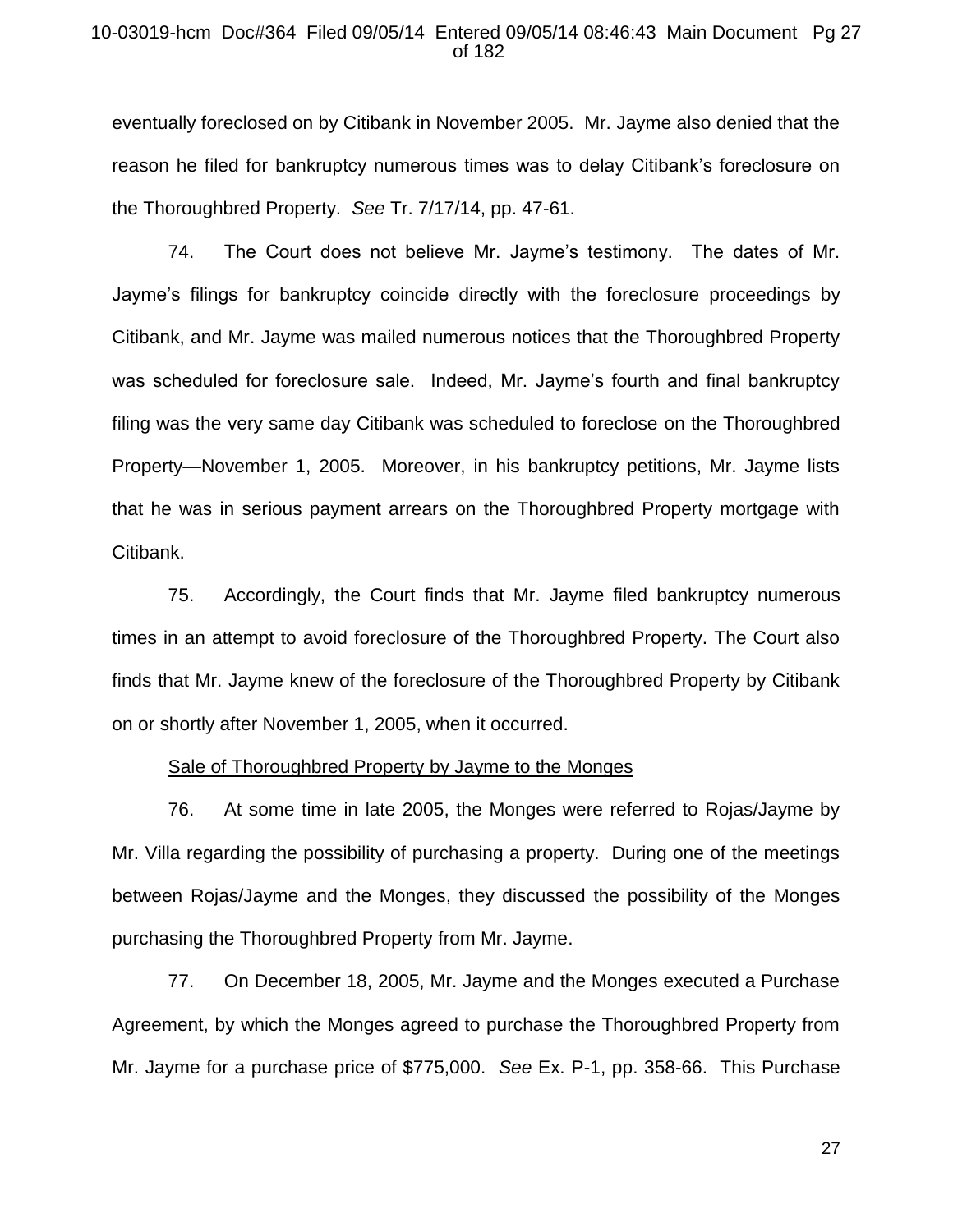eventually foreclosed on by Citibank in November 2005. Mr. Jayme also denied that the reason he filed for bankruptcy numerous times was to delay Citibank's foreclosure on the Thoroughbred Property. *See* Tr. 7/17/14, pp. 47-61.

74. The Court does not believe Mr. Jayme's testimony. The dates of Mr. Jayme's filings for bankruptcy coincide directly with the foreclosure proceedings by Citibank, and Mr. Jayme was mailed numerous notices that the Thoroughbred Property was scheduled for foreclosure sale. Indeed, Mr. Jayme's fourth and final bankruptcy filing was the very same day Citibank was scheduled to foreclose on the Thoroughbred Property—November 1, 2005. Moreover, in his bankruptcy petitions, Mr. Jayme lists that he was in serious payment arrears on the Thoroughbred Property mortgage with Citibank.

75. Accordingly, the Court finds that Mr. Jayme filed bankruptcy numerous times in an attempt to avoid foreclosure of the Thoroughbred Property. The Court also finds that Mr. Jayme knew of the foreclosure of the Thoroughbred Property by Citibank on or shortly after November 1, 2005, when it occurred.

<u>Sale of Thoroughbred Property by Jayme to the Monges</u>

76. At some time in late 2005, the Monges were referred to Rojas/Jayme by Mr. Villa regarding the possibility of purchasing a property. During one of the meetings between Rojas/Jayme and the Monges, they discussed the possibility of the Monges purchasing the Thoroughbred Property from Mr. Jayme.

77. On December 18, 2005, Mr. Jayme and the Monges executed a Purchase Agreement, by which the Monges agreed to purchase the Thoroughbred Property from Mr. Jayme for a purchase price of $775,000. *See* Ex. P-1, pp. 358-66. This Purchase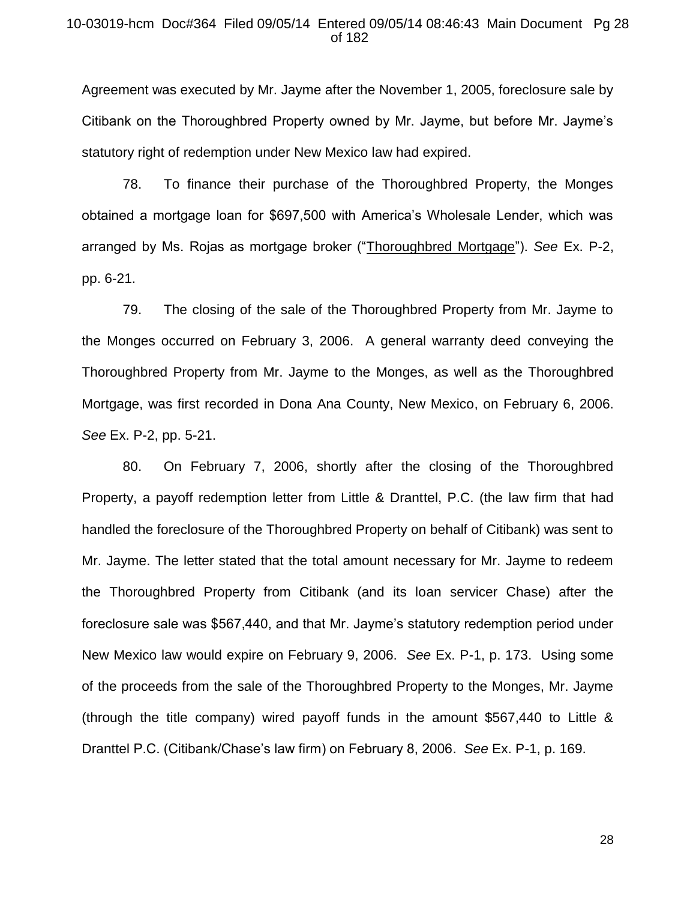Agreement was executed by Mr. Jayme after the November 1, 2005, foreclosure sale by Citibank on the Thoroughbred Property owned by Mr. Jayme, but before Mr. Jayme's statutory right of redemption under New Mexico law had expired.

78. To finance their purchase of the Thoroughbred Property, the Monges obtained a mortgage loan for $697,500 with America's Wholesale Lender, which was arranged by Ms. Rojas as mortgage broker ("Thoroughbred Mortgage"). *See* Ex. P-2, pp. 6-21.

79. The closing of the sale of the Thoroughbred Property from Mr. Jayme to the Monges occurred on February 3, 2006. A general warranty deed conveying the Thoroughbred Property from Mr. Jayme to the Monges, as well as the Thoroughbred Mortgage, was first recorded in Dona Ana County, New Mexico, on February 6, 2006. *See* Ex. P-2, pp. 5-21.

80. On February 7, 2006, shortly after the closing of the Thoroughbred Property, a payoff redemption letter from Little & Dranttel, P.C. (the law firm that had handled the foreclosure of the Thoroughbred Property on behalf of Citibank) was sent to Mr. Jayme. The letter stated that the total amount necessary for Mr. Jayme to redeem the Thoroughbred Property from Citibank (and its loan servicer Chase) after the foreclosure sale was $567,440, and that Mr. Jayme's statutory redemption period under New Mexico law would expire on February 9, 2006. *See* Ex. P-1, p. 173. Using some of the proceeds from the sale of the Thoroughbred Property to the Monges, Mr. Jayme (through the title company) wired payoff funds in the amount $567,440 to Little & Dranttel P.C. (Citibank/Chase's law firm) on February 8, 2006. *See* Ex. P-1, p. 169.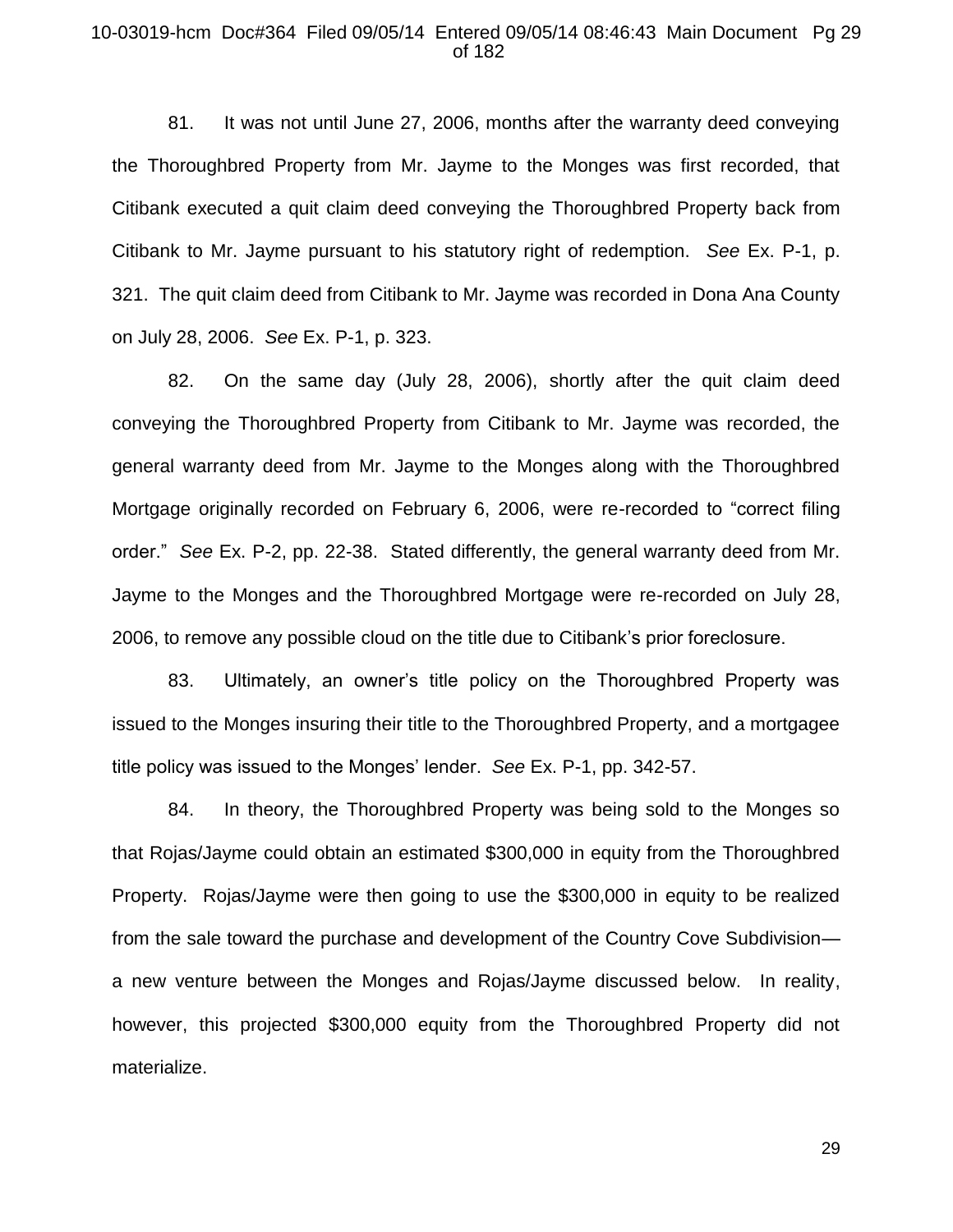81. It was not until June 27, 2006, months after the warranty deed conveying the Thoroughbred Property from Mr. Jayme to the Monges was first recorded, that Citibank executed a quit claim deed conveying the Thoroughbred Property back from Citibank to Mr. Jayme pursuant to his statutory right of redemption. *See* Ex. P-1, p. 321. The quit claim deed from Citibank to Mr. Jayme was recorded in Dona Ana County on July 28, 2006. *See* Ex. P-1, p. 323.

82. On the same day (July 28, 2006), shortly after the quit claim deed conveying the Thoroughbred Property from Citibank to Mr. Jayme was recorded, the general warranty deed from Mr. Jayme to the Monges along with the Thoroughbred Mortgage originally recorded on February 6, 2006, were re-recorded to "correct filing order." *See* Ex. P-2, pp. 22-38. Stated differently, the general warranty deed from Mr. Jayme to the Monges and the Thoroughbred Mortgage were re-recorded on July 28, 2006, to remove any possible cloud on the title due to Citibank's prior foreclosure.

83. Ultimately, an owner's title policy on the Thoroughbred Property was issued to the Monges insuring their title to the Thoroughbred Property, and a mortgagee title policy was issued to the Monges' lender. *See* Ex. P-1, pp. 342-57.

84. In theory, the Thoroughbred Property was being sold to the Monges so that Rojas/Jayme could obtain an estimated $300,000 in equity from the Thoroughbred Property. Rojas/Jayme were then going to use the $300,000 in equity to be realized from the sale toward the purchase and development of the Country Cove Subdivision—a new venture between the Monges and Rojas/Jayme discussed below. In reality, however, this projected $300,000 equity from the Thoroughbred Property did not materialize.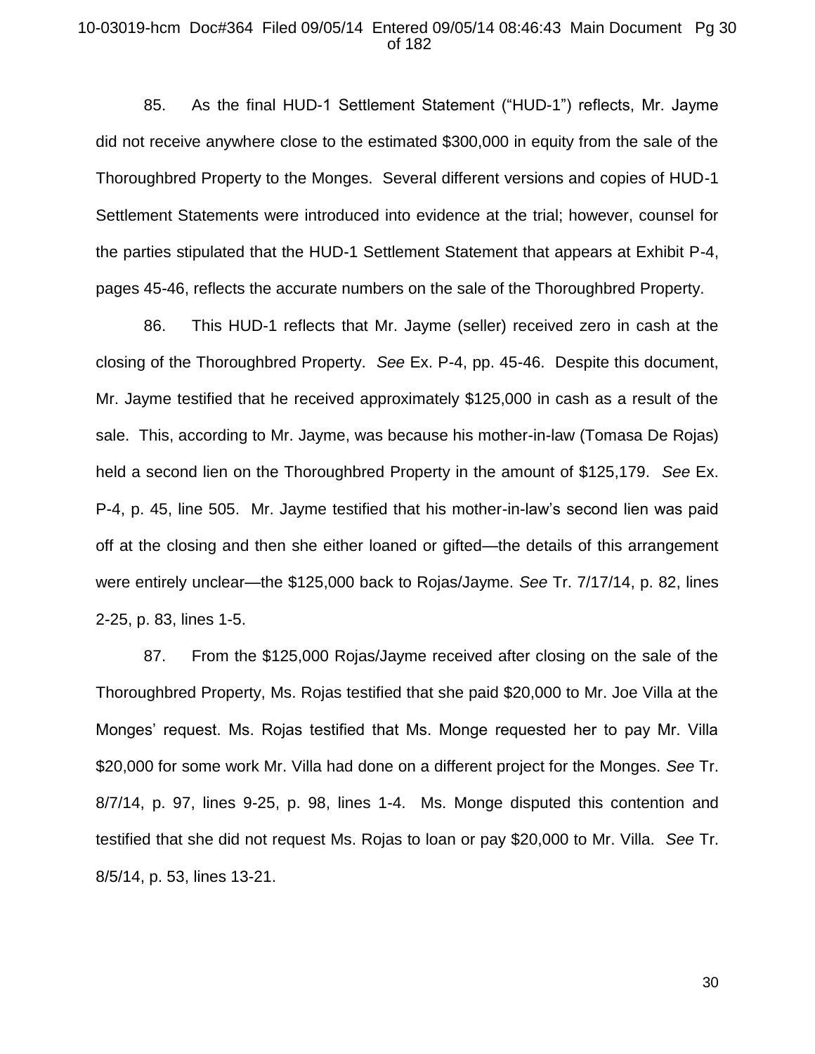85. As the final HUD-1 Settlement Statement ("HUD-1") reflects, Mr. Jayme did not receive anywhere close to the estimated $300,000 in equity from the sale of the Thoroughbred Property to the Monges. Several different versions and copies of HUD-1 Settlement Statements were introduced into evidence at the trial; however, counsel for the parties stipulated that the HUD-1 Settlement Statement that appears at Exhibit P-4, pages 45-46, reflects the accurate numbers on the sale of the Thoroughbred Property.

86. This HUD-1 reflects that Mr. Jayme (seller) received zero in cash at the closing of the Thoroughbred Property. *See* Ex. P-4, pp. 45-46. Despite this document, Mr. Jayme testified that he received approximately $125,000 in cash as a result of the sale. This, according to Mr. Jayme, was because his mother-in-law (Tomasa De Rojas) held a second lien on the Thoroughbred Property in the amount of $125,179. *See* Ex. P-4, p. 45, line 505. Mr. Jayme testified that his mother-in-law's second lien was paid off at the closing and then she either loaned or gifted—the details of this arrangement were entirely unclear—the $125,000 back to Rojas/Jayme. *See* Tr. 7/17/14, p. 82, lines 2-25, p. 83, lines 1-5.

87. From the $125,000 Rojas/Jayme received after closing on the sale of the Thoroughbred Property, Ms. Rojas testified that she paid $20,000 to Mr. Joe Villa at the Monges' request. Ms. Rojas testified that Ms. Monge requested her to pay Mr. Villa $20,000 for some work Mr. Villa had done on a different project for the Monges. *See* Tr. 8/7/14, p. 97, lines 9-25, p. 98, lines 1-4. Ms. Monge disputed this contention and testified that she did not request Ms. Rojas to loan or pay $20,000 to Mr. Villa. *See* Tr. 8/5/14, p. 53, lines 13-21.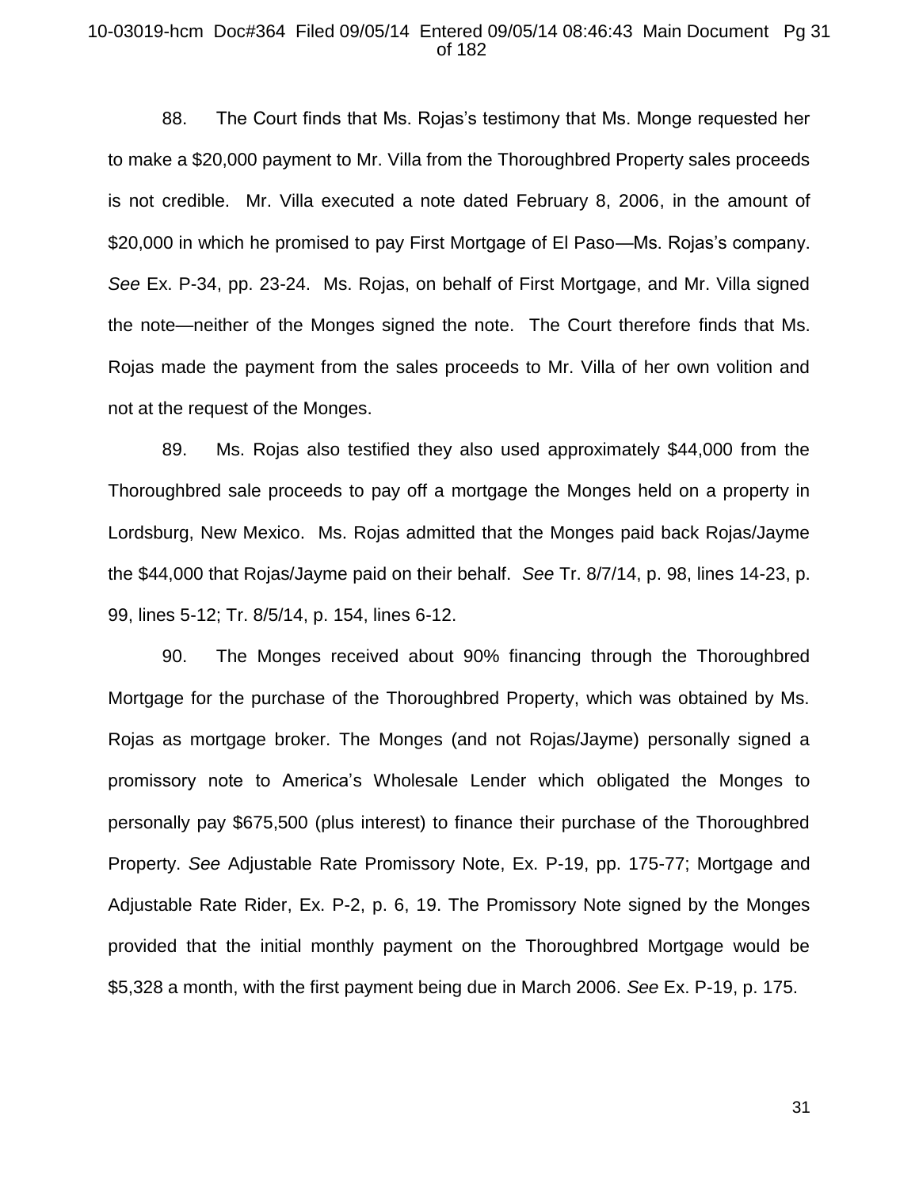88. The Court finds that Ms. Rojas's testimony that Ms. Monge requested her to make a $20,000 payment to Mr. Villa from the Thoroughbred Property sales proceeds is not credible. Mr. Villa executed a note dated February 8, 2006, in the amount of $20,000 in which he promised to pay First Mortgage of El Paso—Ms. Rojas's company. *See* Ex. P-34, pp. 23-24. Ms. Rojas, on behalf of First Mortgage, and Mr. Villa signed the note—neither of the Monges signed the note. The Court therefore finds that Ms. Rojas made the payment from the sales proceeds to Mr. Villa of her own volition and not at the request of the Monges.

89. Ms. Rojas also testified they also used approximately $44,000 from the Thoroughbred sale proceeds to pay off a mortgage the Monges held on a property in Lordsburg, New Mexico. Ms. Rojas admitted that the Monges paid back Rojas/Jayme the $44,000 that Rojas/Jayme paid on their behalf. *See* Tr. 8/7/14, p. 98, lines 14-23, p. 99, lines 5-12; Tr. 8/5/14, p. 154, lines 6-12.

90. The Monges received about 90% financing through the Thoroughbred Mortgage for the purchase of the Thoroughbred Property, which was obtained by Ms. Rojas as mortgage broker. The Monges (and not Rojas/Jayme) personally signed a promissory note to America's Wholesale Lender which obligated the Monges to personally pay $675,500 (plus interest) to finance their purchase of the Thoroughbred Property. *See* Adjustable Rate Promissory Note, Ex. P-19, pp. 175-77; Mortgage and Adjustable Rate Rider, Ex. P-2, p. 6, 19. The Promissory Note signed by the Monges provided that the initial monthly payment on the Thoroughbred Mortgage would be $5,328 a month, with the first payment being due in March 2006. *See* Ex. P-19, p. 175.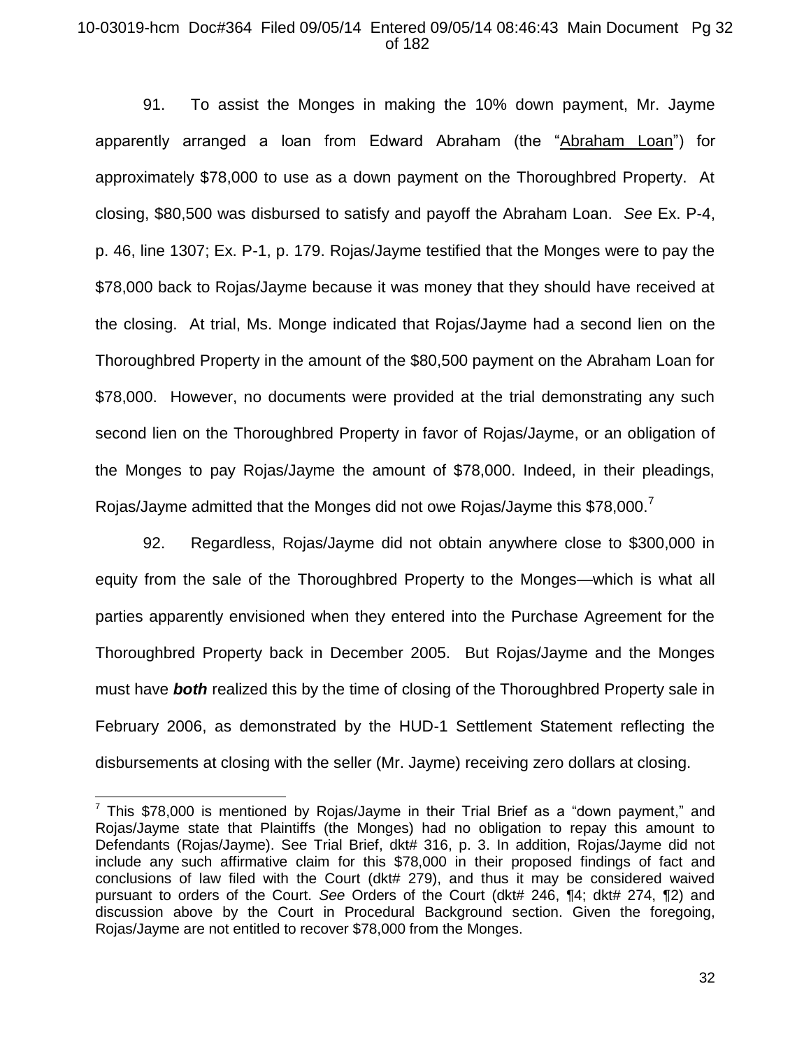91. To assist the Monges in making the 10% down payment, Mr. Jayme apparently arranged a loan from Edward Abraham (the "Abraham Loan") for approximately $78,000 to use as a down payment on the Thoroughbred Property. At closing, $80,500 was disbursed to satisfy and payoff the Abraham Loan. *See* Ex. P-4, p. 46, line 1307; Ex. P-1, p. 179. Rojas/Jayme testified that the Monges were to pay the $78,000 back to Rojas/Jayme because it was money that they should have received at the closing. At trial, Ms. Monge indicated that Rojas/Jayme had a second lien on the Thoroughbred Property in the amount of the $80,500 payment on the Abraham Loan for $78,000. However, no documents were provided at the trial demonstrating any such second lien on the Thoroughbred Property in favor of Rojas/Jayme, or an obligation of the Monges to pay Rojas/Jayme the amount of $78,000. Indeed, in their pleadings, Rojas/Jayme admitted that the Monges did not owe Rojas/Jayme this $78,000.[7]

92. Regardless, Rojas/Jayme did not obtain anywhere close to $300,000 in equity from the sale of the Thoroughbred Property to the Monges—which is what all parties apparently envisioned when they entered into the Purchase Agreement for the Thoroughbred Property back in December 2005. But Rojas/Jayme and the Monges must have ***both*** realized this by the time of closing of the Thoroughbred Property sale in February 2006, as demonstrated by the HUD-1 Settlement Statement reflecting the disbursements at closing with the seller (Mr. Jayme) receiving zero dollars at closing.

---

[7] This $78,000 is mentioned by Rojas/Jayme in their Trial Brief as a "down payment," and Rojas/Jayme state that Plaintiffs (the Monges) had no obligation to repay this amount to Defendants (Rojas/Jayme). See Trial Brief, dkt# 316, p. 3. In addition, Rojas/Jayme did not include any such affirmative claim for this $78,000 in their proposed findings of fact and conclusions of law filed with the Court (dkt# 279), and thus it may be considered waived pursuant to orders of the Court. *See* Orders of the Court (dkt# 246, ¶4; dkt# 274, ¶2) and discussion above by the Court in Procedural Background section. Given the foregoing, Rojas/Jayme are not entitled to recover $78,000 from the Monges.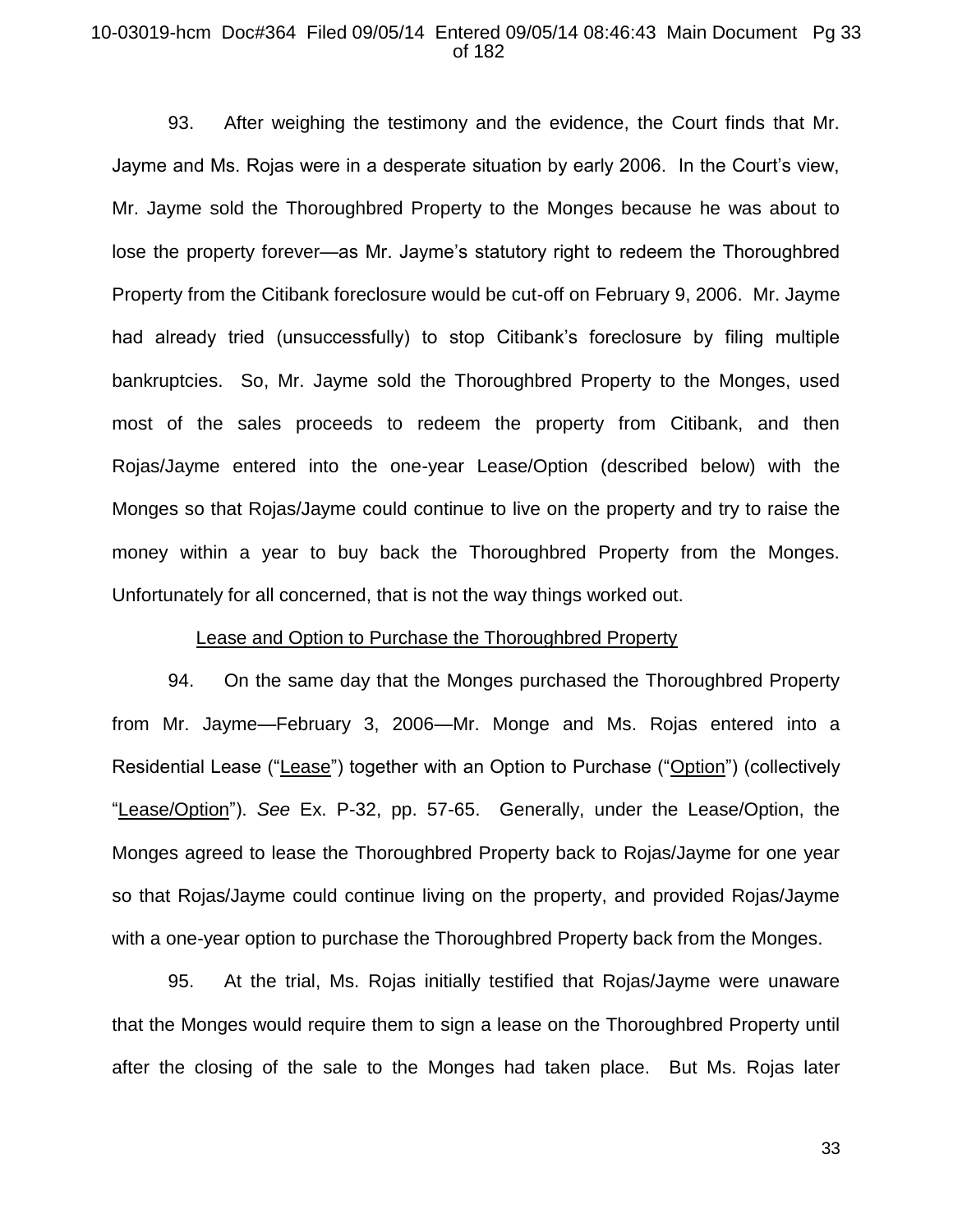93. After weighing the testimony and the evidence, the Court finds that Mr. Jayme and Ms. Rojas were in a desperate situation by early 2006. In the Court's view, Mr. Jayme sold the Thoroughbred Property to the Monges because he was about to lose the property forever—as Mr. Jayme's statutory right to redeem the Thoroughbred Property from the Citibank foreclosure would be cut-off on February 9, 2006. Mr. Jayme had already tried (unsuccessfully) to stop Citibank's foreclosure by filing multiple bankruptcies. So, Mr. Jayme sold the Thoroughbred Property to the Monges, used most of the sales proceeds to redeem the property from Citibank, and then Rojas/Jayme entered into the one-year Lease/Option (described below) with the Monges so that Rojas/Jayme could continue to live on the property and try to raise the money within a year to buy back the Thoroughbred Property from the Monges. Unfortunately for all concerned, that is not the way things worked out.

Lease and Option to Purchase the Thoroughbred Property

94. On the same day that the Monges purchased the Thoroughbred Property from Mr. Jayme—February 3, 2006—Mr. Monge and Ms. Rojas entered into a Residential Lease ("Lease") together with an Option to Purchase ("Option") (collectively "Lease/Option"). *See* Ex. P-32, pp. 57-65. Generally, under the Lease/Option, the Monges agreed to lease the Thoroughbred Property back to Rojas/Jayme for one year so that Rojas/Jayme could continue living on the property, and provided Rojas/Jayme with a one-year option to purchase the Thoroughbred Property back from the Monges.

95. At the trial, Ms. Rojas initially testified that Rojas/Jayme were unaware that the Monges would require them to sign a lease on the Thoroughbred Property until after the closing of the sale to the Monges had taken place. But Ms. Rojas later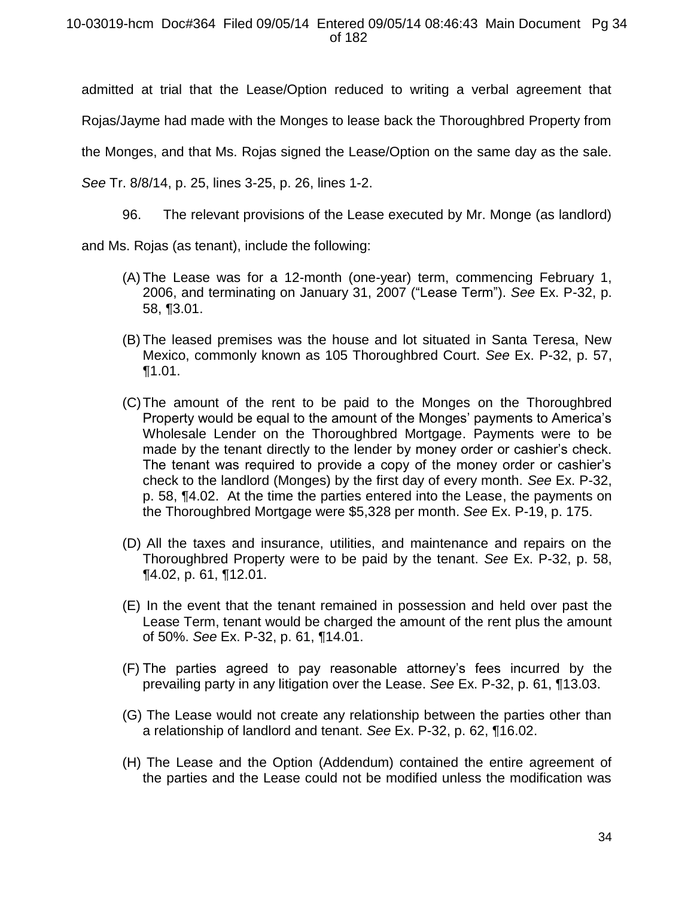admitted at trial that the Lease/Option reduced to writing a verbal agreement that Rojas/Jayme had made with the Monges to lease back the Thoroughbred Property from the Monges, and that Ms. Rojas signed the Lease/Option on the same day as the sale. *See* Tr. 8/8/14, p. 25, lines 3-25, p. 26, lines 1-2.

96. The relevant provisions of the Lease executed by Mr. Monge (as landlord) and Ms. Rojas (as tenant), include the following:

(A) The Lease was for a 12-month (one-year) term, commencing February 1, 2006, and terminating on January 31, 2007 ("Lease Term"). *See* Ex. P-32, p. 58, ¶3.01.

(B) The leased premises was the house and lot situated in Santa Teresa, New Mexico, commonly known as 105 Thoroughbred Court. *See* Ex. P-32, p. 57, ¶1.01.

(C) The amount of the rent to be paid to the Monges on the Thoroughbred Property would be equal to the amount of the Monges' payments to America's Wholesale Lender on the Thoroughbred Mortgage. Payments were to be made by the tenant directly to the lender by money order or cashier's check. The tenant was required to provide a copy of the money order or cashier's check to the landlord (Monges) by the first day of every month. *See* Ex. P-32, p. 58, ¶4.02. At the time the parties entered into the Lease, the payments on the Thoroughbred Mortgage were $5,328 per month. *See* Ex. P-19, p. 175.

(D) All the taxes and insurance, utilities, and maintenance and repairs on the Thoroughbred Property were to be paid by the tenant. *See* Ex. P-32, p. 58, ¶4.02, p. 61, ¶12.01.

(E) In the event that the tenant remained in possession and held over past the Lease Term, tenant would be charged the amount of the rent plus the amount of 50%. *See* Ex. P-32, p. 61, ¶14.01.

(F) The parties agreed to pay reasonable attorney's fees incurred by the prevailing party in any litigation over the Lease. *See* Ex. P-32, p. 61, ¶13.03.

(G) The Lease would not create any relationship between the parties other than a relationship of landlord and tenant. *See* Ex. P-32, p. 62, ¶16.02.

(H) The Lease and the Option (Addendum) contained the entire agreement of the parties and the Lease could not be modified unless the modification was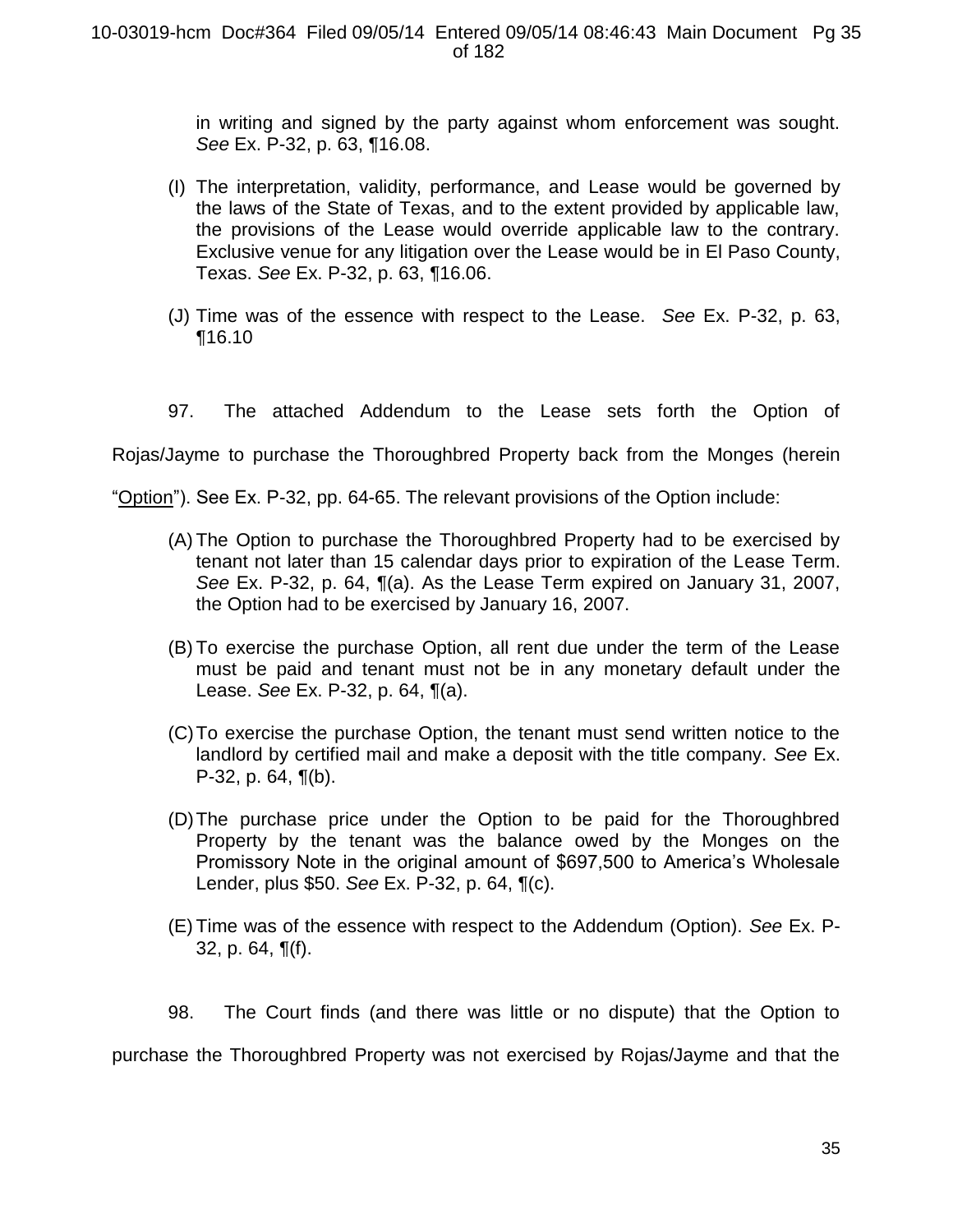in writing and signed by the party against whom enforcement was sought. *See* Ex. P-32, p. 63, ¶16.08.

(I) The interpretation, validity, performance, and Lease would be governed by the laws of the State of Texas, and to the extent provided by applicable law, the provisions of the Lease would override applicable law to the contrary. Exclusive venue for any litigation over the Lease would be in El Paso County, Texas. *See* Ex. P-32, p. 63, ¶16.06.

(J) Time was of the essence with respect to the Lease. *See* Ex. P-32, p. 63, ¶16.10

97. The attached Addendum to the Lease sets forth the Option of Rojas/Jayme to purchase the Thoroughbred Property back from the Monges (herein "<u>Option</u>"). See Ex. P-32, pp. 64-65. The relevant provisions of the Option include:

(A) The Option to purchase the Thoroughbred Property had to be exercised by tenant not later than 15 calendar days prior to expiration of the Lease Term. *See* Ex. P-32, p. 64, ¶(a). As the Lease Term expired on January 31, 2007, the Option had to be exercised by January 16, 2007.

(B) To exercise the purchase Option, all rent due under the term of the Lease must be paid and tenant must not be in any monetary default under the Lease. *See* Ex. P-32, p. 64, ¶(a).

(C) To exercise the purchase Option, the tenant must send written notice to the landlord by certified mail and make a deposit with the title company. *See* Ex. P-32, p. 64, ¶(b).

(D) The purchase price under the Option to be paid for the Thoroughbred Property by the tenant was the balance owed by the Monges on the Promissory Note in the original amount of $697,500 to America's Wholesale Lender, plus $50. *See* Ex. P-32, p. 64, ¶(c).

(E) Time was of the essence with respect to the Addendum (Option). *See* Ex. P-32, p. 64, ¶(f).

98. The Court finds (and there was little or no dispute) that the Option to purchase the Thoroughbred Property was not exercised by Rojas/Jayme and that the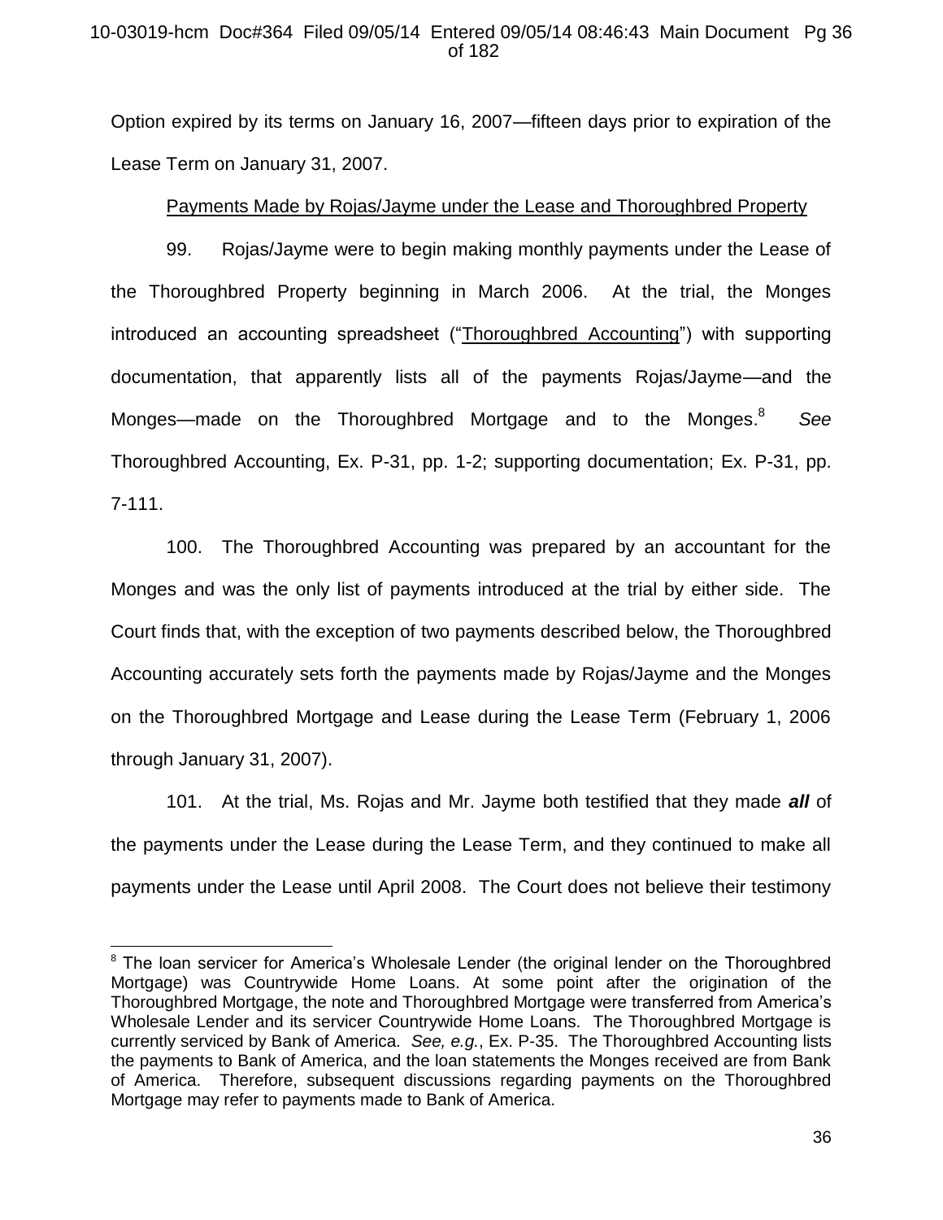Option expired by its terms on January 16, 2007—fifteen days prior to expiration of the Lease Term on January 31, 2007.

<u>Payments Made by Rojas/Jayme under the Lease and Thoroughbred Property</u>

99. Rojas/Jayme were to begin making monthly payments under the Lease of the Thoroughbred Property beginning in March 2006. At the trial, the Monges introduced an accounting spreadsheet ("<u>Thoroughbred Accounting</u>") with supporting documentation, that apparently lists all of the payments Rojas/Jayme—and the Monges—made on the Thoroughbred Mortgage and to the Monges.[8] *See* Thoroughbred Accounting, Ex. P-31, pp. 1-2; supporting documentation; Ex. P-31, pp. 7-111.

100. The Thoroughbred Accounting was prepared by an accountant for the Monges and was the only list of payments introduced at the trial by either side. The Court finds that, with the exception of two payments described below, the Thoroughbred Accounting accurately sets forth the payments made by Rojas/Jayme and the Monges on the Thoroughbred Mortgage and Lease during the Lease Term (February 1, 2006 through January 31, 2007).

101. At the trial, Ms. Rojas and Mr. Jayme both testified that they made ***all*** of the payments under the Lease during the Lease Term, and they continued to make all payments under the Lease until April 2008. The Court does not believe their testimony

---

[8] The loan servicer for America's Wholesale Lender (the original lender on the Thoroughbred Mortgage) was Countrywide Home Loans. At some point after the origination of the Thoroughbred Mortgage, the note and Thoroughbred Mortgage were transferred from America's Wholesale Lender and its servicer Countrywide Home Loans. The Thoroughbred Mortgage is currently serviced by Bank of America. *See, e.g.*, Ex. P-35. The Thoroughbred Accounting lists the payments to Bank of America, and the loan statements the Monges received are from Bank of America. Therefore, subsequent discussions regarding payments on the Thoroughbred Mortgage may refer to payments made to Bank of America.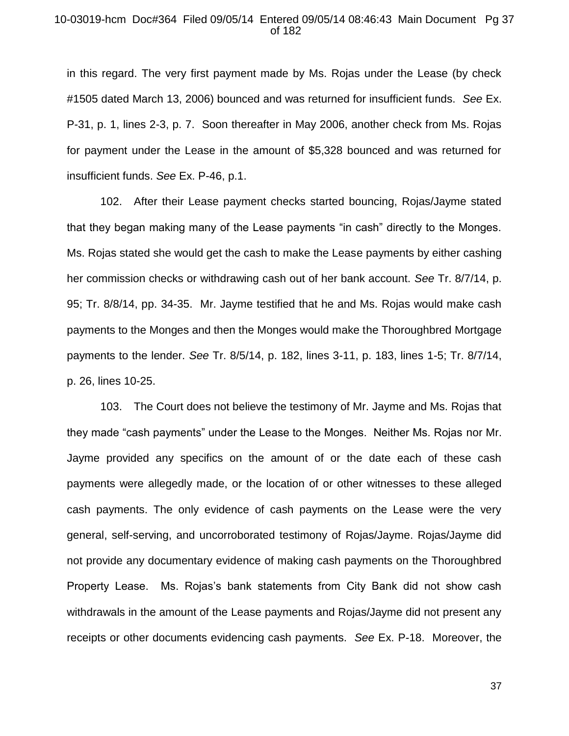in this regard. The very first payment made by Ms. Rojas under the Lease (by check #1505 dated March 13, 2006) bounced and was returned for insufficient funds. *See* Ex. P-31, p. 1, lines 2-3, p. 7. Soon thereafter in May 2006, another check from Ms. Rojas for payment under the Lease in the amount of $5,328 bounced and was returned for insufficient funds. *See* Ex. P-46, p.1.

102. After their Lease payment checks started bouncing, Rojas/Jayme stated that they began making many of the Lease payments "in cash" directly to the Monges. Ms. Rojas stated she would get the cash to make the Lease payments by either cashing her commission checks or withdrawing cash out of her bank account. *See* Tr. 8/7/14, p. 95; Tr. 8/8/14, pp. 34-35. Mr. Jayme testified that he and Ms. Rojas would make cash payments to the Monges and then the Monges would make the Thoroughbred Mortgage payments to the lender. *See* Tr. 8/5/14, p. 182, lines 3-11, p. 183, lines 1-5; Tr. 8/7/14, p. 26, lines 10-25.

103. The Court does not believe the testimony of Mr. Jayme and Ms. Rojas that they made "cash payments" under the Lease to the Monges. Neither Ms. Rojas nor Mr. Jayme provided any specifics on the amount of or the date each of these cash payments were allegedly made, or the location of or other witnesses to these alleged cash payments. The only evidence of cash payments on the Lease were the very general, self-serving, and uncorroborated testimony of Rojas/Jayme. Rojas/Jayme did not provide any documentary evidence of making cash payments on the Thoroughbred Property Lease. Ms. Rojas's bank statements from City Bank did not show cash withdrawals in the amount of the Lease payments and Rojas/Jayme did not present any receipts or other documents evidencing cash payments. *See* Ex. P-18. Moreover, the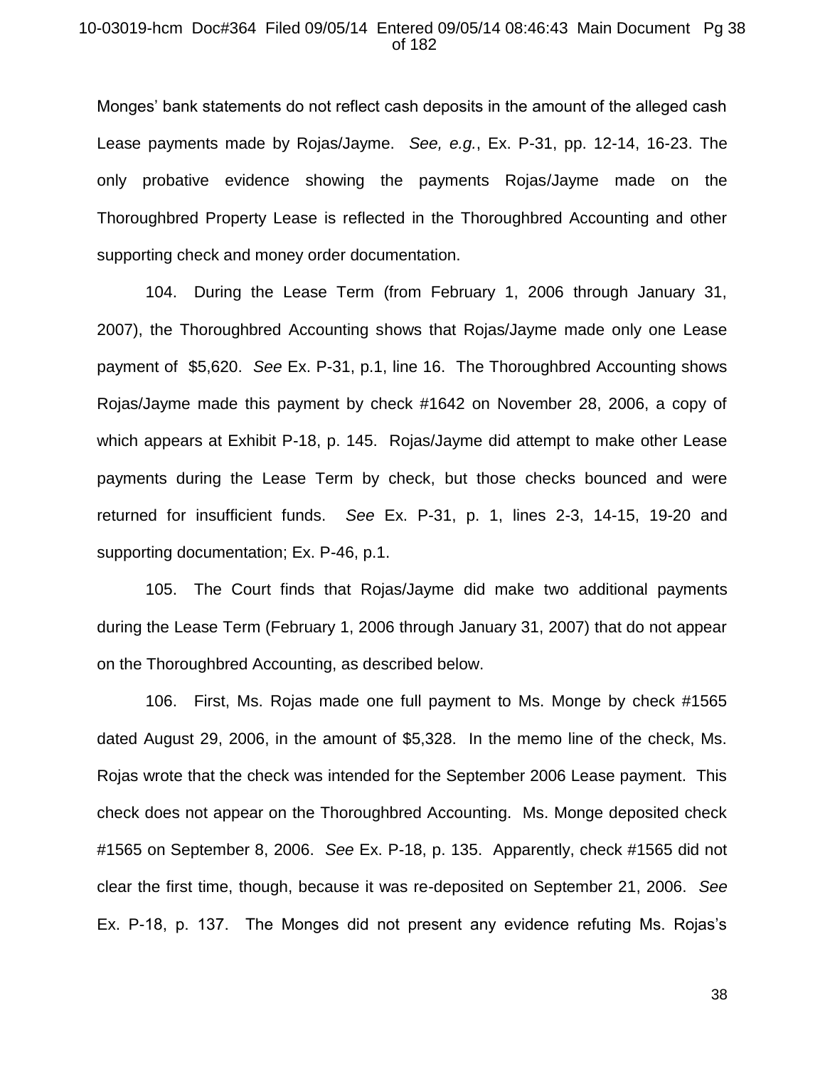Monges' bank statements do not reflect cash deposits in the amount of the alleged cash Lease payments made by Rojas/Jayme. *See, e.g.*, Ex. P-31, pp. 12-14, 16-23. The only probative evidence showing the payments Rojas/Jayme made on the Thoroughbred Property Lease is reflected in the Thoroughbred Accounting and other supporting check and money order documentation.

104. During the Lease Term (from February 1, 2006 through January 31, 2007), the Thoroughbred Accounting shows that Rojas/Jayme made only one Lease payment of $5,620. *See* Ex. P-31, p.1, line 16. The Thoroughbred Accounting shows Rojas/Jayme made this payment by check #1642 on November 28, 2006, a copy of which appears at Exhibit P-18, p. 145. Rojas/Jayme did attempt to make other Lease payments during the Lease Term by check, but those checks bounced and were returned for insufficient funds. *See* Ex. P-31, p. 1, lines 2-3, 14-15, 19-20 and supporting documentation; Ex. P-46, p.1.

105. The Court finds that Rojas/Jayme did make two additional payments during the Lease Term (February 1, 2006 through January 31, 2007) that do not appear on the Thoroughbred Accounting, as described below.

106. First, Ms. Rojas made one full payment to Ms. Monge by check #1565 dated August 29, 2006, in the amount of $5,328. In the memo line of the check, Ms. Rojas wrote that the check was intended for the September 2006 Lease payment. This check does not appear on the Thoroughbred Accounting. Ms. Monge deposited check #1565 on September 8, 2006. *See* Ex. P-18, p. 135. Apparently, check #1565 did not clear the first time, though, because it was re-deposited on September 21, 2006. *See* Ex. P-18, p. 137. The Monges did not present any evidence refuting Ms. Rojas's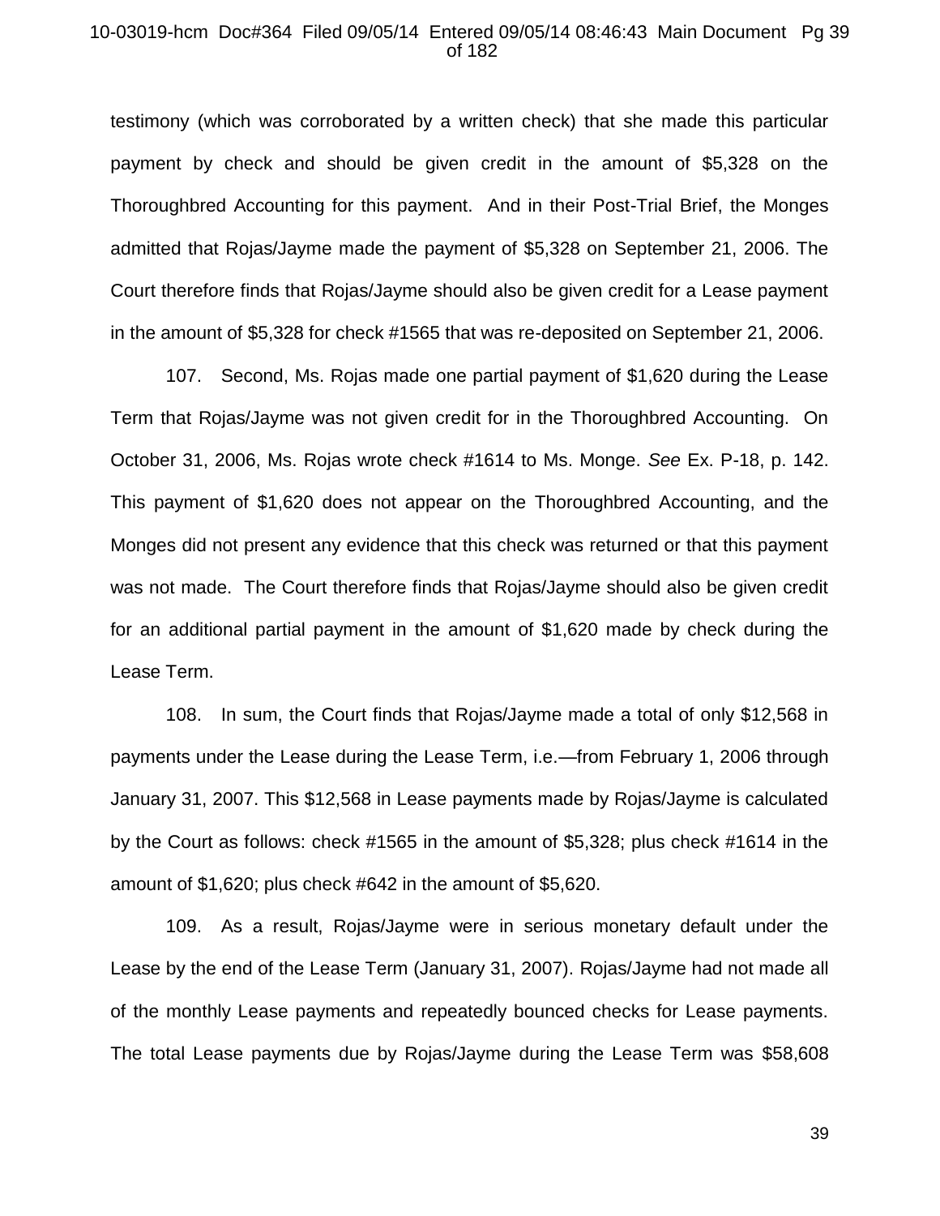testimony (which was corroborated by a written check) that she made this particular payment by check and should be given credit in the amount of $5,328 on the Thoroughbred Accounting for this payment. And in their Post-Trial Brief, the Monges admitted that Rojas/Jayme made the payment of $5,328 on September 21, 2006. The Court therefore finds that Rojas/Jayme should also be given credit for a Lease payment in the amount of $5,328 for check #1565 that was re-deposited on September 21, 2006.

107. Second, Ms. Rojas made one partial payment of $1,620 during the Lease Term that Rojas/Jayme was not given credit for in the Thoroughbred Accounting. On October 31, 2006, Ms. Rojas wrote check #1614 to Ms. Monge. *See* Ex. P-18, p. 142. This payment of $1,620 does not appear on the Thoroughbred Accounting, and the Monges did not present any evidence that this check was returned or that this payment was not made. The Court therefore finds that Rojas/Jayme should also be given credit for an additional partial payment in the amount of $1,620 made by check during the Lease Term.

108. In sum, the Court finds that Rojas/Jayme made a total of only $12,568 in payments under the Lease during the Lease Term, i.e.—from February 1, 2006 through January 31, 2007. This $12,568 in Lease payments made by Rojas/Jayme is calculated by the Court as follows: check #1565 in the amount of $5,328; plus check #1614 in the amount of $1,620; plus check #642 in the amount of $5,620.

109. As a result, Rojas/Jayme were in serious monetary default under the Lease by the end of the Lease Term (January 31, 2007). Rojas/Jayme had not made all of the monthly Lease payments and repeatedly bounced checks for Lease payments. The total Lease payments due by Rojas/Jayme during the Lease Term was $58,608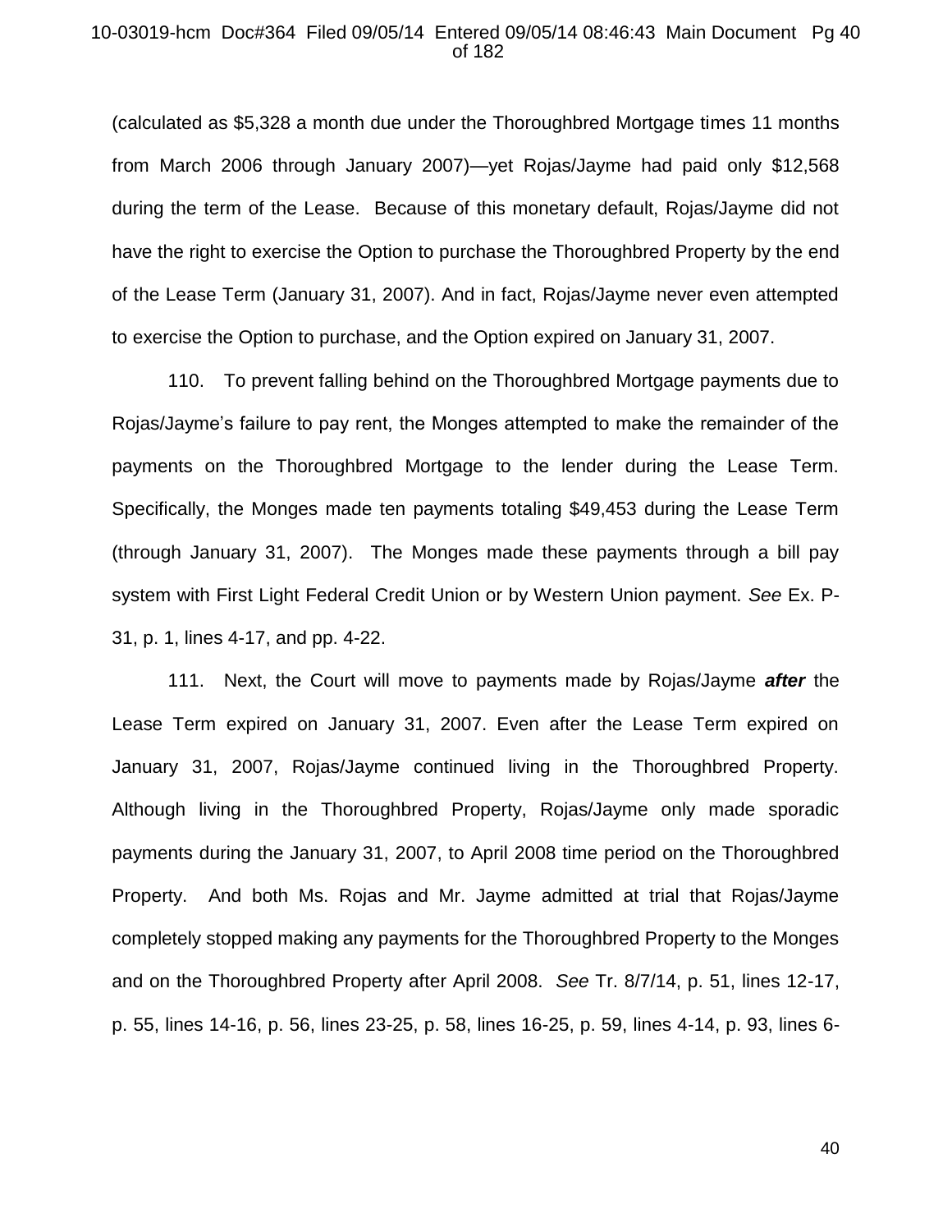(calculated as $5,328 a month due under the Thoroughbred Mortgage times 11 months from March 2006 through January 2007)—yet Rojas/Jayme had paid only $12,568 during the term of the Lease. Because of this monetary default, Rojas/Jayme did not have the right to exercise the Option to purchase the Thoroughbred Property by the end of the Lease Term (January 31, 2007). And in fact, Rojas/Jayme never even attempted to exercise the Option to purchase, and the Option expired on January 31, 2007.

110. To prevent falling behind on the Thoroughbred Mortgage payments due to Rojas/Jayme's failure to pay rent, the Monges attempted to make the remainder of the payments on the Thoroughbred Mortgage to the lender during the Lease Term. Specifically, the Monges made ten payments totaling $49,453 during the Lease Term (through January 31, 2007). The Monges made these payments through a bill pay system with First Light Federal Credit Union or by Western Union payment. *See* Ex. P-31, p. 1, lines 4-17, and pp. 4-22.

111. Next, the Court will move to payments made by Rojas/Jayme ***after*** the Lease Term expired on January 31, 2007. Even after the Lease Term expired on January 31, 2007, Rojas/Jayme continued living in the Thoroughbred Property. Although living in the Thoroughbred Property, Rojas/Jayme only made sporadic payments during the January 31, 2007, to April 2008 time period on the Thoroughbred Property. And both Ms. Rojas and Mr. Jayme admitted at trial that Rojas/Jayme completely stopped making any payments for the Thoroughbred Property to the Monges and on the Thoroughbred Property after April 2008. *See* Tr. 8/7/14, p. 51, lines 12-17, p. 55, lines 14-16, p. 56, lines 23-25, p. 58, lines 16-25, p. 59, lines 4-14, p. 93, lines 6-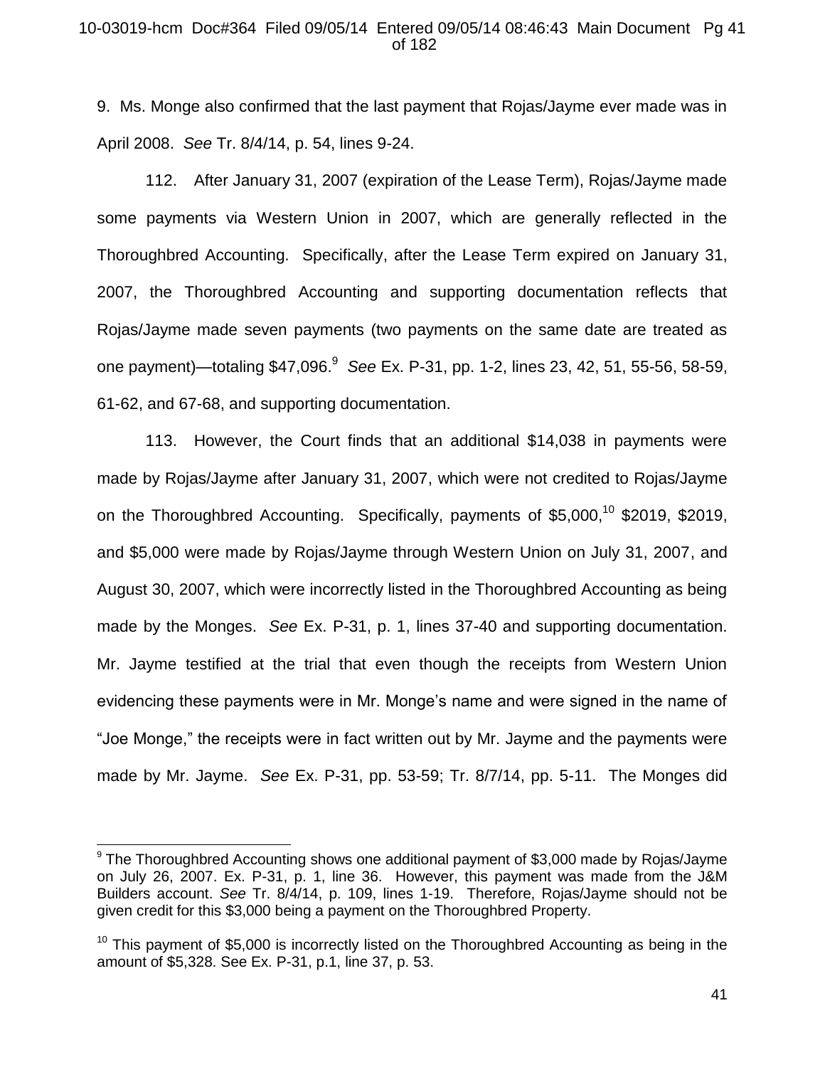9. Ms. Monge also confirmed that the last payment that Rojas/Jayme ever made was in April 2008. *See* Tr. 8/4/14, p. 54, lines 9-24.

112. After January 31, 2007 (expiration of the Lease Term), Rojas/Jayme made some payments via Western Union in 2007, which are generally reflected in the Thoroughbred Accounting. Specifically, after the Lease Term expired on January 31, 2007, the Thoroughbred Accounting and supporting documentation reflects that Rojas/Jayme made seven payments (two payments on the same date are treated as one payment)—totaling $47,096.[9] *See* Ex. P-31, pp. 1-2, lines 23, 42, 51, 55-56, 58-59, 61-62, and 67-68, and supporting documentation.

113. However, the Court finds that an additional $14,038 in payments were made by Rojas/Jayme after January 31, 2007, which were not credited to Rojas/Jayme on the Thoroughbred Accounting. Specifically, payments of $5,000,[10] $2019, $2019, and $5,000 were made by Rojas/Jayme through Western Union on July 31, 2007, and August 30, 2007, which were incorrectly listed in the Thoroughbred Accounting as being made by the Monges. *See* Ex. P-31, p. 1, lines 37-40 and supporting documentation. Mr. Jayme testified at the trial that even though the receipts from Western Union evidencing these payments were in Mr. Monge's name and were signed in the name of "Joe Monge," the receipts were in fact written out by Mr. Jayme and the payments were made by Mr. Jayme. *See* Ex. P-31, pp. 53-59; Tr. 8/7/14, pp. 5-11. The Monges did

---

[9] The Thoroughbred Accounting shows one additional payment of $3,000 made by Rojas/Jayme on July 26, 2007. Ex. P-31, p. 1, line 36. However, this payment was made from the J&M Builders account. *See* Tr. 8/4/14, p. 109, lines 1-19. Therefore, Rojas/Jayme should not be given credit for this $3,000 being a payment on the Thoroughbred Property.

[10] This payment of $5,000 is incorrectly listed on the Thoroughbred Accounting as being in the amount of $5,328. See Ex. P-31, p.1, line 37, p. 53.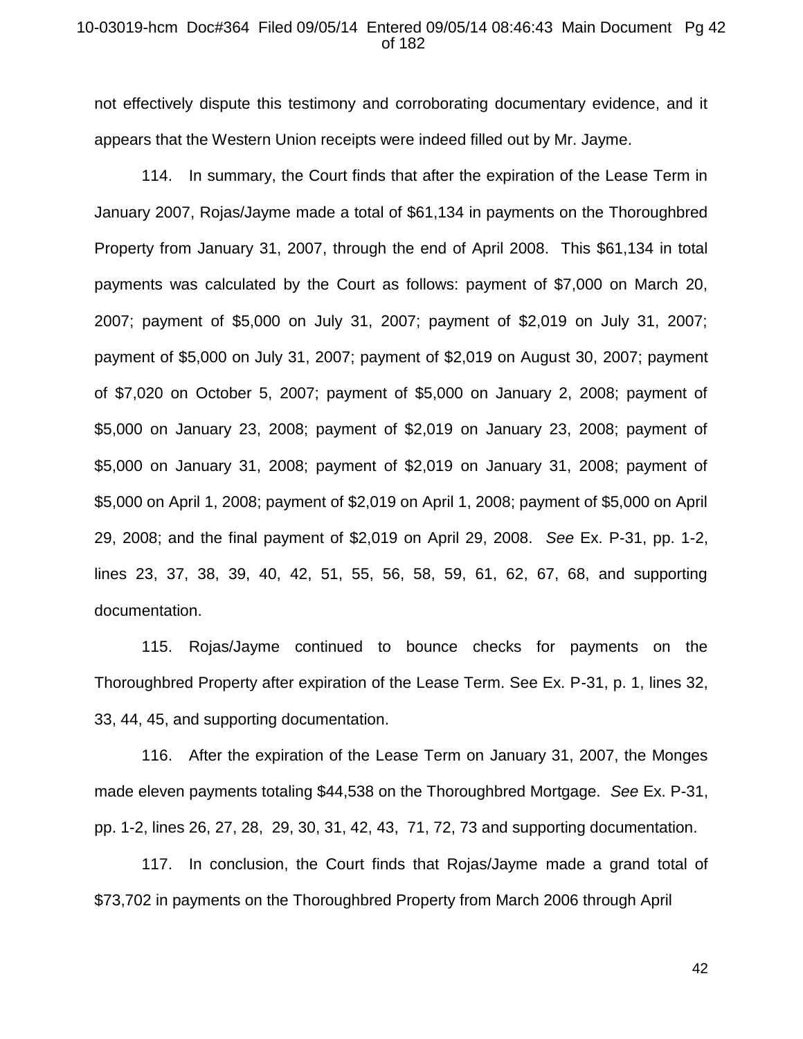not effectively dispute this testimony and corroborating documentary evidence, and it appears that the Western Union receipts were indeed filled out by Mr. Jayme.

114. In summary, the Court finds that after the expiration of the Lease Term in January 2007, Rojas/Jayme made a total of $61,134 in payments on the Thoroughbred Property from January 31, 2007, through the end of April 2008. This $61,134 in total payments was calculated by the Court as follows: payment of $7,000 on March 20, 2007; payment of $5,000 on July 31, 2007; payment of $2,019 on July 31, 2007; payment of $5,000 on July 31, 2007; payment of $2,019 on August 30, 2007; payment of $7,020 on October 5, 2007; payment of $5,000 on January 2, 2008; payment of $5,000 on January 23, 2008; payment of $2,019 on January 23, 2008; payment of $5,000 on January 31, 2008; payment of $2,019 on January 31, 2008; payment of $5,000 on April 1, 2008; payment of $2,019 on April 1, 2008; payment of $5,000 on April 29, 2008; and the final payment of $2,019 on April 29, 2008. *See* Ex. P-31, pp. 1-2, lines 23, 37, 38, 39, 40, 42, 51, 55, 56, 58, 59, 61, 62, 67, 68, and supporting documentation.

115. Rojas/Jayme continued to bounce checks for payments on the Thoroughbred Property after expiration of the Lease Term. See Ex. P-31, p. 1, lines 32, 33, 44, 45, and supporting documentation.

116. After the expiration of the Lease Term on January 31, 2007, the Monges made eleven payments totaling $44,538 on the Thoroughbred Mortgage. *See* Ex. P-31, pp. 1-2, lines 26, 27, 28, 29, 30, 31, 42, 43, 71, 72, 73 and supporting documentation.

117. In conclusion, the Court finds that Rojas/Jayme made a grand total of $73,702 in payments on the Thoroughbred Property from March 2006 through April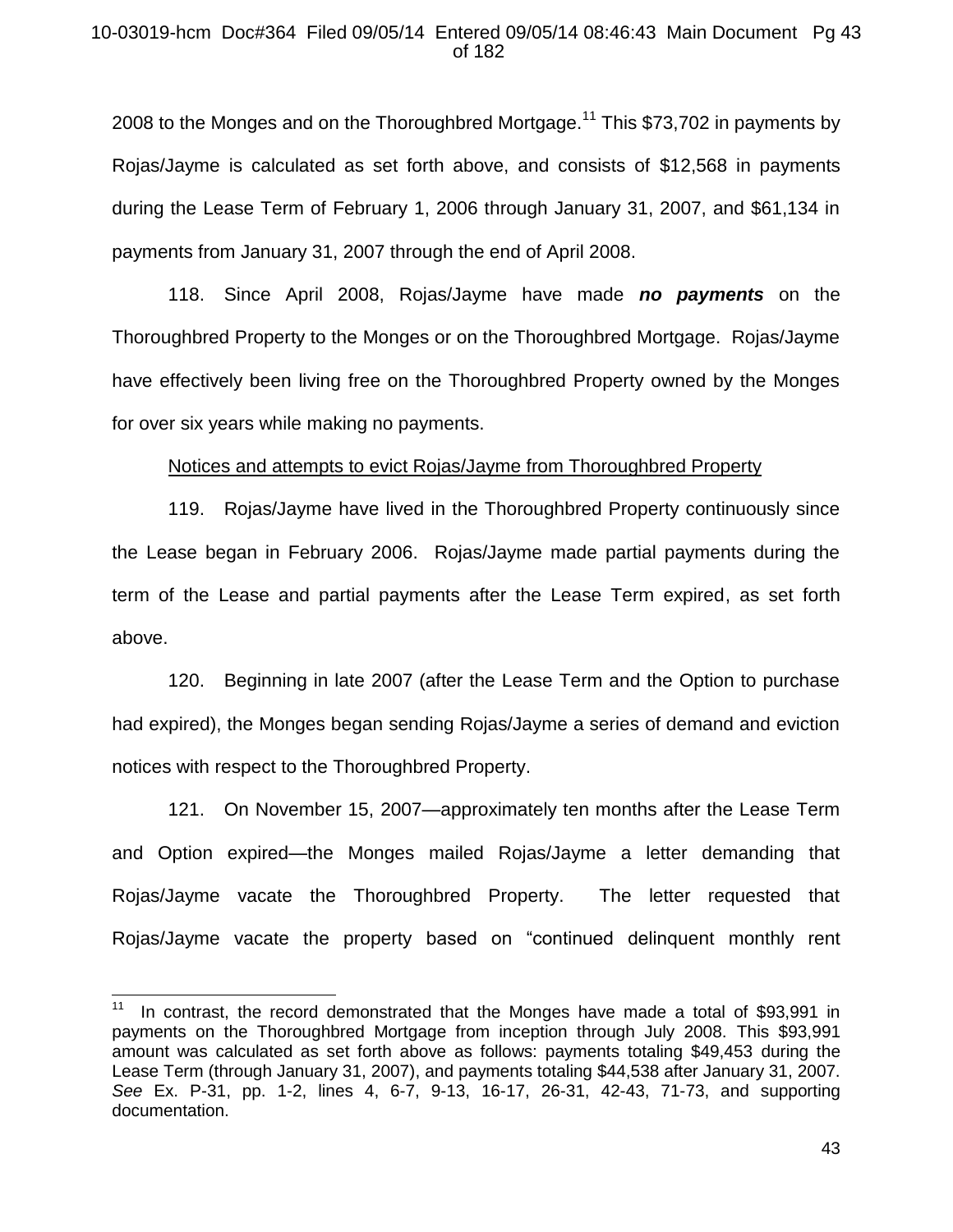2008 to the Monges and on the Thoroughbred Mortgage.[11] This $73,702 in payments by Rojas/Jayme is calculated as set forth above, and consists of $12,568 in payments during the Lease Term of February 1, 2006 through January 31, 2007, and $61,134 in payments from January 31, 2007 through the end of April 2008.

118. Since April 2008, Rojas/Jayme have made ***no payments*** on the Thoroughbred Property to the Monges or on the Thoroughbred Mortgage. Rojas/Jayme have effectively been living free on the Thoroughbred Property owned by the Monges for over six years while making no payments.

<u>Notices and attempts to evict Rojas/Jayme from Thoroughbred Property</u>

119. Rojas/Jayme have lived in the Thoroughbred Property continuously since the Lease began in February 2006. Rojas/Jayme made partial payments during the term of the Lease and partial payments after the Lease Term expired, as set forth above.

120. Beginning in late 2007 (after the Lease Term and the Option to purchase had expired), the Monges began sending Rojas/Jayme a series of demand and eviction notices with respect to the Thoroughbred Property.

121. On November 15, 2007—approximately ten months after the Lease Term and Option expired—the Monges mailed Rojas/Jayme a letter demanding that Rojas/Jayme vacate the Thoroughbred Property. The letter requested that Rojas/Jayme vacate the property based on "continued delinquent monthly rent

---

[11] In contrast, the record demonstrated that the Monges have made a total of $93,991 in payments on the Thoroughbred Mortgage from inception through July 2008. This $93,991 amount was calculated as set forth above as follows: payments totaling $49,453 during the Lease Term (through January 31, 2007), and payments totaling $44,538 after January 31, 2007. *See* Ex. P-31, pp. 1-2, lines 4, 6-7, 9-13, 16-17, 26-31, 42-43, 71-73, and supporting documentation.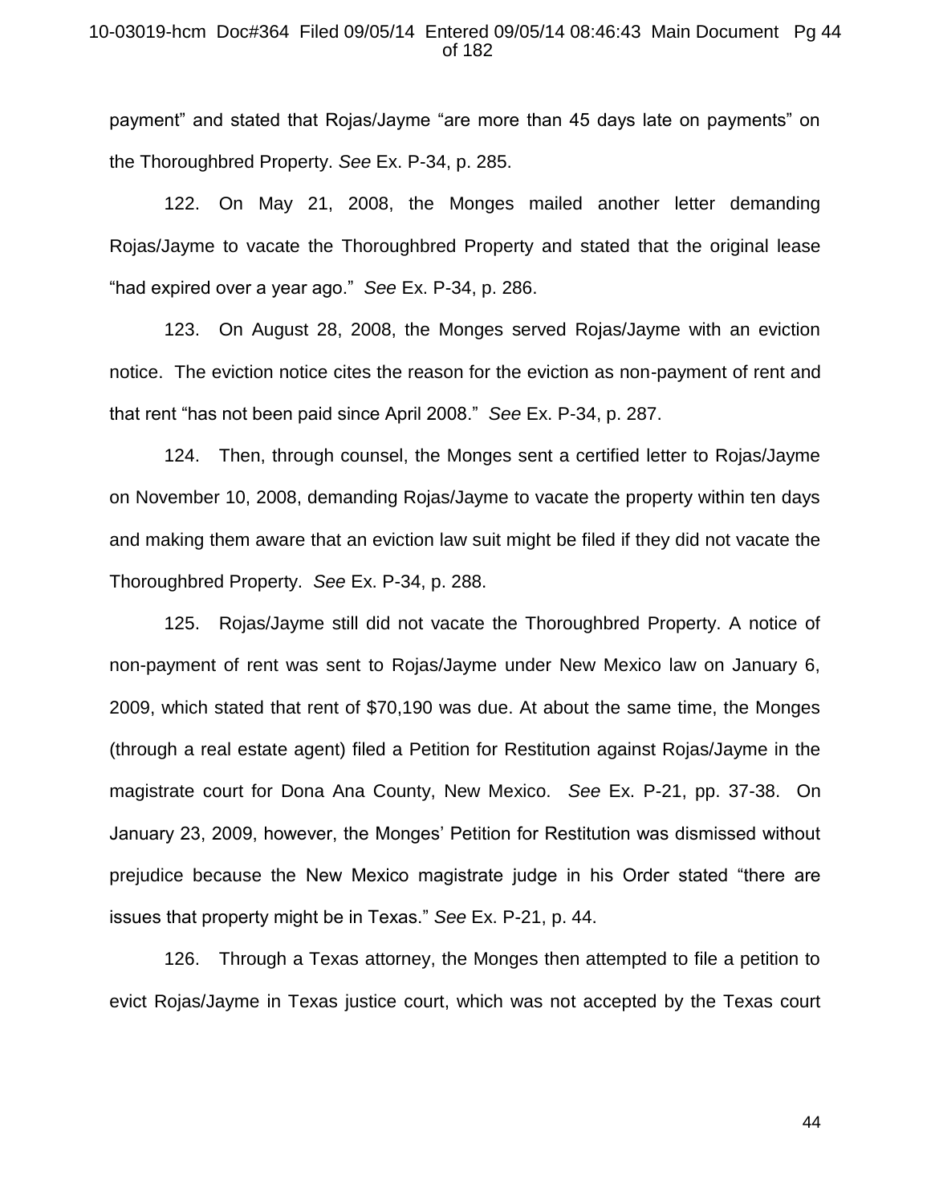payment" and stated that Rojas/Jayme "are more than 45 days late on payments" on the Thoroughbred Property. *See* Ex. P-34, p. 285.

122. On May 21, 2008, the Monges mailed another letter demanding Rojas/Jayme to vacate the Thoroughbred Property and stated that the original lease "had expired over a year ago." *See* Ex. P-34, p. 286.

123. On August 28, 2008, the Monges served Rojas/Jayme with an eviction notice. The eviction notice cites the reason for the eviction as non-payment of rent and that rent "has not been paid since April 2008." *See* Ex. P-34, p. 287.

124. Then, through counsel, the Monges sent a certified letter to Rojas/Jayme on November 10, 2008, demanding Rojas/Jayme to vacate the property within ten days and making them aware that an eviction law suit might be filed if they did not vacate the Thoroughbred Property. *See* Ex. P-34, p. 288.

125. Rojas/Jayme still did not vacate the Thoroughbred Property. A notice of non-payment of rent was sent to Rojas/Jayme under New Mexico law on January 6, 2009, which stated that rent of $70,190 was due. At about the same time, the Monges (through a real estate agent) filed a Petition for Restitution against Rojas/Jayme in the magistrate court for Dona Ana County, New Mexico. *See* Ex. P-21, pp. 37-38. On January 23, 2009, however, the Monges' Petition for Restitution was dismissed without prejudice because the New Mexico magistrate judge in his Order stated "there are issues that property might be in Texas." *See* Ex. P-21, p. 44.

126. Through a Texas attorney, the Monges then attempted to file a petition to evict Rojas/Jayme in Texas justice court, which was not accepted by the Texas court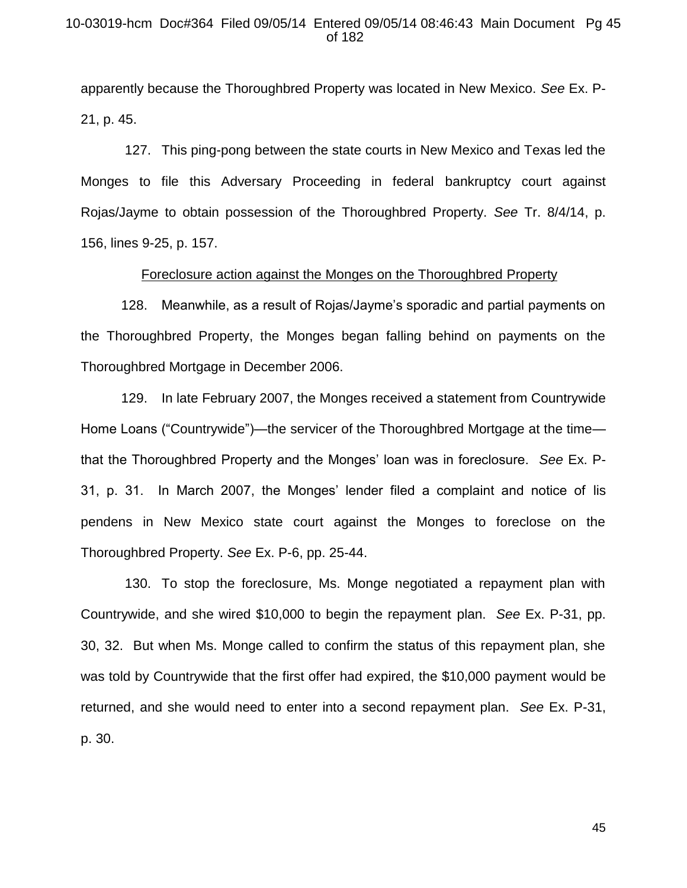apparently because the Thoroughbred Property was located in New Mexico. *See* Ex. P-21, p. 45.

127. This ping-pong between the state courts in New Mexico and Texas led the Monges to file this Adversary Proceeding in federal bankruptcy court against Rojas/Jayme to obtain possession of the Thoroughbred Property. *See* Tr. 8/4/14, p. 156, lines 9-25, p. 157.

<u>Foreclosure action against the Monges on the Thoroughbred Property</u>

128. Meanwhile, as a result of Rojas/Jayme's sporadic and partial payments on the Thoroughbred Property, the Monges began falling behind on payments on the Thoroughbred Mortgage in December 2006.

129. In late February 2007, the Monges received a statement from Countrywide Home Loans ("Countrywide")—the servicer of the Thoroughbred Mortgage at the time—that the Thoroughbred Property and the Monges' loan was in foreclosure. *See* Ex. P-31, p. 31. In March 2007, the Monges' lender filed a complaint and notice of lis pendens in New Mexico state court against the Monges to foreclose on the Thoroughbred Property. *See* Ex. P-6, pp. 25-44.

130. To stop the foreclosure, Ms. Monge negotiated a repayment plan with Countrywide, and she wired $10,000 to begin the repayment plan. *See* Ex. P-31, pp. 30, 32. But when Ms. Monge called to confirm the status of this repayment plan, she was told by Countrywide that the first offer had expired, the $10,000 payment would be returned, and she would need to enter into a second repayment plan. *See* Ex. P-31, p. 30.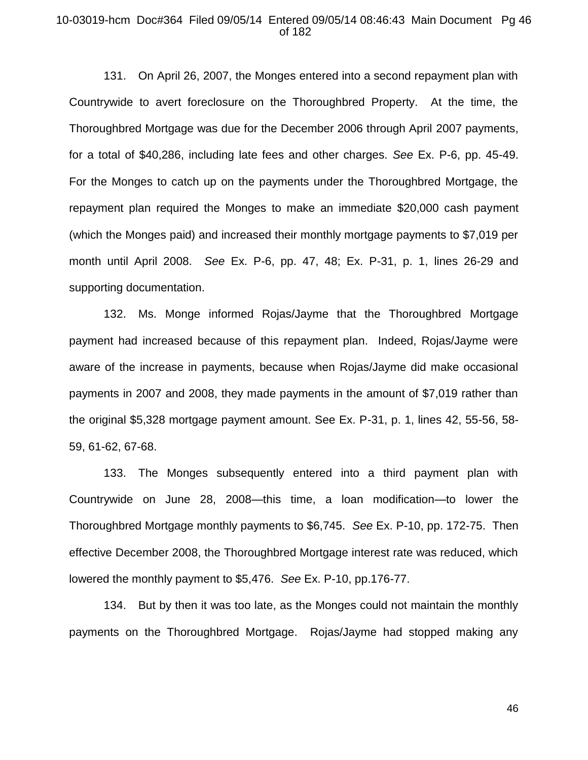131. On April 26, 2007, the Monges entered into a second repayment plan with Countrywide to avert foreclosure on the Thoroughbred Property. At the time, the Thoroughbred Mortgage was due for the December 2006 through April 2007 payments, for a total of $40,286, including late fees and other charges. *See* Ex. P-6, pp. 45-49. For the Monges to catch up on the payments under the Thoroughbred Mortgage, the repayment plan required the Monges to make an immediate $20,000 cash payment (which the Monges paid) and increased their monthly mortgage payments to $7,019 per month until April 2008. *See* Ex. P-6, pp. 47, 48; Ex. P-31, p. 1, lines 26-29 and supporting documentation.

132. Ms. Monge informed Rojas/Jayme that the Thoroughbred Mortgage payment had increased because of this repayment plan. Indeed, Rojas/Jayme were aware of the increase in payments, because when Rojas/Jayme did make occasional payments in 2007 and 2008, they made payments in the amount of $7,019 rather than the original $5,328 mortgage payment amount. See Ex. P-31, p. 1, lines 42, 55-56, 58-59, 61-62, 67-68.

133. The Monges subsequently entered into a third payment plan with Countrywide on June 28, 2008—this time, a loan modification—to lower the Thoroughbred Mortgage monthly payments to $6,745. *See* Ex. P-10, pp. 172-75. Then effective December 2008, the Thoroughbred Mortgage interest rate was reduced, which lowered the monthly payment to $5,476. *See* Ex. P-10, pp.176-77.

134. But by then it was too late, as the Monges could not maintain the monthly payments on the Thoroughbred Mortgage. Rojas/Jayme had stopped making any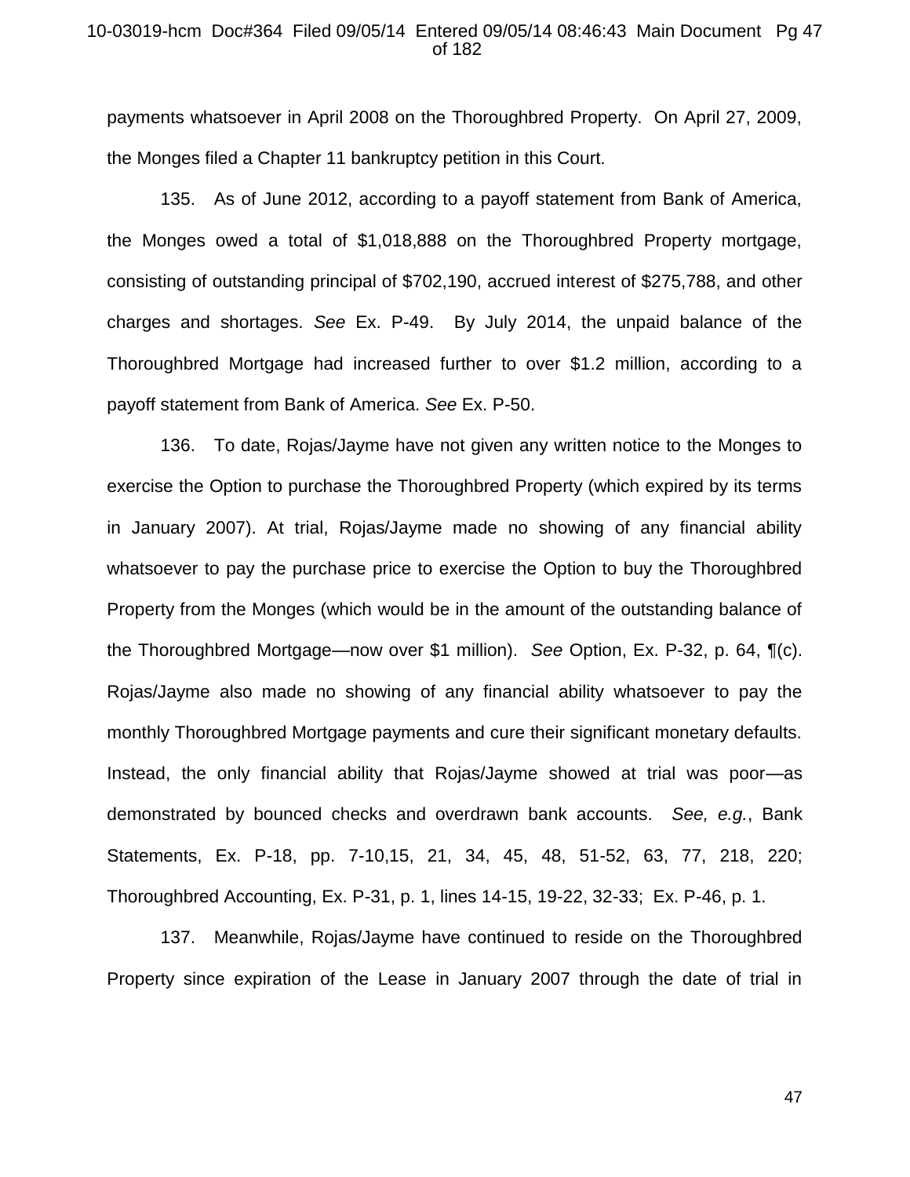payments whatsoever in April 2008 on the Thoroughbred Property. On April 27, 2009, the Monges filed a Chapter 11 bankruptcy petition in this Court.

135. As of June 2012, according to a payoff statement from Bank of America, the Monges owed a total of $1,018,888 on the Thoroughbred Property mortgage, consisting of outstanding principal of $702,190, accrued interest of $275,788, and other charges and shortages. *See* Ex. P-49. By July 2014, the unpaid balance of the Thoroughbred Mortgage had increased further to over $1.2 million, according to a payoff statement from Bank of America. *See* Ex. P-50.

136. To date, Rojas/Jayme have not given any written notice to the Monges to exercise the Option to purchase the Thoroughbred Property (which expired by its terms in January 2007). At trial, Rojas/Jayme made no showing of any financial ability whatsoever to pay the purchase price to exercise the Option to buy the Thoroughbred Property from the Monges (which would be in the amount of the outstanding balance of the Thoroughbred Mortgage—now over $1 million). *See* Option, Ex. P-32, p. 64, ¶(c). Rojas/Jayme also made no showing of any financial ability whatsoever to pay the monthly Thoroughbred Mortgage payments and cure their significant monetary defaults. Instead, the only financial ability that Rojas/Jayme showed at trial was poor—as demonstrated by bounced checks and overdrawn bank accounts. *See, e.g.*, Bank Statements, Ex. P-18, pp. 7-10,15, 21, 34, 45, 48, 51-52, 63, 77, 218, 220; Thoroughbred Accounting, Ex. P-31, p. 1, lines 14-15, 19-22, 32-33; Ex. P-46, p. 1.

137. Meanwhile, Rojas/Jayme have continued to reside on the Thoroughbred Property since expiration of the Lease in January 2007 through the date of trial in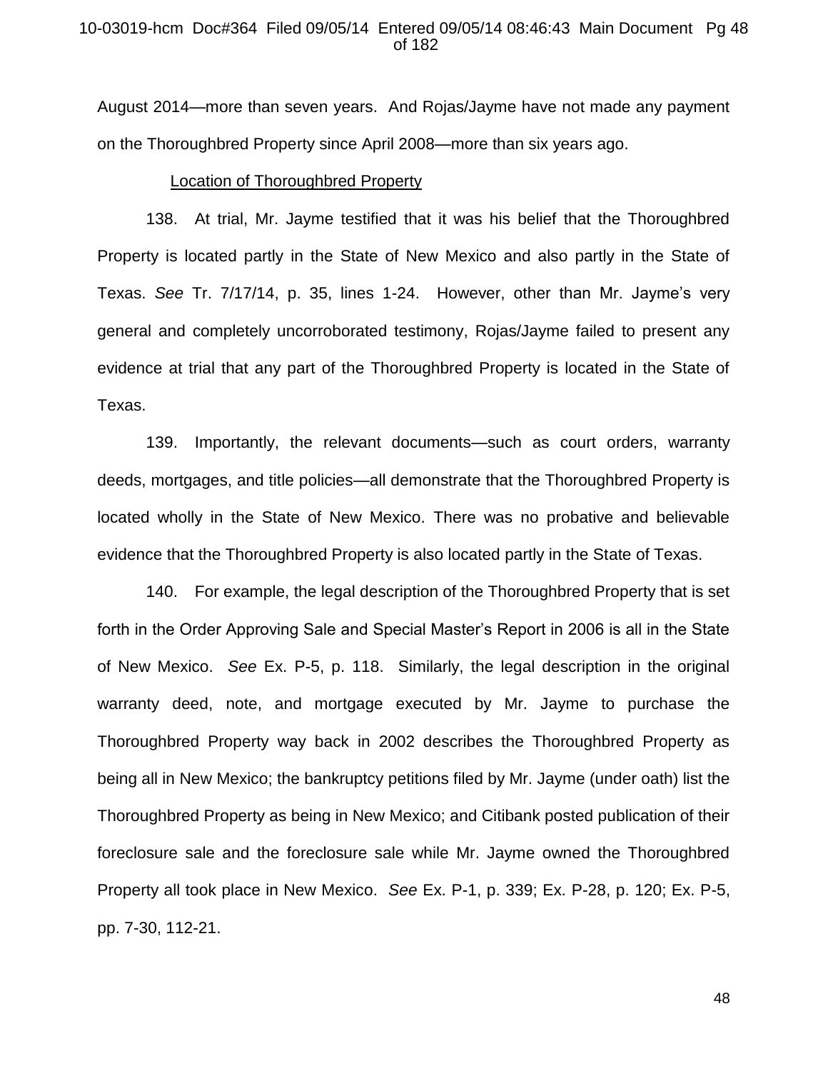August 2014—more than seven years. And Rojas/Jayme have not made any payment on the Thoroughbred Property since April 2008—more than six years ago.

Location of Thoroughbred Property

138. At trial, Mr. Jayme testified that it was his belief that the Thoroughbred Property is located partly in the State of New Mexico and also partly in the State of Texas. *See* Tr. 7/17/14, p. 35, lines 1-24. However, other than Mr. Jayme's very general and completely uncorroborated testimony, Rojas/Jayme failed to present any evidence at trial that any part of the Thoroughbred Property is located in the State of Texas.

139. Importantly, the relevant documents—such as court orders, warranty deeds, mortgages, and title policies—all demonstrate that the Thoroughbred Property is located wholly in the State of New Mexico. There was no probative and believable evidence that the Thoroughbred Property is also located partly in the State of Texas.

140. For example, the legal description of the Thoroughbred Property that is set forth in the Order Approving Sale and Special Master's Report in 2006 is all in the State of New Mexico. *See* Ex. P-5, p. 118. Similarly, the legal description in the original warranty deed, note, and mortgage executed by Mr. Jayme to purchase the Thoroughbred Property way back in 2002 describes the Thoroughbred Property as being all in New Mexico; the bankruptcy petitions filed by Mr. Jayme (under oath) list the Thoroughbred Property as being in New Mexico; and Citibank posted publication of their foreclosure sale and the foreclosure sale while Mr. Jayme owned the Thoroughbred Property all took place in New Mexico. *See* Ex. P-1, p. 339; Ex. P-28, p. 120; Ex. P-5, pp. 7-30, 112-21.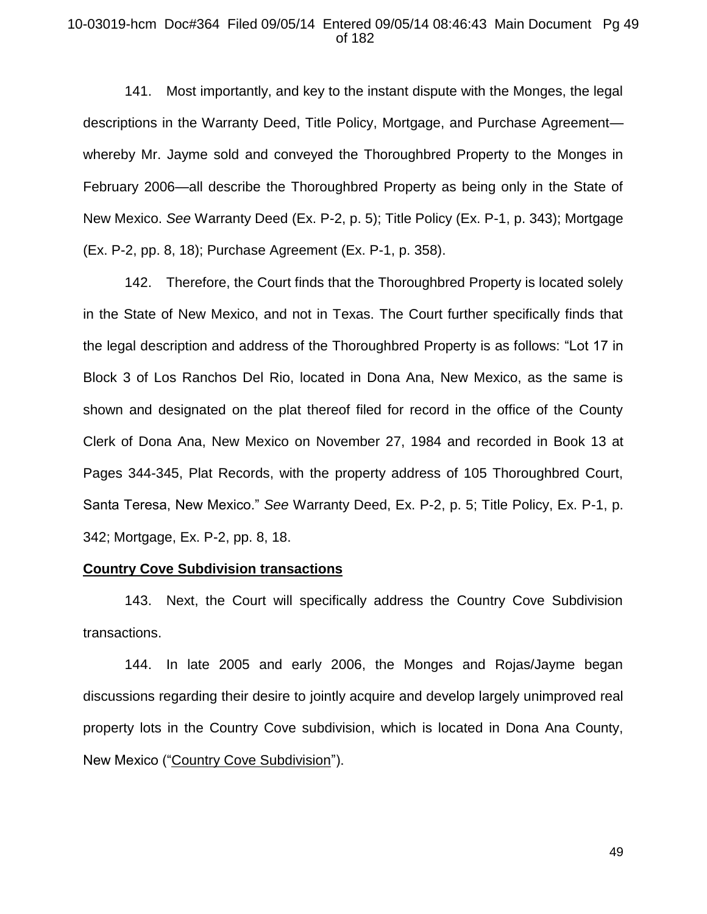141. Most importantly, and key to the instant dispute with the Monges, the legal descriptions in the Warranty Deed, Title Policy, Mortgage, and Purchase Agreement—whereby Mr. Jayme sold and conveyed the Thoroughbred Property to the Monges in February 2006—all describe the Thoroughbred Property as being only in the State of New Mexico. *See* Warranty Deed (Ex. P-2, p. 5); Title Policy (Ex. P-1, p. 343); Mortgage (Ex. P-2, pp. 8, 18); Purchase Agreement (Ex. P-1, p. 358).

142. Therefore, the Court finds that the Thoroughbred Property is located solely in the State of New Mexico, and not in Texas. The Court further specifically finds that the legal description and address of the Thoroughbred Property is as follows: "Lot 17 in Block 3 of Los Ranchos Del Rio, located in Dona Ana, New Mexico, as the same is shown and designated on the plat thereof filed for record in the office of the County Clerk of Dona Ana, New Mexico on November 27, 1984 and recorded in Book 13 at Pages 344-345, Plat Records, with the property address of 105 Thoroughbred Court, Santa Teresa, New Mexico." *See* Warranty Deed, Ex. P-2, p. 5; Title Policy, Ex. P-1, p. 342; Mortgage, Ex. P-2, pp. 8, 18.

**Country Cove Subdivision transactions**

143. Next, the Court will specifically address the Country Cove Subdivision transactions.

144. In late 2005 and early 2006, the Monges and Rojas/Jayme began discussions regarding their desire to jointly acquire and develop largely unimproved real property lots in the Country Cove subdivision, which is located in Dona Ana County, New Mexico ("Country Cove Subdivision").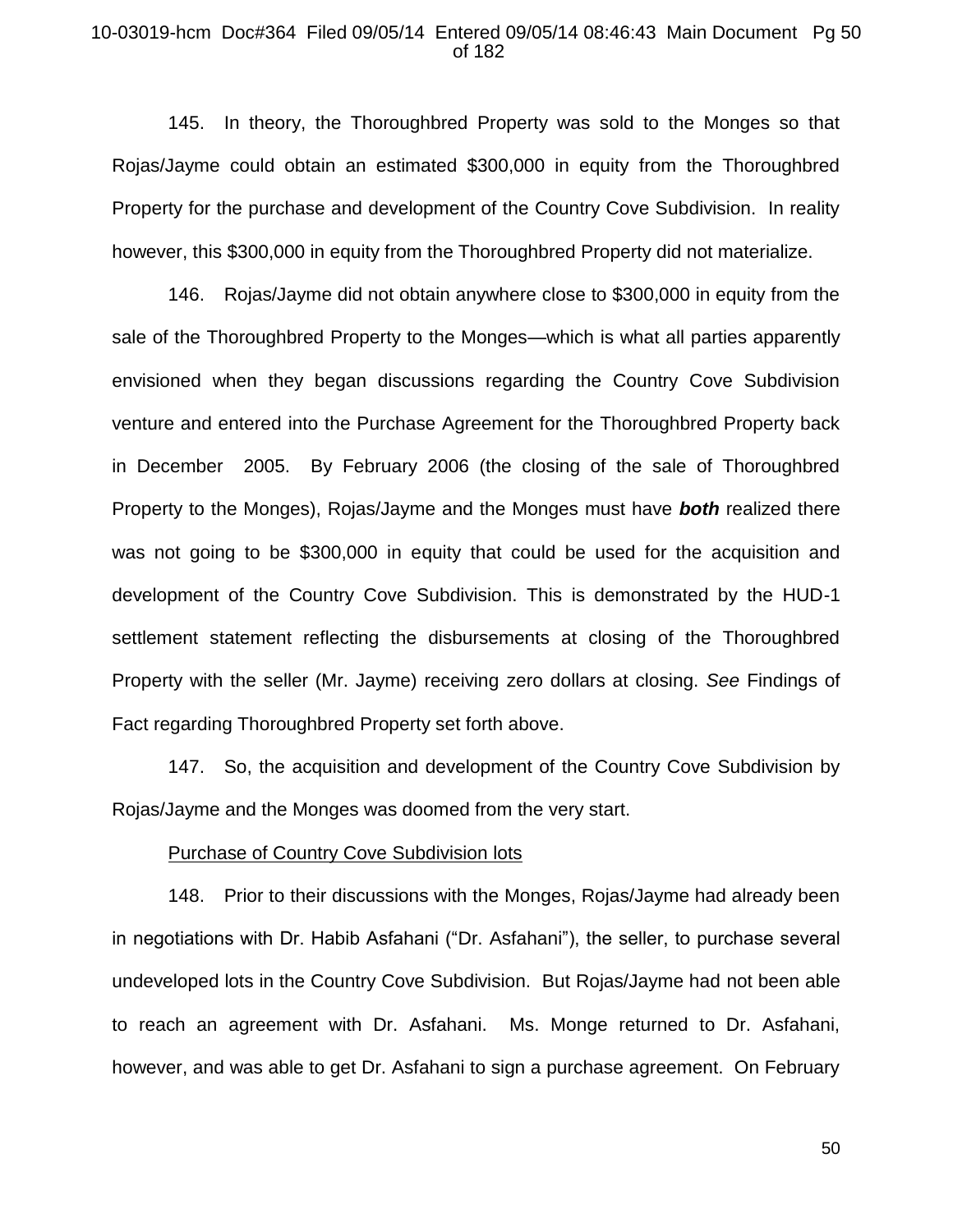145. In theory, the Thoroughbred Property was sold to the Monges so that Rojas/Jayme could obtain an estimated $300,000 in equity from the Thoroughbred Property for the purchase and development of the Country Cove Subdivision. In reality however, this $300,000 in equity from the Thoroughbred Property did not materialize.

146. Rojas/Jayme did not obtain anywhere close to $300,000 in equity from the sale of the Thoroughbred Property to the Monges—which is what all parties apparently envisioned when they began discussions regarding the Country Cove Subdivision venture and entered into the Purchase Agreement for the Thoroughbred Property back in December 2005. By February 2006 (the closing of the sale of Thoroughbred Property to the Monges), Rojas/Jayme and the Monges must have ***both*** realized there was not going to be $300,000 in equity that could be used for the acquisition and development of the Country Cove Subdivision. This is demonstrated by the HUD-1 settlement statement reflecting the disbursements at closing of the Thoroughbred Property with the seller (Mr. Jayme) receiving zero dollars at closing. *See* Findings of Fact regarding Thoroughbred Property set forth above.

147. So, the acquisition and development of the Country Cove Subdivision by Rojas/Jayme and the Monges was doomed from the very start.

<u>Purchase of Country Cove Subdivision lots</u>

148. Prior to their discussions with the Monges, Rojas/Jayme had already been in negotiations with Dr. Habib Asfahani ("Dr. Asfahani"), the seller, to purchase several undeveloped lots in the Country Cove Subdivision. But Rojas/Jayme had not been able to reach an agreement with Dr. Asfahani. Ms. Monge returned to Dr. Asfahani, however, and was able to get Dr. Asfahani to sign a purchase agreement. On February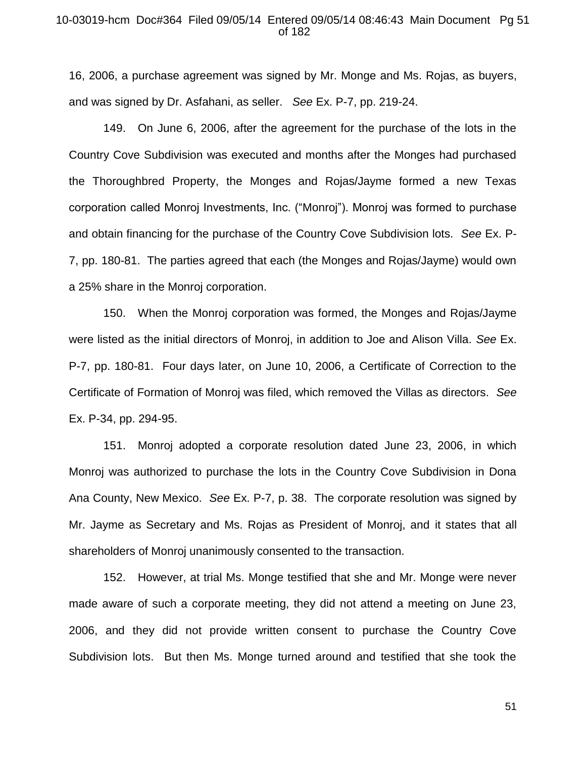16, 2006, a purchase agreement was signed by Mr. Monge and Ms. Rojas, as buyers, and was signed by Dr. Asfahani, as seller. *See* Ex. P-7, pp. 219-24.

149. On June 6, 2006, after the agreement for the purchase of the lots in the Country Cove Subdivision was executed and months after the Monges had purchased the Thoroughbred Property, the Monges and Rojas/Jayme formed a new Texas corporation called Monroj Investments, Inc. ("Monroj"). Monroj was formed to purchase and obtain financing for the purchase of the Country Cove Subdivision lots. *See* Ex. P-7, pp. 180-81. The parties agreed that each (the Monges and Rojas/Jayme) would own a 25% share in the Monroj corporation.

150. When the Monroj corporation was formed, the Monges and Rojas/Jayme were listed as the initial directors of Monroj, in addition to Joe and Alison Villa. *See* Ex. P-7, pp. 180-81. Four days later, on June 10, 2006, a Certificate of Correction to the Certificate of Formation of Monroj was filed, which removed the Villas as directors. *See* Ex. P-34, pp. 294-95.

151. Monroj adopted a corporate resolution dated June 23, 2006, in which Monroj was authorized to purchase the lots in the Country Cove Subdivision in Dona Ana County, New Mexico. *See* Ex. P-7, p. 38. The corporate resolution was signed by Mr. Jayme as Secretary and Ms. Rojas as President of Monroj, and it states that all shareholders of Monroj unanimously consented to the transaction.

152. However, at trial Ms. Monge testified that she and Mr. Monge were never made aware of such a corporate meeting, they did not attend a meeting on June 23, 2006, and they did not provide written consent to purchase the Country Cove Subdivision lots. But then Ms. Monge turned around and testified that she took the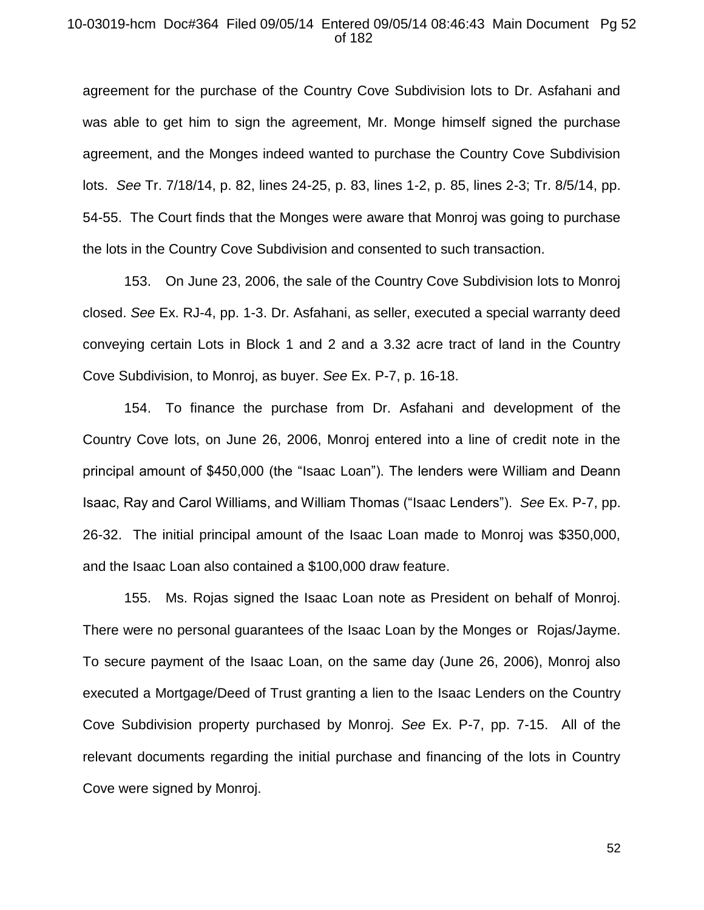agreement for the purchase of the Country Cove Subdivision lots to Dr. Asfahani and was able to get him to sign the agreement, Mr. Monge himself signed the purchase agreement, and the Monges indeed wanted to purchase the Country Cove Subdivision lots. *See* Tr. 7/18/14, p. 82, lines 24-25, p. 83, lines 1-2, p. 85, lines 2-3; Tr. 8/5/14, pp. 54-55. The Court finds that the Monges were aware that Monroj was going to purchase the lots in the Country Cove Subdivision and consented to such transaction.

153. On June 23, 2006, the sale of the Country Cove Subdivision lots to Monroj closed. *See* Ex. RJ-4, pp. 1-3. Dr. Asfahani, as seller, executed a special warranty deed conveying certain Lots in Block 1 and 2 and a 3.32 acre tract of land in the Country Cove Subdivision, to Monroj, as buyer. *See* Ex. P-7, p. 16-18.

154. To finance the purchase from Dr. Asfahani and development of the Country Cove lots, on June 26, 2006, Monroj entered into a line of credit note in the principal amount of $450,000 (the "Isaac Loan"). The lenders were William and Deann Isaac, Ray and Carol Williams, and William Thomas ("Isaac Lenders"). *See* Ex. P-7, pp. 26-32. The initial principal amount of the Isaac Loan made to Monroj was $350,000, and the Isaac Loan also contained a $100,000 draw feature.

155. Ms. Rojas signed the Isaac Loan note as President on behalf of Monroj. There were no personal guarantees of the Isaac Loan by the Monges or Rojas/Jayme. To secure payment of the Isaac Loan, on the same day (June 26, 2006), Monroj also executed a Mortgage/Deed of Trust granting a lien to the Isaac Lenders on the Country Cove Subdivision property purchased by Monroj. *See* Ex. P-7, pp. 7-15. All of the relevant documents regarding the initial purchase and financing of the lots in Country Cove were signed by Monroj.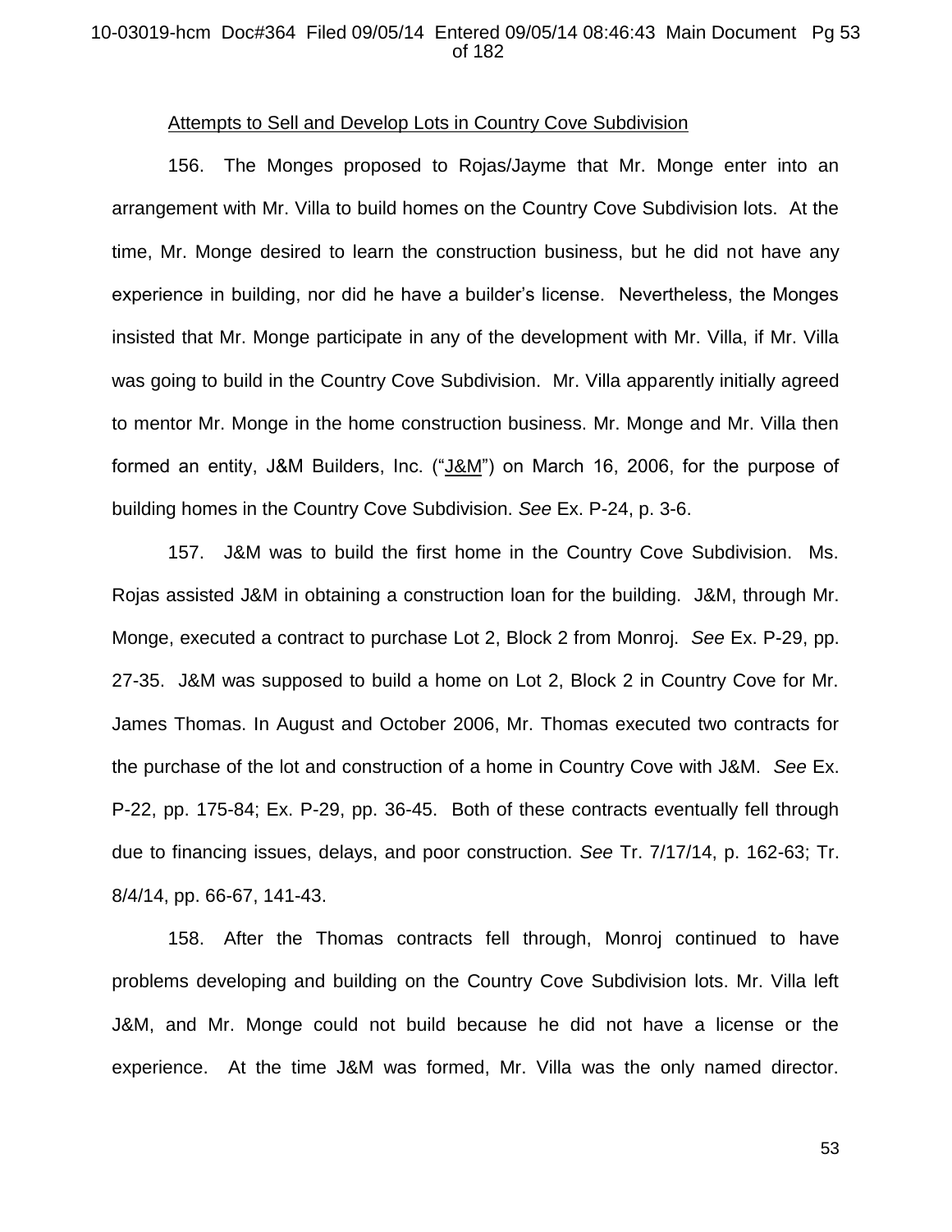<u>Attempts to Sell and Develop Lots in Country Cove Subdivision</u>

156. The Monges proposed to Rojas/Jayme that Mr. Monge enter into an arrangement with Mr. Villa to build homes on the Country Cove Subdivision lots. At the time, Mr. Monge desired to learn the construction business, but he did not have any experience in building, nor did he have a builder's license. Nevertheless, the Monges insisted that Mr. Monge participate in any of the development with Mr. Villa, if Mr. Villa was going to build in the Country Cove Subdivision. Mr. Villa apparently initially agreed to mentor Mr. Monge in the home construction business. Mr. Monge and Mr. Villa then formed an entity, J&M Builders, Inc. ("<u>J&M</u>") on March 16, 2006, for the purpose of building homes in the Country Cove Subdivision. *See* Ex. P-24, p. 3-6.

157. J&M was to build the first home in the Country Cove Subdivision. Ms. Rojas assisted J&M in obtaining a construction loan for the building. J&M, through Mr. Monge, executed a contract to purchase Lot 2, Block 2 from Monroj. *See* Ex. P-29, pp. 27-35. J&M was supposed to build a home on Lot 2, Block 2 in Country Cove for Mr. James Thomas. In August and October 2006, Mr. Thomas executed two contracts for the purchase of the lot and construction of a home in Country Cove with J&M. *See* Ex. P-22, pp. 175-84; Ex. P-29, pp. 36-45. Both of these contracts eventually fell through due to financing issues, delays, and poor construction. *See* Tr. 7/17/14, p. 162-63; Tr. 8/4/14, pp. 66-67, 141-43.

158. After the Thomas contracts fell through, Monroj continued to have problems developing and building on the Country Cove Subdivision lots. Mr. Villa left J&M, and Mr. Monge could not build because he did not have a license or the experience. At the time J&M was formed, Mr. Villa was the only named director.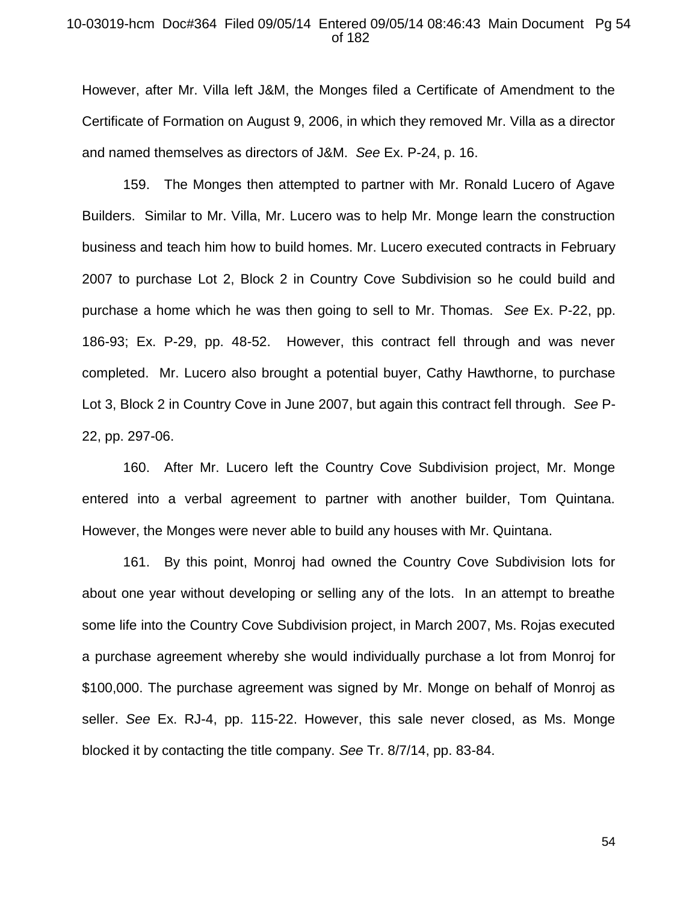However, after Mr. Villa left J&M, the Monges filed a Certificate of Amendment to the Certificate of Formation on August 9, 2006, in which they removed Mr. Villa as a director and named themselves as directors of J&M. *See* Ex. P-24, p. 16.

159. The Monges then attempted to partner with Mr. Ronald Lucero of Agave Builders. Similar to Mr. Villa, Mr. Lucero was to help Mr. Monge learn the construction business and teach him how to build homes. Mr. Lucero executed contracts in February 2007 to purchase Lot 2, Block 2 in Country Cove Subdivision so he could build and purchase a home which he was then going to sell to Mr. Thomas. *See* Ex. P-22, pp. 186-93; Ex. P-29, pp. 48-52. However, this contract fell through and was never completed. Mr. Lucero also brought a potential buyer, Cathy Hawthorne, to purchase Lot 3, Block 2 in Country Cove in June 2007, but again this contract fell through. *See* P-22, pp. 297-06.

160. After Mr. Lucero left the Country Cove Subdivision project, Mr. Monge entered into a verbal agreement to partner with another builder, Tom Quintana. However, the Monges were never able to build any houses with Mr. Quintana.

161. By this point, Monroj had owned the Country Cove Subdivision lots for about one year without developing or selling any of the lots. In an attempt to breathe some life into the Country Cove Subdivision project, in March 2007, Ms. Rojas executed a purchase agreement whereby she would individually purchase a lot from Monroj for $100,000. The purchase agreement was signed by Mr. Monge on behalf of Monroj as seller. *See* Ex. RJ-4, pp. 115-22. However, this sale never closed, as Ms. Monge blocked it by contacting the title company. *See* Tr. 8/7/14, pp. 83-84.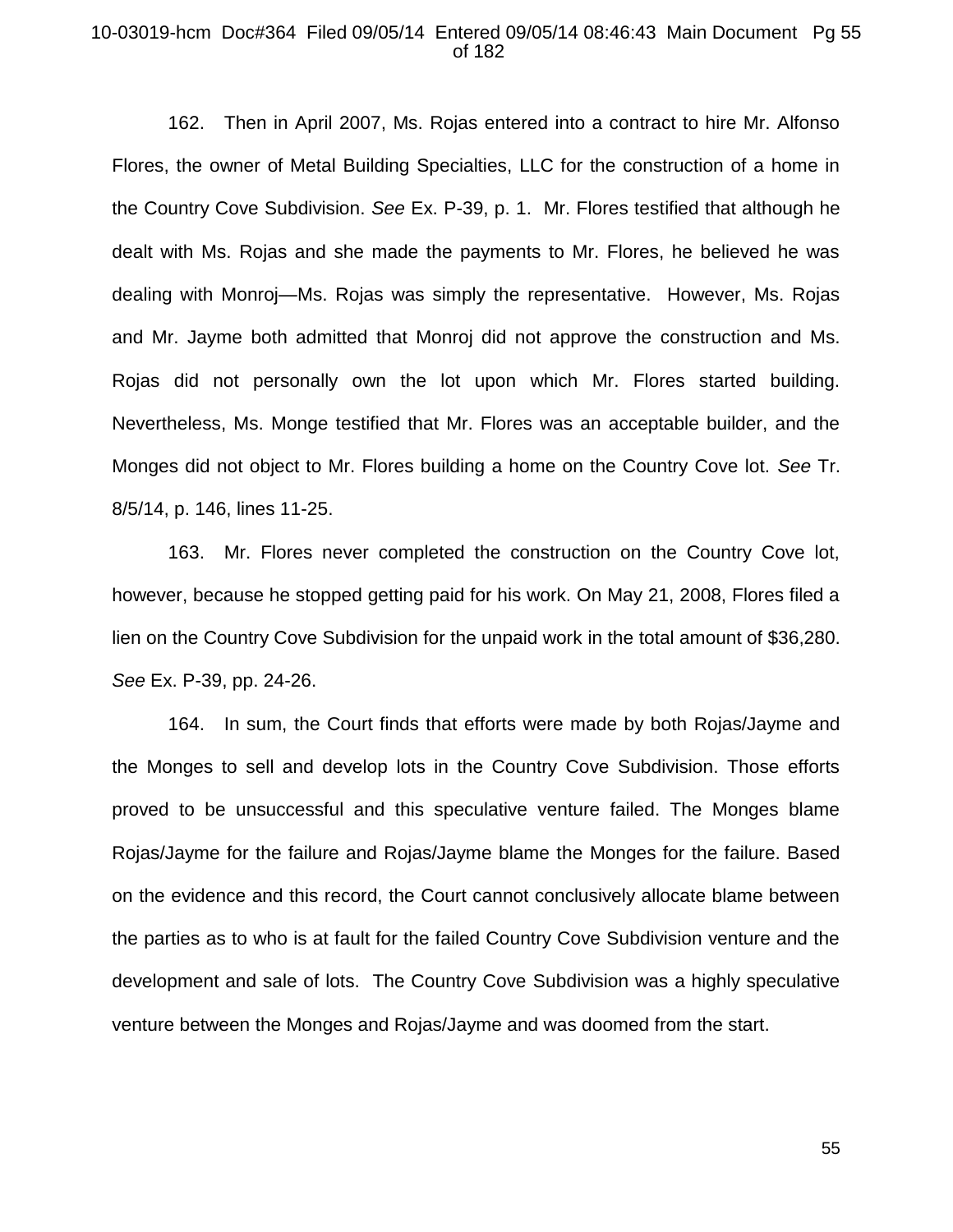162. Then in April 2007, Ms. Rojas entered into a contract to hire Mr. Alfonso Flores, the owner of Metal Building Specialties, LLC for the construction of a home in the Country Cove Subdivision. *See* Ex. P-39, p. 1. Mr. Flores testified that although he dealt with Ms. Rojas and she made the payments to Mr. Flores, he believed he was dealing with Monroj—Ms. Rojas was simply the representative. However, Ms. Rojas and Mr. Jayme both admitted that Monroj did not approve the construction and Ms. Rojas did not personally own the lot upon which Mr. Flores started building. Nevertheless, Ms. Monge testified that Mr. Flores was an acceptable builder, and the Monges did not object to Mr. Flores building a home on the Country Cove lot. *See* Tr. 8/5/14, p. 146, lines 11-25.

163. Mr. Flores never completed the construction on the Country Cove lot, however, because he stopped getting paid for his work. On May 21, 2008, Flores filed a lien on the Country Cove Subdivision for the unpaid work in the total amount of $36,280. *See* Ex. P-39, pp. 24-26.

164. In sum, the Court finds that efforts were made by both Rojas/Jayme and the Monges to sell and develop lots in the Country Cove Subdivision. Those efforts proved to be unsuccessful and this speculative venture failed. The Monges blame Rojas/Jayme for the failure and Rojas/Jayme blame the Monges for the failure. Based on the evidence and this record, the Court cannot conclusively allocate blame between the parties as to who is at fault for the failed Country Cove Subdivision venture and the development and sale of lots. The Country Cove Subdivision was a highly speculative venture between the Monges and Rojas/Jayme and was doomed from the start.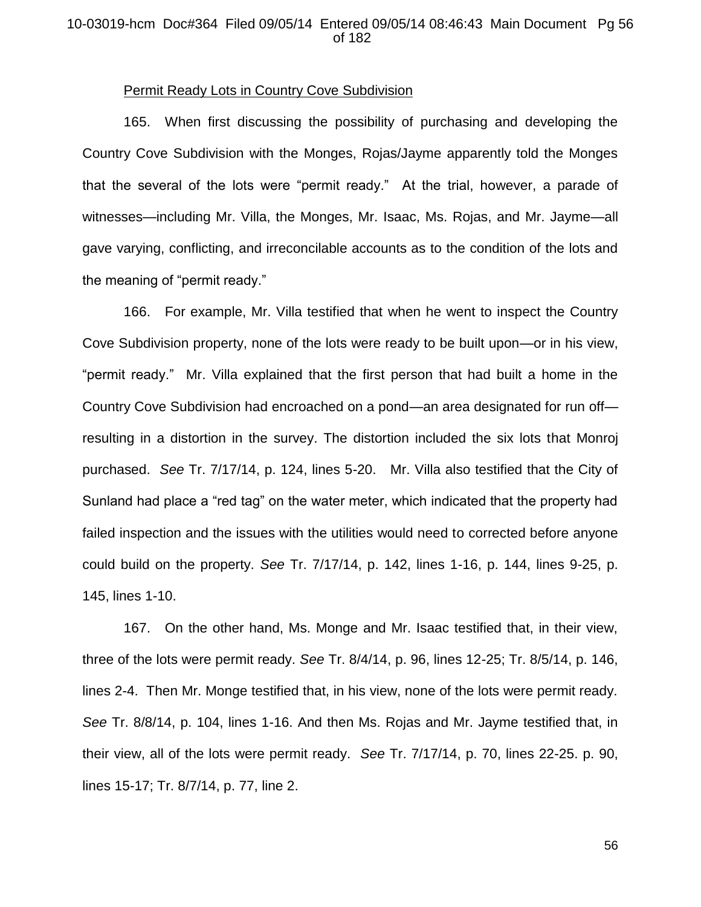Permit Ready Lots in Country Cove Subdivision

165. When first discussing the possibility of purchasing and developing the Country Cove Subdivision with the Monges, Rojas/Jayme apparently told the Monges that the several of the lots were "permit ready." At the trial, however, a parade of witnesses—including Mr. Villa, the Monges, Mr. Isaac, Ms. Rojas, and Mr. Jayme—all gave varying, conflicting, and irreconcilable accounts as to the condition of the lots and the meaning of "permit ready."

166. For example, Mr. Villa testified that when he went to inspect the Country Cove Subdivision property, none of the lots were ready to be built upon—or in his view, "permit ready." Mr. Villa explained that the first person that had built a home in the Country Cove Subdivision had encroached on a pond—an area designated for run off—resulting in a distortion in the survey. The distortion included the six lots that Monroj purchased. *See* Tr. 7/17/14, p. 124, lines 5-20. Mr. Villa also testified that the City of Sunland had place a "red tag" on the water meter, which indicated that the property had failed inspection and the issues with the utilities would need to corrected before anyone could build on the property. *See* Tr. 7/17/14, p. 142, lines 1-16, p. 144, lines 9-25, p. 145, lines 1-10.

167. On the other hand, Ms. Monge and Mr. Isaac testified that, in their view, three of the lots were permit ready. *See* Tr. 8/4/14, p. 96, lines 12-25; Tr. 8/5/14, p. 146, lines 2-4. Then Mr. Monge testified that, in his view, none of the lots were permit ready. *See* Tr. 8/8/14, p. 104, lines 1-16. And then Ms. Rojas and Mr. Jayme testified that, in their view, all of the lots were permit ready. *See* Tr. 7/17/14, p. 70, lines 22-25. p. 90, lines 15-17; Tr. 8/7/14, p. 77, line 2.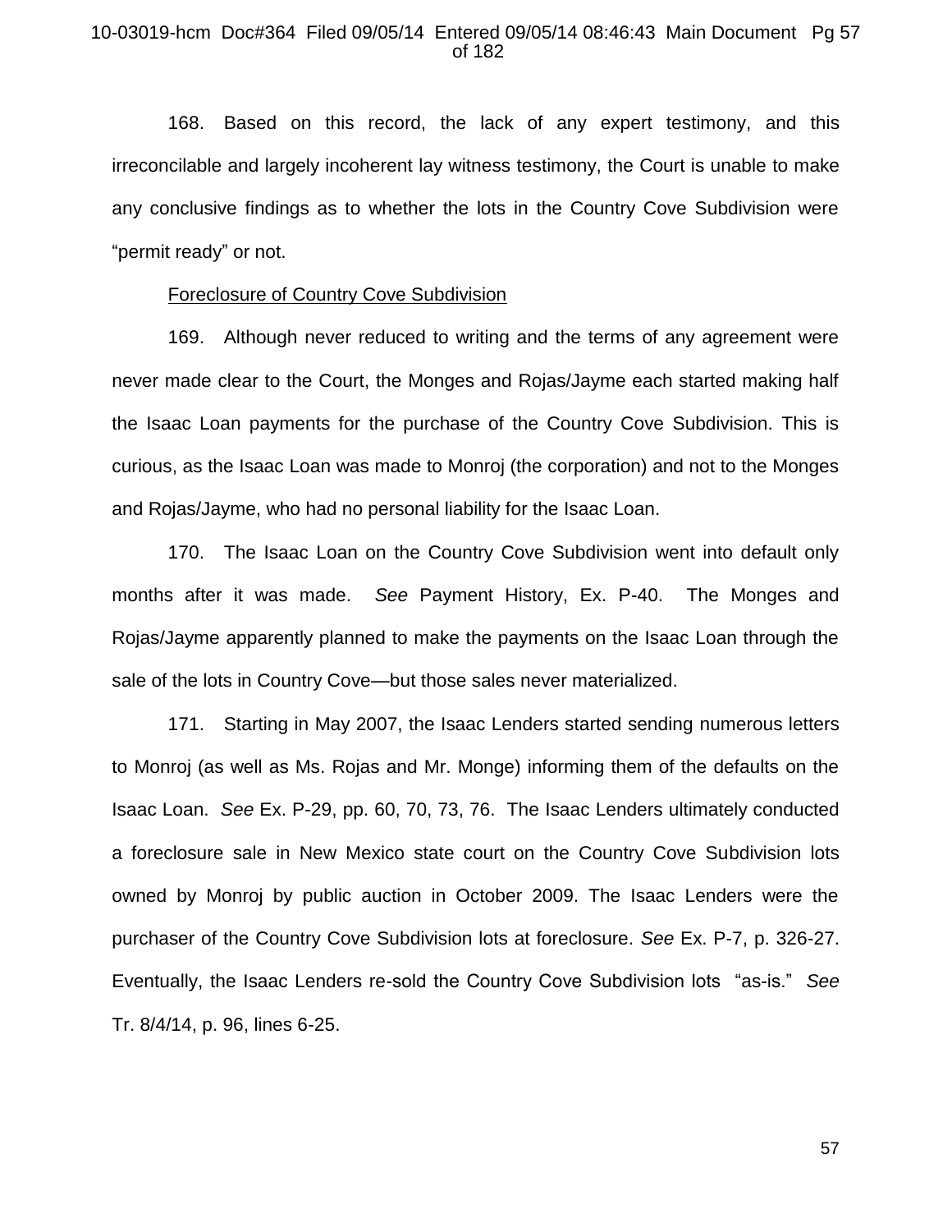168. Based on this record, the lack of any expert testimony, and this irreconcilable and largely incoherent lay witness testimony, the Court is unable to make any conclusive findings as to whether the lots in the Country Cove Subdivision were "permit ready" or not.

<u>Foreclosure of Country Cove Subdivision</u>

169. Although never reduced to writing and the terms of any agreement were never made clear to the Court, the Monges and Rojas/Jayme each started making half the Isaac Loan payments for the purchase of the Country Cove Subdivision. This is curious, as the Isaac Loan was made to Monroj (the corporation) and not to the Monges and Rojas/Jayme, who had no personal liability for the Isaac Loan.

170. The Isaac Loan on the Country Cove Subdivision went into default only months after it was made. *See* Payment History, Ex. P-40. The Monges and Rojas/Jayme apparently planned to make the payments on the Isaac Loan through the sale of the lots in Country Cove—but those sales never materialized.

171. Starting in May 2007, the Isaac Lenders started sending numerous letters to Monroj (as well as Ms. Rojas and Mr. Monge) informing them of the defaults on the Isaac Loan. *See* Ex. P-29, pp. 60, 70, 73, 76. The Isaac Lenders ultimately conducted a foreclosure sale in New Mexico state court on the Country Cove Subdivision lots owned by Monroj by public auction in October 2009. The Isaac Lenders were the purchaser of the Country Cove Subdivision lots at foreclosure. *See* Ex. P-7, p. 326-27. Eventually, the Isaac Lenders re-sold the Country Cove Subdivision lots "as-is." *See* Tr. 8/4/14, p. 96, lines 6-25.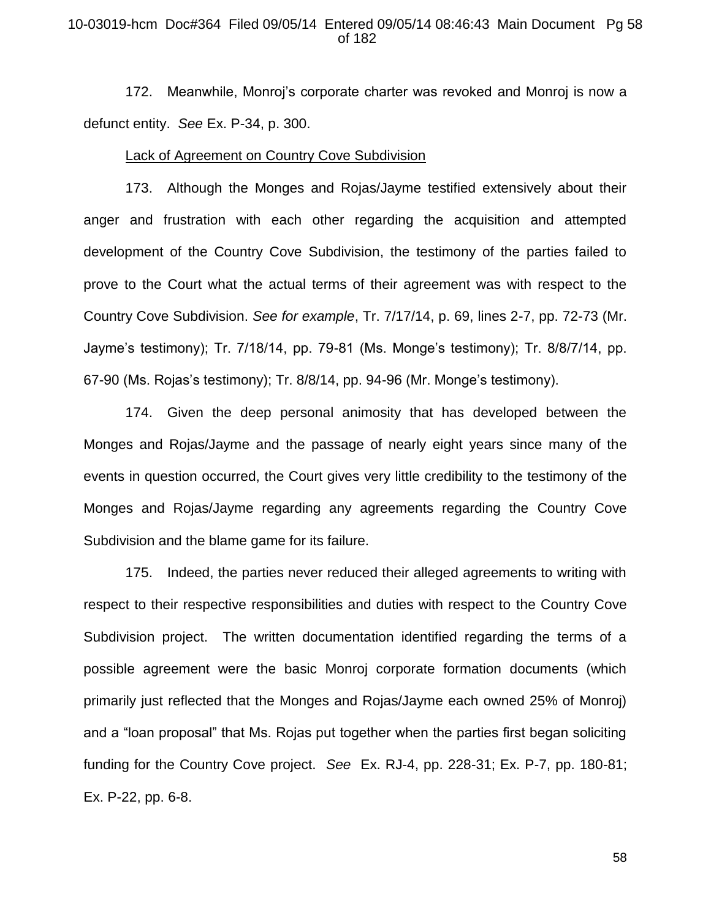172. Meanwhile, Monroj's corporate charter was revoked and Monroj is now a defunct entity. *See* Ex. P-34, p. 300.

<u>Lack of Agreement on Country Cove Subdivision</u>

173. Although the Monges and Rojas/Jayme testified extensively about their anger and frustration with each other regarding the acquisition and attempted development of the Country Cove Subdivision, the testimony of the parties failed to prove to the Court what the actual terms of their agreement was with respect to the Country Cove Subdivision. *See for example*, Tr. 7/17/14, p. 69, lines 2-7, pp. 72-73 (Mr. Jayme's testimony); Tr. 7/18/14, pp. 79-81 (Ms. Monge's testimony); Tr. 8/8/7/14, pp. 67-90 (Ms. Rojas's testimony); Tr. 8/8/14, pp. 94-96 (Mr. Monge's testimony).

174. Given the deep personal animosity that has developed between the Monges and Rojas/Jayme and the passage of nearly eight years since many of the events in question occurred, the Court gives very little credibility to the testimony of the Monges and Rojas/Jayme regarding any agreements regarding the Country Cove Subdivision and the blame game for its failure.

175. Indeed, the parties never reduced their alleged agreements to writing with respect to their respective responsibilities and duties with respect to the Country Cove Subdivision project. The written documentation identified regarding the terms of a possible agreement were the basic Monroj corporate formation documents (which primarily just reflected that the Monges and Rojas/Jayme each owned 25% of Monroj) and a "loan proposal" that Ms. Rojas put together when the parties first began soliciting funding for the Country Cove project. *See* Ex. RJ-4, pp. 228-31; Ex. P-7, pp. 180-81; Ex. P-22, pp. 6-8.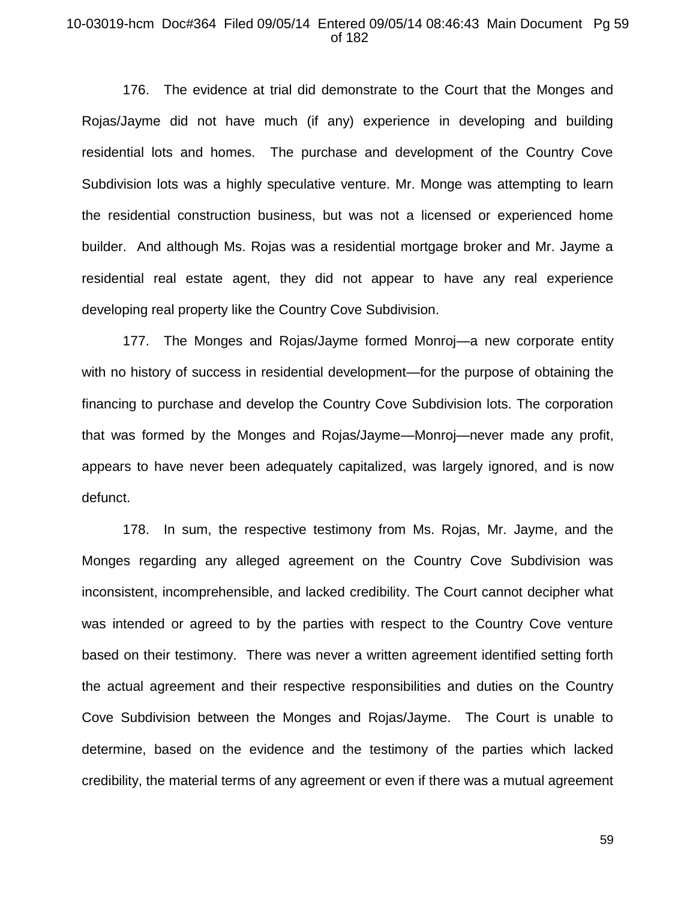176. The evidence at trial did demonstrate to the Court that the Monges and Rojas/Jayme did not have much (if any) experience in developing and building residential lots and homes. The purchase and development of the Country Cove Subdivision lots was a highly speculative venture. Mr. Monge was attempting to learn the residential construction business, but was not a licensed or experienced home builder. And although Ms. Rojas was a residential mortgage broker and Mr. Jayme a residential real estate agent, they did not appear to have any real experience developing real property like the Country Cove Subdivision.

177. The Monges and Rojas/Jayme formed Monroj—a new corporate entity with no history of success in residential development—for the purpose of obtaining the financing to purchase and develop the Country Cove Subdivision lots. The corporation that was formed by the Monges and Rojas/Jayme—Monroj—never made any profit, appears to have never been adequately capitalized, was largely ignored, and is now defunct.

178. In sum, the respective testimony from Ms. Rojas, Mr. Jayme, and the Monges regarding any alleged agreement on the Country Cove Subdivision was inconsistent, incomprehensible, and lacked credibility. The Court cannot decipher what was intended or agreed to by the parties with respect to the Country Cove venture based on their testimony. There was never a written agreement identified setting forth the actual agreement and their respective responsibilities and duties on the Country Cove Subdivision between the Monges and Rojas/Jayme. The Court is unable to determine, based on the evidence and the testimony of the parties which lacked credibility, the material terms of any agreement or even if there was a mutual agreement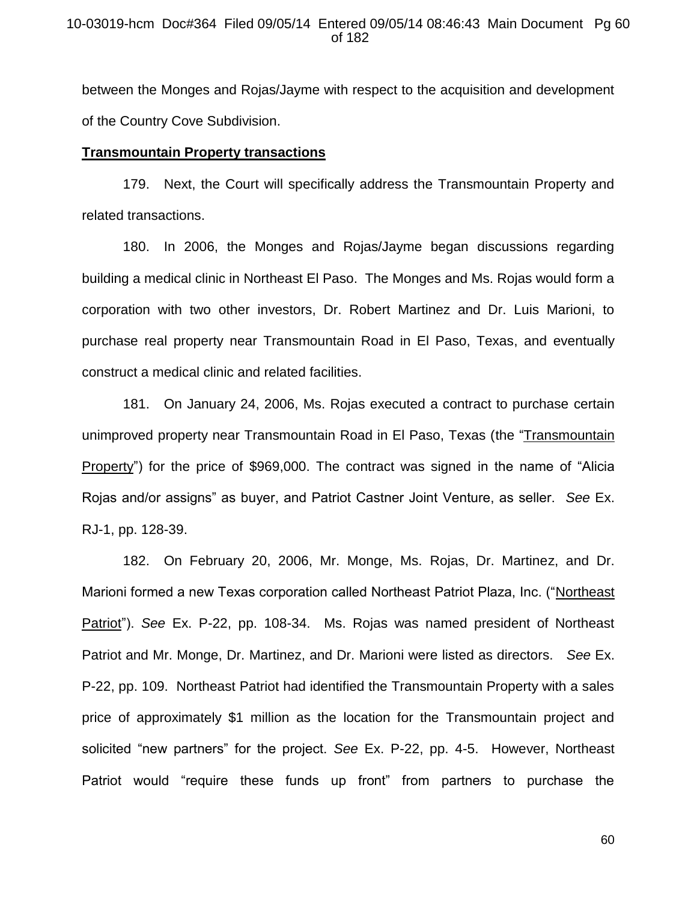between the Monges and Rojas/Jayme with respect to the acquisition and development of the Country Cove Subdivision.

**Transmountain Property transactions**

179. Next, the Court will specifically address the Transmountain Property and related transactions.

180. In 2006, the Monges and Rojas/Jayme began discussions regarding building a medical clinic in Northeast El Paso. The Monges and Ms. Rojas would form a corporation with two other investors, Dr. Robert Martinez and Dr. Luis Marioni, to purchase real property near Transmountain Road in El Paso, Texas, and eventually construct a medical clinic and related facilities.

181. On January 24, 2006, Ms. Rojas executed a contract to purchase certain unimproved property near Transmountain Road in El Paso, Texas (the "Transmountain Property") for the price of $969,000. The contract was signed in the name of "Alicia Rojas and/or assigns" as buyer, and Patriot Castner Joint Venture, as seller. *See* Ex. RJ-1, pp. 128-39.

182. On February 20, 2006, Mr. Monge, Ms. Rojas, Dr. Martinez, and Dr. Marioni formed a new Texas corporation called Northeast Patriot Plaza, Inc. ("Northeast Patriot"). *See* Ex. P-22, pp. 108-34. Ms. Rojas was named president of Northeast Patriot and Mr. Monge, Dr. Martinez, and Dr. Marioni were listed as directors. *See* Ex. P-22, pp. 109. Northeast Patriot had identified the Transmountain Property with a sales price of approximately $1 million as the location for the Transmountain project and solicited "new partners" for the project. *See* Ex. P-22, pp. 4-5. However, Northeast Patriot would "require these funds up front" from partners to purchase the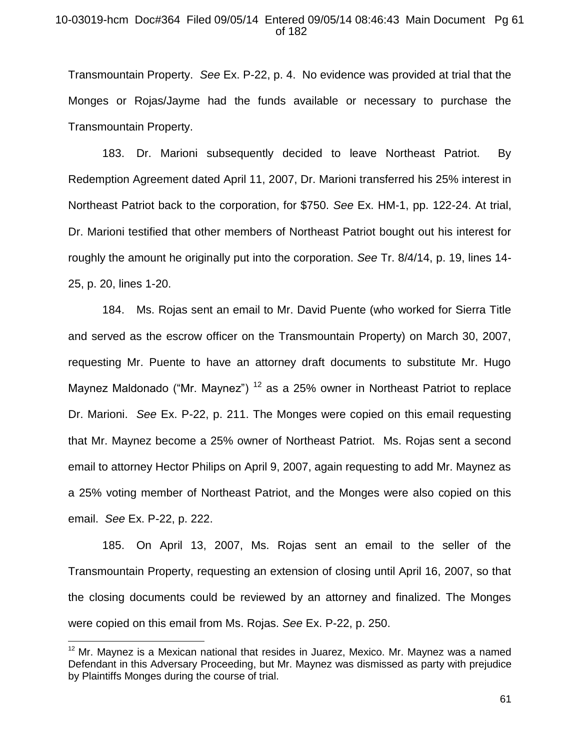Transmountain Property. *See* Ex. P-22, p. 4. No evidence was provided at trial that the Monges or Rojas/Jayme had the funds available or necessary to purchase the Transmountain Property.

183. Dr. Marioni subsequently decided to leave Northeast Patriot. By Redemption Agreement dated April 11, 2007, Dr. Marioni transferred his 25% interest in Northeast Patriot back to the corporation, for $750. *See* Ex. HM-1, pp. 122-24. At trial, Dr. Marioni testified that other members of Northeast Patriot bought out his interest for roughly the amount he originally put into the corporation. *See* Tr. 8/4/14, p. 19, lines 14-25, p. 20, lines 1-20.

184. Ms. Rojas sent an email to Mr. David Puente (who worked for Sierra Title and served as the escrow officer on the Transmountain Property) on March 30, 2007, requesting Mr. Puente to have an attorney draft documents to substitute Mr. Hugo Maynez Maldonado ("Mr. Maynez") [12] as a 25% owner in Northeast Patriot to replace Dr. Marioni. *See* Ex. P-22, p. 211. The Monges were copied on this email requesting that Mr. Maynez become a 25% owner of Northeast Patriot. Ms. Rojas sent a second email to attorney Hector Philips on April 9, 2007, again requesting to add Mr. Maynez as a 25% voting member of Northeast Patriot, and the Monges were also copied on this email. *See* Ex. P-22, p. 222.

185. On April 13, 2007, Ms. Rojas sent an email to the seller of the Transmountain Property, requesting an extension of closing until April 16, 2007, so that the closing documents could be reviewed by an attorney and finalized. The Monges were copied on this email from Ms. Rojas. *See* Ex. P-22, p. 250.

---

[12] Mr. Maynez is a Mexican national that resides in Juarez, Mexico. Mr. Maynez was a named Defendant in this Adversary Proceeding, but Mr. Maynez was dismissed as party with prejudice by Plaintiffs Monges during the course of trial.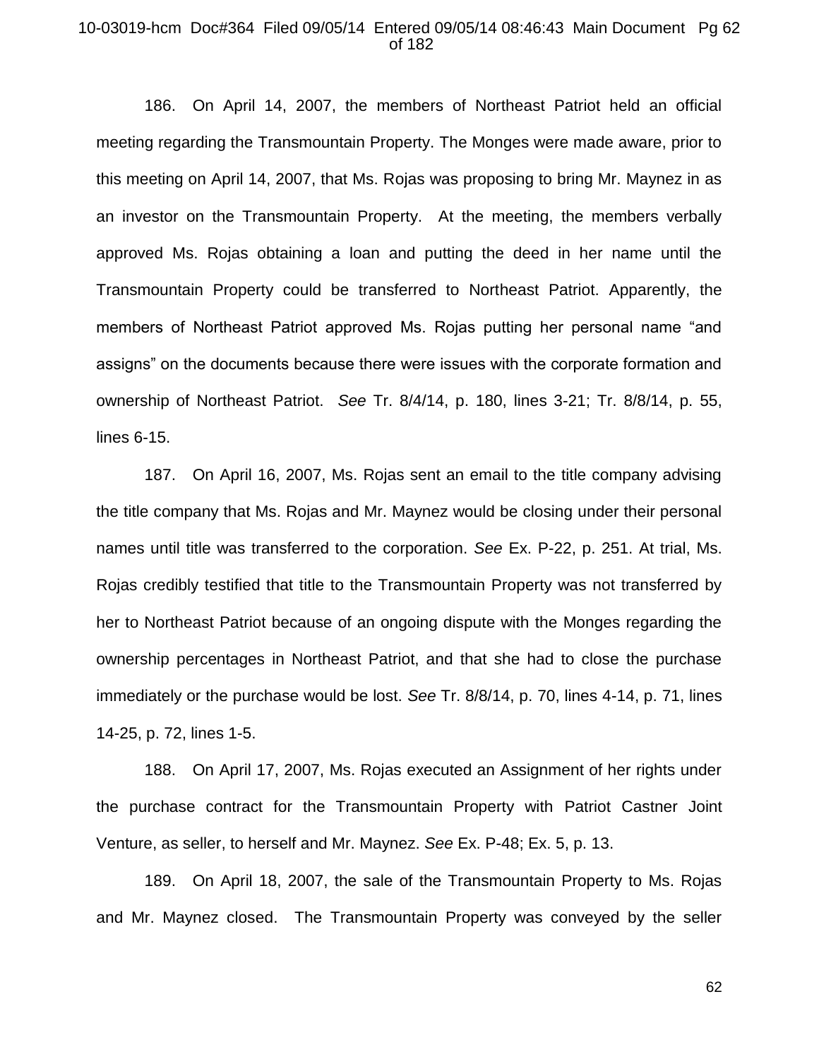186. On April 14, 2007, the members of Northeast Patriot held an official meeting regarding the Transmountain Property. The Monges were made aware, prior to this meeting on April 14, 2007, that Ms. Rojas was proposing to bring Mr. Maynez in as an investor on the Transmountain Property. At the meeting, the members verbally approved Ms. Rojas obtaining a loan and putting the deed in her name until the Transmountain Property could be transferred to Northeast Patriot. Apparently, the members of Northeast Patriot approved Ms. Rojas putting her personal name "and assigns" on the documents because there were issues with the corporate formation and ownership of Northeast Patriot. *See* Tr. 8/4/14, p. 180, lines 3-21; Tr. 8/8/14, p. 55, lines 6-15.

187. On April 16, 2007, Ms. Rojas sent an email to the title company advising the title company that Ms. Rojas and Mr. Maynez would be closing under their personal names until title was transferred to the corporation. *See* Ex. P-22, p. 251. At trial, Ms. Rojas credibly testified that title to the Transmountain Property was not transferred by her to Northeast Patriot because of an ongoing dispute with the Monges regarding the ownership percentages in Northeast Patriot, and that she had to close the purchase immediately or the purchase would be lost. *See* Tr. 8/8/14, p. 70, lines 4-14, p. 71, lines 14-25, p. 72, lines 1-5.

188. On April 17, 2007, Ms. Rojas executed an Assignment of her rights under the purchase contract for the Transmountain Property with Patriot Castner Joint Venture, as seller, to herself and Mr. Maynez. *See* Ex. P-48; Ex. 5, p. 13.

189. On April 18, 2007, the sale of the Transmountain Property to Ms. Rojas and Mr. Maynez closed. The Transmountain Property was conveyed by the seller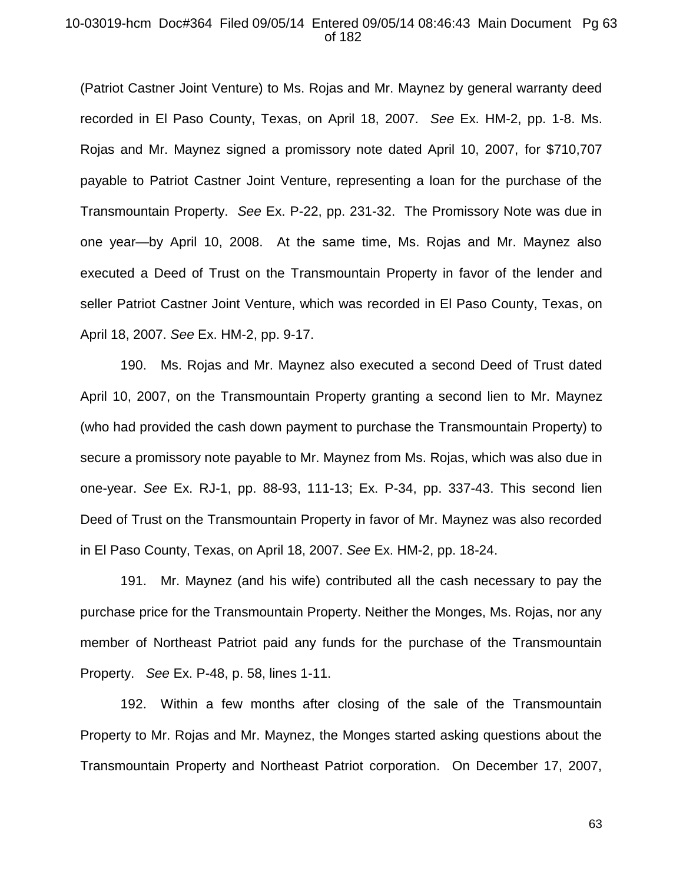(Patriot Castner Joint Venture) to Ms. Rojas and Mr. Maynez by general warranty deed recorded in El Paso County, Texas, on April 18, 2007. *See* Ex. HM-2, pp. 1-8. Ms. Rojas and Mr. Maynez signed a promissory note dated April 10, 2007, for $710,707 payable to Patriot Castner Joint Venture, representing a loan for the purchase of the Transmountain Property. *See* Ex. P-22, pp. 231-32. The Promissory Note was due in one year—by April 10, 2008. At the same time, Ms. Rojas and Mr. Maynez also executed a Deed of Trust on the Transmountain Property in favor of the lender and seller Patriot Castner Joint Venture, which was recorded in El Paso County, Texas, on April 18, 2007. *See* Ex. HM-2, pp. 9-17.

190. Ms. Rojas and Mr. Maynez also executed a second Deed of Trust dated April 10, 2007, on the Transmountain Property granting a second lien to Mr. Maynez (who had provided the cash down payment to purchase the Transmountain Property) to secure a promissory note payable to Mr. Maynez from Ms. Rojas, which was also due in one-year. *See* Ex. RJ-1, pp. 88-93, 111-13; Ex. P-34, pp. 337-43. This second lien Deed of Trust on the Transmountain Property in favor of Mr. Maynez was also recorded in El Paso County, Texas, on April 18, 2007. *See* Ex. HM-2, pp. 18-24.

191. Mr. Maynez (and his wife) contributed all the cash necessary to pay the purchase price for the Transmountain Property. Neither the Monges, Ms. Rojas, nor any member of Northeast Patriot paid any funds for the purchase of the Transmountain Property. *See* Ex. P-48, p. 58, lines 1-11.

192. Within a few months after closing of the sale of the Transmountain Property to Mr. Rojas and Mr. Maynez, the Monges started asking questions about the Transmountain Property and Northeast Patriot corporation. On December 17, 2007,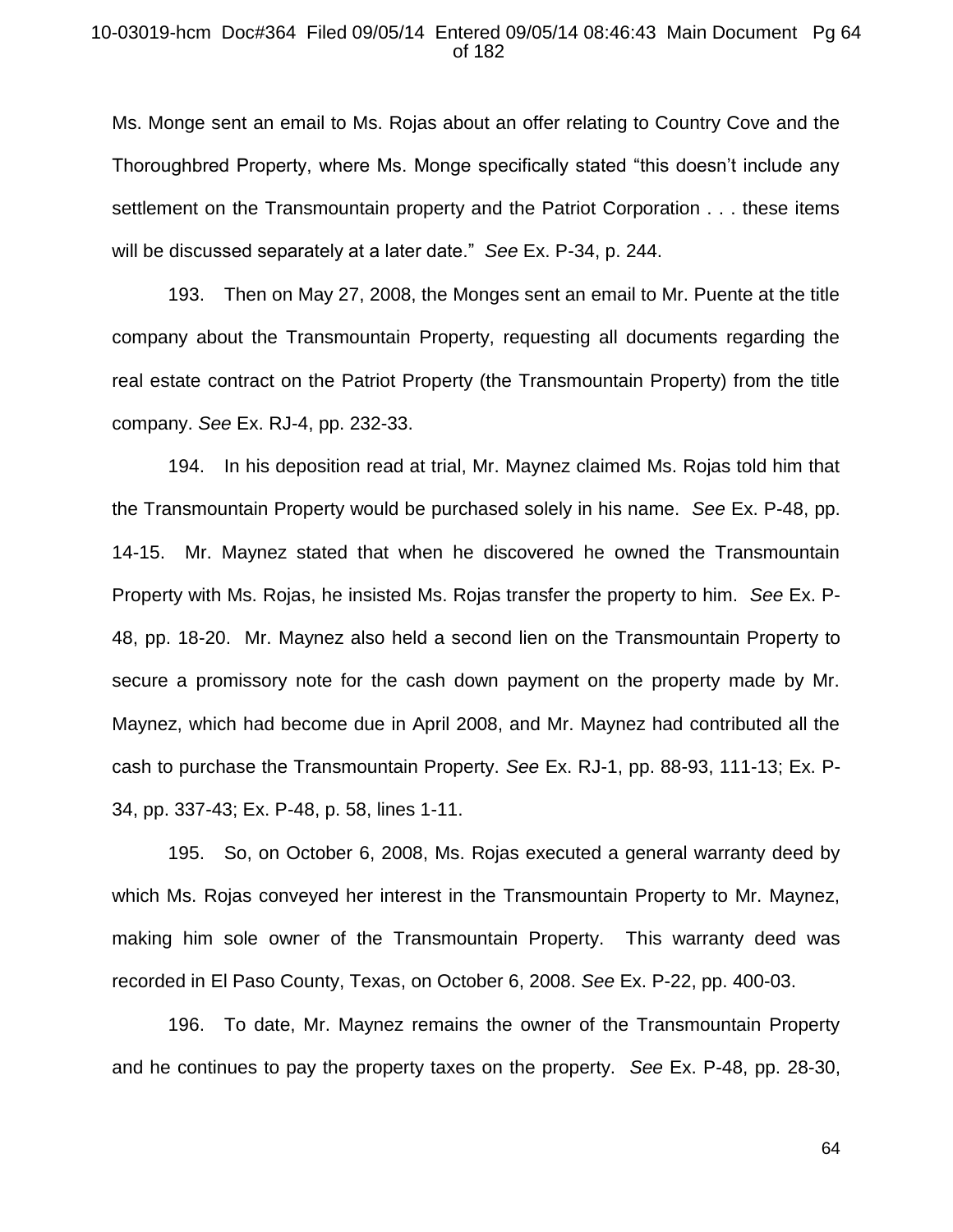Ms. Monge sent an email to Ms. Rojas about an offer relating to Country Cove and the Thoroughbred Property, where Ms. Monge specifically stated "this doesn't include any settlement on the Transmountain property and the Patriot Corporation . . . these items will be discussed separately at a later date." *See* Ex. P-34, p. 244.

193. Then on May 27, 2008, the Monges sent an email to Mr. Puente at the title company about the Transmountain Property, requesting all documents regarding the real estate contract on the Patriot Property (the Transmountain Property) from the title company. *See* Ex. RJ-4, pp. 232-33.

194. In his deposition read at trial, Mr. Maynez claimed Ms. Rojas told him that the Transmountain Property would be purchased solely in his name. *See* Ex. P-48, pp. 14-15. Mr. Maynez stated that when he discovered he owned the Transmountain Property with Ms. Rojas, he insisted Ms. Rojas transfer the property to him. *See* Ex. P-48, pp. 18-20. Mr. Maynez also held a second lien on the Transmountain Property to secure a promissory note for the cash down payment on the property made by Mr. Maynez, which had become due in April 2008, and Mr. Maynez had contributed all the cash to purchase the Transmountain Property. *See* Ex. RJ-1, pp. 88-93, 111-13; Ex. P-34, pp. 337-43; Ex. P-48, p. 58, lines 1-11.

195. So, on October 6, 2008, Ms. Rojas executed a general warranty deed by which Ms. Rojas conveyed her interest in the Transmountain Property to Mr. Maynez, making him sole owner of the Transmountain Property. This warranty deed was recorded in El Paso County, Texas, on October 6, 2008. *See* Ex. P-22, pp. 400-03.

196. To date, Mr. Maynez remains the owner of the Transmountain Property and he continues to pay the property taxes on the property. *See* Ex. P-48, pp. 28-30,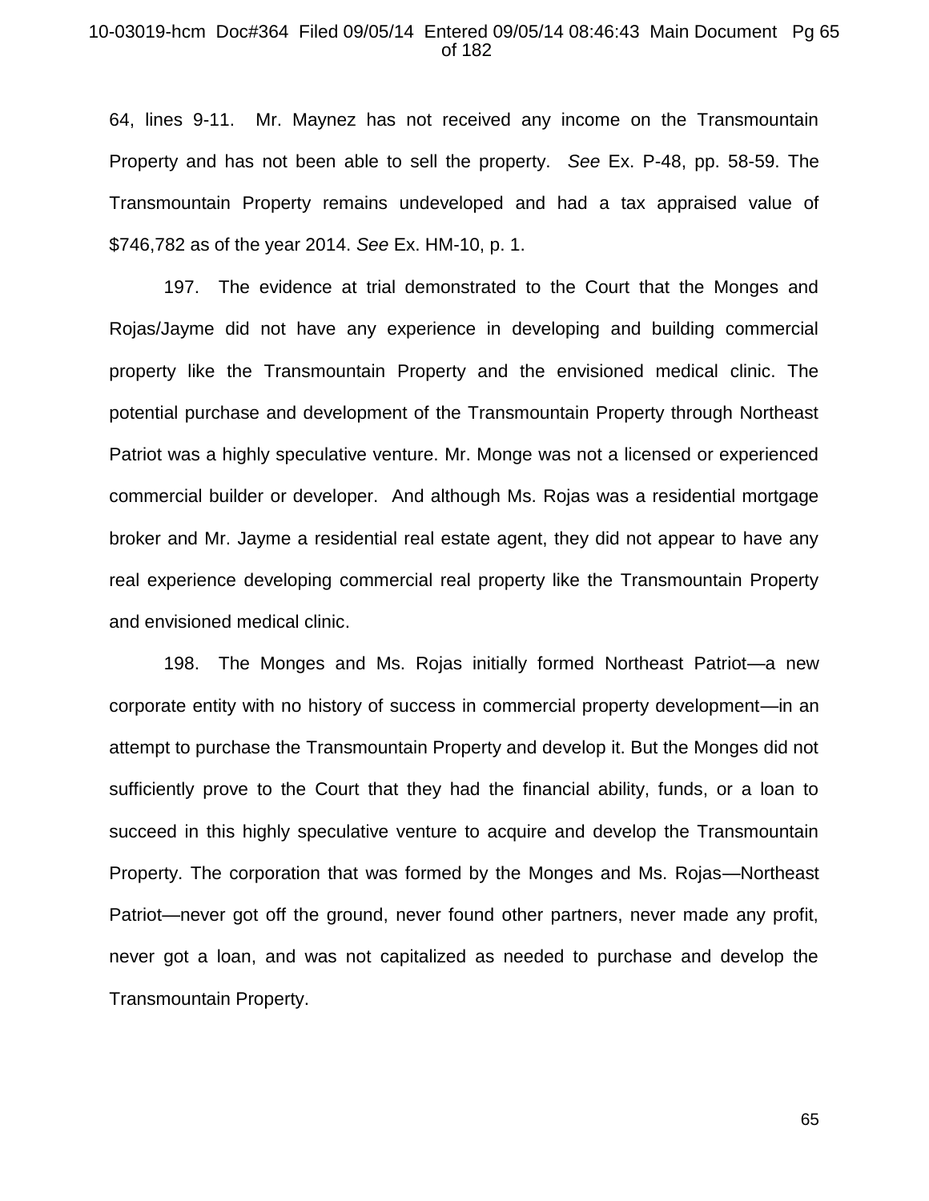64, lines 9-11. Mr. Maynez has not received any income on the Transmountain Property and has not been able to sell the property. *See* Ex. P-48, pp. 58-59. The Transmountain Property remains undeveloped and had a tax appraised value of $746,782 as of the year 2014. *See* Ex. HM-10, p. 1.

197. The evidence at trial demonstrated to the Court that the Monges and Rojas/Jayme did not have any experience in developing and building commercial property like the Transmountain Property and the envisioned medical clinic. The potential purchase and development of the Transmountain Property through Northeast Patriot was a highly speculative venture. Mr. Monge was not a licensed or experienced commercial builder or developer. And although Ms. Rojas was a residential mortgage broker and Mr. Jayme a residential real estate agent, they did not appear to have any real experience developing commercial real property like the Transmountain Property and envisioned medical clinic.

198. The Monges and Ms. Rojas initially formed Northeast Patriot—a new corporate entity with no history of success in commercial property development—in an attempt to purchase the Transmountain Property and develop it. But the Monges did not sufficiently prove to the Court that they had the financial ability, funds, or a loan to succeed in this highly speculative venture to acquire and develop the Transmountain Property. The corporation that was formed by the Monges and Ms. Rojas—Northeast Patriot—never got off the ground, never found other partners, never made any profit, never got a loan, and was not capitalized as needed to purchase and develop the Transmountain Property.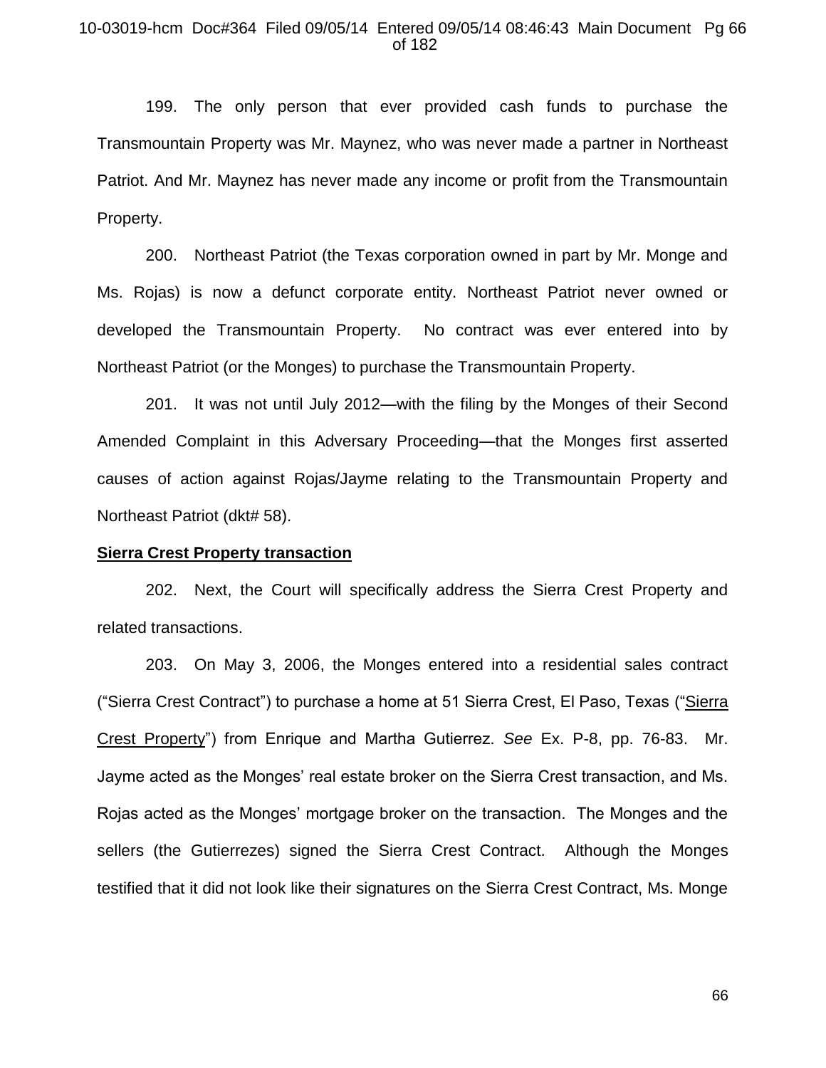199. The only person that ever provided cash funds to purchase the Transmountain Property was Mr. Maynez, who was never made a partner in Northeast Patriot. And Mr. Maynez has never made any income or profit from the Transmountain Property.

200. Northeast Patriot (the Texas corporation owned in part by Mr. Monge and Ms. Rojas) is now a defunct corporate entity. Northeast Patriot never owned or developed the Transmountain Property. No contract was ever entered into by Northeast Patriot (or the Monges) to purchase the Transmountain Property.

201. It was not until July 2012—with the filing by the Monges of their Second Amended Complaint in this Adversary Proceeding—that the Monges first asserted causes of action against Rojas/Jayme relating to the Transmountain Property and Northeast Patriot (dkt# 58).

**<u>Sierra Crest Property transaction</u>**

202. Next, the Court will specifically address the Sierra Crest Property and related transactions.

203. On May 3, 2006, the Monges entered into a residential sales contract ("Sierra Crest Contract") to purchase a home at 51 Sierra Crest, El Paso, Texas ("<u>Sierra Crest Property</u>") from Enrique and Martha Gutierrez. *See* Ex. P-8, pp. 76-83. Mr. Jayme acted as the Monges' real estate broker on the Sierra Crest transaction, and Ms. Rojas acted as the Monges' mortgage broker on the transaction. The Monges and the sellers (the Gutierrezes) signed the Sierra Crest Contract. Although the Monges testified that it did not look like their signatures on the Sierra Crest Contract, Ms. Monge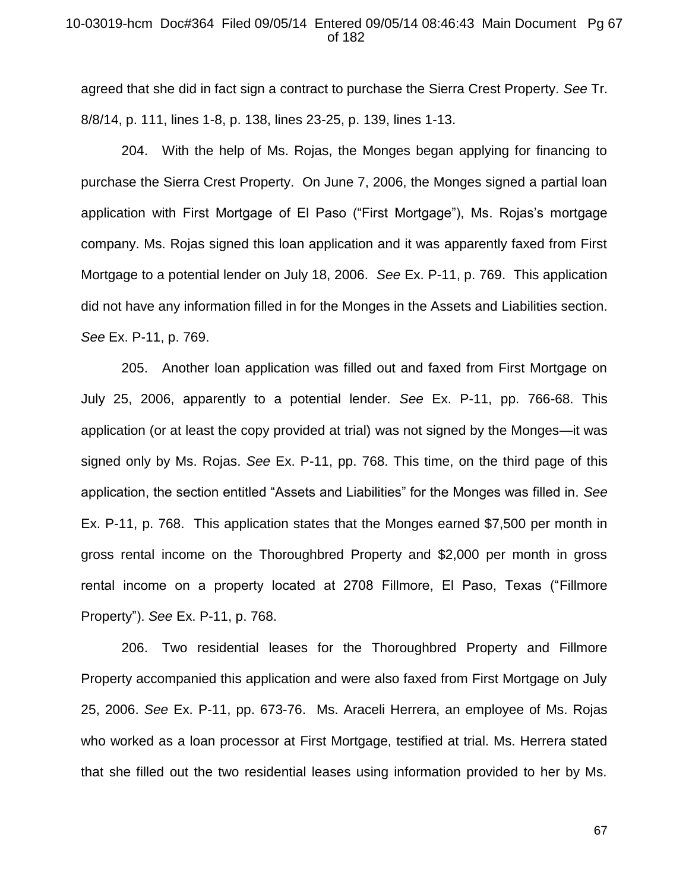agreed that she did in fact sign a contract to purchase the Sierra Crest Property. *See* Tr. 8/8/14, p. 111, lines 1-8, p. 138, lines 23-25, p. 139, lines 1-13.

204. With the help of Ms. Rojas, the Monges began applying for financing to purchase the Sierra Crest Property. On June 7, 2006, the Monges signed a partial loan application with First Mortgage of El Paso ("First Mortgage"), Ms. Rojas's mortgage company. Ms. Rojas signed this loan application and it was apparently faxed from First Mortgage to a potential lender on July 18, 2006. *See* Ex. P-11, p. 769. This application did not have any information filled in for the Monges in the Assets and Liabilities section. *See* Ex. P-11, p. 769.

205. Another loan application was filled out and faxed from First Mortgage on July 25, 2006, apparently to a potential lender. *See* Ex. P-11, pp. 766-68. This application (or at least the copy provided at trial) was not signed by the Monges—it was signed only by Ms. Rojas. *See* Ex. P-11, pp. 768. This time, on the third page of this application, the section entitled "Assets and Liabilities" for the Monges was filled in. *See* Ex. P-11, p. 768. This application states that the Monges earned $7,500 per month in gross rental income on the Thoroughbred Property and $2,000 per month in gross rental income on a property located at 2708 Fillmore, El Paso, Texas ("Fillmore Property"). *See* Ex. P-11, p. 768.

206. Two residential leases for the Thoroughbred Property and Fillmore Property accompanied this application and were also faxed from First Mortgage on July 25, 2006. *See* Ex. P-11, pp. 673-76. Ms. Araceli Herrera, an employee of Ms. Rojas who worked as a loan processor at First Mortgage, testified at trial. Ms. Herrera stated that she filled out the two residential leases using information provided to her by Ms.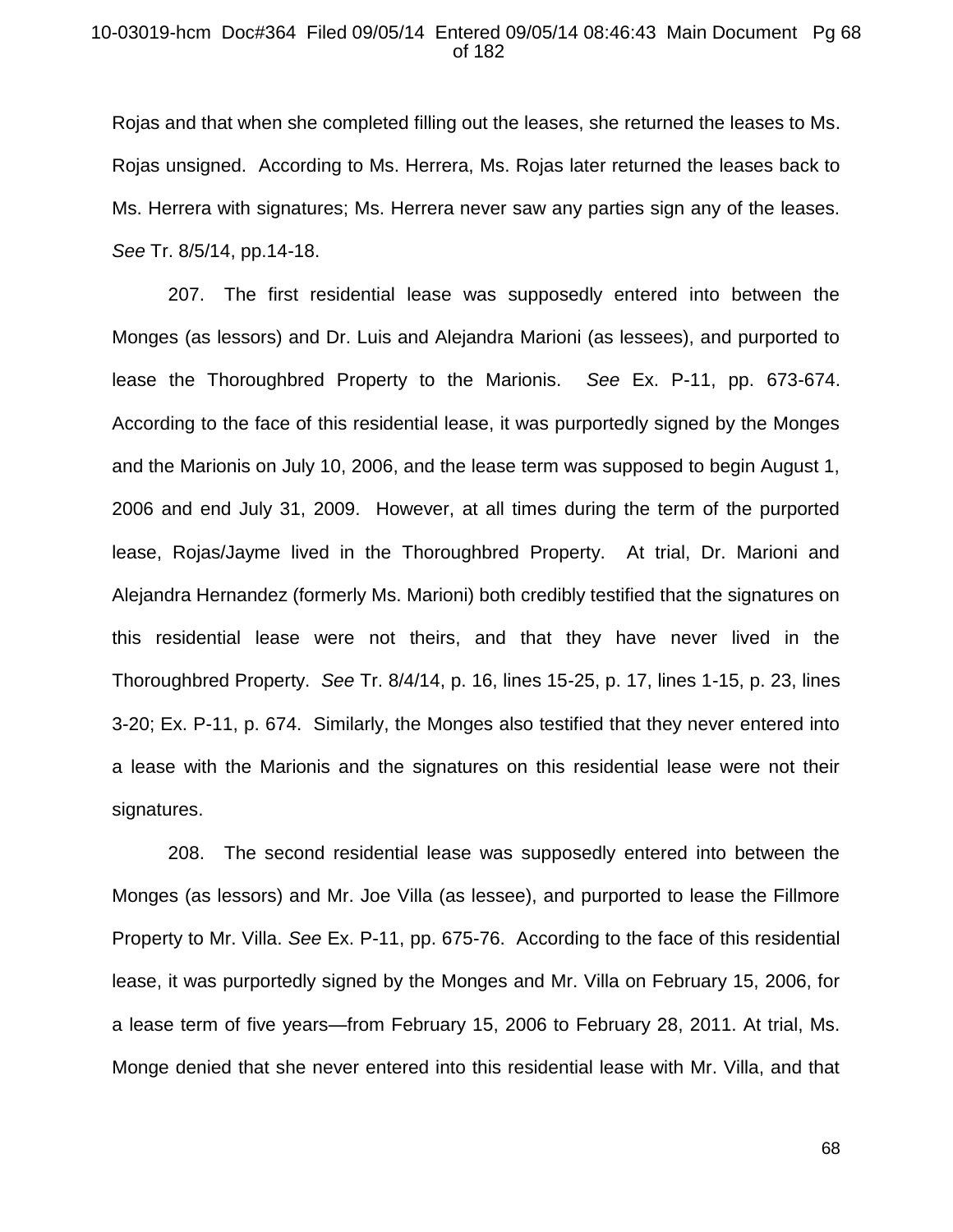Rojas and that when she completed filling out the leases, she returned the leases to Ms. Rojas unsigned. According to Ms. Herrera, Ms. Rojas later returned the leases back to Ms. Herrera with signatures; Ms. Herrera never saw any parties sign any of the leases. *See* Tr. 8/5/14, pp.14-18.

207. The first residential lease was supposedly entered into between the Monges (as lessors) and Dr. Luis and Alejandra Marioni (as lessees), and purported to lease the Thoroughbred Property to the Marionis. *See* Ex. P-11, pp. 673-674. According to the face of this residential lease, it was purportedly signed by the Monges and the Marionis on July 10, 2006, and the lease term was supposed to begin August 1, 2006 and end July 31, 2009. However, at all times during the term of the purported lease, Rojas/Jayme lived in the Thoroughbred Property. At trial, Dr. Marioni and Alejandra Hernandez (formerly Ms. Marioni) both credibly testified that the signatures on this residential lease were not theirs, and that they have never lived in the Thoroughbred Property. *See* Tr. 8/4/14, p. 16, lines 15-25, p. 17, lines 1-15, p. 23, lines 3-20; Ex. P-11, p. 674. Similarly, the Monges also testified that they never entered into a lease with the Marionis and the signatures on this residential lease were not their signatures.

208. The second residential lease was supposedly entered into between the Monges (as lessors) and Mr. Joe Villa (as lessee), and purported to lease the Fillmore Property to Mr. Villa. *See* Ex. P-11, pp. 675-76. According to the face of this residential lease, it was purportedly signed by the Monges and Mr. Villa on February 15, 2006, for a lease term of five years—from February 15, 2006 to February 28, 2011. At trial, Ms. Monge denied that she never entered into this residential lease with Mr. Villa, and that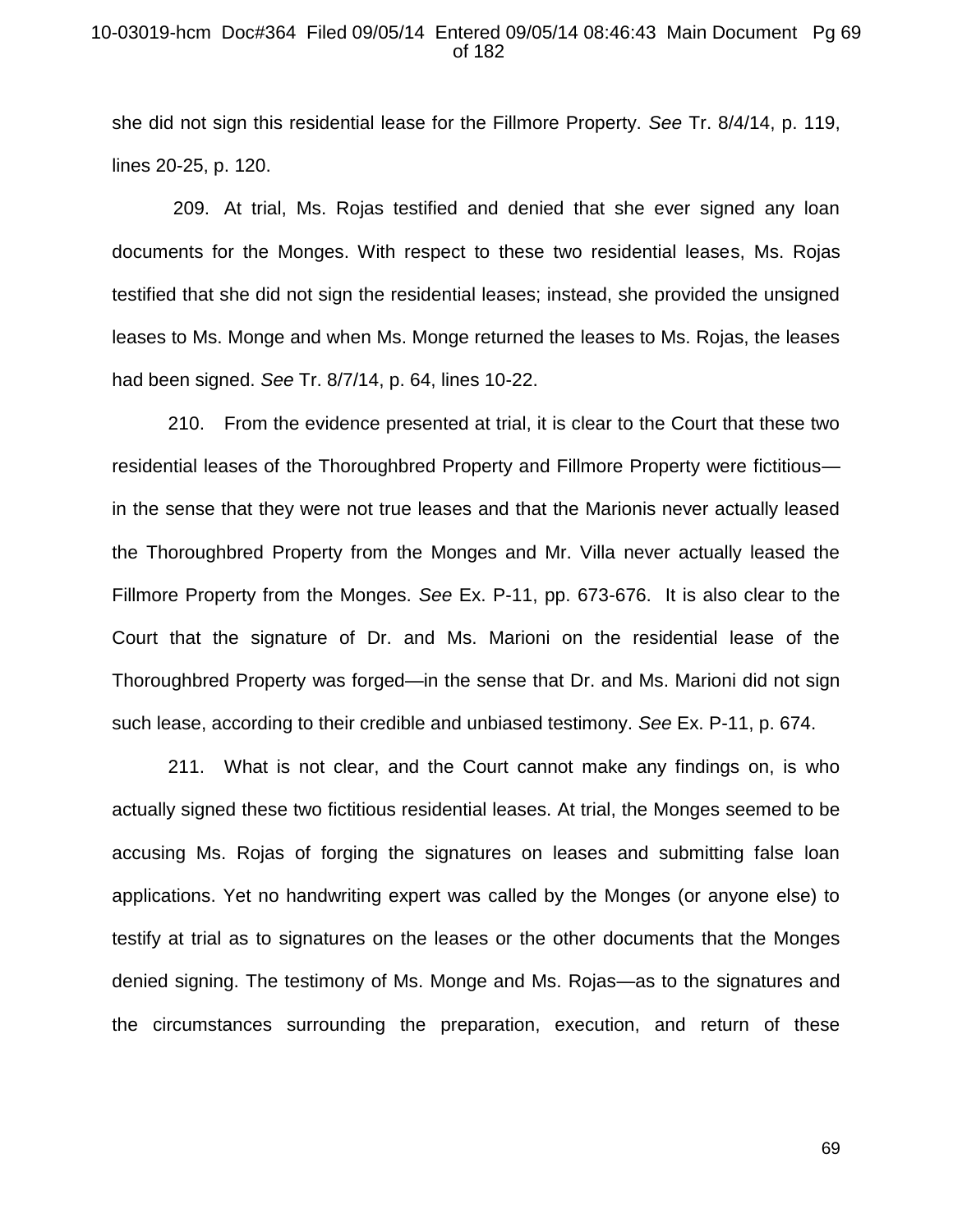she did not sign this residential lease for the Fillmore Property. *See* Tr. 8/4/14, p. 119, lines 20-25, p. 120.

209. At trial, Ms. Rojas testified and denied that she ever signed any loan documents for the Monges. With respect to these two residential leases, Ms. Rojas testified that she did not sign the residential leases; instead, she provided the unsigned leases to Ms. Monge and when Ms. Monge returned the leases to Ms. Rojas, the leases had been signed. *See* Tr. 8/7/14, p. 64, lines 10-22.

210. From the evidence presented at trial, it is clear to the Court that these two residential leases of the Thoroughbred Property and Fillmore Property were fictitious—in the sense that they were not true leases and that the Marionis never actually leased the Thoroughbred Property from the Monges and Mr. Villa never actually leased the Fillmore Property from the Monges. *See* Ex. P-11, pp. 673-676. It is also clear to the Court that the signature of Dr. and Ms. Marioni on the residential lease of the Thoroughbred Property was forged—in the sense that Dr. and Ms. Marioni did not sign such lease, according to their credible and unbiased testimony. *See* Ex. P-11, p. 674.

211. What is not clear, and the Court cannot make any findings on, is who actually signed these two fictitious residential leases. At trial, the Monges seemed to be accusing Ms. Rojas of forging the signatures on leases and submitting false loan applications. Yet no handwriting expert was called by the Monges (or anyone else) to testify at trial as to signatures on the leases or the other documents that the Monges denied signing. The testimony of Ms. Monge and Ms. Rojas—as to the signatures and the circumstances surrounding the preparation, execution, and return of these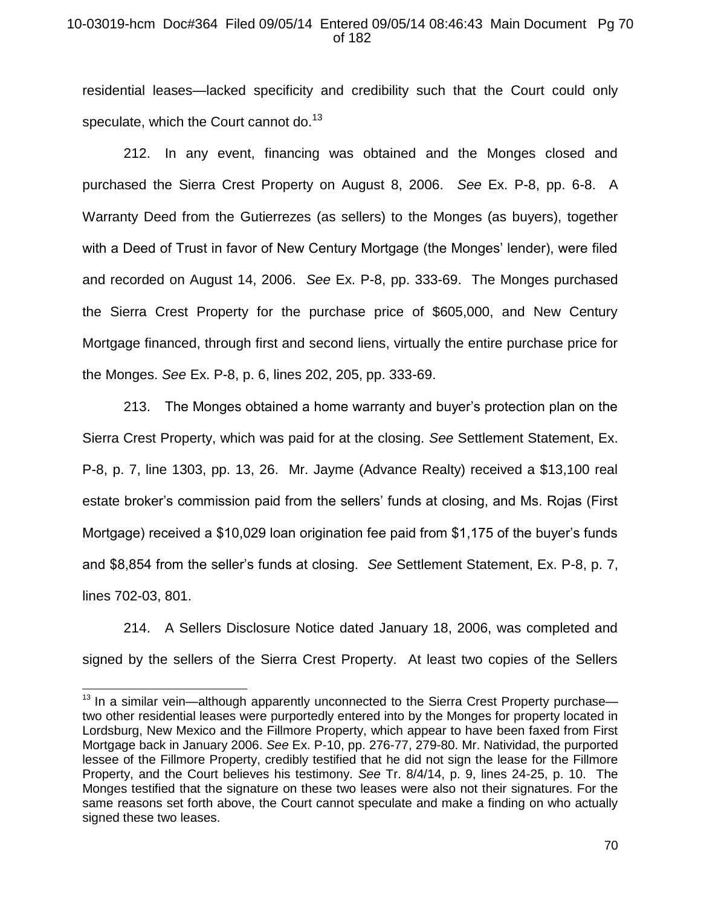residential leases—lacked specificity and credibility such that the Court could only speculate, which the Court cannot do.[13]

212. In any event, financing was obtained and the Monges closed and purchased the Sierra Crest Property on August 8, 2006. *See* Ex. P-8, pp. 6-8. A Warranty Deed from the Gutierrezes (as sellers) to the Monges (as buyers), together with a Deed of Trust in favor of New Century Mortgage (the Monges' lender), were filed and recorded on August 14, 2006. *See* Ex. P-8, pp. 333-69. The Monges purchased the Sierra Crest Property for the purchase price of $605,000, and New Century Mortgage financed, through first and second liens, virtually the entire purchase price for the Monges. *See* Ex. P-8, p. 6, lines 202, 205, pp. 333-69.

213. The Monges obtained a home warranty and buyer's protection plan on the Sierra Crest Property, which was paid for at the closing. *See* Settlement Statement, Ex. P-8, p. 7, line 1303, pp. 13, 26. Mr. Jayme (Advance Realty) received a $13,100 real estate broker's commission paid from the sellers' funds at closing, and Ms. Rojas (First Mortgage) received a $10,029 loan origination fee paid from $1,175 of the buyer's funds and $8,854 from the seller's funds at closing. *See* Settlement Statement, Ex. P-8, p. 7, lines 702-03, 801.

214. A Sellers Disclosure Notice dated January 18, 2006, was completed and signed by the sellers of the Sierra Crest Property. At least two copies of the Sellers

---

[13] In a similar vein—although apparently unconnected to the Sierra Crest Property purchase—two other residential leases were purportedly entered into by the Monges for property located in Lordsburg, New Mexico and the Fillmore Property, which appear to have been faxed from First Mortgage back in January 2006. *See* Ex. P-10, pp. 276-77, 279-80. Mr. Natividad, the purported lessee of the Fillmore Property, credibly testified that he did not sign the lease for the Fillmore Property, and the Court believes his testimony. *See* Tr. 8/4/14, p. 9, lines 24-25, p. 10. The Monges testified that the signature on these two leases were also not their signatures. For the same reasons set forth above, the Court cannot speculate and make a finding on who actually signed these two leases.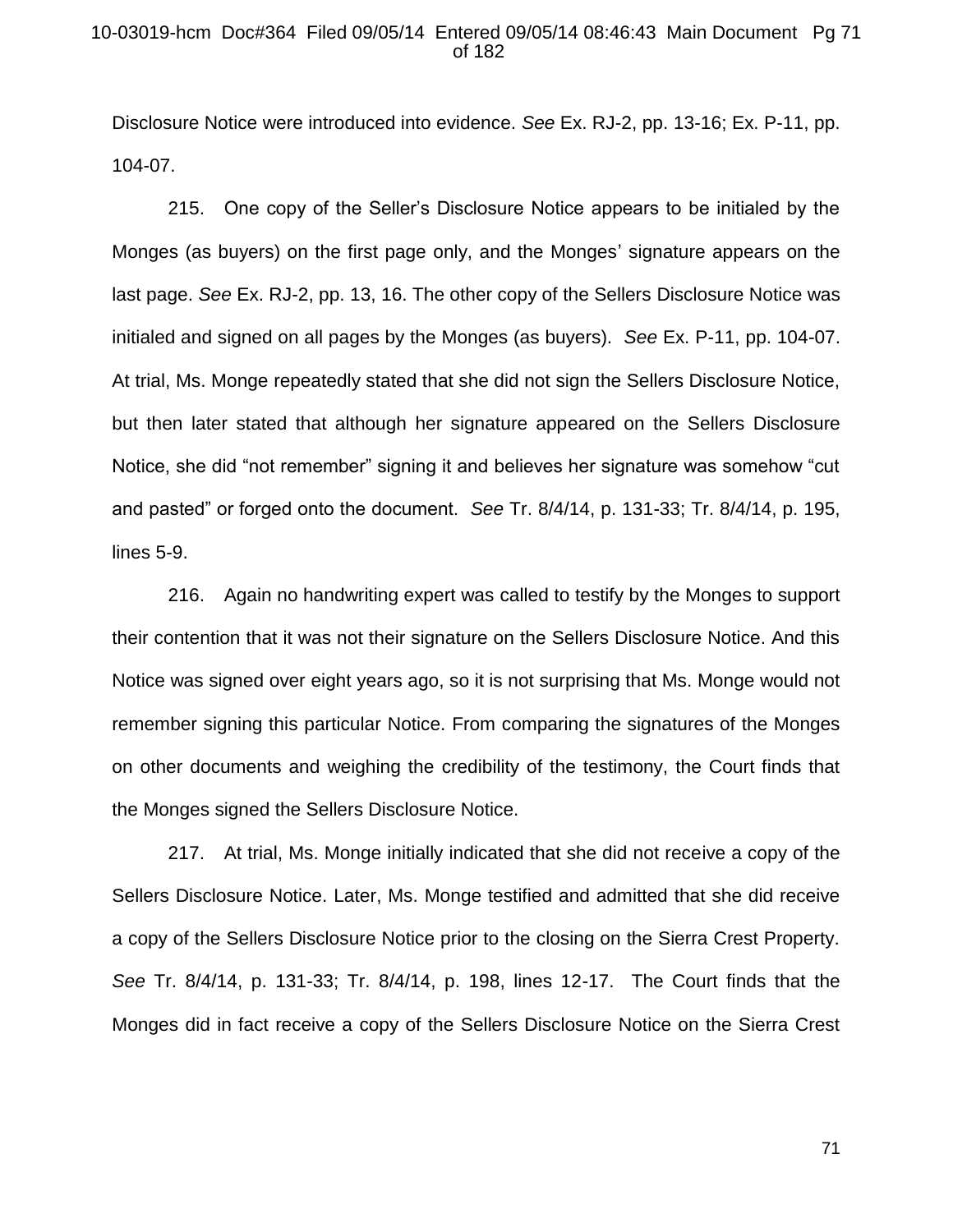Disclosure Notice were introduced into evidence. *See* Ex. RJ-2, pp. 13-16; Ex. P-11, pp. 104-07.

215. One copy of the Seller's Disclosure Notice appears to be initialed by the Monges (as buyers) on the first page only, and the Monges' signature appears on the last page. *See* Ex. RJ-2, pp. 13, 16. The other copy of the Sellers Disclosure Notice was initialed and signed on all pages by the Monges (as buyers). *See* Ex. P-11, pp. 104-07. At trial, Ms. Monge repeatedly stated that she did not sign the Sellers Disclosure Notice, but then later stated that although her signature appeared on the Sellers Disclosure Notice, she did "not remember" signing it and believes her signature was somehow "cut and pasted" or forged onto the document. *See* Tr. 8/4/14, p. 131-33; Tr. 8/4/14, p. 195, lines 5-9.

216. Again no handwriting expert was called to testify by the Monges to support their contention that it was not their signature on the Sellers Disclosure Notice. And this Notice was signed over eight years ago, so it is not surprising that Ms. Monge would not remember signing this particular Notice. From comparing the signatures of the Monges on other documents and weighing the credibility of the testimony, the Court finds that the Monges signed the Sellers Disclosure Notice.

217. At trial, Ms. Monge initially indicated that she did not receive a copy of the Sellers Disclosure Notice. Later, Ms. Monge testified and admitted that she did receive a copy of the Sellers Disclosure Notice prior to the closing on the Sierra Crest Property. *See* Tr. 8/4/14, p. 131-33; Tr. 8/4/14, p. 198, lines 12-17. The Court finds that the Monges did in fact receive a copy of the Sellers Disclosure Notice on the Sierra Crest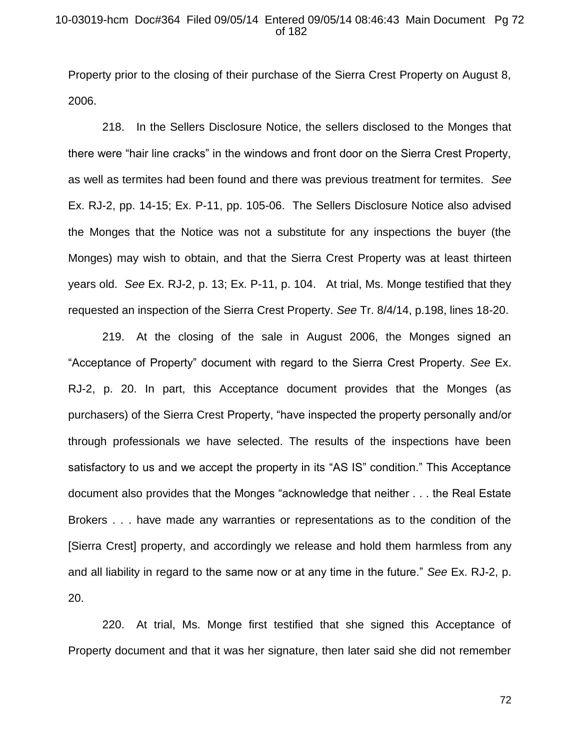Property prior to the closing of their purchase of the Sierra Crest Property on August 8, 2006.

218. In the Sellers Disclosure Notice, the sellers disclosed to the Monges that there were "hair line cracks" in the windows and front door on the Sierra Crest Property, as well as termites had been found and there was previous treatment for termites. *See* Ex. RJ-2, pp. 14-15; Ex. P-11, pp. 105-06. The Sellers Disclosure Notice also advised the Monges that the Notice was not a substitute for any inspections the buyer (the Monges) may wish to obtain, and that the Sierra Crest Property was at least thirteen years old. *See* Ex. RJ-2, p. 13; Ex. P-11, p. 104. At trial, Ms. Monge testified that they requested an inspection of the Sierra Crest Property. *See* Tr. 8/4/14, p.198, lines 18-20.

219. At the closing of the sale in August 2006, the Monges signed an "Acceptance of Property" document with regard to the Sierra Crest Property. *See* Ex. RJ-2, p. 20. In part, this Acceptance document provides that the Monges (as purchasers) of the Sierra Crest Property, "have inspected the property personally and/or through professionals we have selected. The results of the inspections have been satisfactory to us and we accept the property in its "AS IS" condition." This Acceptance document also provides that the Monges "acknowledge that neither . . . the Real Estate Brokers . . . have made any warranties or representations as to the condition of the [Sierra Crest] property, and accordingly we release and hold them harmless from any and all liability in regard to the same now or at any time in the future." *See* Ex. RJ-2, p. 20.

220. At trial, Ms. Monge first testified that she signed this Acceptance of Property document and that it was her signature, then later said she did not remember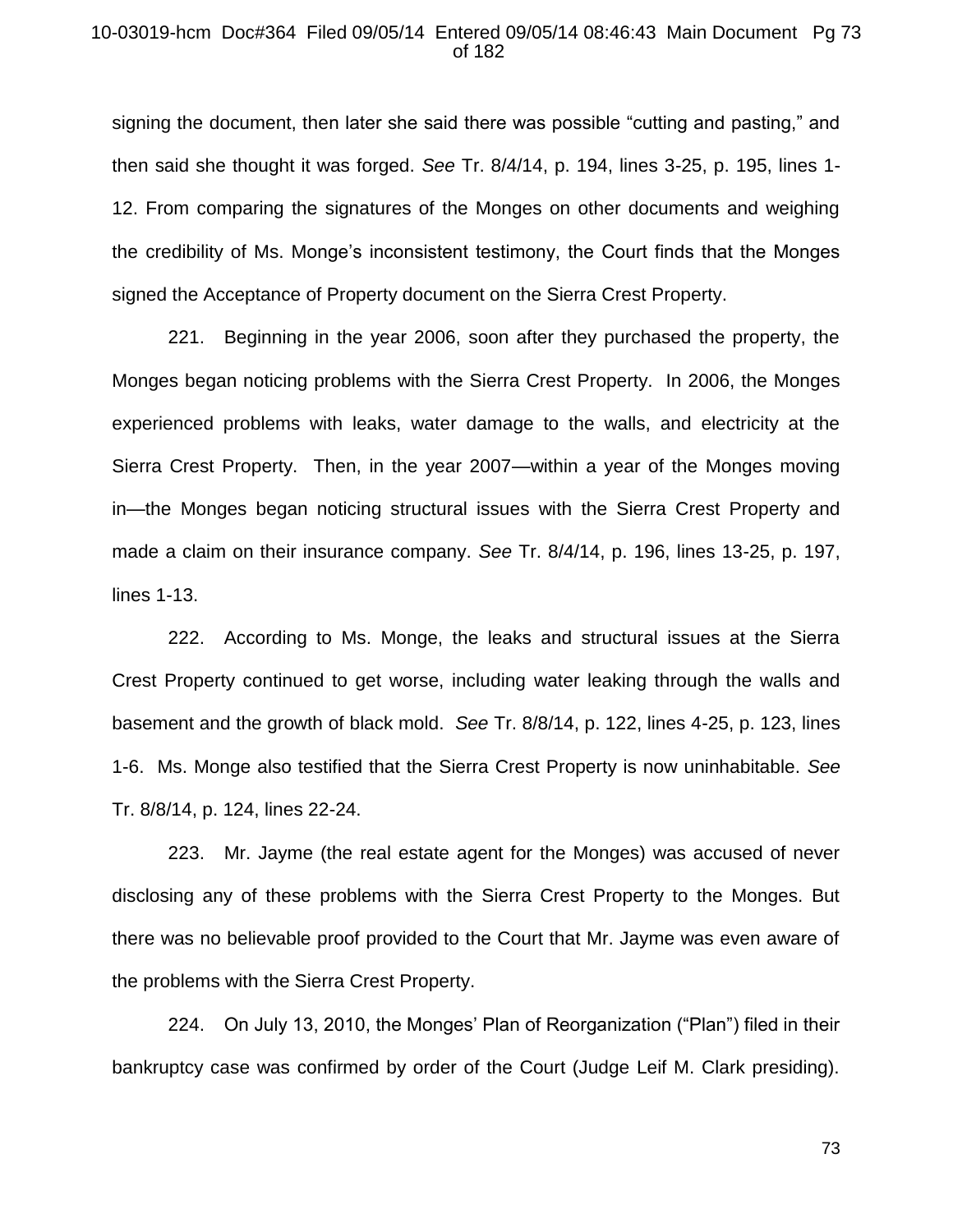signing the document, then later she said there was possible "cutting and pasting," and then said she thought it was forged. *See* Tr. 8/4/14, p. 194, lines 3-25, p. 195, lines 1-12. From comparing the signatures of the Monges on other documents and weighing the credibility of Ms. Monge's inconsistent testimony, the Court finds that the Monges signed the Acceptance of Property document on the Sierra Crest Property.

221. Beginning in the year 2006, soon after they purchased the property, the Monges began noticing problems with the Sierra Crest Property. In 2006, the Monges experienced problems with leaks, water damage to the walls, and electricity at the Sierra Crest Property. Then, in the year 2007—within a year of the Monges moving in—the Monges began noticing structural issues with the Sierra Crest Property and made a claim on their insurance company. *See* Tr. 8/4/14, p. 196, lines 13-25, p. 197, lines 1-13.

222. According to Ms. Monge, the leaks and structural issues at the Sierra Crest Property continued to get worse, including water leaking through the walls and basement and the growth of black mold. *See* Tr. 8/8/14, p. 122, lines 4-25, p. 123, lines 1-6. Ms. Monge also testified that the Sierra Crest Property is now uninhabitable. *See* Tr. 8/8/14, p. 124, lines 22-24.

223. Mr. Jayme (the real estate agent for the Monges) was accused of never disclosing any of these problems with the Sierra Crest Property to the Monges. But there was no believable proof provided to the Court that Mr. Jayme was even aware of the problems with the Sierra Crest Property.

224. On July 13, 2010, the Monges' Plan of Reorganization ("Plan") filed in their bankruptcy case was confirmed by order of the Court (Judge Leif M. Clark presiding).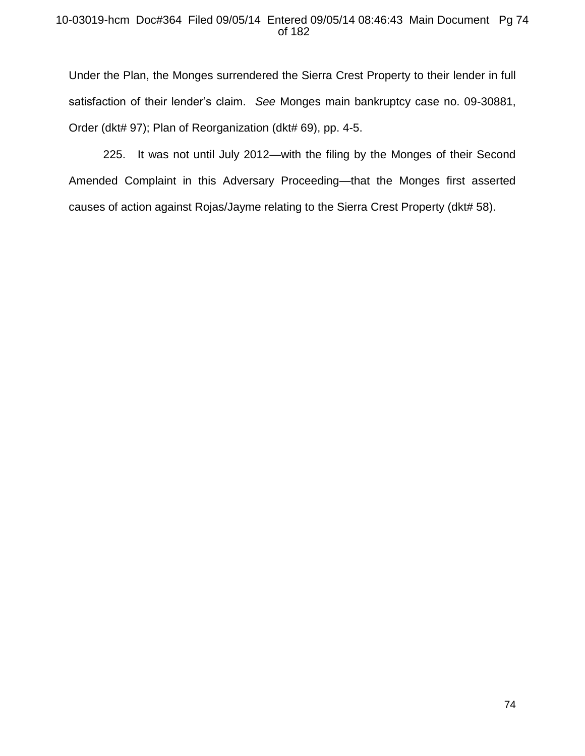Under the Plan, the Monges surrendered the Sierra Crest Property to their lender in full satisfaction of their lender's claim. *See* Monges main bankruptcy case no. 09-30881, Order (dkt# 97); Plan of Reorganization (dkt# 69), pp. 4-5.

225. It was not until July 2012—with the filing by the Monges of their Second Amended Complaint in this Adversary Proceeding—that the Monges first asserted causes of action against Rojas/Jayme relating to the Sierra Crest Property (dkt# 58).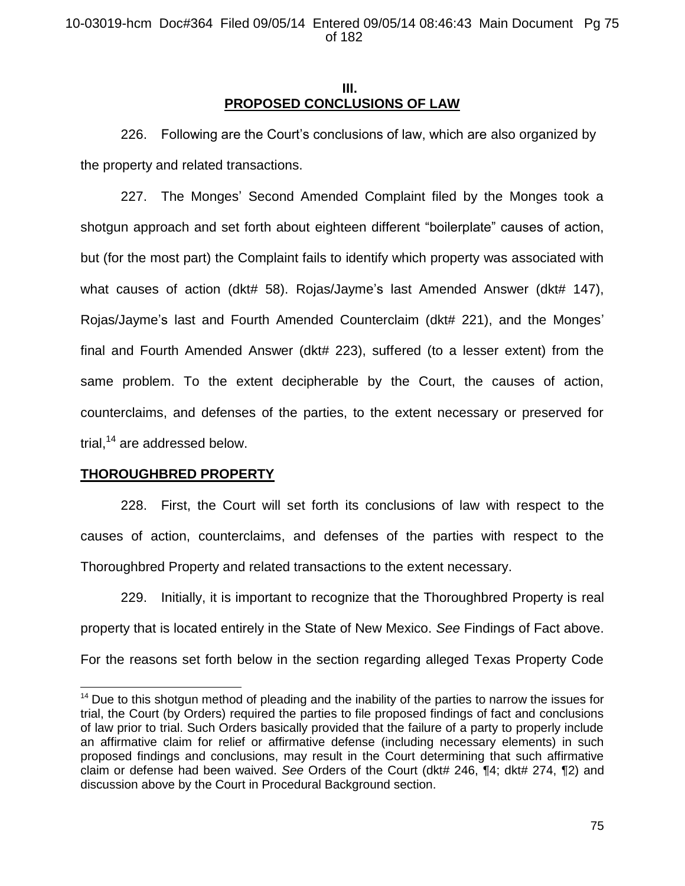# III.
# PROPOSED CONCLUSIONS OF LAW

226. Following are the Court's conclusions of law, which are also organized by the property and related transactions.

227. The Monges' Second Amended Complaint filed by the Monges took a shotgun approach and set forth about eighteen different "boilerplate" causes of action, but (for the most part) the Complaint fails to identify which property was associated with what causes of action (dkt# 58). Rojas/Jayme's last Amended Answer (dkt# 147), Rojas/Jayme's last and Fourth Amended Counterclaim (dkt# 221), and the Monges' final and Fourth Amended Answer (dkt# 223), suffered (to a lesser extent) from the same problem. To the extent decipherable by the Court, the causes of action, counterclaims, and defenses of the parties, to the extent necessary or preserved for trial,[14] are addressed below.

## THOROUGHBRED PROPERTY

228. First, the Court will set forth its conclusions of law with respect to the causes of action, counterclaims, and defenses of the parties with respect to the Thoroughbred Property and related transactions to the extent necessary.

229. Initially, it is important to recognize that the Thoroughbred Property is real property that is located entirely in the State of New Mexico. *See* Findings of Fact above. For the reasons set forth below in the section regarding alleged Texas Property Code

[14] Due to this shotgun method of pleading and the inability of the parties to narrow the issues for trial, the Court (by Orders) required the parties to file proposed findings of fact and conclusions of law prior to trial. Such Orders basically provided that the failure of a party to properly include an affirmative claim for relief or affirmative defense (including necessary elements) in such proposed findings and conclusions, may result in the Court determining that such affirmative claim or defense had been waived. *See* Orders of the Court (dkt# 246, ¶4; dkt# 274, ¶2) and discussion above by the Court in Procedural Background section.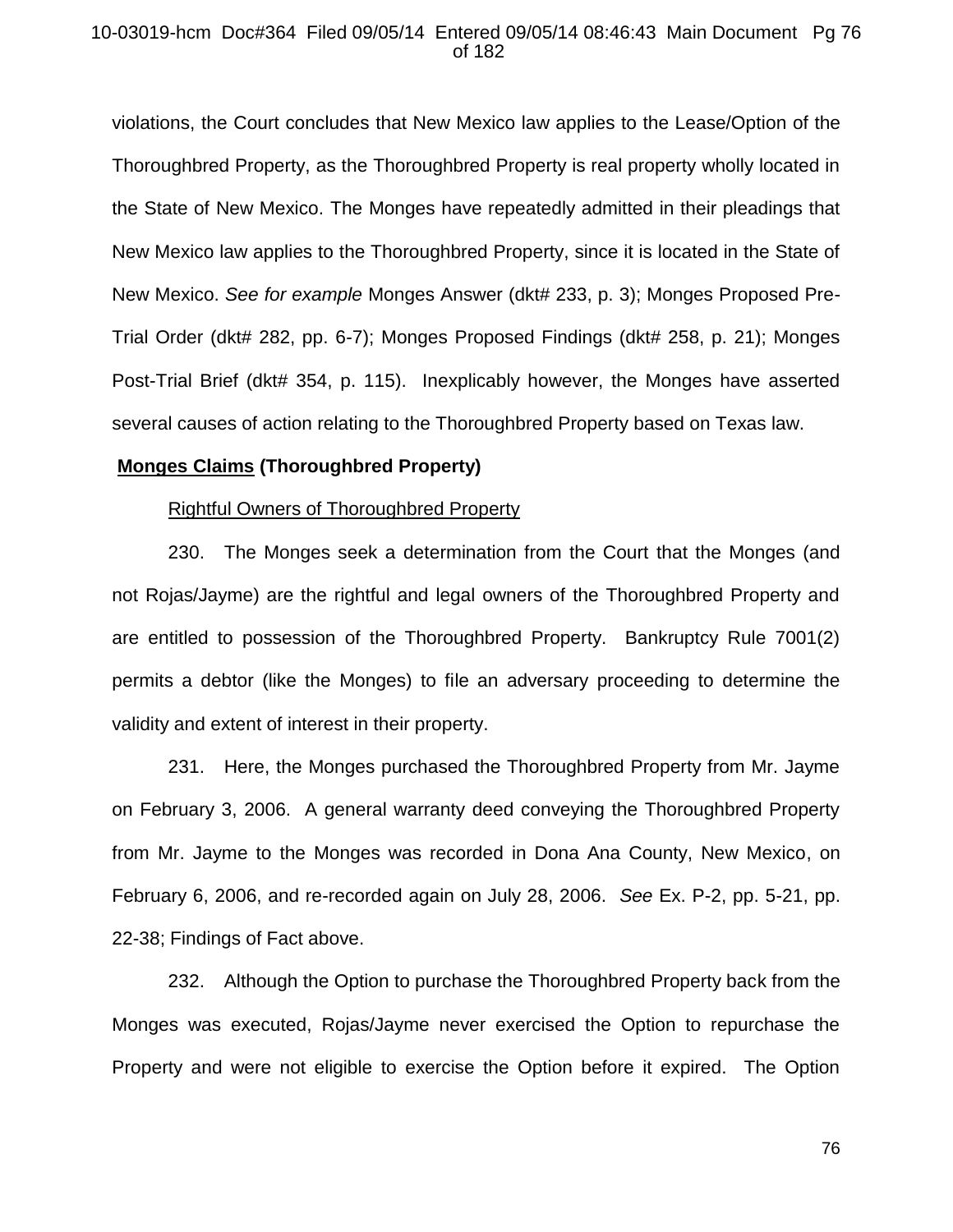violations, the Court concludes that New Mexico law applies to the Lease/Option of the Thoroughbred Property, as the Thoroughbred Property is real property wholly located in the State of New Mexico. The Monges have repeatedly admitted in their pleadings that New Mexico law applies to the Thoroughbred Property, since it is located in the State of New Mexico. *See for example* Monges Answer (dkt# 233, p. 3); Monges Proposed Pre-Trial Order (dkt# 282, pp. 6-7); Monges Proposed Findings (dkt# 258, p. 21); Monges Post-Trial Brief (dkt# 354, p. 115). Inexplicably however, the Monges have asserted several causes of action relating to the Thoroughbred Property based on Texas law.

**<u>Monges Claims</u> (Thoroughbred Property)**

<u>Rightful Owners of Thoroughbred Property</u>

230. The Monges seek a determination from the Court that the Monges (and not Rojas/Jayme) are the rightful and legal owners of the Thoroughbred Property and are entitled to possession of the Thoroughbred Property. Bankruptcy Rule 7001(2) permits a debtor (like the Monges) to file an adversary proceeding to determine the validity and extent of interest in their property.

231. Here, the Monges purchased the Thoroughbred Property from Mr. Jayme on February 3, 2006. A general warranty deed conveying the Thoroughbred Property from Mr. Jayme to the Monges was recorded in Dona Ana County, New Mexico, on February 6, 2006, and re-recorded again on July 28, 2006. *See* Ex. P-2, pp. 5-21, pp. 22-38; Findings of Fact above.

232. Although the Option to purchase the Thoroughbred Property back from the Monges was executed, Rojas/Jayme never exercised the Option to repurchase the Property and were not eligible to exercise the Option before it expired. The Option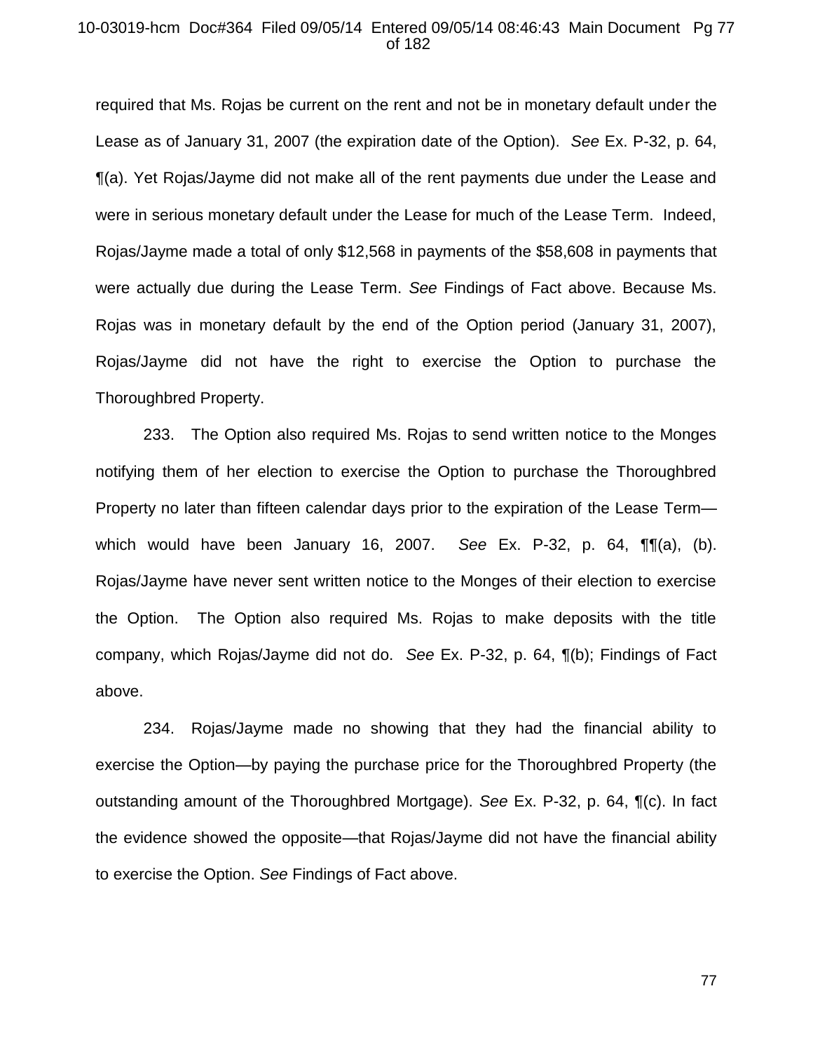required that Ms. Rojas be current on the rent and not be in monetary default under the Lease as of January 31, 2007 (the expiration date of the Option). *See* Ex. P-32, p. 64, ¶(a). Yet Rojas/Jayme did not make all of the rent payments due under the Lease and were in serious monetary default under the Lease for much of the Lease Term. Indeed, Rojas/Jayme made a total of only $12,568 in payments of the $58,608 in payments that were actually due during the Lease Term. *See* Findings of Fact above. Because Ms. Rojas was in monetary default by the end of the Option period (January 31, 2007), Rojas/Jayme did not have the right to exercise the Option to purchase the Thoroughbred Property.

233. The Option also required Ms. Rojas to send written notice to the Monges notifying them of her election to exercise the Option to purchase the Thoroughbred Property no later than fifteen calendar days prior to the expiration of the Lease Term—which would have been January 16, 2007. *See* Ex. P-32, p. 64, ¶¶(a), (b). Rojas/Jayme have never sent written notice to the Monges of their election to exercise the Option. The Option also required Ms. Rojas to make deposits with the title company, which Rojas/Jayme did not do. *See* Ex. P-32, p. 64, ¶(b); Findings of Fact above.

234. Rojas/Jayme made no showing that they had the financial ability to exercise the Option—by paying the purchase price for the Thoroughbred Property (the outstanding amount of the Thoroughbred Mortgage). *See* Ex. P-32, p. 64, ¶(c). In fact the evidence showed the opposite—that Rojas/Jayme did not have the financial ability to exercise the Option. *See* Findings of Fact above.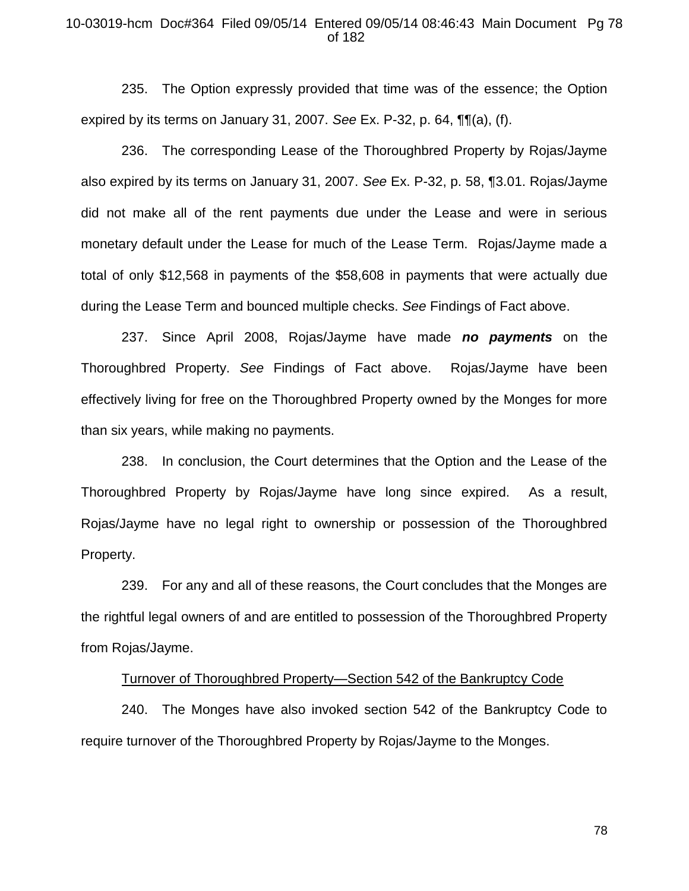235. The Option expressly provided that time was of the essence; the Option expired by its terms on January 31, 2007. *See* Ex. P-32, p. 64, ¶¶(a), (f).

236. The corresponding Lease of the Thoroughbred Property by Rojas/Jayme also expired by its terms on January 31, 2007. *See* Ex. P-32, p. 58, ¶3.01. Rojas/Jayme did not make all of the rent payments due under the Lease and were in serious monetary default under the Lease for much of the Lease Term. Rojas/Jayme made a total of only $12,568 in payments of the $58,608 in payments that were actually due during the Lease Term and bounced multiple checks. *See* Findings of Fact above.

237. Since April 2008, Rojas/Jayme have made ***no payments*** on the Thoroughbred Property. *See* Findings of Fact above. Rojas/Jayme have been effectively living for free on the Thoroughbred Property owned by the Monges for more than six years, while making no payments.

238. In conclusion, the Court determines that the Option and the Lease of the Thoroughbred Property by Rojas/Jayme have long since expired. As a result, Rojas/Jayme have no legal right to ownership or possession of the Thoroughbred Property.

239. For any and all of these reasons, the Court concludes that the Monges are the rightful legal owners of and are entitled to possession of the Thoroughbred Property from Rojas/Jayme.

Turnover of Thoroughbred Property—Section 542 of the Bankruptcy Code

240. The Monges have also invoked section 542 of the Bankruptcy Code to require turnover of the Thoroughbred Property by Rojas/Jayme to the Monges.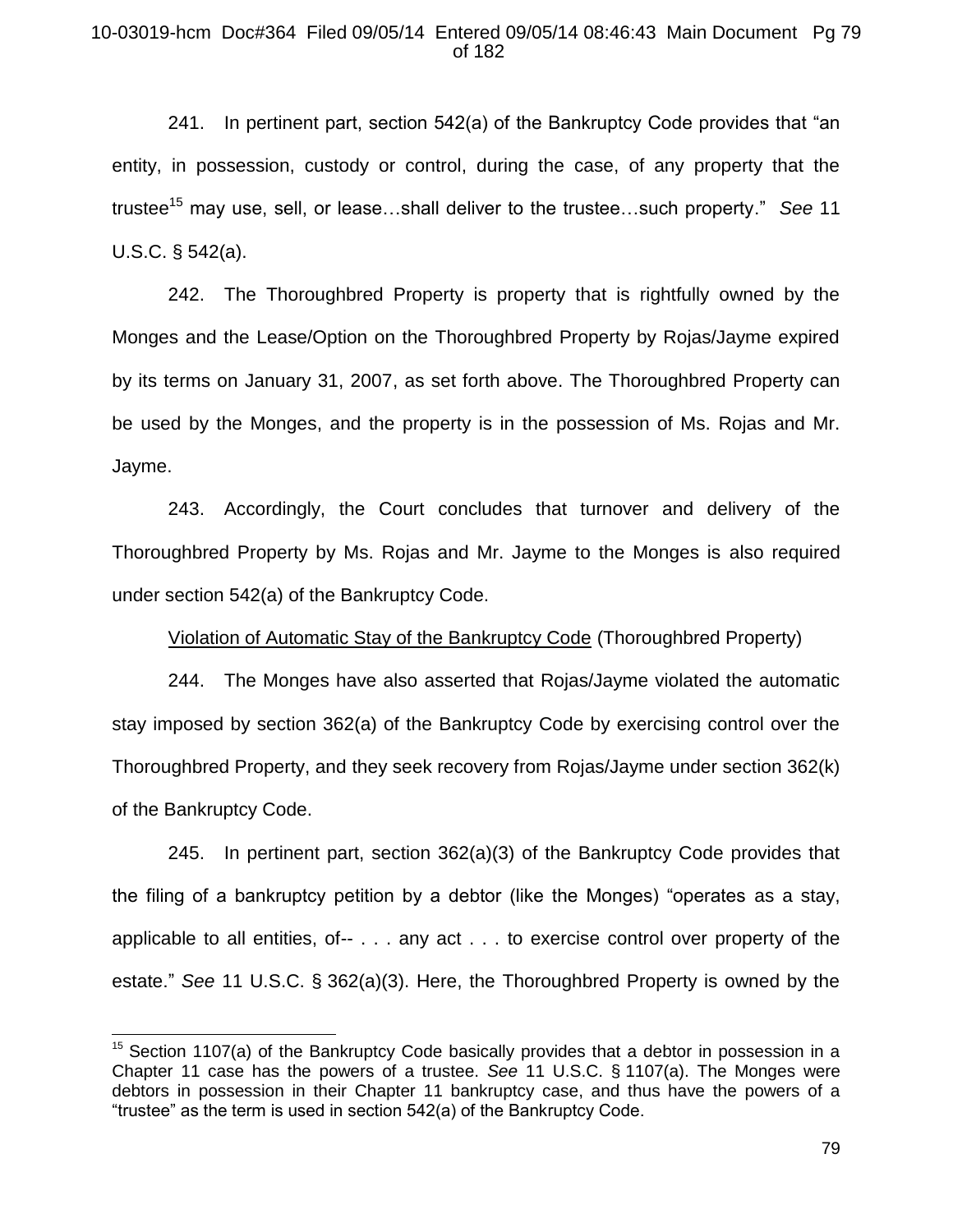241. In pertinent part, section 542(a) of the Bankruptcy Code provides that "an entity, in possession, custody or control, during the case, of any property that the trustee[15] may use, sell, or lease…shall deliver to the trustee…such property." *See* 11 U.S.C. § 542(a).

242. The Thoroughbred Property is property that is rightfully owned by the Monges and the Lease/Option on the Thoroughbred Property by Rojas/Jayme expired by its terms on January 31, 2007, as set forth above. The Thoroughbred Property can be used by the Monges, and the property is in the possession of Ms. Rojas and Mr. Jayme.

243. Accordingly, the Court concludes that turnover and delivery of the Thoroughbred Property by Ms. Rojas and Mr. Jayme to the Monges is also required under section 542(a) of the Bankruptcy Code.

<u>Violation of Automatic Stay of the Bankruptcy Code</u> (Thoroughbred Property)

244. The Monges have also asserted that Rojas/Jayme violated the automatic stay imposed by section 362(a) of the Bankruptcy Code by exercising control over the Thoroughbred Property, and they seek recovery from Rojas/Jayme under section 362(k) of the Bankruptcy Code.

245. In pertinent part, section 362(a)(3) of the Bankruptcy Code provides that the filing of a bankruptcy petition by a debtor (like the Monges) "operates as a stay, applicable to all entities, of-- . . . any act . . . to exercise control over property of the estate." *See* 11 U.S.C. § 362(a)(3). Here, the Thoroughbred Property is owned by the

---

[15] Section 1107(a) of the Bankruptcy Code basically provides that a debtor in possession in a Chapter 11 case has the powers of a trustee. *See* 11 U.S.C. § 1107(a). The Monges were debtors in possession in their Chapter 11 bankruptcy case, and thus have the powers of a "trustee" as the term is used in section 542(a) of the Bankruptcy Code.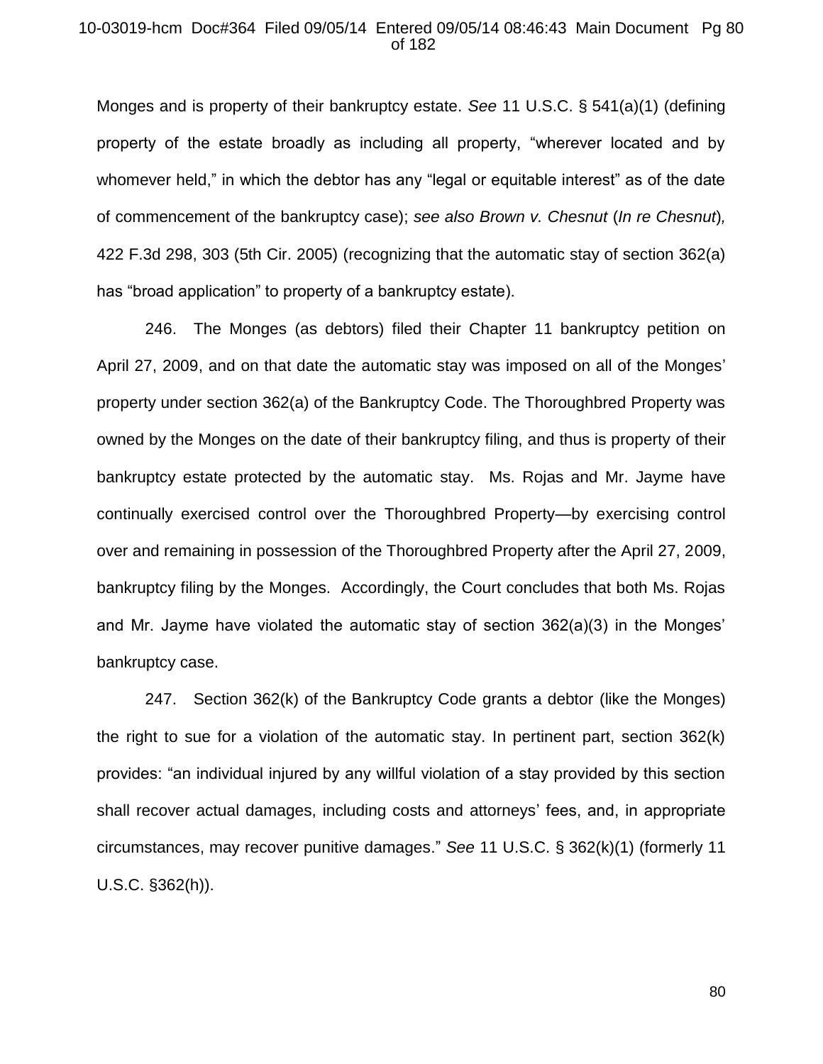Monges and is property of their bankruptcy estate. *See* 11 U.S.C. § 541(a)(1) (defining property of the estate broadly as including all property, "wherever located and by whomever held," in which the debtor has any "legal or equitable interest" as of the date of commencement of the bankruptcy case); *see also Brown v. Chesnut* (*In re Chesnut*), 422 F.3d 298, 303 (5th Cir. 2005) (recognizing that the automatic stay of section 362(a) has "broad application" to property of a bankruptcy estate).

246. The Monges (as debtors) filed their Chapter 11 bankruptcy petition on April 27, 2009, and on that date the automatic stay was imposed on all of the Monges' property under section 362(a) of the Bankruptcy Code. The Thoroughbred Property was owned by the Monges on the date of their bankruptcy filing, and thus is property of their bankruptcy estate protected by the automatic stay. Ms. Rojas and Mr. Jayme have continually exercised control over the Thoroughbred Property—by exercising control over and remaining in possession of the Thoroughbred Property after the April 27, 2009, bankruptcy filing by the Monges. Accordingly, the Court concludes that both Ms. Rojas and Mr. Jayme have violated the automatic stay of section 362(a)(3) in the Monges' bankruptcy case.

247. Section 362(k) of the Bankruptcy Code grants a debtor (like the Monges) the right to sue for a violation of the automatic stay. In pertinent part, section 362(k) provides: "an individual injured by any willful violation of a stay provided by this section shall recover actual damages, including costs and attorneys' fees, and, in appropriate circumstances, may recover punitive damages." *See* 11 U.S.C. § 362(k)(1) (formerly 11 U.S.C. §362(h)).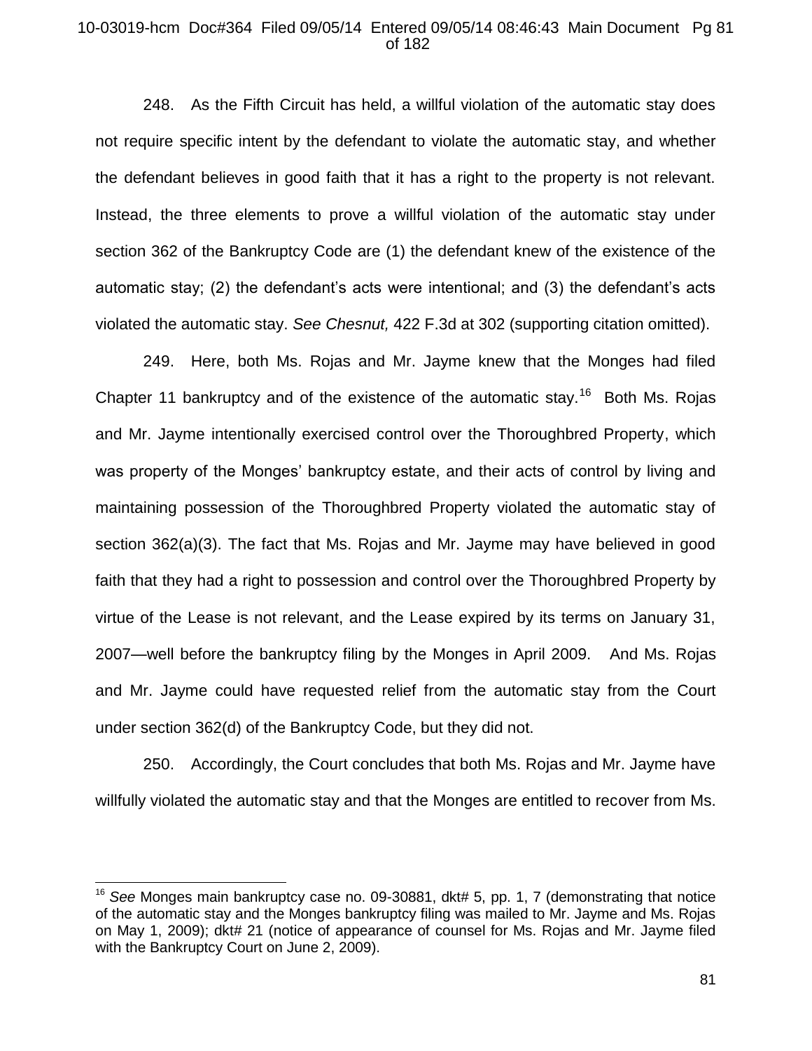248. As the Fifth Circuit has held, a willful violation of the automatic stay does not require specific intent by the defendant to violate the automatic stay, and whether the defendant believes in good faith that it has a right to the property is not relevant. Instead, the three elements to prove a willful violation of the automatic stay under section 362 of the Bankruptcy Code are (1) the defendant knew of the existence of the automatic stay; (2) the defendant's acts were intentional; and (3) the defendant's acts violated the automatic stay. *See Chesnut,* 422 F.3d at 302 (supporting citation omitted).

249. Here, both Ms. Rojas and Mr. Jayme knew that the Monges had filed Chapter 11 bankruptcy and of the existence of the automatic stay.[16] Both Ms. Rojas and Mr. Jayme intentionally exercised control over the Thoroughbred Property, which was property of the Monges' bankruptcy estate, and their acts of control by living and maintaining possession of the Thoroughbred Property violated the automatic stay of section 362(a)(3). The fact that Ms. Rojas and Mr. Jayme may have believed in good faith that they had a right to possession and control over the Thoroughbred Property by virtue of the Lease is not relevant, and the Lease expired by its terms on January 31, 2007—well before the bankruptcy filing by the Monges in April 2009. And Ms. Rojas and Mr. Jayme could have requested relief from the automatic stay from the Court under section 362(d) of the Bankruptcy Code, but they did not.

250. Accordingly, the Court concludes that both Ms. Rojas and Mr. Jayme have willfully violated the automatic stay and that the Monges are entitled to recover from Ms.

---

[16] *See* Monges main bankruptcy case no. 09-30881, dkt# 5, pp. 1, 7 (demonstrating that notice of the automatic stay and the Monges bankruptcy filing was mailed to Mr. Jayme and Ms. Rojas on May 1, 2009); dkt# 21 (notice of appearance of counsel for Ms. Rojas and Mr. Jayme filed with the Bankruptcy Court on June 2, 2009).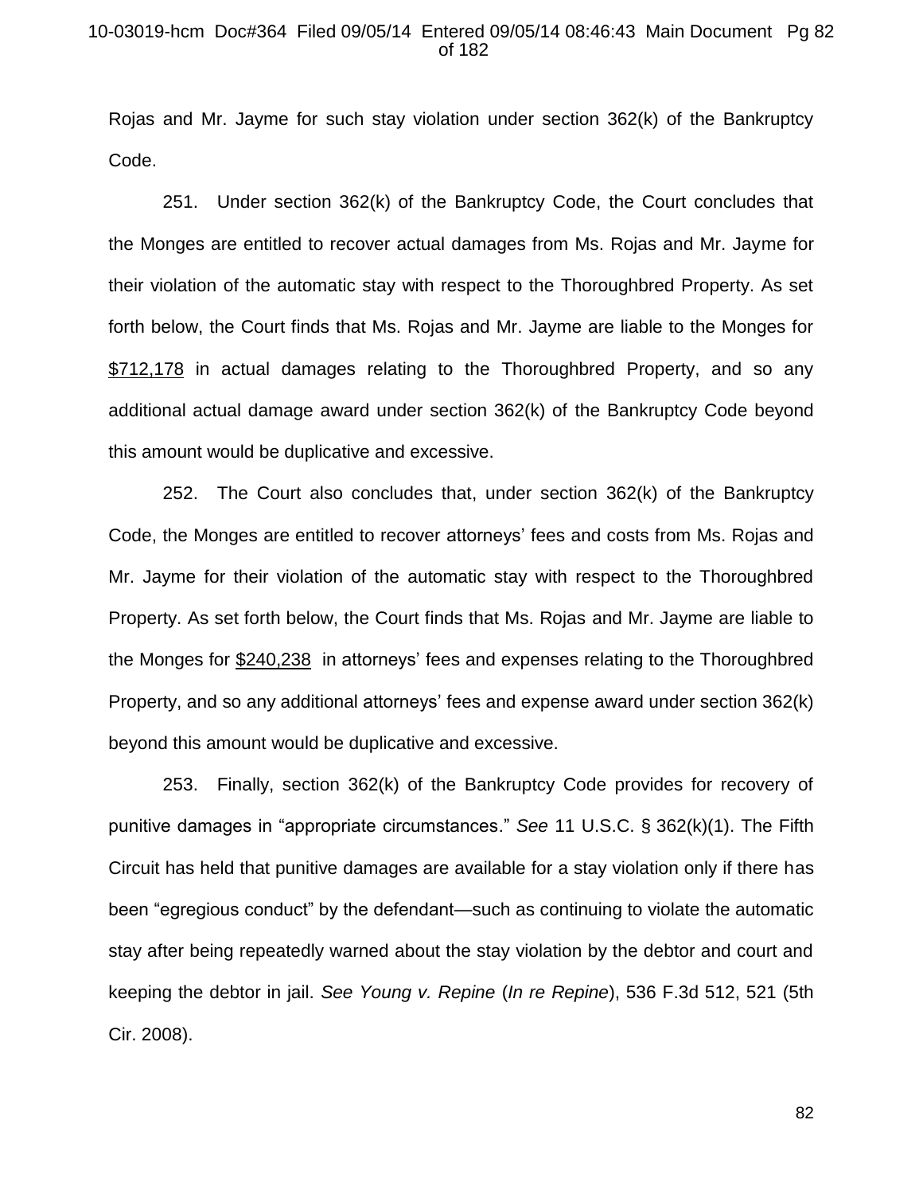Rojas and Mr. Jayme for such stay violation under section 362(k) of the Bankruptcy Code.

251. Under section 362(k) of the Bankruptcy Code, the Court concludes that the Monges are entitled to recover actual damages from Ms. Rojas and Mr. Jayme for their violation of the automatic stay with respect to the Thoroughbred Property. As set forth below, the Court finds that Ms. Rojas and Mr. Jayme are liable to the Monges for $712,178 in actual damages relating to the Thoroughbred Property, and so any additional actual damage award under section 362(k) of the Bankruptcy Code beyond this amount would be duplicative and excessive.

252. The Court also concludes that, under section 362(k) of the Bankruptcy Code, the Monges are entitled to recover attorneys' fees and costs from Ms. Rojas and Mr. Jayme for their violation of the automatic stay with respect to the Thoroughbred Property. As set forth below, the Court finds that Ms. Rojas and Mr. Jayme are liable to the Monges for $240,238 in attorneys' fees and expenses relating to the Thoroughbred Property, and so any additional attorneys' fees and expense award under section 362(k) beyond this amount would be duplicative and excessive.

253. Finally, section 362(k) of the Bankruptcy Code provides for recovery of punitive damages in "appropriate circumstances." *See* 11 U.S.C. § 362(k)(1). The Fifth Circuit has held that punitive damages are available for a stay violation only if there has been "egregious conduct" by the defendant—such as continuing to violate the automatic stay after being repeatedly warned about the stay violation by the debtor and court and keeping the debtor in jail. *See Young v. Repine* (*In re Repine*), 536 F.3d 512, 521 (5th Cir. 2008).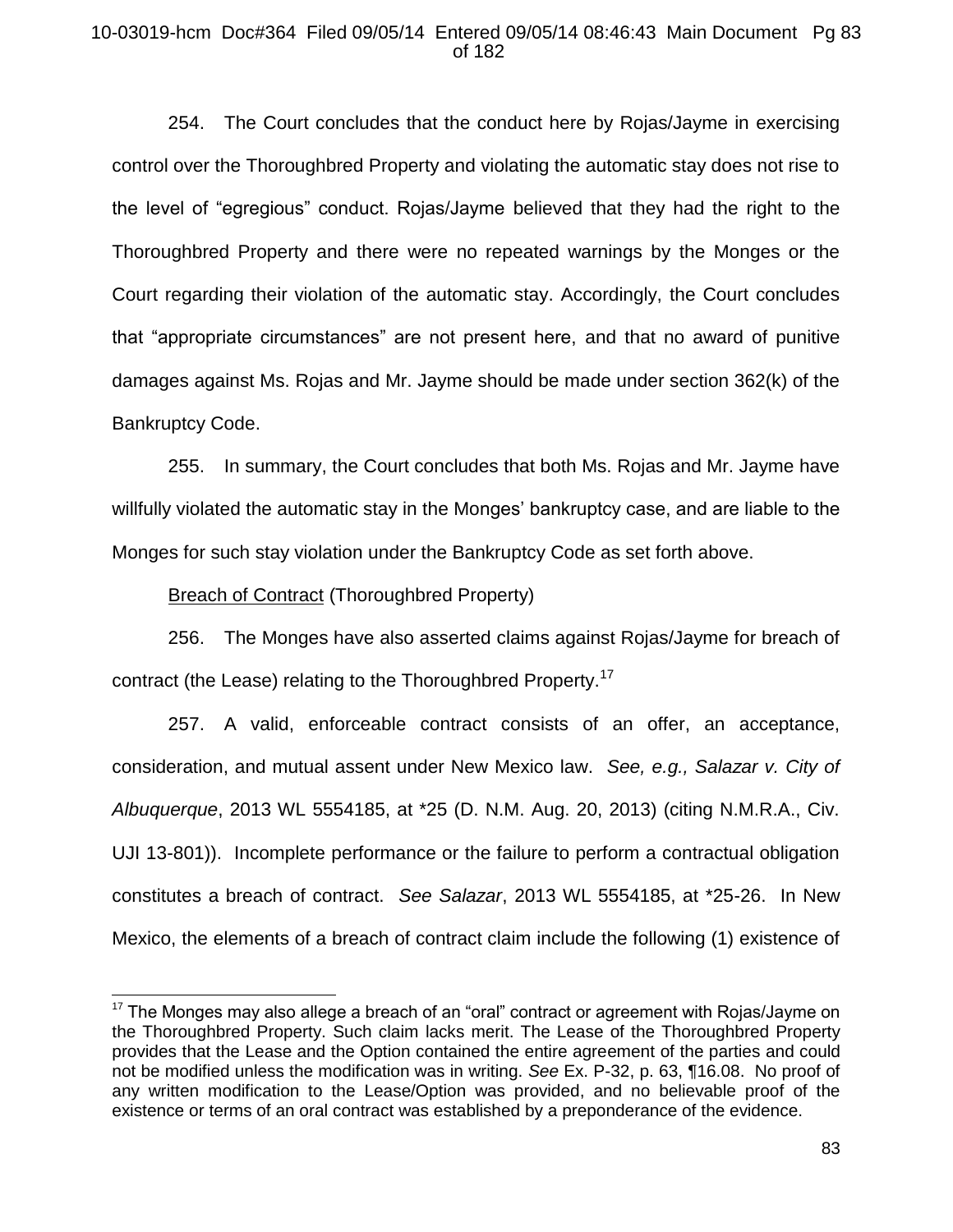254. The Court concludes that the conduct here by Rojas/Jayme in exercising control over the Thoroughbred Property and violating the automatic stay does not rise to the level of "egregious" conduct. Rojas/Jayme believed that they had the right to the Thoroughbred Property and there were no repeated warnings by the Monges or the Court regarding their violation of the automatic stay. Accordingly, the Court concludes that "appropriate circumstances" are not present here, and that no award of punitive damages against Ms. Rojas and Mr. Jayme should be made under section 362(k) of the Bankruptcy Code.

255. In summary, the Court concludes that both Ms. Rojas and Mr. Jayme have willfully violated the automatic stay in the Monges' bankruptcy case, and are liable to the Monges for such stay violation under the Bankruptcy Code as set forth above.

<u>Breach of Contract</u> (Thoroughbred Property)

256. The Monges have also asserted claims against Rojas/Jayme for breach of contract (the Lease) relating to the Thoroughbred Property.[17]

257. A valid, enforceable contract consists of an offer, an acceptance, consideration, and mutual assent under New Mexico law. *See, e.g., Salazar v. City of Albuquerque*, 2013 WL 5554185, at *25 (D. N.M. Aug. 20, 2013) (citing N.M.R.A., Civ. UJI 13-801)). Incomplete performance or the failure to perform a contractual obligation constitutes a breach of contract. *See Salazar*, 2013 WL 5554185, at *25-26. In New Mexico, the elements of a breach of contract claim include the following (1) existence of

[17] The Monges may also allege a breach of an "oral" contract or agreement with Rojas/Jayme on the Thoroughbred Property. Such claim lacks merit. The Lease of the Thoroughbred Property provides that the Lease and the Option contained the entire agreement of the parties and could not be modified unless the modification was in writing. *See* Ex. P-32, p. 63, ¶16.08. No proof of any written modification to the Lease/Option was provided, and no believable proof of the existence or terms of an oral contract was established by a preponderance of the evidence.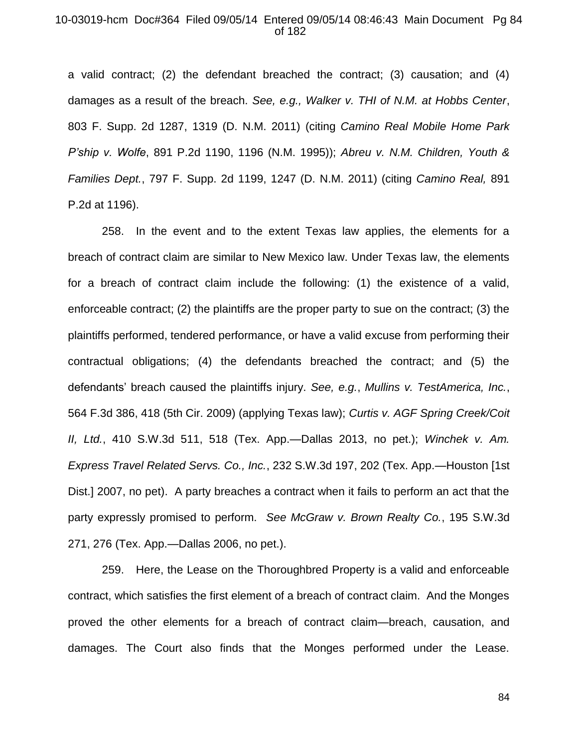a valid contract; (2) the defendant breached the contract; (3) causation; and (4) damages as a result of the breach. *See, e.g., Walker v. THI of N.M. at Hobbs Center*, 803 F. Supp. 2d 1287, 1319 (D. N.M. 2011) (citing *Camino Real Mobile Home Park P'ship v. Wolfe*, 891 P.2d 1190, 1196 (N.M. 1995)); *Abreu v. N.M. Children, Youth & Families Dept.*, 797 F. Supp. 2d 1199, 1247 (D. N.M. 2011) (citing *Camino Real,* 891 P.2d at 1196).

258. In the event and to the extent Texas law applies, the elements for a breach of contract claim are similar to New Mexico law. Under Texas law, the elements for a breach of contract claim include the following: (1) the existence of a valid, enforceable contract; (2) the plaintiffs are the proper party to sue on the contract; (3) the plaintiffs performed, tendered performance, or have a valid excuse from performing their contractual obligations; (4) the defendants breached the contract; and (5) the defendants' breach caused the plaintiffs injury. *See, e.g.*, *Mullins v. TestAmerica, Inc.*, 564 F.3d 386, 418 (5th Cir. 2009) (applying Texas law); *Curtis v. AGF Spring Creek/Coit II, Ltd.*, 410 S.W.3d 511, 518 (Tex. App.—Dallas 2013, no pet.); *Winchek v. Am. Express Travel Related Servs. Co., Inc.*, 232 S.W.3d 197, 202 (Tex. App.—Houston [1st Dist.] 2007, no pet). A party breaches a contract when it fails to perform an act that the party expressly promised to perform. *See McGraw v. Brown Realty Co.*, 195 S.W.3d 271, 276 (Tex. App.—Dallas 2006, no pet.).

259. Here, the Lease on the Thoroughbred Property is a valid and enforceable contract, which satisfies the first element of a breach of contract claim. And the Monges proved the other elements for a breach of contract claim—breach, causation, and damages. The Court also finds that the Monges performed under the Lease.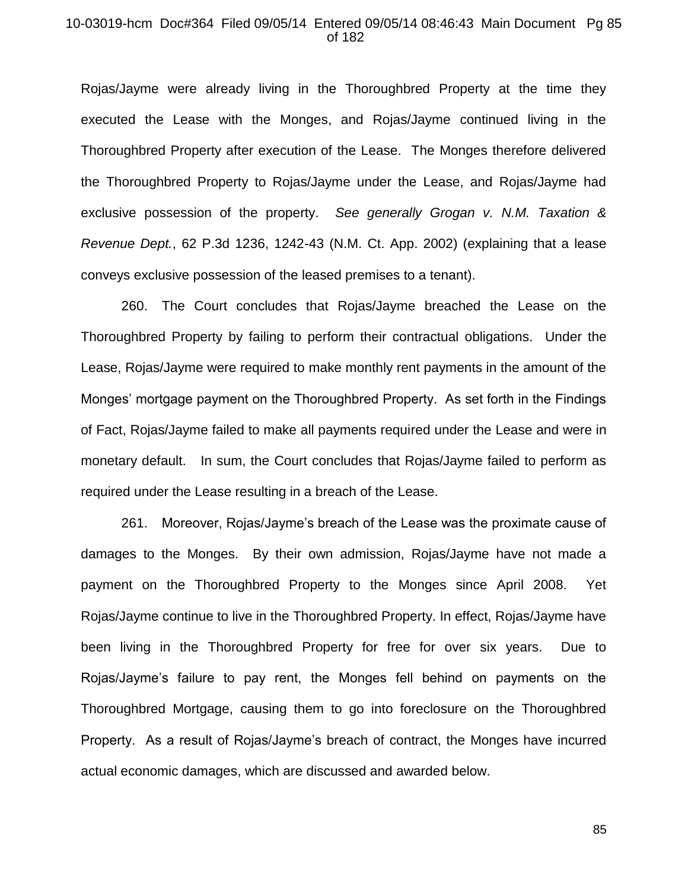Rojas/Jayme were already living in the Thoroughbred Property at the time they executed the Lease with the Monges, and Rojas/Jayme continued living in the Thoroughbred Property after execution of the Lease. The Monges therefore delivered the Thoroughbred Property to Rojas/Jayme under the Lease, and Rojas/Jayme had exclusive possession of the property. *See generally Grogan v. N.M. Taxation & Revenue Dept.*, 62 P.3d 1236, 1242-43 (N.M. Ct. App. 2002) (explaining that a lease conveys exclusive possession of the leased premises to a tenant).

260. The Court concludes that Rojas/Jayme breached the Lease on the Thoroughbred Property by failing to perform their contractual obligations. Under the Lease, Rojas/Jayme were required to make monthly rent payments in the amount of the Monges' mortgage payment on the Thoroughbred Property. As set forth in the Findings of Fact, Rojas/Jayme failed to make all payments required under the Lease and were in monetary default. In sum, the Court concludes that Rojas/Jayme failed to perform as required under the Lease resulting in a breach of the Lease.

261. Moreover, Rojas/Jayme's breach of the Lease was the proximate cause of damages to the Monges. By their own admission, Rojas/Jayme have not made a payment on the Thoroughbred Property to the Monges since April 2008. Yet Rojas/Jayme continue to live in the Thoroughbred Property. In effect, Rojas/Jayme have been living in the Thoroughbred Property for free for over six years. Due to Rojas/Jayme's failure to pay rent, the Monges fell behind on payments on the Thoroughbred Mortgage, causing them to go into foreclosure on the Thoroughbred Property. As a result of Rojas/Jayme's breach of contract, the Monges have incurred actual economic damages, which are discussed and awarded below.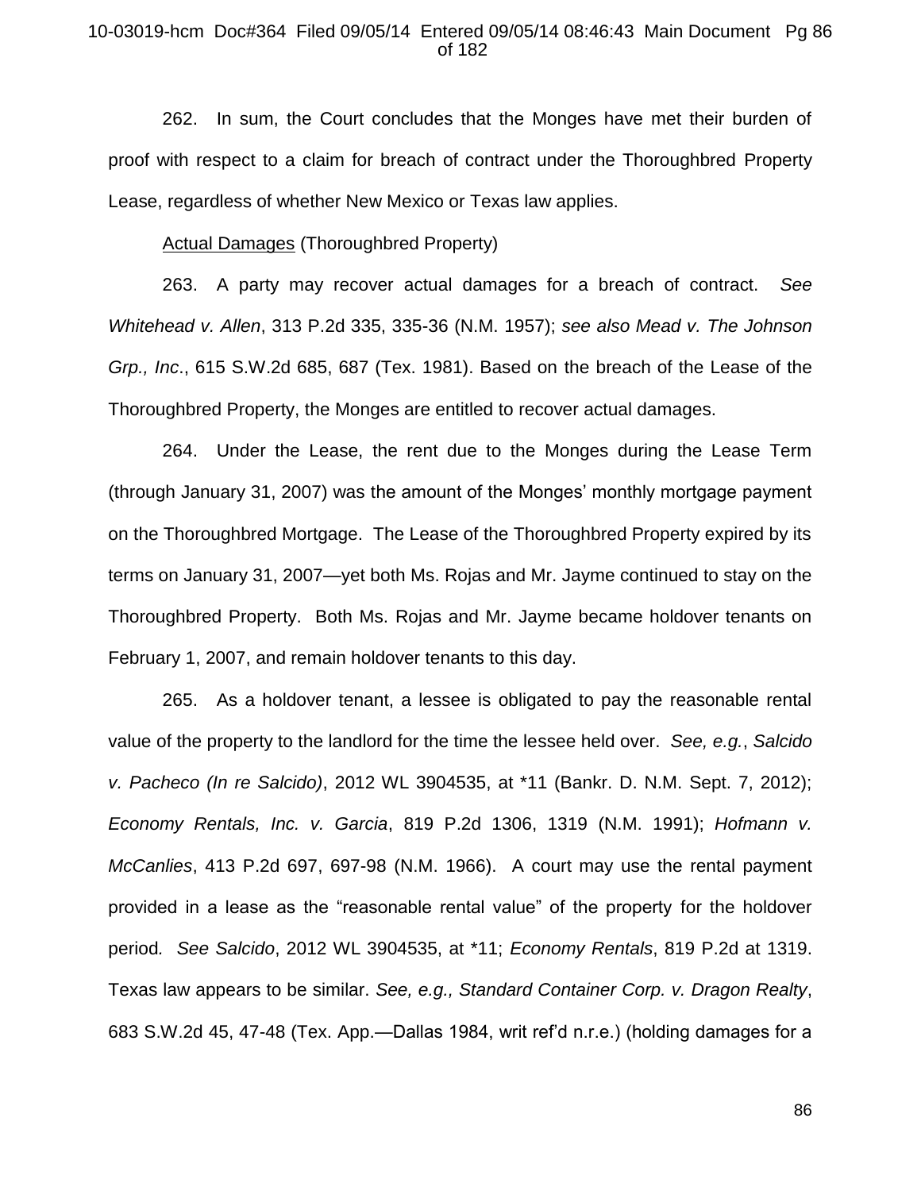262. In sum, the Court concludes that the Monges have met their burden of proof with respect to a claim for breach of contract under the Thoroughbred Property Lease, regardless of whether New Mexico or Texas law applies.

<u>Actual Damages</u> (Thoroughbred Property)

263. A party may recover actual damages for a breach of contract. *See Whitehead v. Allen*, 313 P.2d 335, 335-36 (N.M. 1957); *see also Mead v. The Johnson Grp., Inc*., 615 S.W.2d 685, 687 (Tex. 1981). Based on the breach of the Lease of the Thoroughbred Property, the Monges are entitled to recover actual damages.

264. Under the Lease, the rent due to the Monges during the Lease Term (through January 31, 2007) was the amount of the Monges' monthly mortgage payment on the Thoroughbred Mortgage. The Lease of the Thoroughbred Property expired by its terms on January 31, 2007—yet both Ms. Rojas and Mr. Jayme continued to stay on the Thoroughbred Property. Both Ms. Rojas and Mr. Jayme became holdover tenants on February 1, 2007, and remain holdover tenants to this day.

265. As a holdover tenant, a lessee is obligated to pay the reasonable rental value of the property to the landlord for the time the lessee held over. *See, e.g.*, *Salcido v. Pacheco (In re Salcido)*, 2012 WL 3904535, at *11 (Bankr. D. N.M. Sept. 7, 2012); *Economy Rentals, Inc. v. Garcia*, 819 P.2d 1306, 1319 (N.M. 1991); *Hofmann v. McCanlies*, 413 P.2d 697, 697-98 (N.M. 1966). A court may use the rental payment provided in a lease as the "reasonable rental value" of the property for the holdover period. *See Salcido*, 2012 WL 3904535, at *11; *Economy Rentals*, 819 P.2d at 1319. Texas law appears to be similar. *See, e.g., Standard Container Corp. v. Dragon Realty*, 683 S.W.2d 45, 47-48 (Tex. App.—Dallas 1984, writ ref'd n.r.e.) (holding damages for a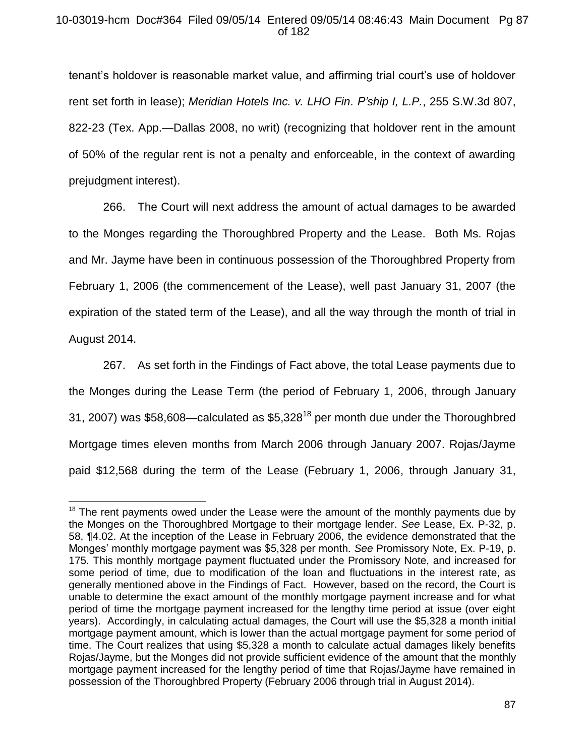tenant's holdover is reasonable market value, and affirming trial court's use of holdover rent set forth in lease); *Meridian Hotels Inc. v. LHO Fin. P'ship I, L.P.*, 255 S.W.3d 807, 822-23 (Tex. App.—Dallas 2008, no writ) (recognizing that holdover rent in the amount of 50% of the regular rent is not a penalty and enforceable, in the context of awarding prejudgment interest).

266. The Court will next address the amount of actual damages to be awarded to the Monges regarding the Thoroughbred Property and the Lease. Both Ms. Rojas and Mr. Jayme have been in continuous possession of the Thoroughbred Property from February 1, 2006 (the commencement of the Lease), well past January 31, 2007 (the expiration of the stated term of the Lease), and all the way through the month of trial in August 2014.

267. As set forth in the Findings of Fact above, the total Lease payments due to the Monges during the Lease Term (the period of February 1, 2006, through January 31, 2007) was $58,608—calculated as $5,328[18] per month due under the Thoroughbred Mortgage times eleven months from March 2006 through January 2007. Rojas/Jayme paid $12,568 during the term of the Lease (February 1, 2006, through January 31,

---

[18] The rent payments owed under the Lease were the amount of the monthly payments due by the Monges on the Thoroughbred Mortgage to their mortgage lender. *See* Lease, Ex. P-32, p. 58, ¶4.02. At the inception of the Lease in February 2006, the evidence demonstrated that the Monges' monthly mortgage payment was $5,328 per month. *See* Promissory Note, Ex. P-19, p. 175. This monthly mortgage payment fluctuated under the Promissory Note, and increased for some period of time, due to modification of the loan and fluctuations in the interest rate, as generally mentioned above in the Findings of Fact. However, based on the record, the Court is unable to determine the exact amount of the monthly mortgage payment increase and for what period of time the mortgage payment increased for the lengthy time period at issue (over eight years). Accordingly, in calculating actual damages, the Court will use the $5,328 a month initial mortgage payment amount, which is lower than the actual mortgage payment for some period of time. The Court realizes that using $5,328 a month to calculate actual damages likely benefits Rojas/Jayme, but the Monges did not provide sufficient evidence of the amount that the monthly mortgage payment increased for the lengthy period of time that Rojas/Jayme have remained in possession of the Thoroughbred Property (February 2006 through trial in August 2014).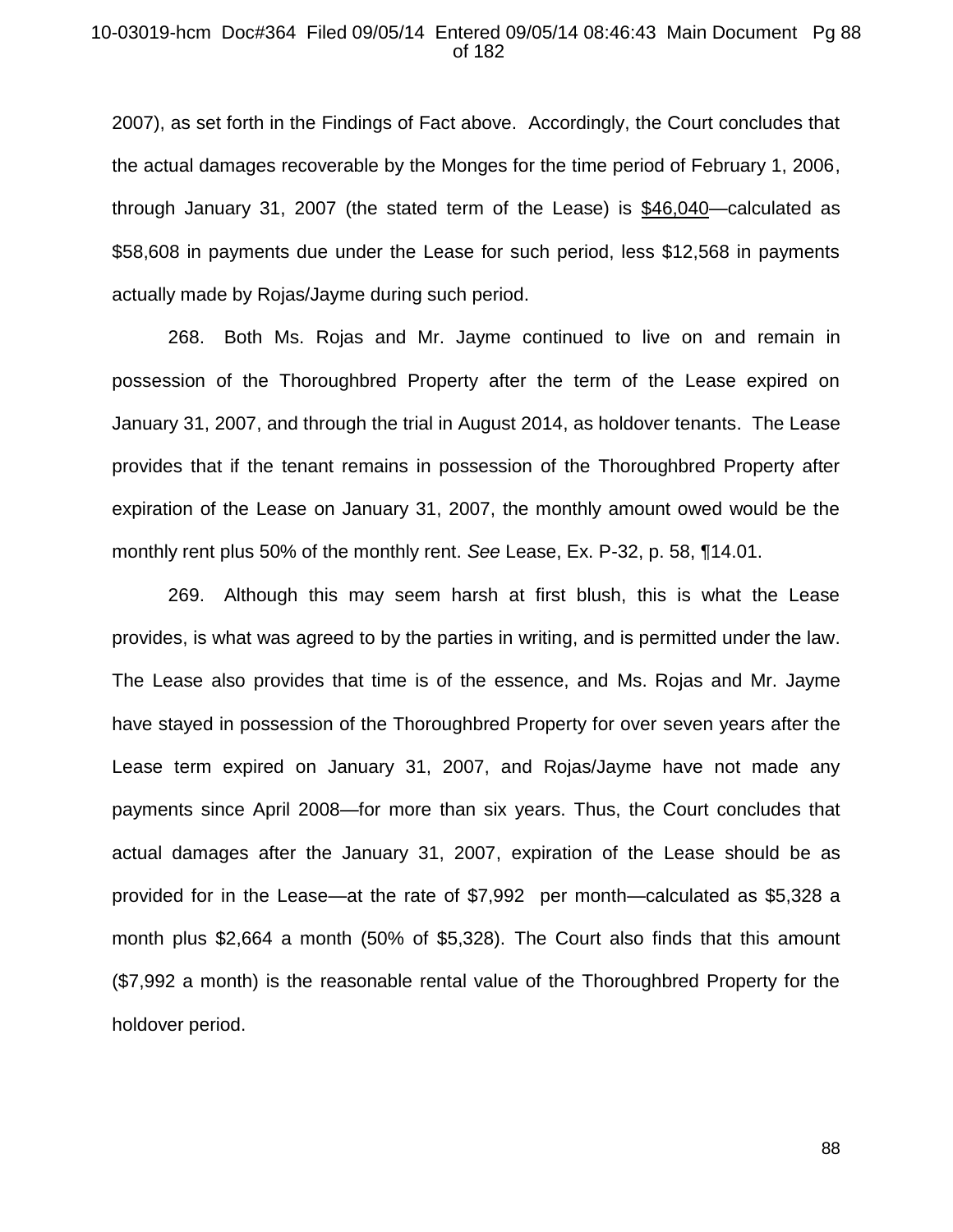2007), as set forth in the Findings of Fact above. Accordingly, the Court concludes that the actual damages recoverable by the Monges for the time period of February 1, 2006, through January 31, 2007 (the stated term of the Lease) is <u>$46,040</u>—calculated as $58,608 in payments due under the Lease for such period, less $12,568 in payments actually made by Rojas/Jayme during such period.

268. Both Ms. Rojas and Mr. Jayme continued to live on and remain in possession of the Thoroughbred Property after the term of the Lease expired on January 31, 2007, and through the trial in August 2014, as holdover tenants. The Lease provides that if the tenant remains in possession of the Thoroughbred Property after expiration of the Lease on January 31, 2007, the monthly amount owed would be the monthly rent plus 50% of the monthly rent. *See* Lease, Ex. P-32, p. 58, ¶14.01.

269. Although this may seem harsh at first blush, this is what the Lease provides, is what was agreed to by the parties in writing, and is permitted under the law. The Lease also provides that time is of the essence, and Ms. Rojas and Mr. Jayme have stayed in possession of the Thoroughbred Property for over seven years after the Lease term expired on January 31, 2007, and Rojas/Jayme have not made any payments since April 2008—for more than six years. Thus, the Court concludes that actual damages after the January 31, 2007, expiration of the Lease should be as provided for in the Lease—at the rate of $7,992 per month—calculated as $5,328 a month plus $2,664 a month (50% of $5,328). The Court also finds that this amount ($7,992 a month) is the reasonable rental value of the Thoroughbred Property for the holdover period.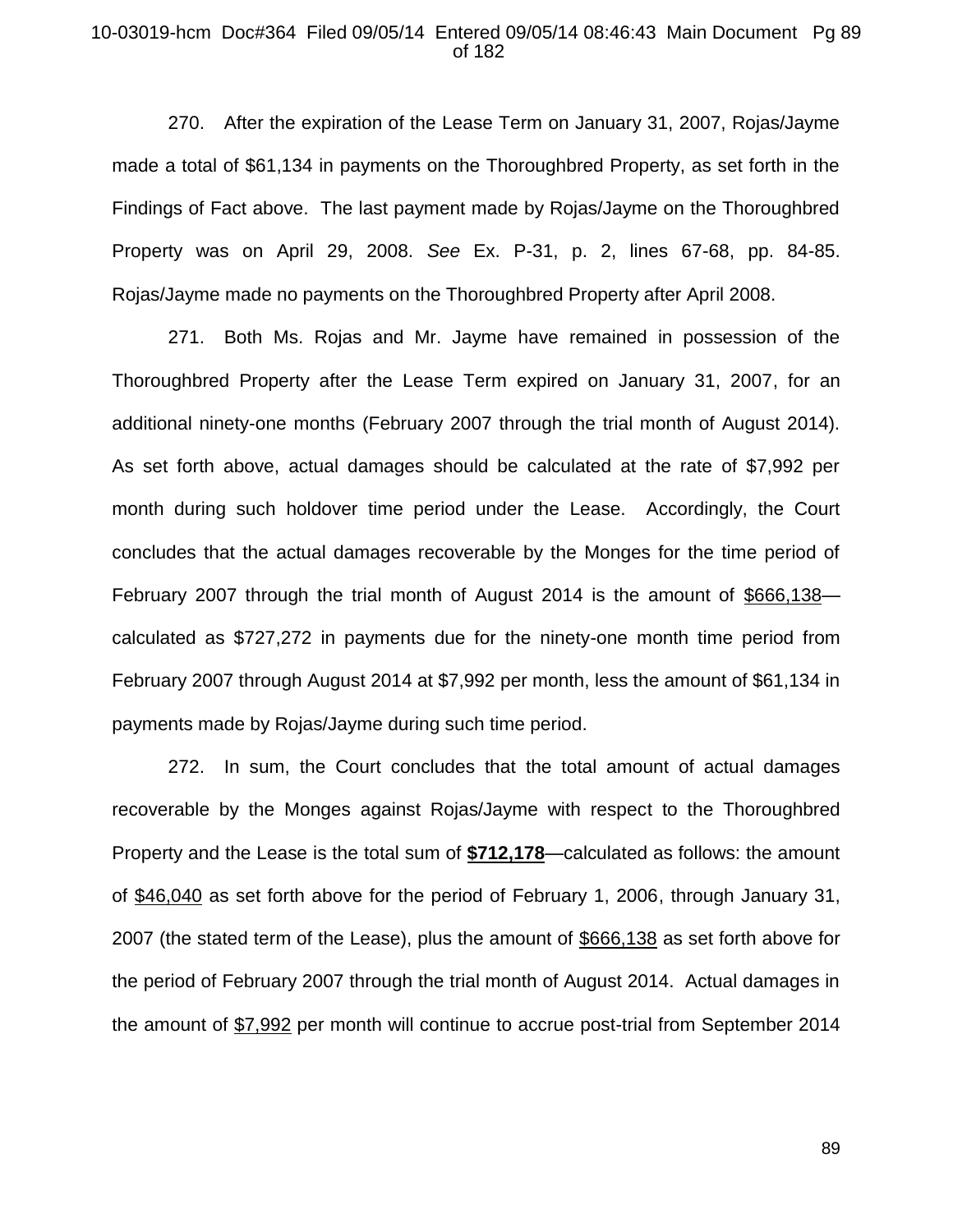270. After the expiration of the Lease Term on January 31, 2007, Rojas/Jayme made a total of $61,134 in payments on the Thoroughbred Property, as set forth in the Findings of Fact above. The last payment made by Rojas/Jayme on the Thoroughbred Property was on April 29, 2008. *See* Ex. P-31, p. 2, lines 67-68, pp. 84-85. Rojas/Jayme made no payments on the Thoroughbred Property after April 2008.

271. Both Ms. Rojas and Mr. Jayme have remained in possession of the Thoroughbred Property after the Lease Term expired on January 31, 2007, for an additional ninety-one months (February 2007 through the trial month of August 2014). As set forth above, actual damages should be calculated at the rate of $7,992 per month during such holdover time period under the Lease. Accordingly, the Court concludes that the actual damages recoverable by the Monges for the time period of February 2007 through the trial month of August 2014 is the amount of <u>$666,138</u>—calculated as $727,272 in payments due for the ninety-one month time period from February 2007 through August 2014 at $7,992 per month, less the amount of $61,134 in payments made by Rojas/Jayme during such time period.

272. In sum, the Court concludes that the total amount of actual damages recoverable by the Monges against Rojas/Jayme with respect to the Thoroughbred Property and the Lease is the total sum of **<u>$712,178</u>**—calculated as follows: the amount of <u>$46,040</u> as set forth above for the period of February 1, 2006, through January 31, 2007 (the stated term of the Lease), plus the amount of <u>$666,138</u> as set forth above for the period of February 2007 through the trial month of August 2014. Actual damages in the amount of <u>$7,992</u> per month will continue to accrue post-trial from September 2014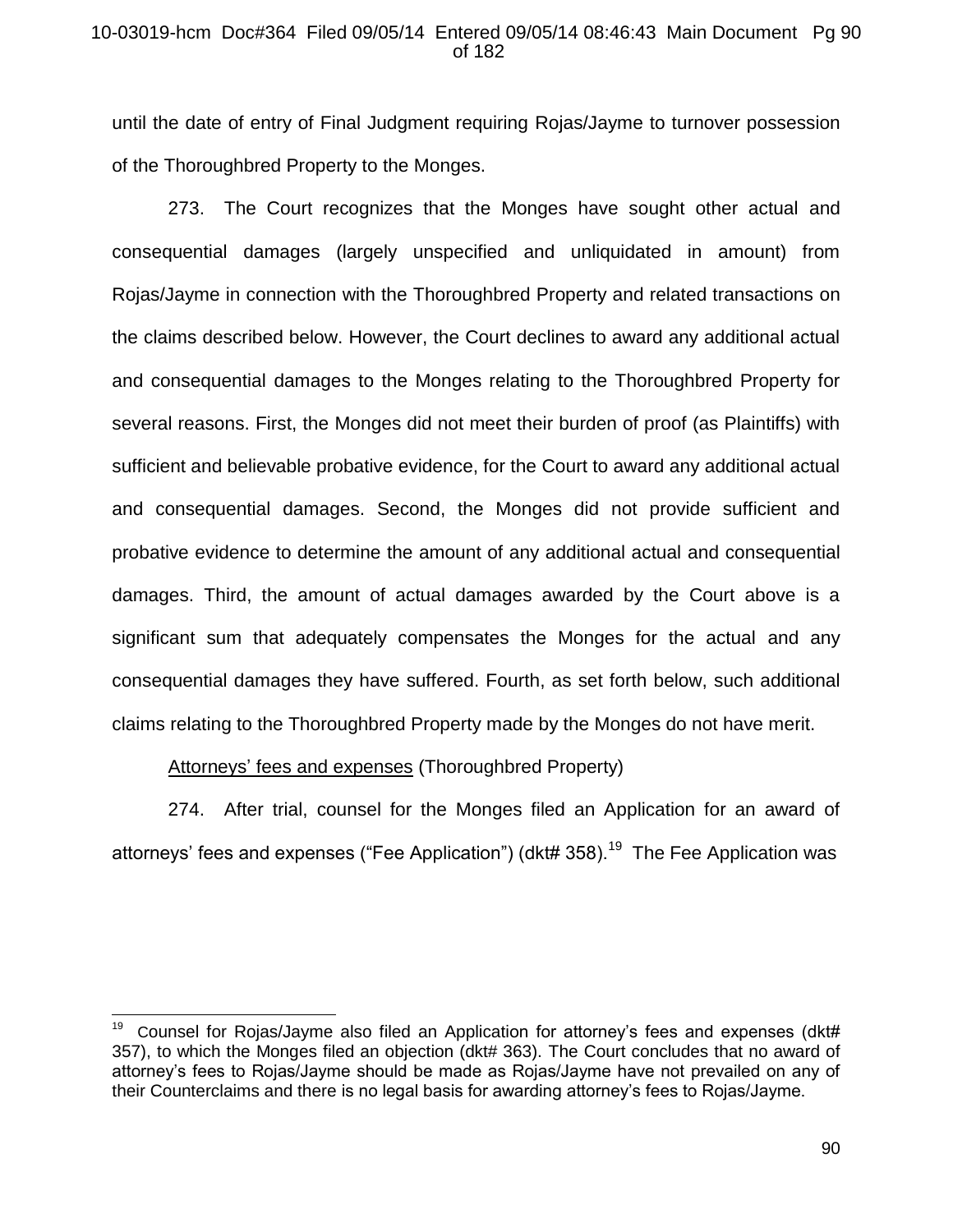until the date of entry of Final Judgment requiring Rojas/Jayme to turnover possession of the Thoroughbred Property to the Monges.

273. The Court recognizes that the Monges have sought other actual and consequential damages (largely unspecified and unliquidated in amount) from Rojas/Jayme in connection with the Thoroughbred Property and related transactions on the claims described below. However, the Court declines to award any additional actual and consequential damages to the Monges relating to the Thoroughbred Property for several reasons. First, the Monges did not meet their burden of proof (as Plaintiffs) with sufficient and believable probative evidence, for the Court to award any additional actual and consequential damages. Second, the Monges did not provide sufficient and probative evidence to determine the amount of any additional actual and consequential damages. Third, the amount of actual damages awarded by the Court above is a significant sum that adequately compensates the Monges for the actual and any consequential damages they have suffered. Fourth, as set forth below, such additional claims relating to the Thoroughbred Property made by the Monges do not have merit.

<u>Attorneys' fees and expenses</u> (Thoroughbred Property)

274. After trial, counsel for the Monges filed an Application for an award of attorneys' fees and expenses ("Fee Application") (dkt# 358).[19] The Fee Application was

[19] Counsel for Rojas/Jayme also filed an Application for attorney's fees and expenses (dkt# 357), to which the Monges filed an objection (dkt# 363). The Court concludes that no award of attorney's fees to Rojas/Jayme should be made as Rojas/Jayme have not prevailed on any of their Counterclaims and there is no legal basis for awarding attorney's fees to Rojas/Jayme.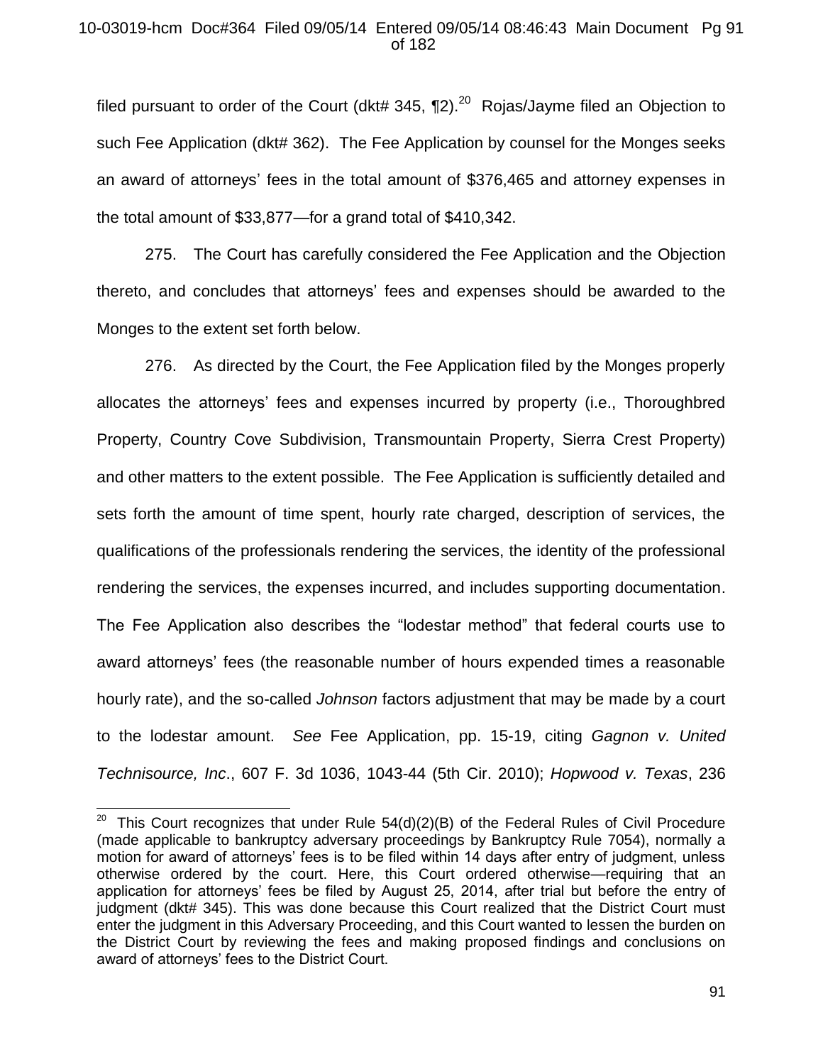filed pursuant to order of the Court (dkt# 345, ¶2).[20] Rojas/Jayme filed an Objection to such Fee Application (dkt# 362). The Fee Application by counsel for the Monges seeks an award of attorneys' fees in the total amount of $376,465 and attorney expenses in the total amount of $33,877—for a grand total of $410,342.

275. The Court has carefully considered the Fee Application and the Objection thereto, and concludes that attorneys' fees and expenses should be awarded to the Monges to the extent set forth below.

276. As directed by the Court, the Fee Application filed by the Monges properly allocates the attorneys' fees and expenses incurred by property (i.e., Thoroughbred Property, Country Cove Subdivision, Transmountain Property, Sierra Crest Property) and other matters to the extent possible. The Fee Application is sufficiently detailed and sets forth the amount of time spent, hourly rate charged, description of services, the qualifications of the professionals rendering the services, the identity of the professional rendering the services, the expenses incurred, and includes supporting documentation. The Fee Application also describes the "lodestar method" that federal courts use to award attorneys' fees (the reasonable number of hours expended times a reasonable hourly rate), and the so-called *Johnson* factors adjustment that may be made by a court to the lodestar amount. *See* Fee Application, pp. 15-19, citing *Gagnon v. United Technisource, Inc*., 607 F. 3d 1036, 1043-44 (5th Cir. 2010); *Hopwood v. Texas*, 236

---

[20] This Court recognizes that under Rule 54(d)(2)(B) of the Federal Rules of Civil Procedure (made applicable to bankruptcy adversary proceedings by Bankruptcy Rule 7054), normally a motion for award of attorneys' fees is to be filed within 14 days after entry of judgment, unless otherwise ordered by the court. Here, this Court ordered otherwise—requiring that an application for attorneys' fees be filed by August 25, 2014, after trial but before the entry of judgment (dkt# 345). This was done because this Court realized that the District Court must enter the judgment in this Adversary Proceeding, and this Court wanted to lessen the burden on the District Court by reviewing the fees and making proposed findings and conclusions on award of attorneys' fees to the District Court.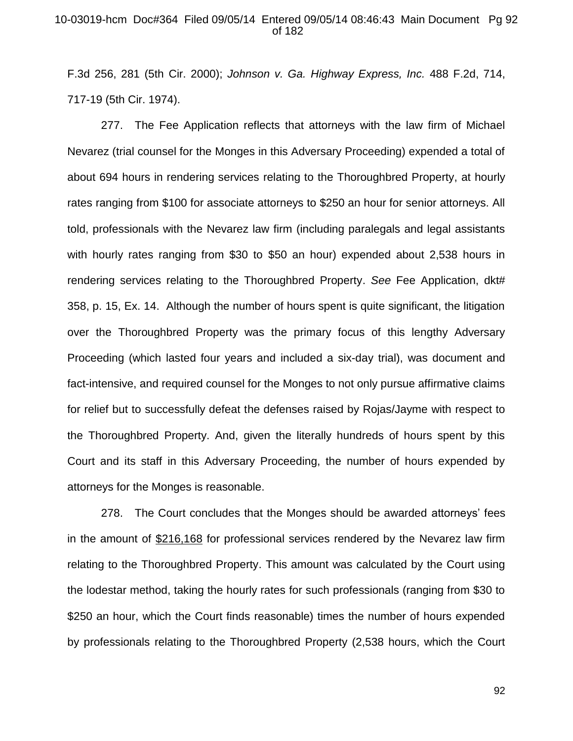F.3d 256, 281 (5th Cir. 2000); *Johnson v. Ga. Highway Express, Inc.* 488 F.2d, 714, 717-19 (5th Cir. 1974).

277. The Fee Application reflects that attorneys with the law firm of Michael Nevarez (trial counsel for the Monges in this Adversary Proceeding) expended a total of about 694 hours in rendering services relating to the Thoroughbred Property, at hourly rates ranging from $100 for associate attorneys to $250 an hour for senior attorneys. All told, professionals with the Nevarez law firm (including paralegals and legal assistants with hourly rates ranging from $30 to $50 an hour) expended about 2,538 hours in rendering services relating to the Thoroughbred Property. *See* Fee Application, dkt# 358, p. 15, Ex. 14. Although the number of hours spent is quite significant, the litigation over the Thoroughbred Property was the primary focus of this lengthy Adversary Proceeding (which lasted four years and included a six-day trial), was document and fact-intensive, and required counsel for the Monges to not only pursue affirmative claims for relief but to successfully defeat the defenses raised by Rojas/Jayme with respect to the Thoroughbred Property. And, given the literally hundreds of hours spent by this Court and its staff in this Adversary Proceeding, the number of hours expended by attorneys for the Monges is reasonable.

278. The Court concludes that the Monges should be awarded attorneys' fees in the amount of <u>$216,168</u> for professional services rendered by the Nevarez law firm relating to the Thoroughbred Property. This amount was calculated by the Court using the lodestar method, taking the hourly rates for such professionals (ranging from $30 to $250 an hour, which the Court finds reasonable) times the number of hours expended by professionals relating to the Thoroughbred Property (2,538 hours, which the Court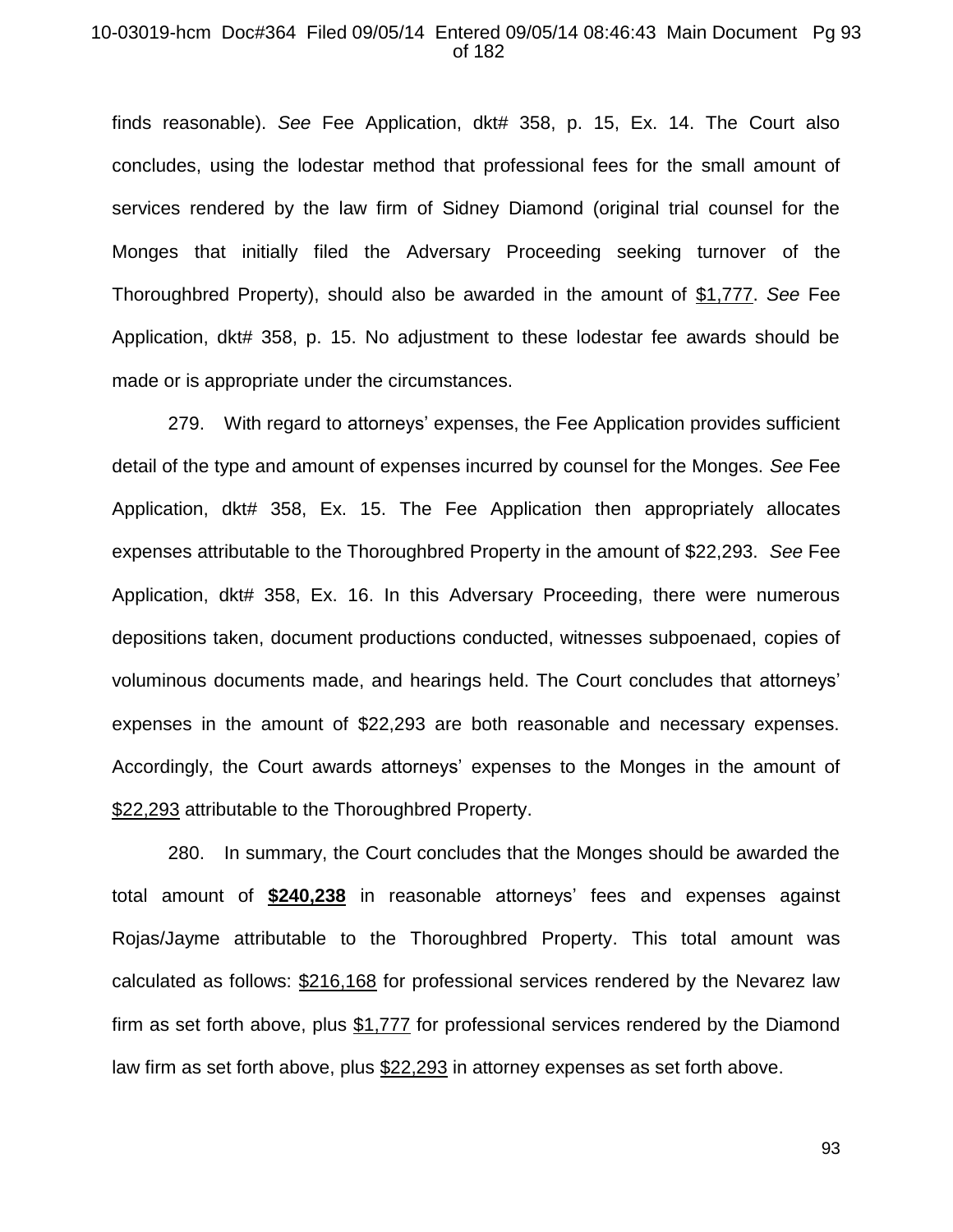finds reasonable). *See* Fee Application, dkt# 358, p. 15, Ex. 14. The Court also concludes, using the lodestar method that professional fees for the small amount of services rendered by the law firm of Sidney Diamond (original trial counsel for the Monges that initially filed the Adversary Proceeding seeking turnover of the Thoroughbred Property), should also be awarded in the amount of <u>$1,777</u>. *See* Fee Application, dkt# 358, p. 15. No adjustment to these lodestar fee awards should be made or is appropriate under the circumstances.

279. With regard to attorneys' expenses, the Fee Application provides sufficient detail of the type and amount of expenses incurred by counsel for the Monges. *See* Fee Application, dkt# 358, Ex. 15. The Fee Application then appropriately allocates expenses attributable to the Thoroughbred Property in the amount of $22,293. *See* Fee Application, dkt# 358, Ex. 16. In this Adversary Proceeding, there were numerous depositions taken, document productions conducted, witnesses subpoenaed, copies of voluminous documents made, and hearings held. The Court concludes that attorneys' expenses in the amount of $22,293 are both reasonable and necessary expenses. Accordingly, the Court awards attorneys' expenses to the Monges in the amount of <u>$22,293</u> attributable to the Thoroughbred Property.

280. In summary, the Court concludes that the Monges should be awarded the total amount of <u>**$240,238**</u> in reasonable attorneys' fees and expenses against Rojas/Jayme attributable to the Thoroughbred Property. This total amount was calculated as follows: <u>$216,168</u> for professional services rendered by the Nevarez law firm as set forth above, plus <u>$1,777</u> for professional services rendered by the Diamond law firm as set forth above, plus <u>$22,293</u> in attorney expenses as set forth above.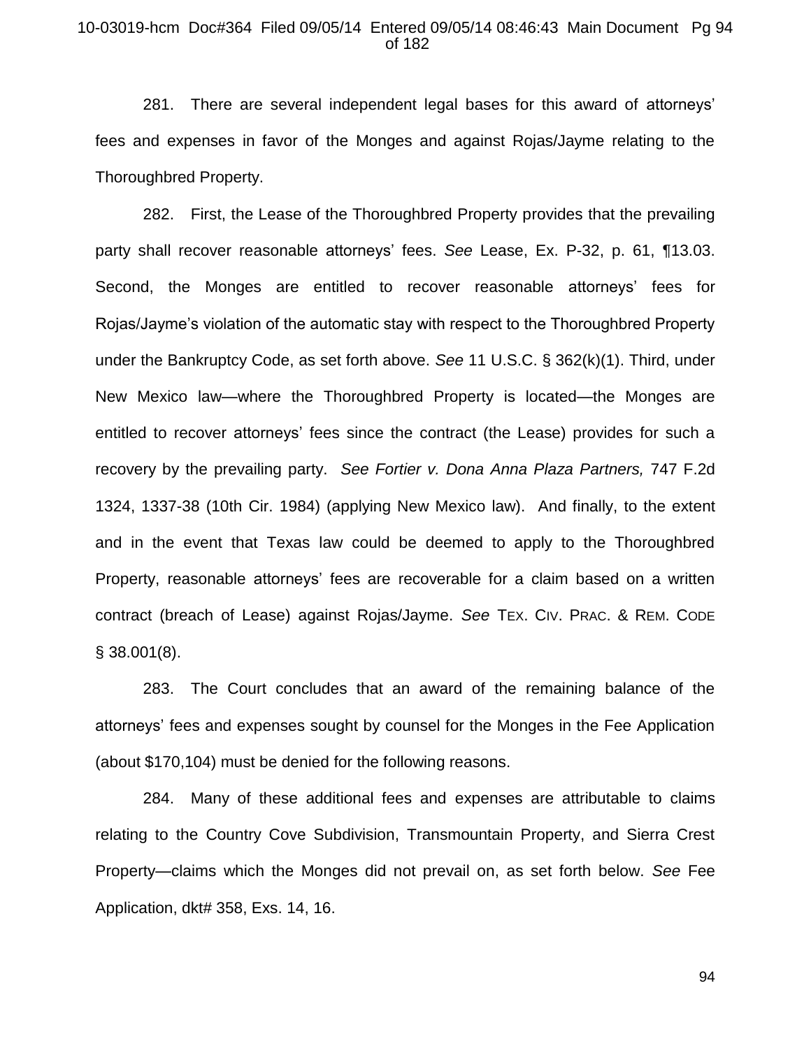281. There are several independent legal bases for this award of attorneys' fees and expenses in favor of the Monges and against Rojas/Jayme relating to the Thoroughbred Property.

282. First, the Lease of the Thoroughbred Property provides that the prevailing party shall recover reasonable attorneys' fees. *See* Lease, Ex. P-32, p. 61, ¶13.03. Second, the Monges are entitled to recover reasonable attorneys' fees for Rojas/Jayme's violation of the automatic stay with respect to the Thoroughbred Property under the Bankruptcy Code, as set forth above. *See* 11 U.S.C. § 362(k)(1). Third, under New Mexico law—where the Thoroughbred Property is located—the Monges are entitled to recover attorneys' fees since the contract (the Lease) provides for such a recovery by the prevailing party. *See Fortier v. Dona Anna Plaza Partners,* 747 F.2d 1324, 1337-38 (10th Cir. 1984) (applying New Mexico law). And finally, to the extent and in the event that Texas law could be deemed to apply to the Thoroughbred Property, reasonable attorneys' fees are recoverable for a claim based on a written contract (breach of Lease) against Rojas/Jayme. *See* TEX. CIV. PRAC. & REM. CODE § 38.001(8).

283. The Court concludes that an award of the remaining balance of the attorneys' fees and expenses sought by counsel for the Monges in the Fee Application (about $170,104) must be denied for the following reasons.

284. Many of these additional fees and expenses are attributable to claims relating to the Country Cove Subdivision, Transmountain Property, and Sierra Crest Property—claims which the Monges did not prevail on, as set forth below. *See* Fee Application, dkt# 358, Exs. 14, 16.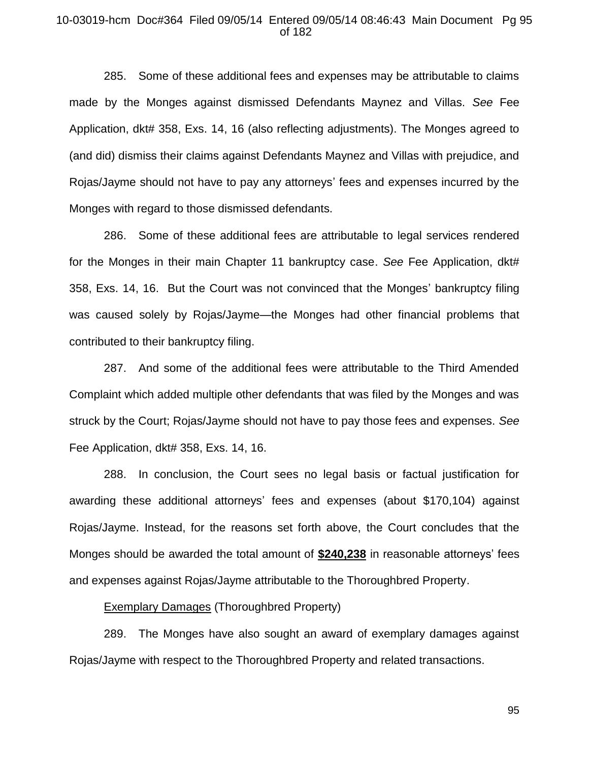285. Some of these additional fees and expenses may be attributable to claims made by the Monges against dismissed Defendants Maynez and Villas. *See* Fee Application, dkt# 358, Exs. 14, 16 (also reflecting adjustments). The Monges agreed to (and did) dismiss their claims against Defendants Maynez and Villas with prejudice, and Rojas/Jayme should not have to pay any attorneys' fees and expenses incurred by the Monges with regard to those dismissed defendants.

286. Some of these additional fees are attributable to legal services rendered for the Monges in their main Chapter 11 bankruptcy case. *See* Fee Application, dkt# 358, Exs. 14, 16. But the Court was not convinced that the Monges' bankruptcy filing was caused solely by Rojas/Jayme—the Monges had other financial problems that contributed to their bankruptcy filing.

287. And some of the additional fees were attributable to the Third Amended Complaint which added multiple other defendants that was filed by the Monges and was struck by the Court; Rojas/Jayme should not have to pay those fees and expenses. *See* Fee Application, dkt# 358, Exs. 14, 16.

288. In conclusion, the Court sees no legal basis or factual justification for awarding these additional attorneys' fees and expenses (about $170,104) against Rojas/Jayme. Instead, for the reasons set forth above, the Court concludes that the Monges should be awarded the total amount of **<u>$240,238</u>** in reasonable attorneys' fees and expenses against Rojas/Jayme attributable to the Thoroughbred Property.

<u>Exemplary Damages</u> (Thoroughbred Property)

289. The Monges have also sought an award of exemplary damages against Rojas/Jayme with respect to the Thoroughbred Property and related transactions.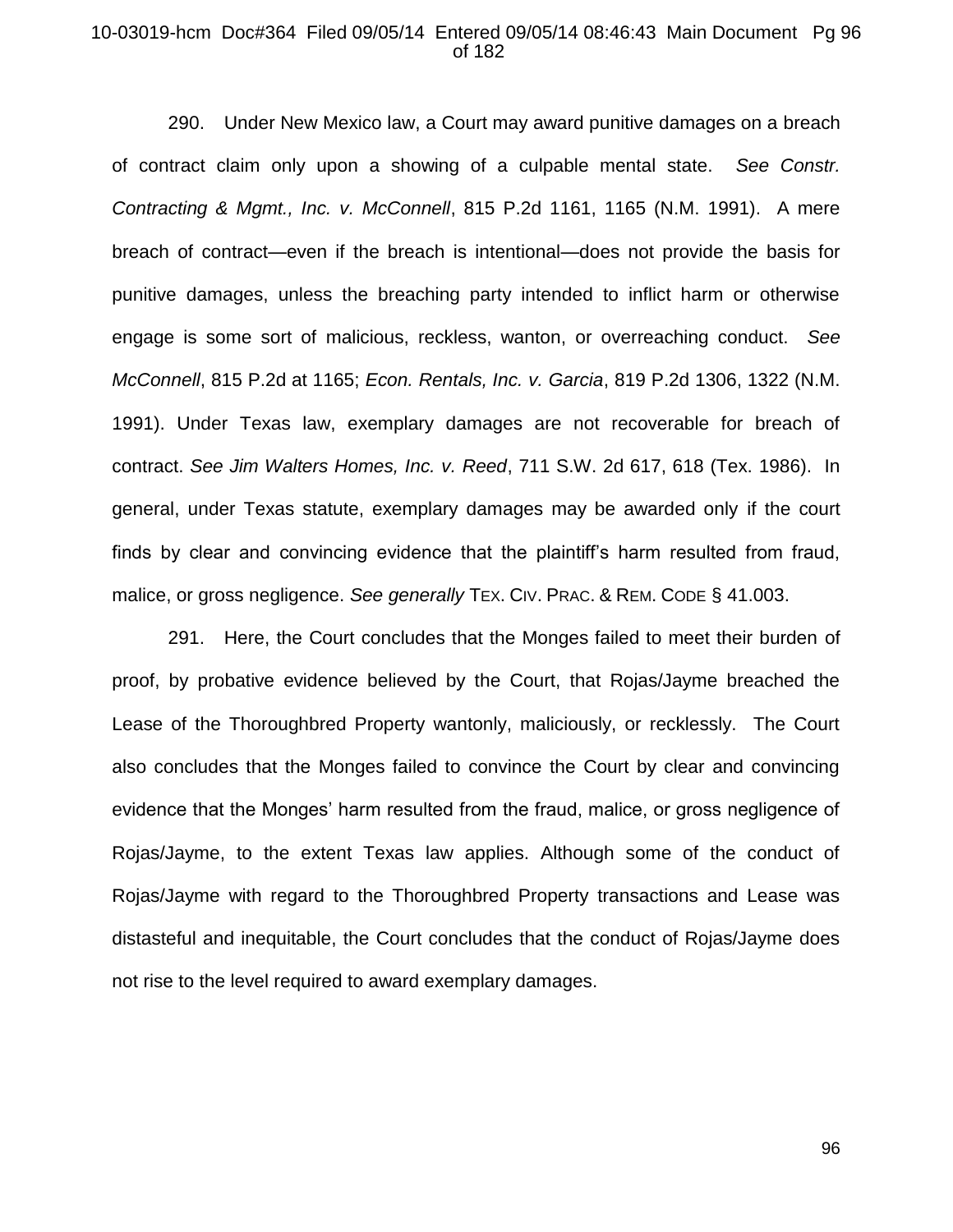290. Under New Mexico law, a Court may award punitive damages on a breach of contract claim only upon a showing of a culpable mental state. *See Constr. Contracting & Mgmt., Inc. v. McConnell*, 815 P.2d 1161, 1165 (N.M. 1991). A mere breach of contract—even if the breach is intentional—does not provide the basis for punitive damages, unless the breaching party intended to inflict harm or otherwise engage is some sort of malicious, reckless, wanton, or overreaching conduct. *See McConnell*, 815 P.2d at 1165; *Econ. Rentals, Inc. v. Garcia*, 819 P.2d 1306, 1322 (N.M. 1991). Under Texas law, exemplary damages are not recoverable for breach of contract. *See Jim Walters Homes, Inc. v. Reed*, 711 S.W. 2d 617, 618 (Tex. 1986). In general, under Texas statute, exemplary damages may be awarded only if the court finds by clear and convincing evidence that the plaintiff's harm resulted from fraud, malice, or gross negligence. *See generally* TEX. CIV. PRAC. & REM. CODE § 41.003.

291. Here, the Court concludes that the Monges failed to meet their burden of proof, by probative evidence believed by the Court, that Rojas/Jayme breached the Lease of the Thoroughbred Property wantonly, maliciously, or recklessly. The Court also concludes that the Monges failed to convince the Court by clear and convincing evidence that the Monges' harm resulted from the fraud, malice, or gross negligence of Rojas/Jayme, to the extent Texas law applies. Although some of the conduct of Rojas/Jayme with regard to the Thoroughbred Property transactions and Lease was distasteful and inequitable, the Court concludes that the conduct of Rojas/Jayme does not rise to the level required to award exemplary damages.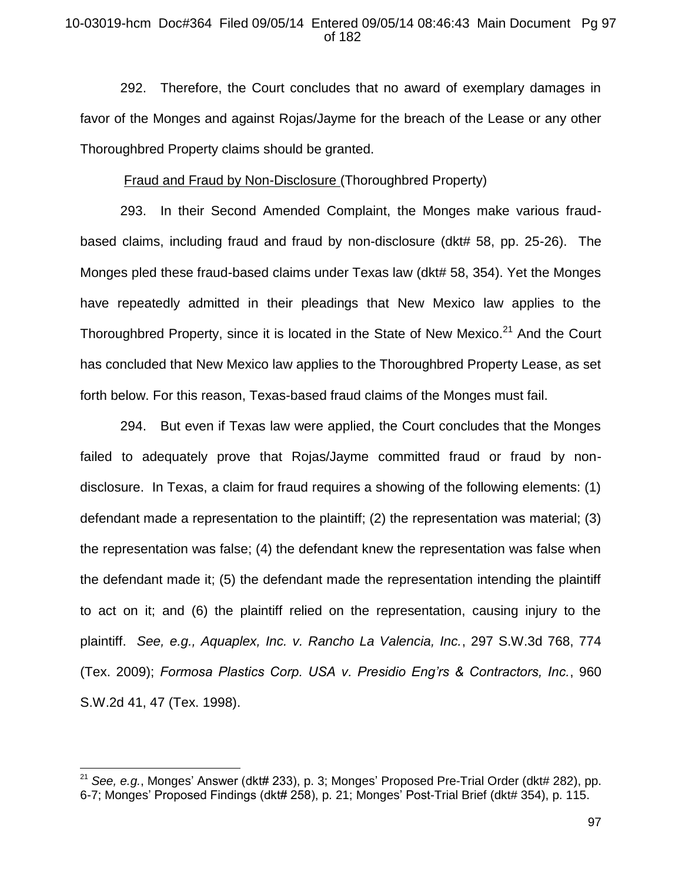292. Therefore, the Court concludes that no award of exemplary damages in favor of the Monges and against Rojas/Jayme for the breach of the Lease or any other Thoroughbred Property claims should be granted.

<u>Fraud and Fraud by Non-Disclosure</u> (Thoroughbred Property)

293. In their Second Amended Complaint, the Monges make various fraud-based claims, including fraud and fraud by non-disclosure (dkt# 58, pp. 25-26). The Monges pled these fraud-based claims under Texas law (dkt# 58, 354). Yet the Monges have repeatedly admitted in their pleadings that New Mexico law applies to the Thoroughbred Property, since it is located in the State of New Mexico.[21] And the Court has concluded that New Mexico law applies to the Thoroughbred Property Lease, as set forth below. For this reason, Texas-based fraud claims of the Monges must fail.

294. But even if Texas law were applied, the Court concludes that the Monges failed to adequately prove that Rojas/Jayme committed fraud or fraud by non-disclosure. In Texas, a claim for fraud requires a showing of the following elements: (1) defendant made a representation to the plaintiff; (2) the representation was material; (3) the representation was false; (4) the defendant knew the representation was false when the defendant made it; (5) the defendant made the representation intending the plaintiff to act on it; and (6) the plaintiff relied on the representation, causing injury to the plaintiff. *See, e.g., Aquaplex, Inc. v. Rancho La Valencia, Inc.*, 297 S.W.3d 768, 774 (Tex. 2009); *Formosa Plastics Corp. USA v. Presidio Eng'rs & Contractors, Inc.*, 960 S.W.2d 41, 47 (Tex. 1998).

---

[21] *See, e.g.*, Monges' Answer (dkt# 233), p. 3; Monges' Proposed Pre-Trial Order (dkt# 282), pp. 6-7; Monges' Proposed Findings (dkt# 258), p. 21; Monges' Post-Trial Brief (dkt# 354), p. 115.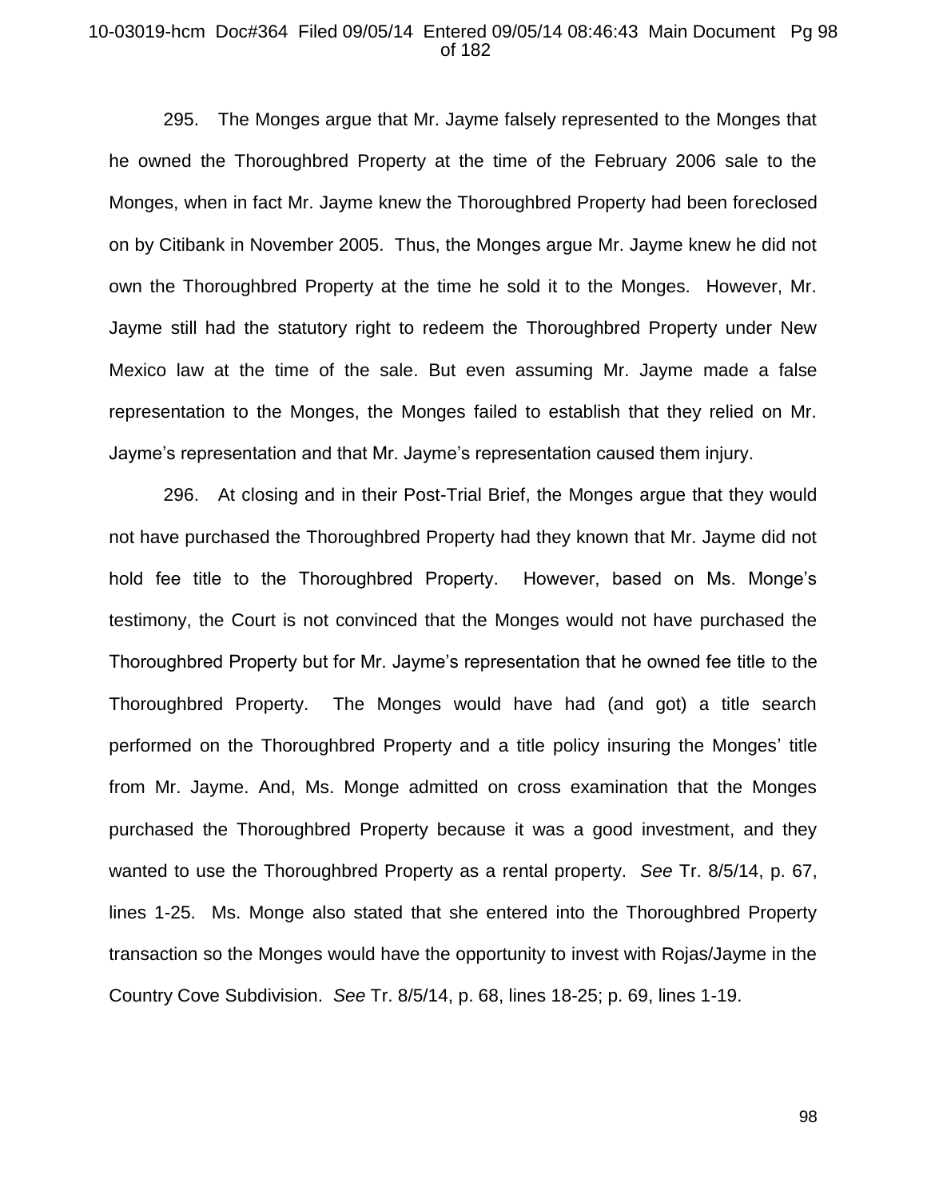295. The Monges argue that Mr. Jayme falsely represented to the Monges that he owned the Thoroughbred Property at the time of the February 2006 sale to the Monges, when in fact Mr. Jayme knew the Thoroughbred Property had been foreclosed on by Citibank in November 2005. Thus, the Monges argue Mr. Jayme knew he did not own the Thoroughbred Property at the time he sold it to the Monges. However, Mr. Jayme still had the statutory right to redeem the Thoroughbred Property under New Mexico law at the time of the sale. But even assuming Mr. Jayme made a false representation to the Monges, the Monges failed to establish that they relied on Mr. Jayme's representation and that Mr. Jayme's representation caused them injury.

296. At closing and in their Post-Trial Brief, the Monges argue that they would not have purchased the Thoroughbred Property had they known that Mr. Jayme did not hold fee title to the Thoroughbred Property. However, based on Ms. Monge's testimony, the Court is not convinced that the Monges would not have purchased the Thoroughbred Property but for Mr. Jayme's representation that he owned fee title to the Thoroughbred Property. The Monges would have had (and got) a title search performed on the Thoroughbred Property and a title policy insuring the Monges' title from Mr. Jayme. And, Ms. Monge admitted on cross examination that the Monges purchased the Thoroughbred Property because it was a good investment, and they wanted to use the Thoroughbred Property as a rental property. *See* Tr. 8/5/14, p. 67, lines 1-25. Ms. Monge also stated that she entered into the Thoroughbred Property transaction so the Monges would have the opportunity to invest with Rojas/Jayme in the Country Cove Subdivision. *See* Tr. 8/5/14, p. 68, lines 18-25; p. 69, lines 1-19.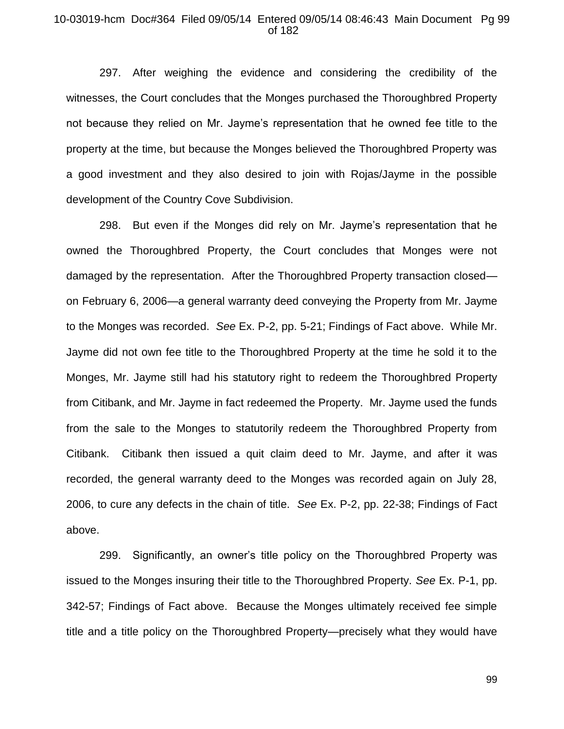297. After weighing the evidence and considering the credibility of the witnesses, the Court concludes that the Monges purchased the Thoroughbred Property not because they relied on Mr. Jayme's representation that he owned fee title to the property at the time, but because the Monges believed the Thoroughbred Property was a good investment and they also desired to join with Rojas/Jayme in the possible development of the Country Cove Subdivision.

298. But even if the Monges did rely on Mr. Jayme's representation that he owned the Thoroughbred Property, the Court concludes that Monges were not damaged by the representation. After the Thoroughbred Property transaction closed—on February 6, 2006—a general warranty deed conveying the Property from Mr. Jayme to the Monges was recorded. *See* Ex. P-2, pp. 5-21; Findings of Fact above. While Mr. Jayme did not own fee title to the Thoroughbred Property at the time he sold it to the Monges, Mr. Jayme still had his statutory right to redeem the Thoroughbred Property from Citibank, and Mr. Jayme in fact redeemed the Property. Mr. Jayme used the funds from the sale to the Monges to statutorily redeem the Thoroughbred Property from Citibank. Citibank then issued a quit claim deed to Mr. Jayme, and after it was recorded, the general warranty deed to the Monges was recorded again on July 28, 2006, to cure any defects in the chain of title. *See* Ex. P-2, pp. 22-38; Findings of Fact above.

299. Significantly, an owner's title policy on the Thoroughbred Property was issued to the Monges insuring their title to the Thoroughbred Property. *See* Ex. P-1, pp. 342-57; Findings of Fact above. Because the Monges ultimately received fee simple title and a title policy on the Thoroughbred Property—precisely what they would have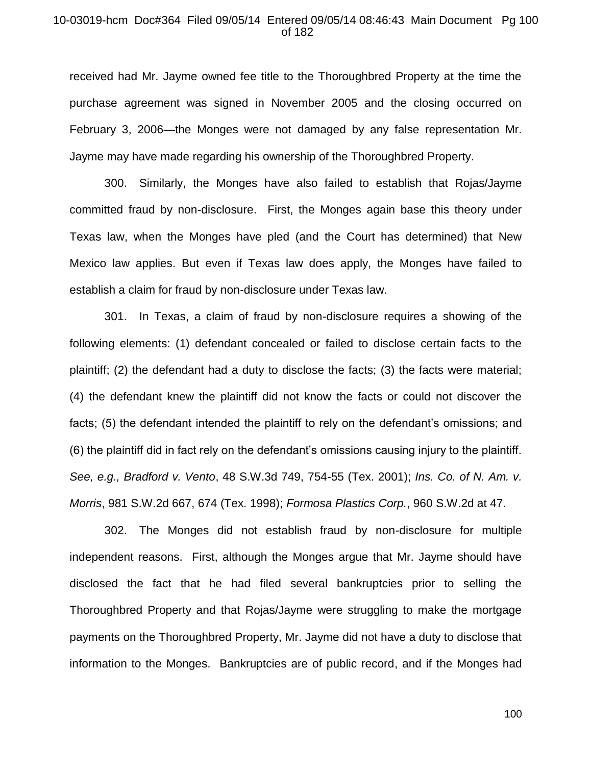received had Mr. Jayme owned fee title to the Thoroughbred Property at the time the purchase agreement was signed in November 2005 and the closing occurred on February 3, 2006—the Monges were not damaged by any false representation Mr. Jayme may have made regarding his ownership of the Thoroughbred Property.

300. Similarly, the Monges have also failed to establish that Rojas/Jayme committed fraud by non-disclosure. First, the Monges again base this theory under Texas law, when the Monges have pled (and the Court has determined) that New Mexico law applies. But even if Texas law does apply, the Monges have failed to establish a claim for fraud by non-disclosure under Texas law.

301. In Texas, a claim of fraud by non-disclosure requires a showing of the following elements: (1) defendant concealed or failed to disclose certain facts to the plaintiff; (2) the defendant had a duty to disclose the facts; (3) the facts were material; (4) the defendant knew the plaintiff did not know the facts or could not discover the facts; (5) the defendant intended the plaintiff to rely on the defendant's omissions; and (6) the plaintiff did in fact rely on the defendant's omissions causing injury to the plaintiff. *See, e.g., Bradford v. Vento*, 48 S.W.3d 749, 754-55 (Tex. 2001); *Ins. Co. of N. Am. v. Morris*, 981 S.W.2d 667, 674 (Tex. 1998); *Formosa Plastics Corp.*, 960 S.W.2d at 47.

302. The Monges did not establish fraud by non-disclosure for multiple independent reasons. First, although the Monges argue that Mr. Jayme should have disclosed the fact that he had filed several bankruptcies prior to selling the Thoroughbred Property and that Rojas/Jayme were struggling to make the mortgage payments on the Thoroughbred Property, Mr. Jayme did not have a duty to disclose that information to the Monges. Bankruptcies are of public record, and if the Monges had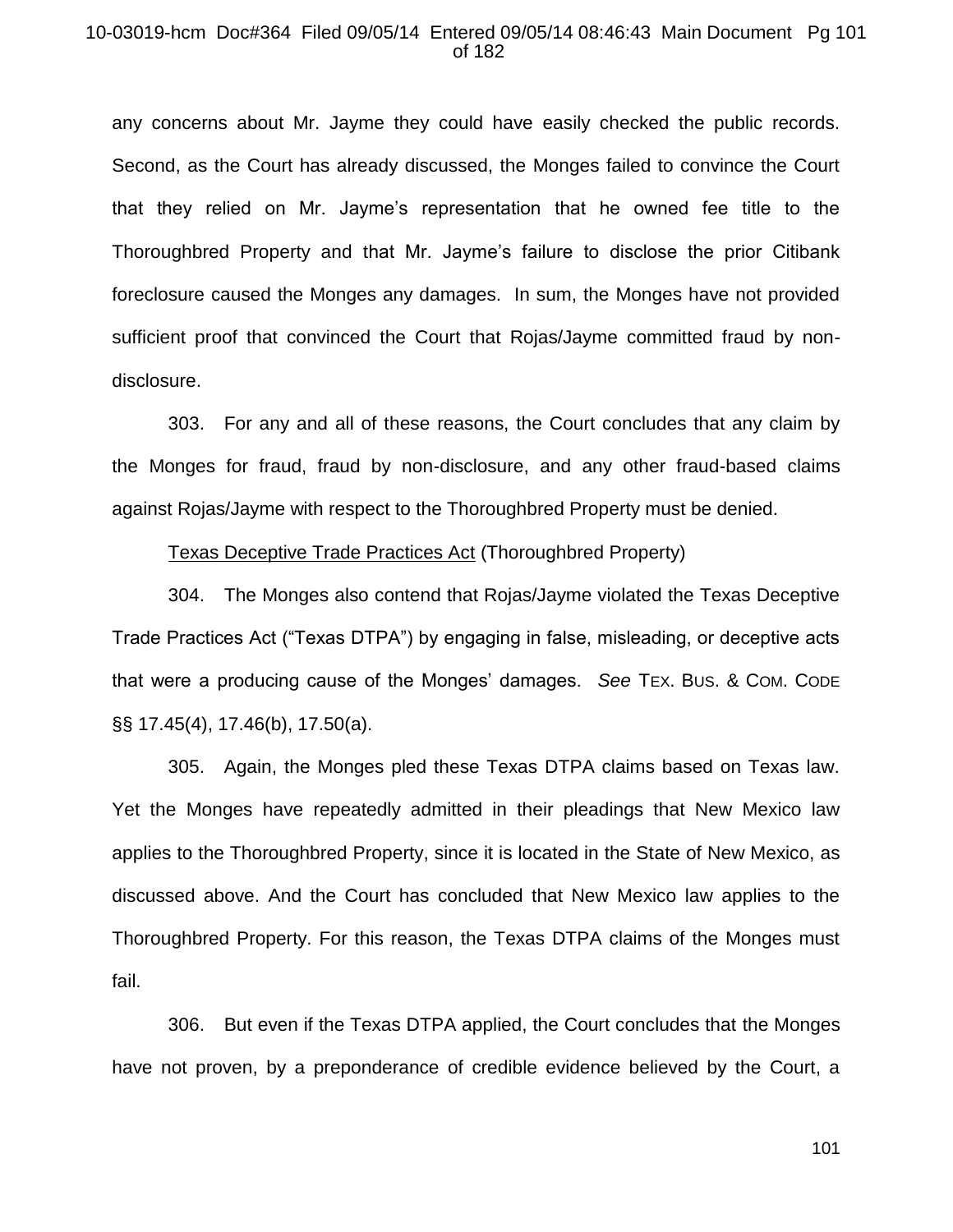any concerns about Mr. Jayme they could have easily checked the public records. Second, as the Court has already discussed, the Monges failed to convince the Court that they relied on Mr. Jayme's representation that he owned fee title to the Thoroughbred Property and that Mr. Jayme's failure to disclose the prior Citibank foreclosure caused the Monges any damages. In sum, the Monges have not provided sufficient proof that convinced the Court that Rojas/Jayme committed fraud by non-disclosure.

303. For any and all of these reasons, the Court concludes that any claim by the Monges for fraud, fraud by non-disclosure, and any other fraud-based claims against Rojas/Jayme with respect to the Thoroughbred Property must be denied.

<u>Texas Deceptive Trade Practices Act</u> (Thoroughbred Property)

304. The Monges also contend that Rojas/Jayme violated the Texas Deceptive Trade Practices Act ("Texas DTPA") by engaging in false, misleading, or deceptive acts that were a producing cause of the Monges' damages. *See* TEX. BUS. & COM. CODE §§ 17.45(4), 17.46(b), 17.50(a).

305. Again, the Monges pled these Texas DTPA claims based on Texas law. Yet the Monges have repeatedly admitted in their pleadings that New Mexico law applies to the Thoroughbred Property, since it is located in the State of New Mexico, as discussed above. And the Court has concluded that New Mexico law applies to the Thoroughbred Property. For this reason, the Texas DTPA claims of the Monges must fail.

306. But even if the Texas DTPA applied, the Court concludes that the Monges have not proven, by a preponderance of credible evidence believed by the Court, a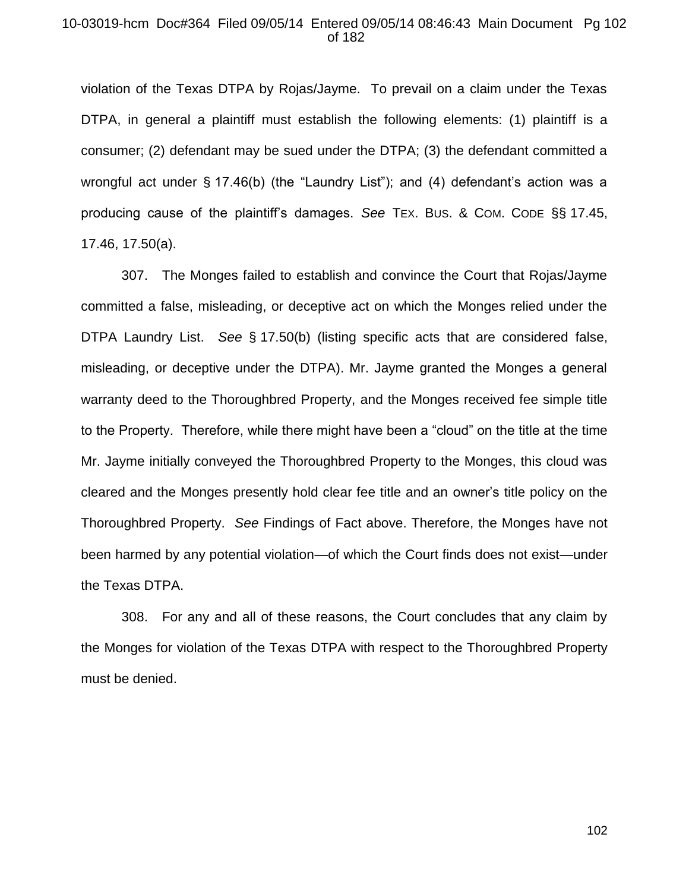violation of the Texas DTPA by Rojas/Jayme. To prevail on a claim under the Texas DTPA, in general a plaintiff must establish the following elements: (1) plaintiff is a consumer; (2) defendant may be sued under the DTPA; (3) the defendant committed a wrongful act under § 17.46(b) (the "Laundry List"); and (4) defendant's action was a producing cause of the plaintiff's damages. *See* TEX. BUS. & COM. CODE §§ 17.45, 17.46, 17.50(a).

307. The Monges failed to establish and convince the Court that Rojas/Jayme committed a false, misleading, or deceptive act on which the Monges relied under the DTPA Laundry List. *See* § 17.50(b) (listing specific acts that are considered false, misleading, or deceptive under the DTPA). Mr. Jayme granted the Monges a general warranty deed to the Thoroughbred Property, and the Monges received fee simple title to the Property. Therefore, while there might have been a "cloud" on the title at the time Mr. Jayme initially conveyed the Thoroughbred Property to the Monges, this cloud was cleared and the Monges presently hold clear fee title and an owner's title policy on the Thoroughbred Property. *See* Findings of Fact above. Therefore, the Monges have not been harmed by any potential violation—of which the Court finds does not exist—under the Texas DTPA.

308. For any and all of these reasons, the Court concludes that any claim by the Monges for violation of the Texas DTPA with respect to the Thoroughbred Property must be denied.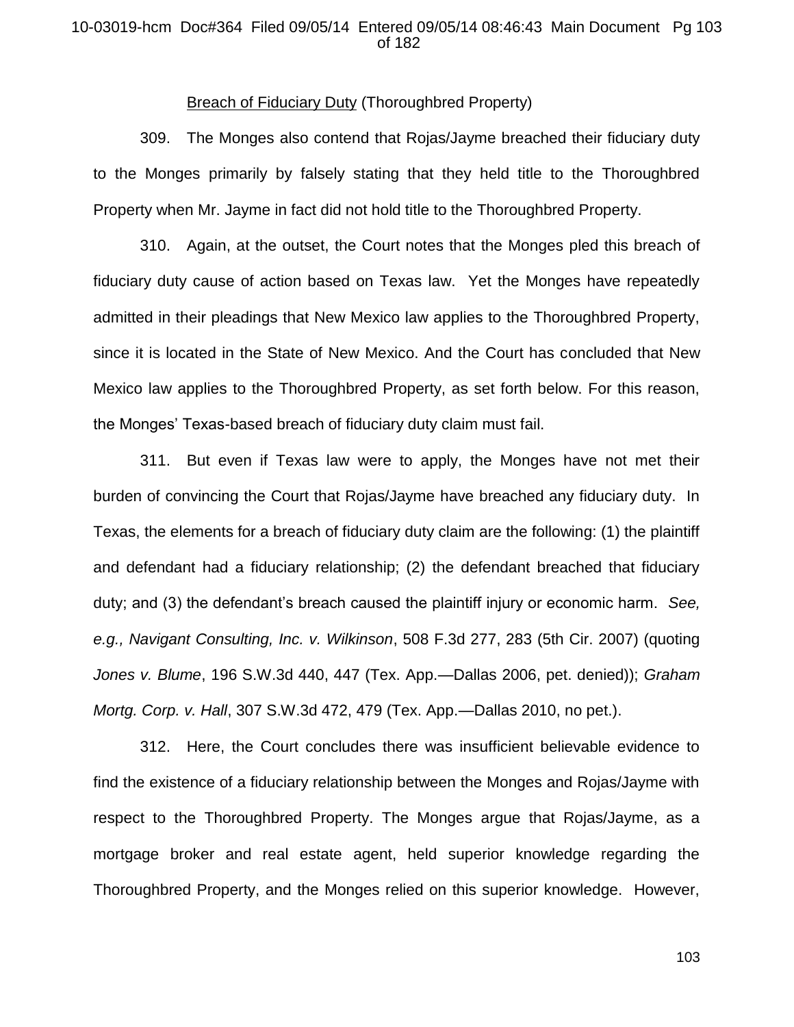<u>Breach of Fiduciary Duty</u> (Thoroughbred Property)

309. The Monges also contend that Rojas/Jayme breached their fiduciary duty to the Monges primarily by falsely stating that they held title to the Thoroughbred Property when Mr. Jayme in fact did not hold title to the Thoroughbred Property.

310. Again, at the outset, the Court notes that the Monges pled this breach of fiduciary duty cause of action based on Texas law. Yet the Monges have repeatedly admitted in their pleadings that New Mexico law applies to the Thoroughbred Property, since it is located in the State of New Mexico. And the Court has concluded that New Mexico law applies to the Thoroughbred Property, as set forth below. For this reason, the Monges' Texas-based breach of fiduciary duty claim must fail.

311. But even if Texas law were to apply, the Monges have not met their burden of convincing the Court that Rojas/Jayme have breached any fiduciary duty. In Texas, the elements for a breach of fiduciary duty claim are the following: (1) the plaintiff and defendant had a fiduciary relationship; (2) the defendant breached that fiduciary duty; and (3) the defendant's breach caused the plaintiff injury or economic harm. *See, e.g., Navigant Consulting, Inc. v. Wilkinson*, 508 F.3d 277, 283 (5th Cir. 2007) (quoting *Jones v. Blume*, 196 S.W.3d 440, 447 (Tex. App.—Dallas 2006, pet. denied)); *Graham Mortg. Corp. v. Hall*, 307 S.W.3d 472, 479 (Tex. App.—Dallas 2010, no pet.).

312. Here, the Court concludes there was insufficient believable evidence to find the existence of a fiduciary relationship between the Monges and Rojas/Jayme with respect to the Thoroughbred Property. The Monges argue that Rojas/Jayme, as a mortgage broker and real estate agent, held superior knowledge regarding the Thoroughbred Property, and the Monges relied on this superior knowledge. However,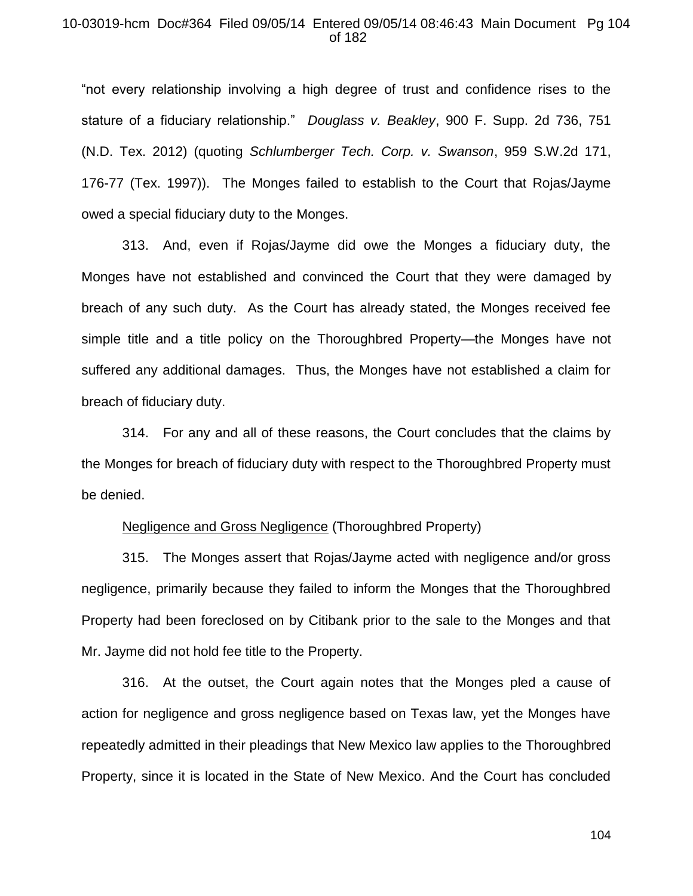"not every relationship involving a high degree of trust and confidence rises to the stature of a fiduciary relationship." *Douglass v. Beakley*, 900 F. Supp. 2d 736, 751 (N.D. Tex. 2012) (quoting *Schlumberger Tech. Corp. v. Swanson*, 959 S.W.2d 171, 176-77 (Tex. 1997)). The Monges failed to establish to the Court that Rojas/Jayme owed a special fiduciary duty to the Monges.

313. And, even if Rojas/Jayme did owe the Monges a fiduciary duty, the Monges have not established and convinced the Court that they were damaged by breach of any such duty. As the Court has already stated, the Monges received fee simple title and a title policy on the Thoroughbred Property—the Monges have not suffered any additional damages. Thus, the Monges have not established a claim for breach of fiduciary duty.

314. For any and all of these reasons, the Court concludes that the claims by the Monges for breach of fiduciary duty with respect to the Thoroughbred Property must be denied.

<u>Negligence and Gross Negligence</u> (Thoroughbred Property)

315. The Monges assert that Rojas/Jayme acted with negligence and/or gross negligence, primarily because they failed to inform the Monges that the Thoroughbred Property had been foreclosed on by Citibank prior to the sale to the Monges and that Mr. Jayme did not hold fee title to the Property.

316. At the outset, the Court again notes that the Monges pled a cause of action for negligence and gross negligence based on Texas law, yet the Monges have repeatedly admitted in their pleadings that New Mexico law applies to the Thoroughbred Property, since it is located in the State of New Mexico. And the Court has concluded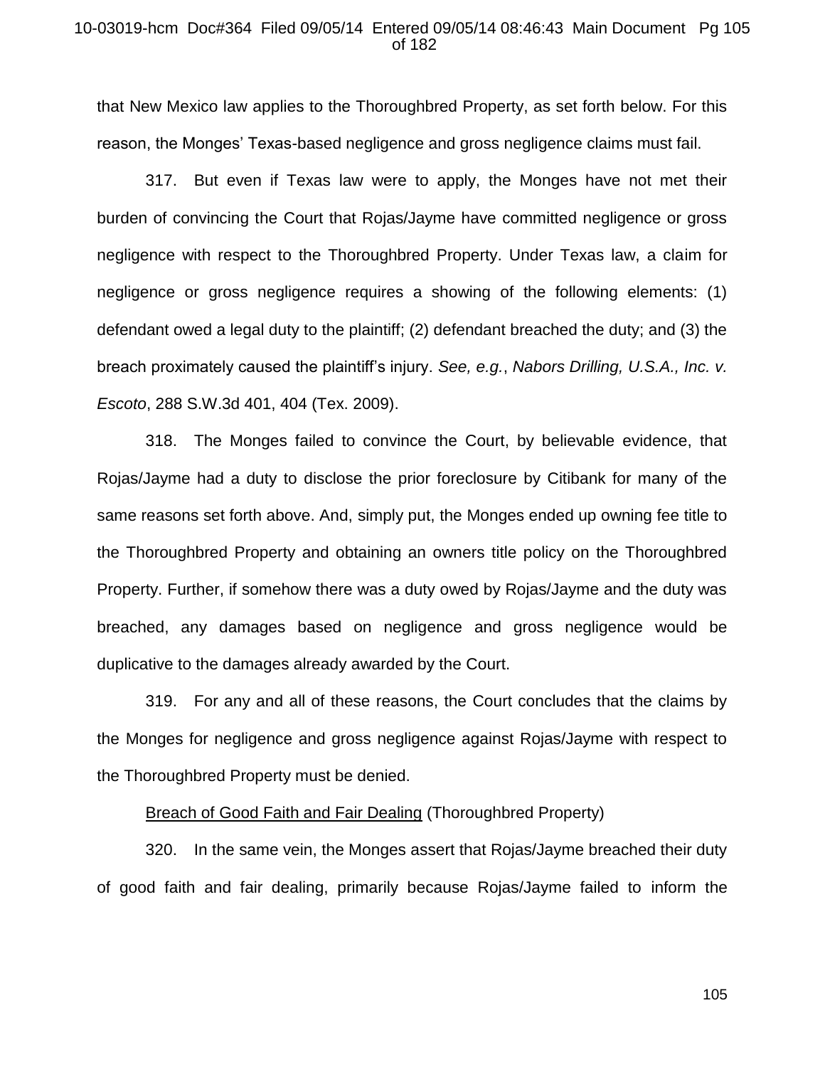that New Mexico law applies to the Thoroughbred Property, as set forth below. For this reason, the Monges' Texas-based negligence and gross negligence claims must fail.

317. But even if Texas law were to apply, the Monges have not met their burden of convincing the Court that Rojas/Jayme have committed negligence or gross negligence with respect to the Thoroughbred Property. Under Texas law, a claim for negligence or gross negligence requires a showing of the following elements: (1) defendant owed a legal duty to the plaintiff; (2) defendant breached the duty; and (3) the breach proximately caused the plaintiff's injury. *See, e.g.*, *Nabors Drilling, U.S.A., Inc. v. Escoto*, 288 S.W.3d 401, 404 (Tex. 2009).

318. The Monges failed to convince the Court, by believable evidence, that Rojas/Jayme had a duty to disclose the prior foreclosure by Citibank for many of the same reasons set forth above. And, simply put, the Monges ended up owning fee title to the Thoroughbred Property and obtaining an owners title policy on the Thoroughbred Property. Further, if somehow there was a duty owed by Rojas/Jayme and the duty was breached, any damages based on negligence and gross negligence would be duplicative to the damages already awarded by the Court.

319. For any and all of these reasons, the Court concludes that the claims by the Monges for negligence and gross negligence against Rojas/Jayme with respect to the Thoroughbred Property must be denied.

<u>Breach of Good Faith and Fair Dealing</u> (Thoroughbred Property)

320. In the same vein, the Monges assert that Rojas/Jayme breached their duty of good faith and fair dealing, primarily because Rojas/Jayme failed to inform the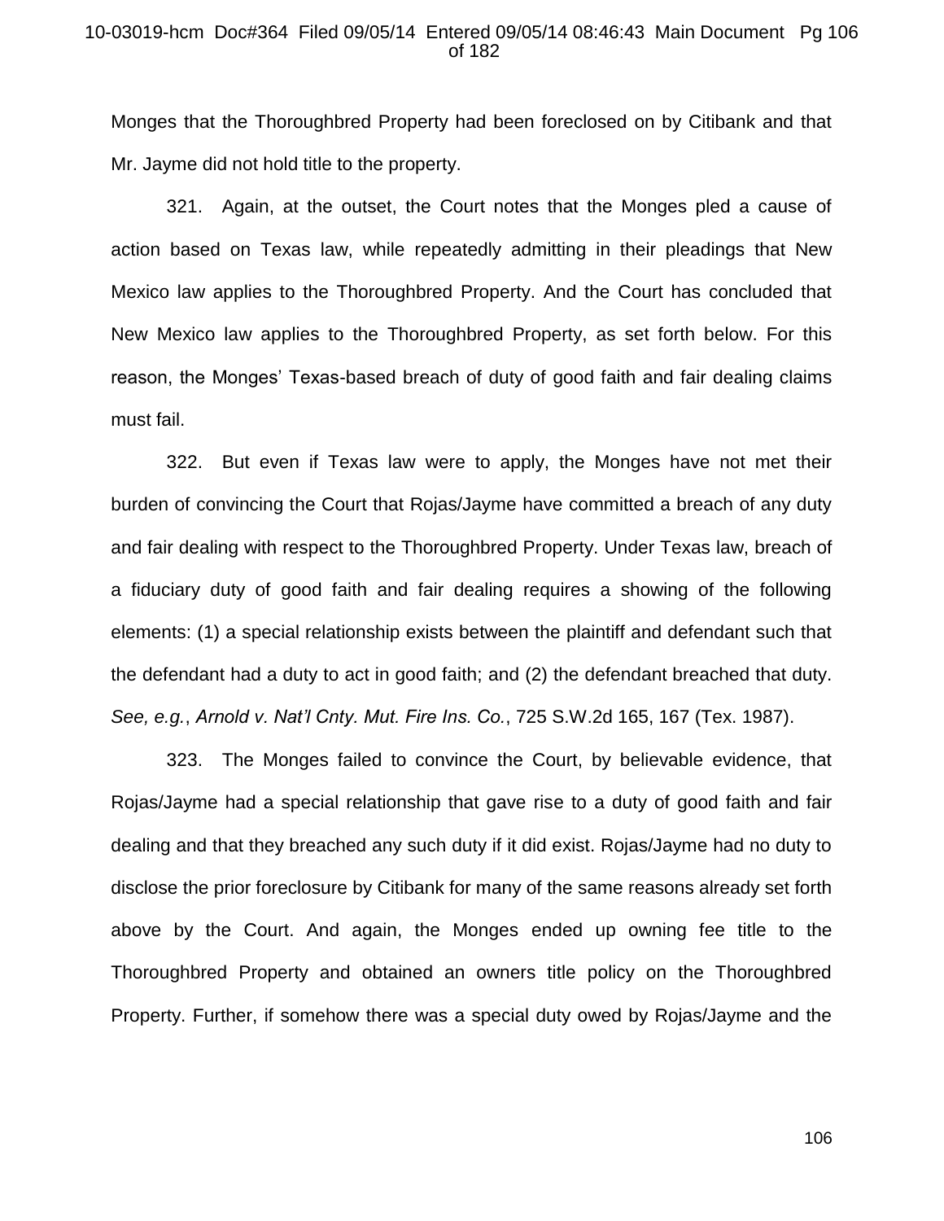Monges that the Thoroughbred Property had been foreclosed on by Citibank and that Mr. Jayme did not hold title to the property.

321. Again, at the outset, the Court notes that the Monges pled a cause of action based on Texas law, while repeatedly admitting in their pleadings that New Mexico law applies to the Thoroughbred Property. And the Court has concluded that New Mexico law applies to the Thoroughbred Property, as set forth below. For this reason, the Monges' Texas-based breach of duty of good faith and fair dealing claims must fail.

322. But even if Texas law were to apply, the Monges have not met their burden of convincing the Court that Rojas/Jayme have committed a breach of any duty and fair dealing with respect to the Thoroughbred Property. Under Texas law, breach of a fiduciary duty of good faith and fair dealing requires a showing of the following elements: (1) a special relationship exists between the plaintiff and defendant such that the defendant had a duty to act in good faith; and (2) the defendant breached that duty. *See, e.g.*, *Arnold v. Nat'l Cnty. Mut. Fire Ins. Co.*, 725 S.W.2d 165, 167 (Tex. 1987).

323. The Monges failed to convince the Court, by believable evidence, that Rojas/Jayme had a special relationship that gave rise to a duty of good faith and fair dealing and that they breached any such duty if it did exist. Rojas/Jayme had no duty to disclose the prior foreclosure by Citibank for many of the same reasons already set forth above by the Court. And again, the Monges ended up owning fee title to the Thoroughbred Property and obtained an owners title policy on the Thoroughbred Property. Further, if somehow there was a special duty owed by Rojas/Jayme and the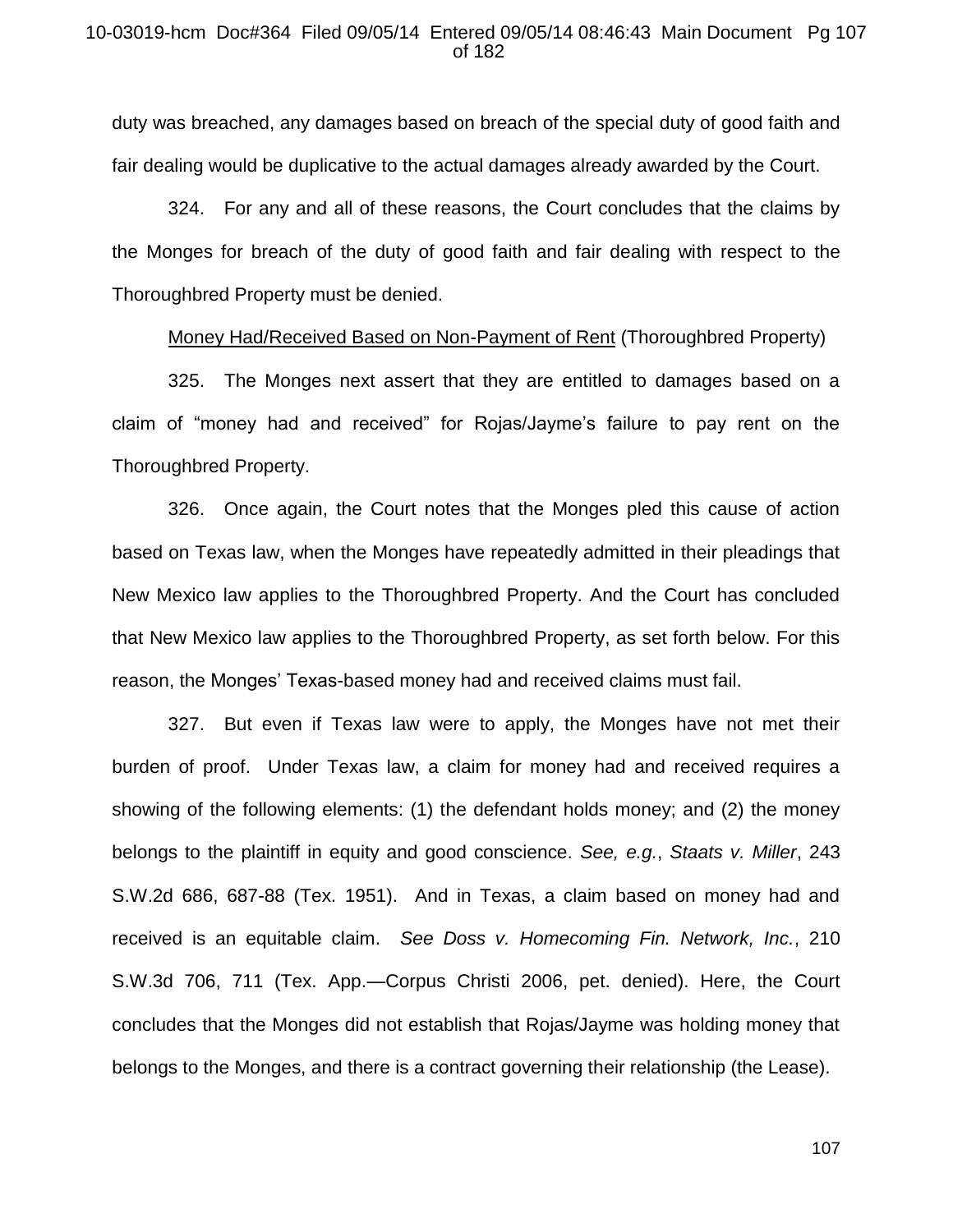duty was breached, any damages based on breach of the special duty of good faith and fair dealing would be duplicative to the actual damages already awarded by the Court.

324. For any and all of these reasons, the Court concludes that the claims by the Monges for breach of the duty of good faith and fair dealing with respect to the Thoroughbred Property must be denied.

Money Had/Received Based on Non-Payment of Rent (Thoroughbred Property)

325. The Monges next assert that they are entitled to damages based on a claim of "money had and received" for Rojas/Jayme's failure to pay rent on the Thoroughbred Property.

326. Once again, the Court notes that the Monges pled this cause of action based on Texas law, when the Monges have repeatedly admitted in their pleadings that New Mexico law applies to the Thoroughbred Property. And the Court has concluded that New Mexico law applies to the Thoroughbred Property, as set forth below. For this reason, the Monges' Texas-based money had and received claims must fail.

327. But even if Texas law were to apply, the Monges have not met their burden of proof. Under Texas law, a claim for money had and received requires a showing of the following elements: (1) the defendant holds money; and (2) the money belongs to the plaintiff in equity and good conscience. *See, e.g.*, *Staats v. Miller*, 243 S.W.2d 686, 687-88 (Tex. 1951). And in Texas, a claim based on money had and received is an equitable claim. *See Doss v. Homecoming Fin. Network, Inc.*, 210 S.W.3d 706, 711 (Tex. App.—Corpus Christi 2006, pet. denied). Here, the Court concludes that the Monges did not establish that Rojas/Jayme was holding money that belongs to the Monges, and there is a contract governing their relationship (the Lease).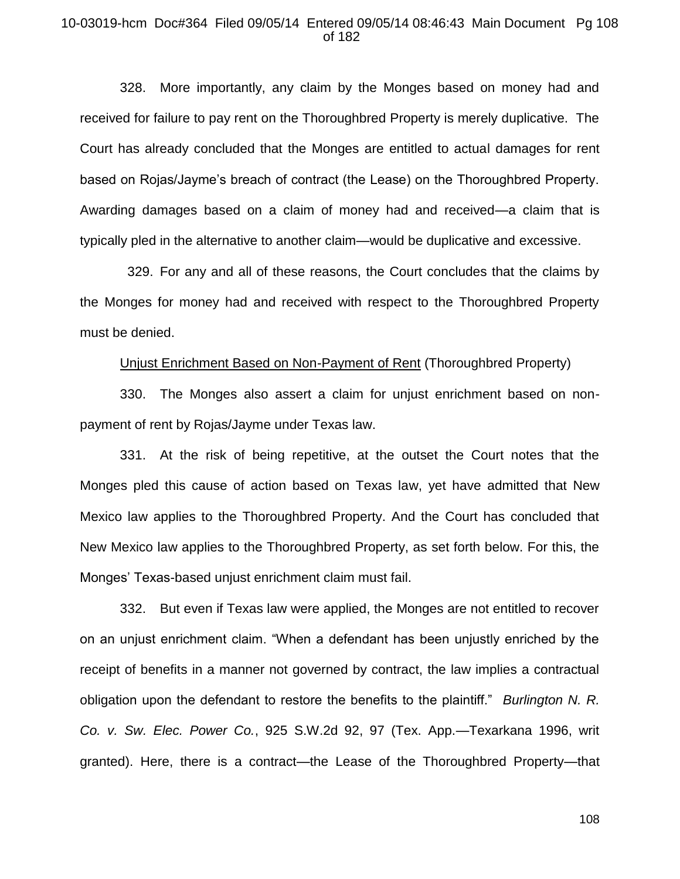328. More importantly, any claim by the Monges based on money had and received for failure to pay rent on the Thoroughbred Property is merely duplicative. The Court has already concluded that the Monges are entitled to actual damages for rent based on Rojas/Jayme's breach of contract (the Lease) on the Thoroughbred Property. Awarding damages based on a claim of money had and received—a claim that is typically pled in the alternative to another claim—would be duplicative and excessive.

329. For any and all of these reasons, the Court concludes that the claims by the Monges for money had and received with respect to the Thoroughbred Property must be denied.

<u>Unjust Enrichment Based on Non-Payment of Rent</u> (Thoroughbred Property)

330. The Monges also assert a claim for unjust enrichment based on non-payment of rent by Rojas/Jayme under Texas law.

331. At the risk of being repetitive, at the outset the Court notes that the Monges pled this cause of action based on Texas law, yet have admitted that New Mexico law applies to the Thoroughbred Property. And the Court has concluded that New Mexico law applies to the Thoroughbred Property, as set forth below. For this, the Monges' Texas-based unjust enrichment claim must fail.

332. But even if Texas law were applied, the Monges are not entitled to recover on an unjust enrichment claim. "When a defendant has been unjustly enriched by the receipt of benefits in a manner not governed by contract, the law implies a contractual obligation upon the defendant to restore the benefits to the plaintiff." *Burlington N. R. Co. v. Sw. Elec. Power Co.*, 925 S.W.2d 92, 97 (Tex. App.—Texarkana 1996, writ granted). Here, there is a contract—the Lease of the Thoroughbred Property—that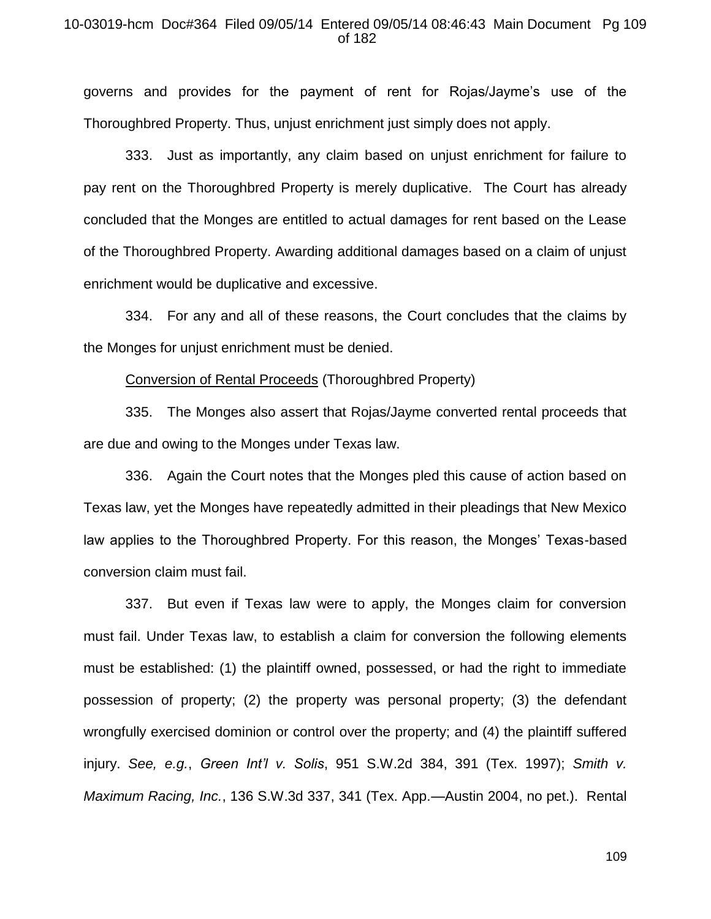governs and provides for the payment of rent for Rojas/Jayme's use of the Thoroughbred Property. Thus, unjust enrichment just simply does not apply.

333. Just as importantly, any claim based on unjust enrichment for failure to pay rent on the Thoroughbred Property is merely duplicative. The Court has already concluded that the Monges are entitled to actual damages for rent based on the Lease of the Thoroughbred Property. Awarding additional damages based on a claim of unjust enrichment would be duplicative and excessive.

334. For any and all of these reasons, the Court concludes that the claims by the Monges for unjust enrichment must be denied.

<u>Conversion of Rental Proceeds</u> (Thoroughbred Property)

335. The Monges also assert that Rojas/Jayme converted rental proceeds that are due and owing to the Monges under Texas law.

336. Again the Court notes that the Monges pled this cause of action based on Texas law, yet the Monges have repeatedly admitted in their pleadings that New Mexico law applies to the Thoroughbred Property. For this reason, the Monges' Texas-based conversion claim must fail.

337. But even if Texas law were to apply, the Monges claim for conversion must fail. Under Texas law, to establish a claim for conversion the following elements must be established: (1) the plaintiff owned, possessed, or had the right to immediate possession of property; (2) the property was personal property; (3) the defendant wrongfully exercised dominion or control over the property; and (4) the plaintiff suffered injury. *See, e.g.*, *Green Int'l v. Solis*, 951 S.W.2d 384, 391 (Tex. 1997); *Smith v. Maximum Racing, Inc.*, 136 S.W.3d 337, 341 (Tex. App.—Austin 2004, no pet.). Rental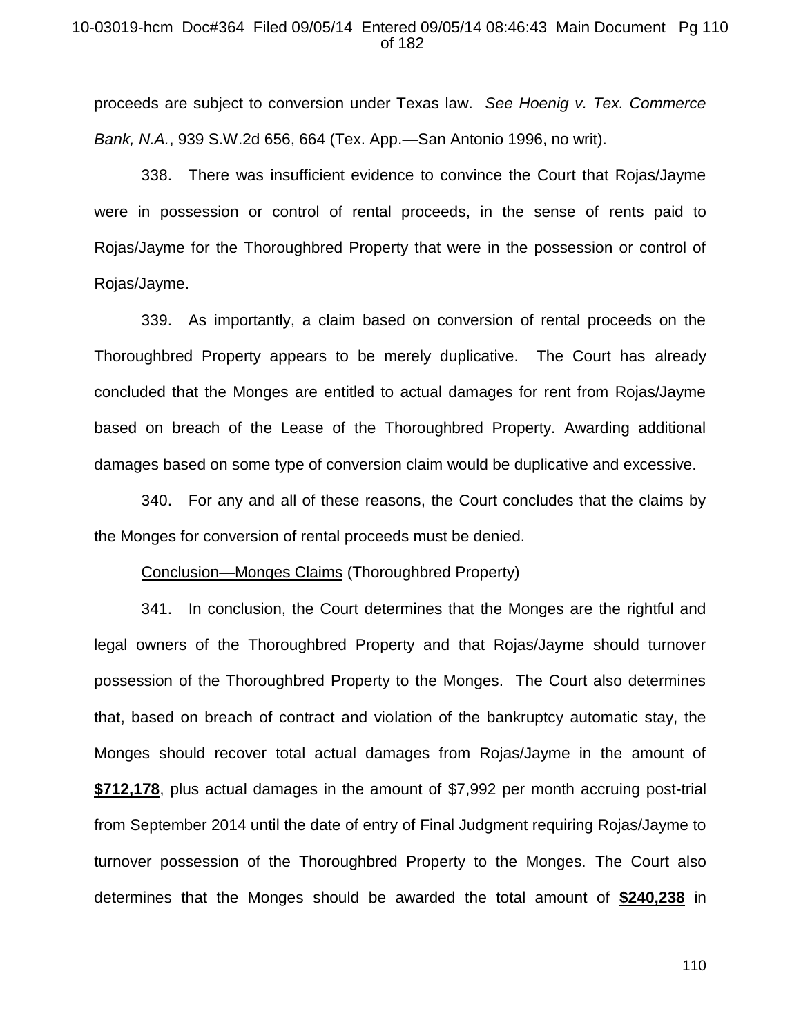proceeds are subject to conversion under Texas law. *See Hoenig v. Tex. Commerce Bank, N.A.*, 939 S.W.2d 656, 664 (Tex. App.—San Antonio 1996, no writ).

338. There was insufficient evidence to convince the Court that Rojas/Jayme were in possession or control of rental proceeds, in the sense of rents paid to Rojas/Jayme for the Thoroughbred Property that were in the possession or control of Rojas/Jayme.

339. As importantly, a claim based on conversion of rental proceeds on the Thoroughbred Property appears to be merely duplicative. The Court has already concluded that the Monges are entitled to actual damages for rent from Rojas/Jayme based on breach of the Lease of the Thoroughbred Property. Awarding additional damages based on some type of conversion claim would be duplicative and excessive.

340. For any and all of these reasons, the Court concludes that the claims by the Monges for conversion of rental proceeds must be denied.

<u>Conclusion—Monges Claims</u> (Thoroughbred Property)

341. In conclusion, the Court determines that the Monges are the rightful and legal owners of the Thoroughbred Property and that Rojas/Jayme should turnover possession of the Thoroughbred Property to the Monges. The Court also determines that, based on breach of contract and violation of the bankruptcy automatic stay, the Monges should recover total actual damages from Rojas/Jayme in the amount of **<u>$712,178</u>**, plus actual damages in the amount of $7,992 per month accruing post-trial from September 2014 until the date of entry of Final Judgment requiring Rojas/Jayme to turnover possession of the Thoroughbred Property to the Monges. The Court also determines that the Monges should be awarded the total amount of **<u>$240,238</u>** in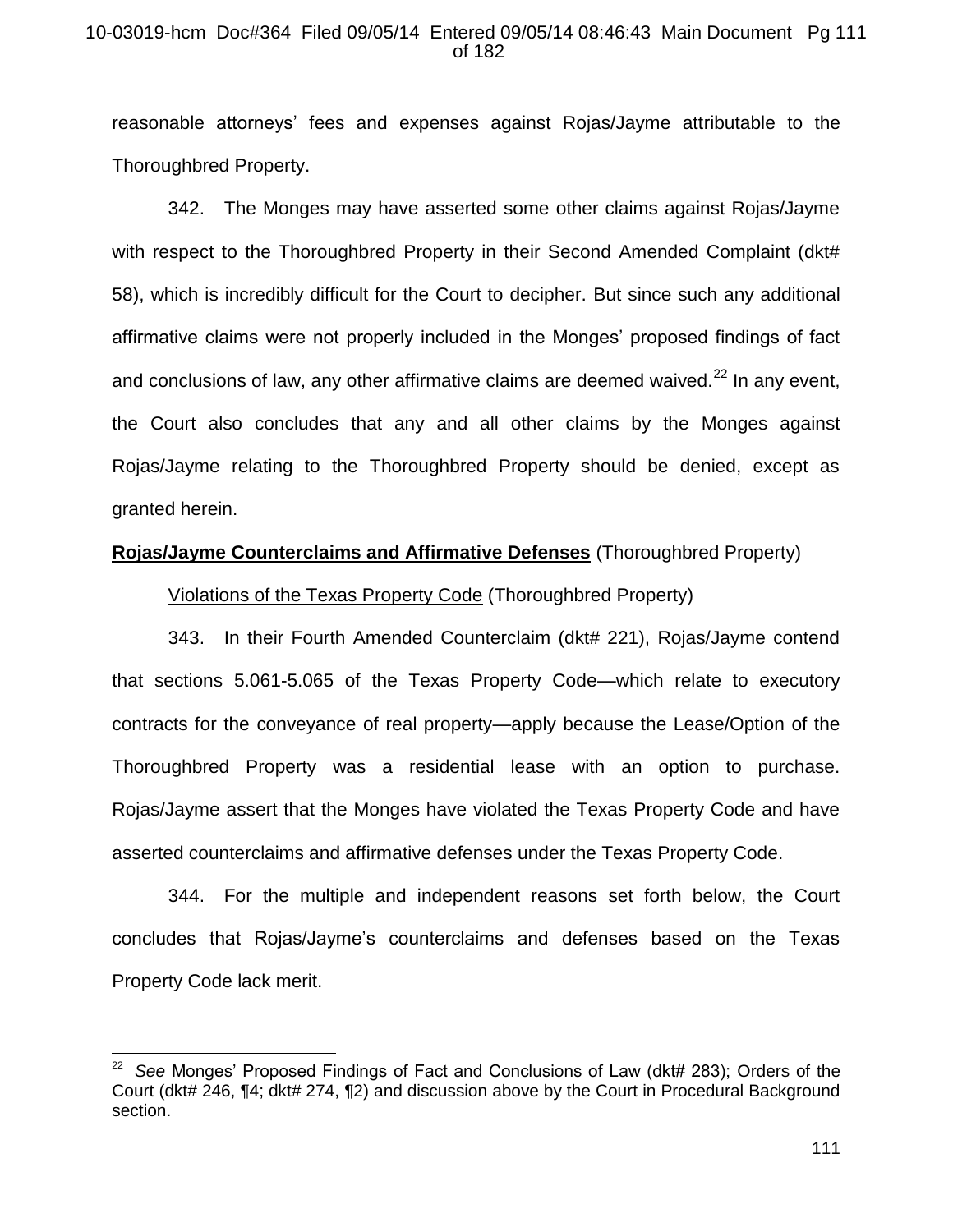reasonable attorneys' fees and expenses against Rojas/Jayme attributable to the Thoroughbred Property.

342. The Monges may have asserted some other claims against Rojas/Jayme with respect to the Thoroughbred Property in their Second Amended Complaint (dkt# 58), which is incredibly difficult for the Court to decipher. But since such any additional affirmative claims were not properly included in the Monges' proposed findings of fact and conclusions of law, any other affirmative claims are deemed waived.[22] In any event, the Court also concludes that any and all other claims by the Monges against Rojas/Jayme relating to the Thoroughbred Property should be denied, except as granted herein.

**Rojas/Jayme Counterclaims and Affirmative Defenses** (Thoroughbred Property)

Violations of the Texas Property Code (Thoroughbred Property)

343. In their Fourth Amended Counterclaim (dkt# 221), Rojas/Jayme contend that sections 5.061-5.065 of the Texas Property Code—which relate to executory contracts for the conveyance of real property—apply because the Lease/Option of the Thoroughbred Property was a residential lease with an option to purchase. Rojas/Jayme assert that the Monges have violated the Texas Property Code and have asserted counterclaims and affirmative defenses under the Texas Property Code.

344. For the multiple and independent reasons set forth below, the Court concludes that Rojas/Jayme's counterclaims and defenses based on the Texas Property Code lack merit.

---

[22] *See* Monges' Proposed Findings of Fact and Conclusions of Law (dkt# 283); Orders of the Court (dkt# 246, ¶4; dkt# 274, ¶2) and discussion above by the Court in Procedural Background section.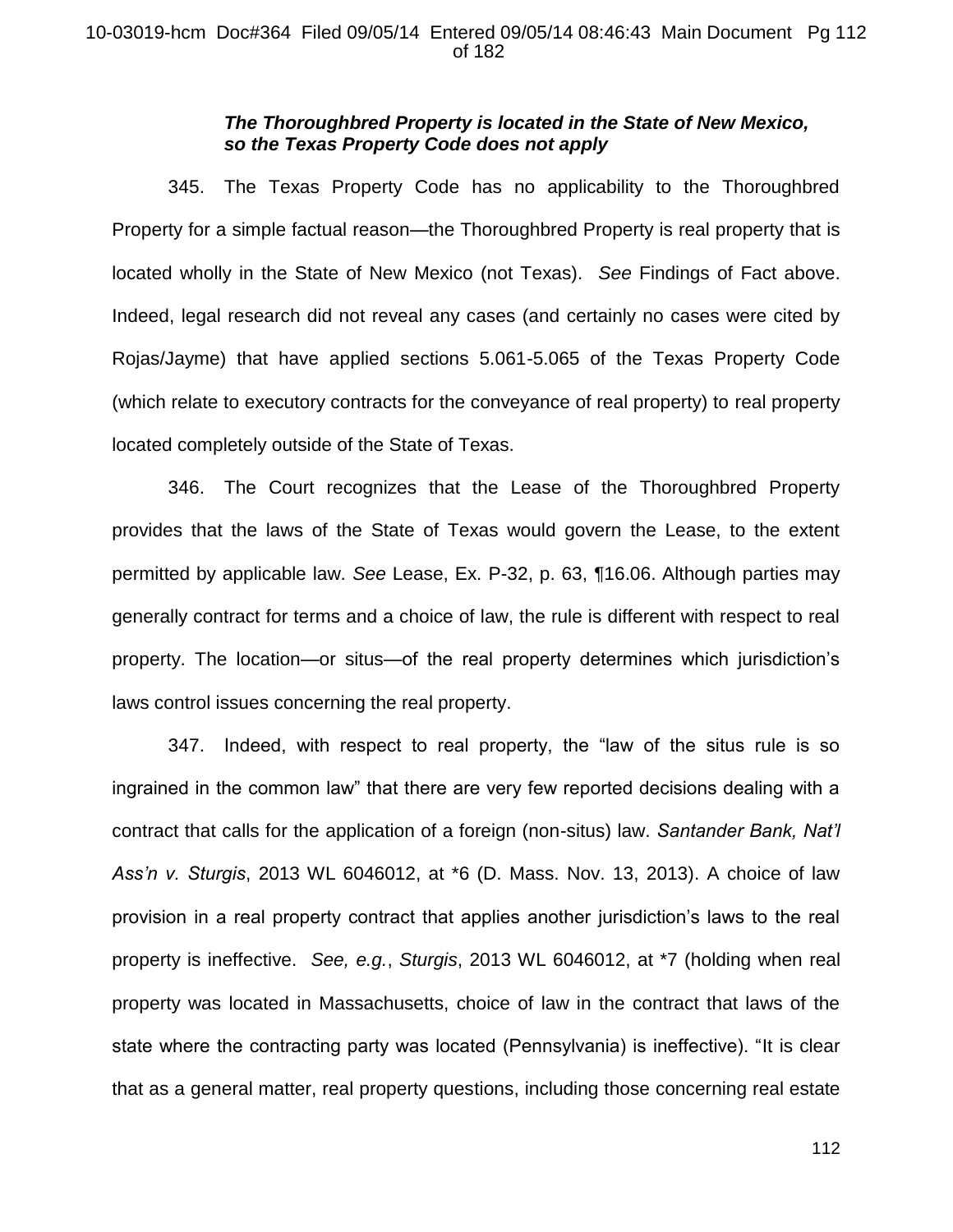***The Thoroughbred Property is located in the State of New Mexico, so the Texas Property Code does not apply***

345. The Texas Property Code has no applicability to the Thoroughbred Property for a simple factual reason—the Thoroughbred Property is real property that is located wholly in the State of New Mexico (not Texas). *See* Findings of Fact above. Indeed, legal research did not reveal any cases (and certainly no cases were cited by Rojas/Jayme) that have applied sections 5.061-5.065 of the Texas Property Code (which relate to executory contracts for the conveyance of real property) to real property located completely outside of the State of Texas.

346. The Court recognizes that the Lease of the Thoroughbred Property provides that the laws of the State of Texas would govern the Lease, to the extent permitted by applicable law. *See* Lease, Ex. P-32, p. 63, ¶16.06. Although parties may generally contract for terms and a choice of law, the rule is different with respect to real property. The location—or situs—of the real property determines which jurisdiction's laws control issues concerning the real property.

347. Indeed, with respect to real property, the "law of the situs rule is so ingrained in the common law" that there are very few reported decisions dealing with a contract that calls for the application of a foreign (non-situs) law. *Santander Bank, Nat'l Ass'n v. Sturgis*, 2013 WL 6046012, at *6 (D. Mass. Nov. 13, 2013). A choice of law provision in a real property contract that applies another jurisdiction's laws to the real property is ineffective. *See, e.g.*, *Sturgis*, 2013 WL 6046012, at *7 (holding when real property was located in Massachusetts, choice of law in the contract that laws of the state where the contracting party was located (Pennsylvania) is ineffective). "It is clear that as a general matter, real property questions, including those concerning real estate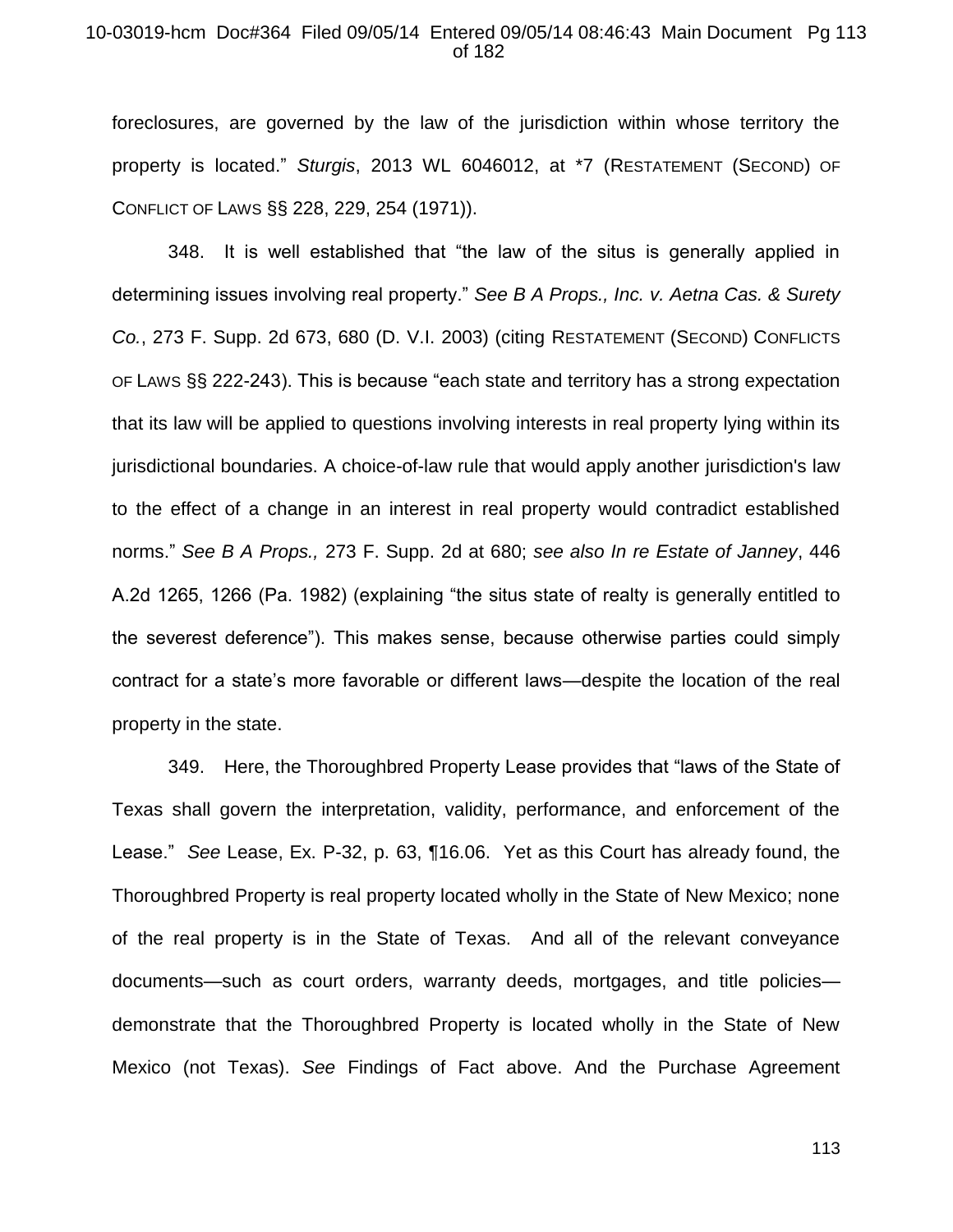foreclosures, are governed by the law of the jurisdiction within whose territory the property is located." *Sturgis*, 2013 WL 6046012, at *7 (RESTATEMENT (SECOND) OF CONFLICT OF LAWS §§ 228, 229, 254 (1971)).

348. It is well established that "the law of the situs is generally applied in determining issues involving real property." *See B A Props., Inc. v. Aetna Cas. & Surety Co.*, 273 F. Supp. 2d 673, 680 (D. V.I. 2003) (citing RESTATEMENT (SECOND) CONFLICTS OF LAWS §§ 222-243). This is because "each state and territory has a strong expectation that its law will be applied to questions involving interests in real property lying within its jurisdictional boundaries. A choice-of-law rule that would apply another jurisdiction's law to the effect of a change in an interest in real property would contradict established norms." *See B A Props.,* 273 F. Supp. 2d at 680; *see also In re Estate of Janney*, 446 A.2d 1265, 1266 (Pa. 1982) (explaining "the situs state of realty is generally entitled to the severest deference"). This makes sense, because otherwise parties could simply contract for a state's more favorable or different laws—despite the location of the real property in the state.

349. Here, the Thoroughbred Property Lease provides that "laws of the State of Texas shall govern the interpretation, validity, performance, and enforcement of the Lease." *See* Lease, Ex. P-32, p. 63, ¶16.06. Yet as this Court has already found, the Thoroughbred Property is real property located wholly in the State of New Mexico; none of the real property is in the State of Texas. And all of the relevant conveyance documents—such as court orders, warranty deeds, mortgages, and title policies—demonstrate that the Thoroughbred Property is located wholly in the State of New Mexico (not Texas). *See* Findings of Fact above. And the Purchase Agreement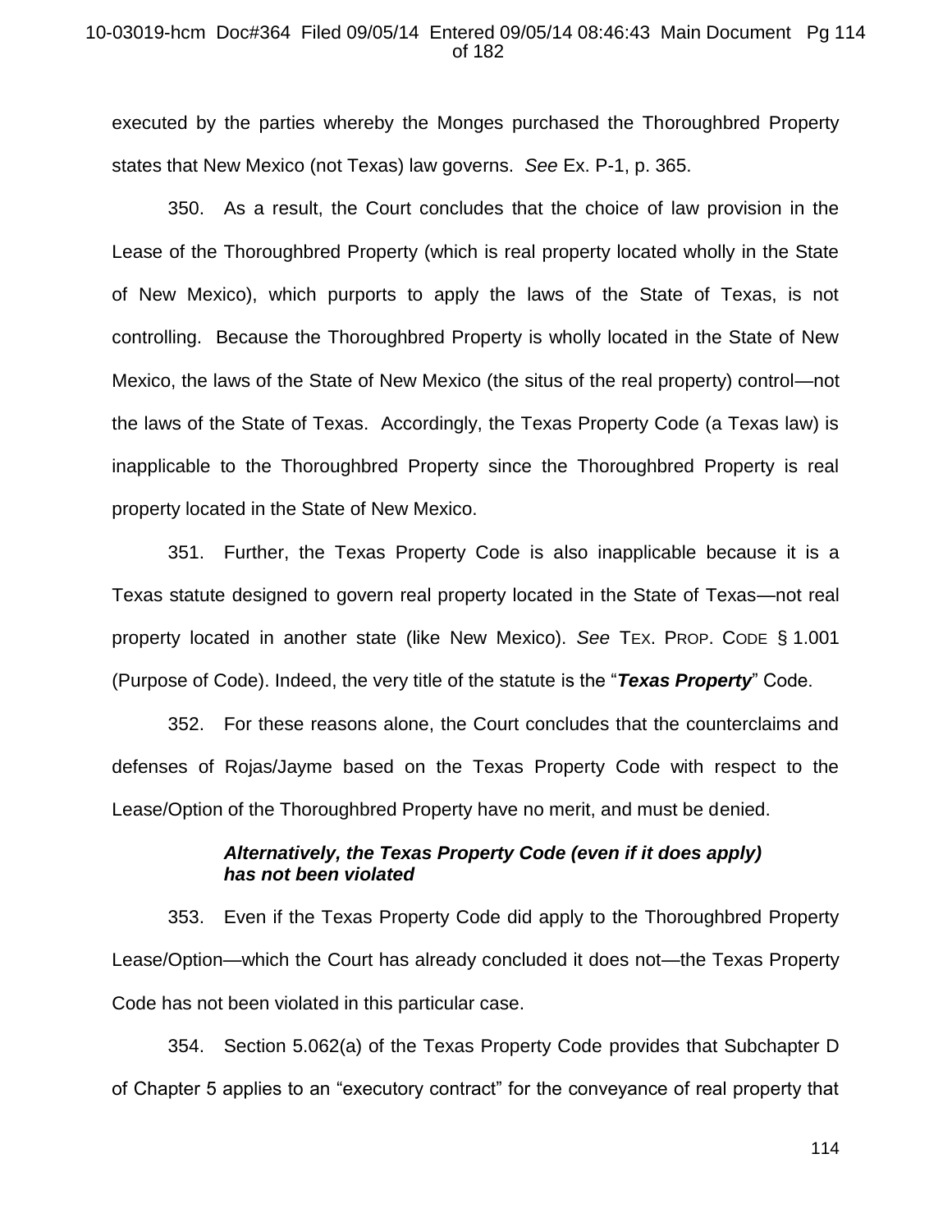executed by the parties whereby the Monges purchased the Thoroughbred Property states that New Mexico (not Texas) law governs. *See* Ex. P-1, p. 365.

350. As a result, the Court concludes that the choice of law provision in the Lease of the Thoroughbred Property (which is real property located wholly in the State of New Mexico), which purports to apply the laws of the State of Texas, is not controlling. Because the Thoroughbred Property is wholly located in the State of New Mexico, the laws of the State of New Mexico (the situs of the real property) control—not the laws of the State of Texas. Accordingly, the Texas Property Code (a Texas law) is inapplicable to the Thoroughbred Property since the Thoroughbred Property is real property located in the State of New Mexico.

351. Further, the Texas Property Code is also inapplicable because it is a Texas statute designed to govern real property located in the State of Texas—not real property located in another state (like New Mexico). *See* TEX. PROP. CODE § 1.001 (Purpose of Code). Indeed, the very title of the statute is the "***Texas Property***" Code.

352. For these reasons alone, the Court concludes that the counterclaims and defenses of Rojas/Jayme based on the Texas Property Code with respect to the Lease/Option of the Thoroughbred Property have no merit, and must be denied.

***Alternatively, the Texas Property Code (even if it does apply) has not been violated***

353. Even if the Texas Property Code did apply to the Thoroughbred Property Lease/Option—which the Court has already concluded it does not—the Texas Property Code has not been violated in this particular case.

354. Section 5.062(a) of the Texas Property Code provides that Subchapter D of Chapter 5 applies to an "executory contract" for the conveyance of real property that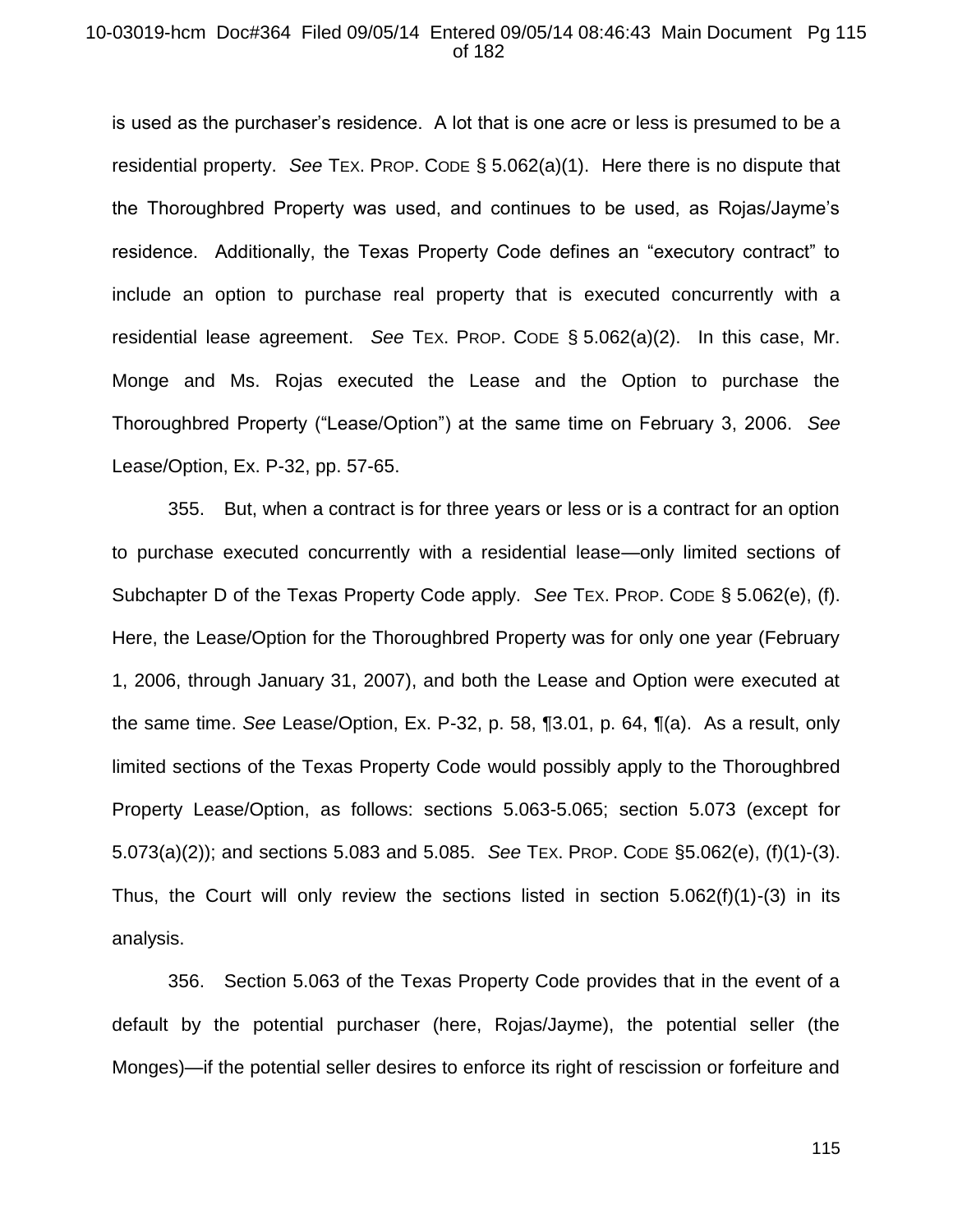is used as the purchaser's residence. A lot that is one acre or less is presumed to be a residential property. *See* TEX. PROP. CODE § 5.062(a)(1). Here there is no dispute that the Thoroughbred Property was used, and continues to be used, as Rojas/Jayme's residence. Additionally, the Texas Property Code defines an "executory contract" to include an option to purchase real property that is executed concurrently with a residential lease agreement. *See* TEX. PROP. CODE § 5.062(a)(2). In this case, Mr. Monge and Ms. Rojas executed the Lease and the Option to purchase the Thoroughbred Property ("Lease/Option") at the same time on February 3, 2006. *See* Lease/Option, Ex. P-32, pp. 57-65.

355. But, when a contract is for three years or less or is a contract for an option to purchase executed concurrently with a residential lease—only limited sections of Subchapter D of the Texas Property Code apply. *See* TEX. PROP. CODE § 5.062(e), (f). Here, the Lease/Option for the Thoroughbred Property was for only one year (February 1, 2006, through January 31, 2007), and both the Lease and Option were executed at the same time. *See* Lease/Option, Ex. P-32, p. 58, ¶3.01, p. 64, ¶(a). As a result, only limited sections of the Texas Property Code would possibly apply to the Thoroughbred Property Lease/Option, as follows: sections 5.063-5.065; section 5.073 (except for 5.073(a)(2)); and sections 5.083 and 5.085. *See* TEX. PROP. CODE §5.062(e), (f)(1)-(3). Thus, the Court will only review the sections listed in section 5.062(f)(1)-(3) in its analysis.

356. Section 5.063 of the Texas Property Code provides that in the event of a default by the potential purchaser (here, Rojas/Jayme), the potential seller (the Monges)—if the potential seller desires to enforce its right of rescission or forfeiture and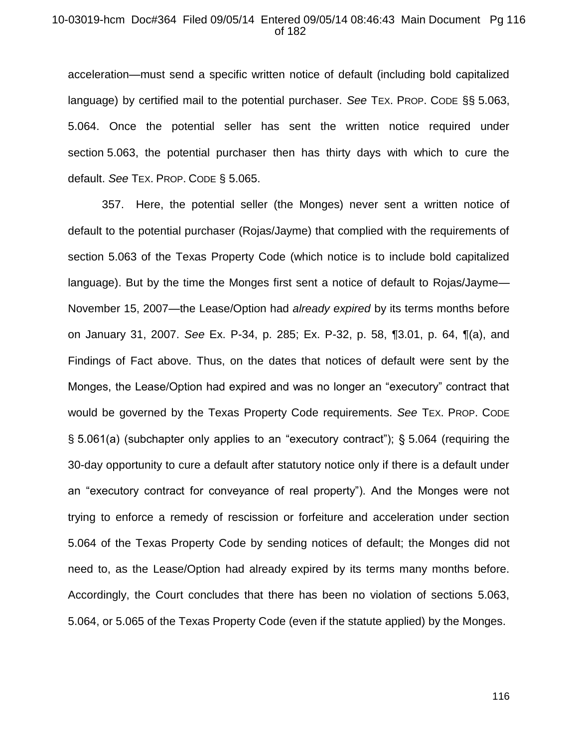acceleration—must send a specific written notice of default (including bold capitalized language) by certified mail to the potential purchaser. *See* TEX. PROP. CODE §§ 5.063, 5.064. Once the potential seller has sent the written notice required under section 5.063, the potential purchaser then has thirty days with which to cure the default. *See* TEX. PROP. CODE § 5.065.

357. Here, the potential seller (the Monges) never sent a written notice of default to the potential purchaser (Rojas/Jayme) that complied with the requirements of section 5.063 of the Texas Property Code (which notice is to include bold capitalized language). But by the time the Monges first sent a notice of default to Rojas/Jayme—November 15, 2007—the Lease/Option had *already expired* by its terms months before on January 31, 2007. *See* Ex. P-34, p. 285; Ex. P-32, p. 58, ¶3.01, p. 64, ¶(a), and Findings of Fact above. Thus, on the dates that notices of default were sent by the Monges, the Lease/Option had expired and was no longer an "executory" contract that would be governed by the Texas Property Code requirements. *See* TEX. PROP. CODE § 5.061(a) (subchapter only applies to an "executory contract"); § 5.064 (requiring the 30-day opportunity to cure a default after statutory notice only if there is a default under an "executory contract for conveyance of real property"). And the Monges were not trying to enforce a remedy of rescission or forfeiture and acceleration under section 5.064 of the Texas Property Code by sending notices of default; the Monges did not need to, as the Lease/Option had already expired by its terms many months before. Accordingly, the Court concludes that there has been no violation of sections 5.063, 5.064, or 5.065 of the Texas Property Code (even if the statute applied) by the Monges.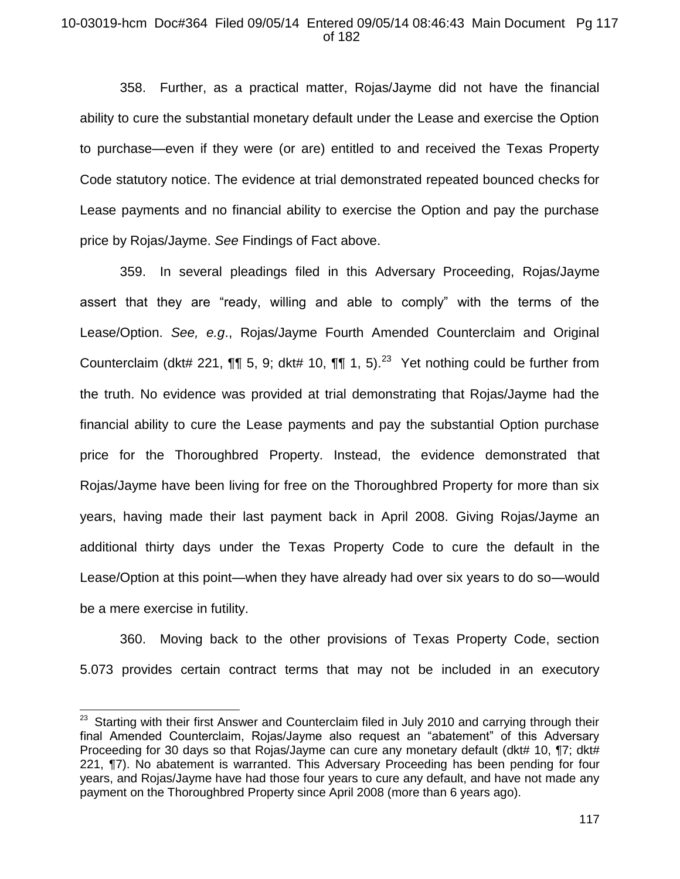358. Further, as a practical matter, Rojas/Jayme did not have the financial ability to cure the substantial monetary default under the Lease and exercise the Option to purchase—even if they were (or are) entitled to and received the Texas Property Code statutory notice. The evidence at trial demonstrated repeated bounced checks for Lease payments and no financial ability to exercise the Option and pay the purchase price by Rojas/Jayme. *See* Findings of Fact above.

359. In several pleadings filed in this Adversary Proceeding, Rojas/Jayme assert that they are "ready, willing and able to comply" with the terms of the Lease/Option. *See, e.g*., Rojas/Jayme Fourth Amended Counterclaim and Original Counterclaim (dkt# 221, ¶¶ 5, 9; dkt# 10, ¶¶ 1, 5).[23] Yet nothing could be further from the truth. No evidence was provided at trial demonstrating that Rojas/Jayme had the financial ability to cure the Lease payments and pay the substantial Option purchase price for the Thoroughbred Property. Instead, the evidence demonstrated that Rojas/Jayme have been living for free on the Thoroughbred Property for more than six years, having made their last payment back in April 2008. Giving Rojas/Jayme an additional thirty days under the Texas Property Code to cure the default in the Lease/Option at this point—when they have already had over six years to do so—would be a mere exercise in futility.

360. Moving back to the other provisions of Texas Property Code, section 5.073 provides certain contract terms that may not be included in an executory

---

[23] Starting with their first Answer and Counterclaim filed in July 2010 and carrying through their final Amended Counterclaim, Rojas/Jayme also request an "abatement" of this Adversary Proceeding for 30 days so that Rojas/Jayme can cure any monetary default (dkt# 10, ¶7; dkt# 221, ¶7). No abatement is warranted. This Adversary Proceeding has been pending for four years, and Rojas/Jayme have had those four years to cure any default, and have not made any payment on the Thoroughbred Property since April 2008 (more than 6 years ago).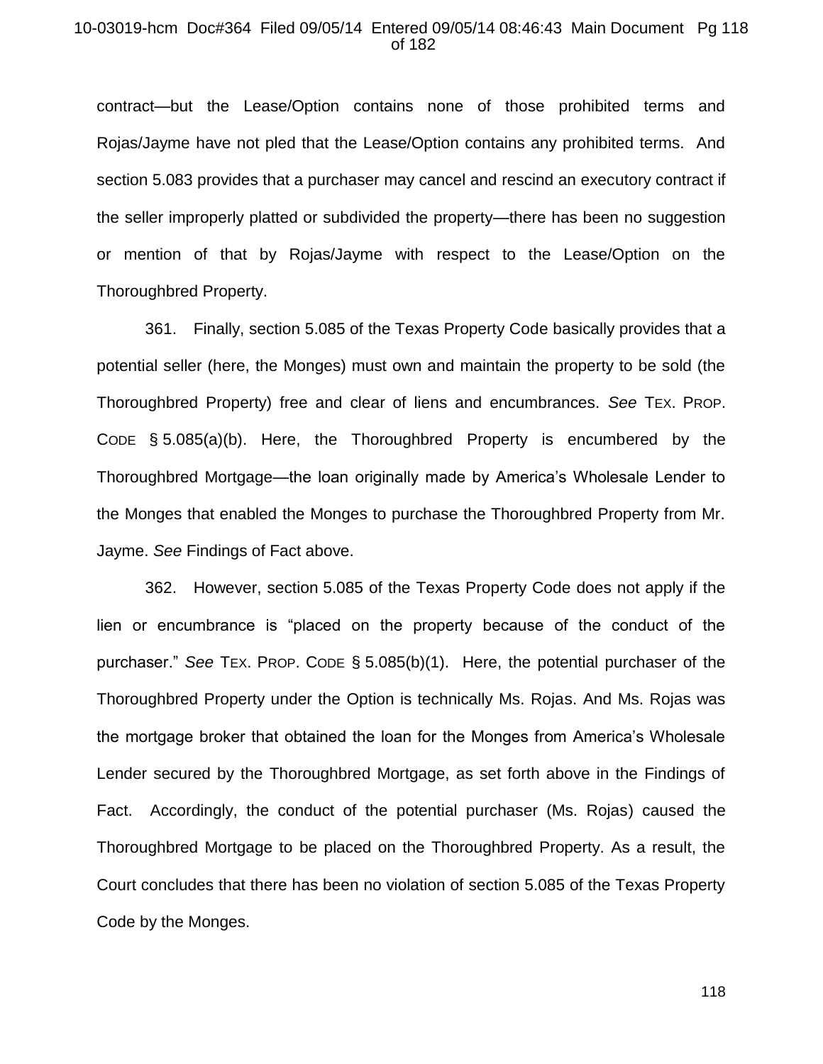contract—but the Lease/Option contains none of those prohibited terms and Rojas/Jayme have not pled that the Lease/Option contains any prohibited terms. And section 5.083 provides that a purchaser may cancel and rescind an executory contract if the seller improperly platted or subdivided the property—there has been no suggestion or mention of that by Rojas/Jayme with respect to the Lease/Option on the Thoroughbred Property.

361. Finally, section 5.085 of the Texas Property Code basically provides that a potential seller (here, the Monges) must own and maintain the property to be sold (the Thoroughbred Property) free and clear of liens and encumbrances. *See* TEX. PROP. CODE § 5.085(a)(b). Here, the Thoroughbred Property is encumbered by the Thoroughbred Mortgage—the loan originally made by America's Wholesale Lender to the Monges that enabled the Monges to purchase the Thoroughbred Property from Mr. Jayme. *See* Findings of Fact above.

362. However, section 5.085 of the Texas Property Code does not apply if the lien or encumbrance is "placed on the property because of the conduct of the purchaser." *See* TEX. PROP. CODE § 5.085(b)(1). Here, the potential purchaser of the Thoroughbred Property under the Option is technically Ms. Rojas. And Ms. Rojas was the mortgage broker that obtained the loan for the Monges from America's Wholesale Lender secured by the Thoroughbred Mortgage, as set forth above in the Findings of Fact. Accordingly, the conduct of the potential purchaser (Ms. Rojas) caused the Thoroughbred Mortgage to be placed on the Thoroughbred Property. As a result, the Court concludes that there has been no violation of section 5.085 of the Texas Property Code by the Monges.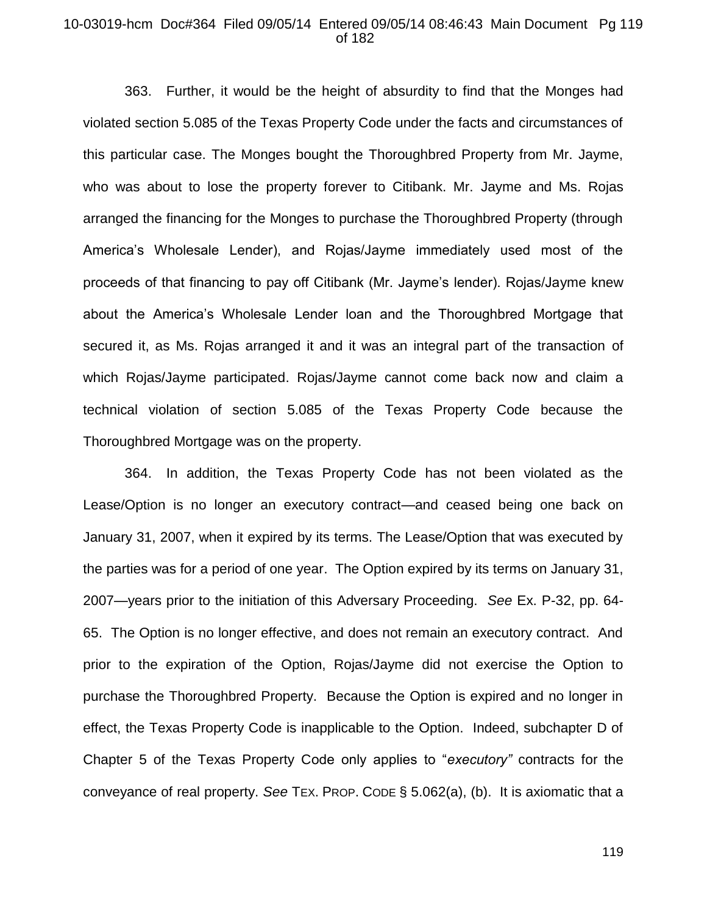363. Further, it would be the height of absurdity to find that the Monges had violated section 5.085 of the Texas Property Code under the facts and circumstances of this particular case. The Monges bought the Thoroughbred Property from Mr. Jayme, who was about to lose the property forever to Citibank. Mr. Jayme and Ms. Rojas arranged the financing for the Monges to purchase the Thoroughbred Property (through America's Wholesale Lender), and Rojas/Jayme immediately used most of the proceeds of that financing to pay off Citibank (Mr. Jayme's lender). Rojas/Jayme knew about the America's Wholesale Lender loan and the Thoroughbred Mortgage that secured it, as Ms. Rojas arranged it and it was an integral part of the transaction of which Rojas/Jayme participated. Rojas/Jayme cannot come back now and claim a technical violation of section 5.085 of the Texas Property Code because the Thoroughbred Mortgage was on the property.

364. In addition, the Texas Property Code has not been violated as the Lease/Option is no longer an executory contract—and ceased being one back on January 31, 2007, when it expired by its terms. The Lease/Option that was executed by the parties was for a period of one year. The Option expired by its terms on January 31, 2007—years prior to the initiation of this Adversary Proceeding. *See* Ex. P-32, pp. 64-65. The Option is no longer effective, and does not remain an executory contract. And prior to the expiration of the Option, Rojas/Jayme did not exercise the Option to purchase the Thoroughbred Property. Because the Option is expired and no longer in effect, the Texas Property Code is inapplicable to the Option. Indeed, subchapter D of Chapter 5 of the Texas Property Code only applies to "*executory"* contracts for the conveyance of real property. *See* TEX. PROP. CODE § 5.062(a), (b). It is axiomatic that a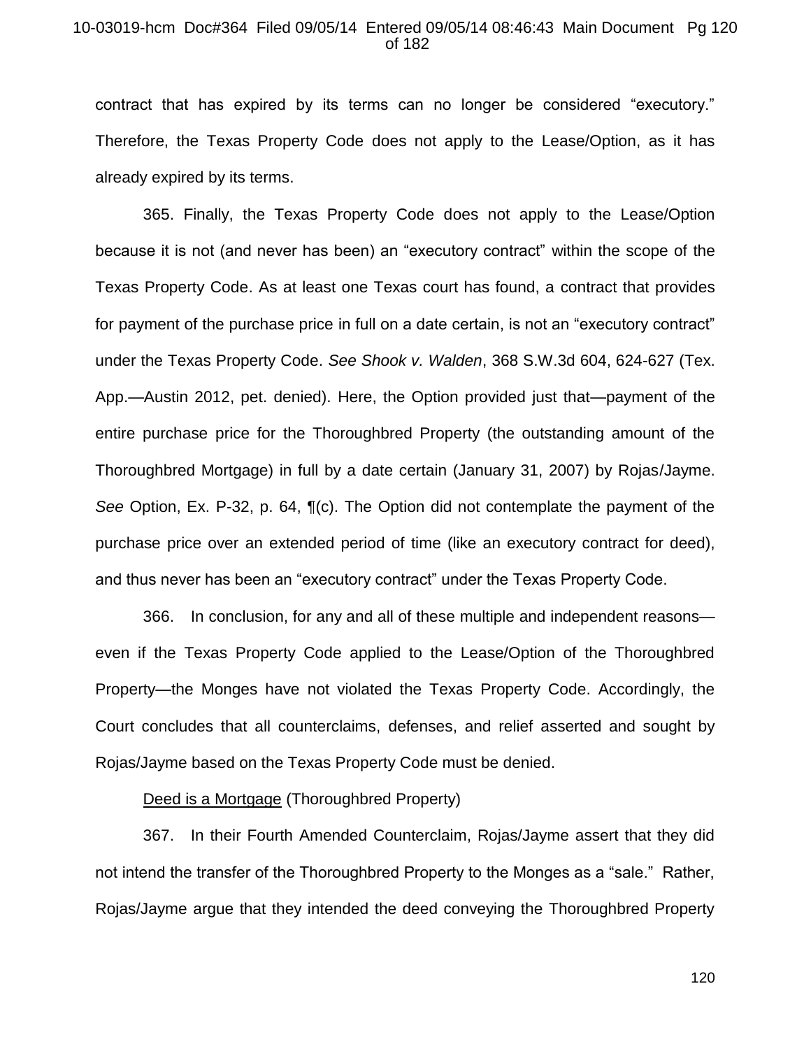contract that has expired by its terms can no longer be considered "executory." Therefore, the Texas Property Code does not apply to the Lease/Option, as it has already expired by its terms.

365. Finally, the Texas Property Code does not apply to the Lease/Option because it is not (and never has been) an "executory contract" within the scope of the Texas Property Code. As at least one Texas court has found, a contract that provides for payment of the purchase price in full on a date certain, is not an "executory contract" under the Texas Property Code. *See Shook v. Walden*, 368 S.W.3d 604, 624-627 (Tex. App.—Austin 2012, pet. denied). Here, the Option provided just that—payment of the entire purchase price for the Thoroughbred Property (the outstanding amount of the Thoroughbred Mortgage) in full by a date certain (January 31, 2007) by Rojas/Jayme. *See* Option, Ex. P-32, p. 64, ¶(c). The Option did not contemplate the payment of the purchase price over an extended period of time (like an executory contract for deed), and thus never has been an "executory contract" under the Texas Property Code.

366. In conclusion, for any and all of these multiple and independent reasons—even if the Texas Property Code applied to the Lease/Option of the Thoroughbred Property—the Monges have not violated the Texas Property Code. Accordingly, the Court concludes that all counterclaims, defenses, and relief asserted and sought by Rojas/Jayme based on the Texas Property Code must be denied.

<u>Deed is a Mortgage</u> (Thoroughbred Property)

367. In their Fourth Amended Counterclaim, Rojas/Jayme assert that they did not intend the transfer of the Thoroughbred Property to the Monges as a "sale." Rather, Rojas/Jayme argue that they intended the deed conveying the Thoroughbred Property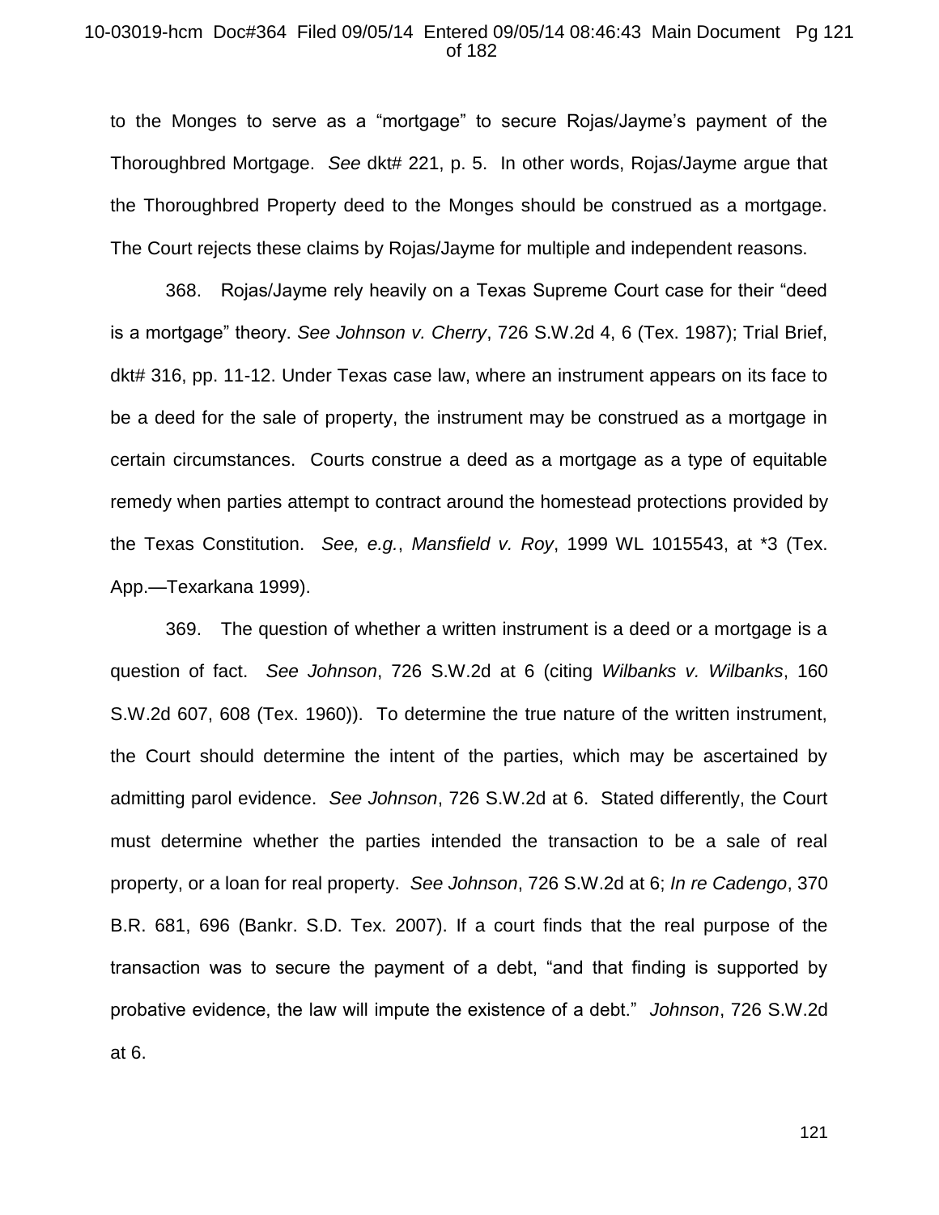to the Monges to serve as a "mortgage" to secure Rojas/Jayme's payment of the Thoroughbred Mortgage. *See* dkt# 221, p. 5. In other words, Rojas/Jayme argue that the Thoroughbred Property deed to the Monges should be construed as a mortgage. The Court rejects these claims by Rojas/Jayme for multiple and independent reasons.

368. Rojas/Jayme rely heavily on a Texas Supreme Court case for their "deed is a mortgage" theory. *See Johnson v. Cherry*, 726 S.W.2d 4, 6 (Tex. 1987); Trial Brief, dkt# 316, pp. 11-12. Under Texas case law, where an instrument appears on its face to be a deed for the sale of property, the instrument may be construed as a mortgage in certain circumstances. Courts construe a deed as a mortgage as a type of equitable remedy when parties attempt to contract around the homestead protections provided by the Texas Constitution. *See, e.g.*, *Mansfield v. Roy*, 1999 WL 1015543, at *3 (Tex. App.—Texarkana 1999).

369. The question of whether a written instrument is a deed or a mortgage is a question of fact. *See Johnson*, 726 S.W.2d at 6 (citing *Wilbanks v. Wilbanks*, 160 S.W.2d 607, 608 (Tex. 1960)). To determine the true nature of the written instrument, the Court should determine the intent of the parties, which may be ascertained by admitting parol evidence. *See Johnson*, 726 S.W.2d at 6. Stated differently, the Court must determine whether the parties intended the transaction to be a sale of real property, or a loan for real property. *See Johnson*, 726 S.W.2d at 6; *In re Cadengo*, 370 B.R. 681, 696 (Bankr. S.D. Tex. 2007). If a court finds that the real purpose of the transaction was to secure the payment of a debt, "and that finding is supported by probative evidence, the law will impute the existence of a debt." *Johnson*, 726 S.W.2d at 6.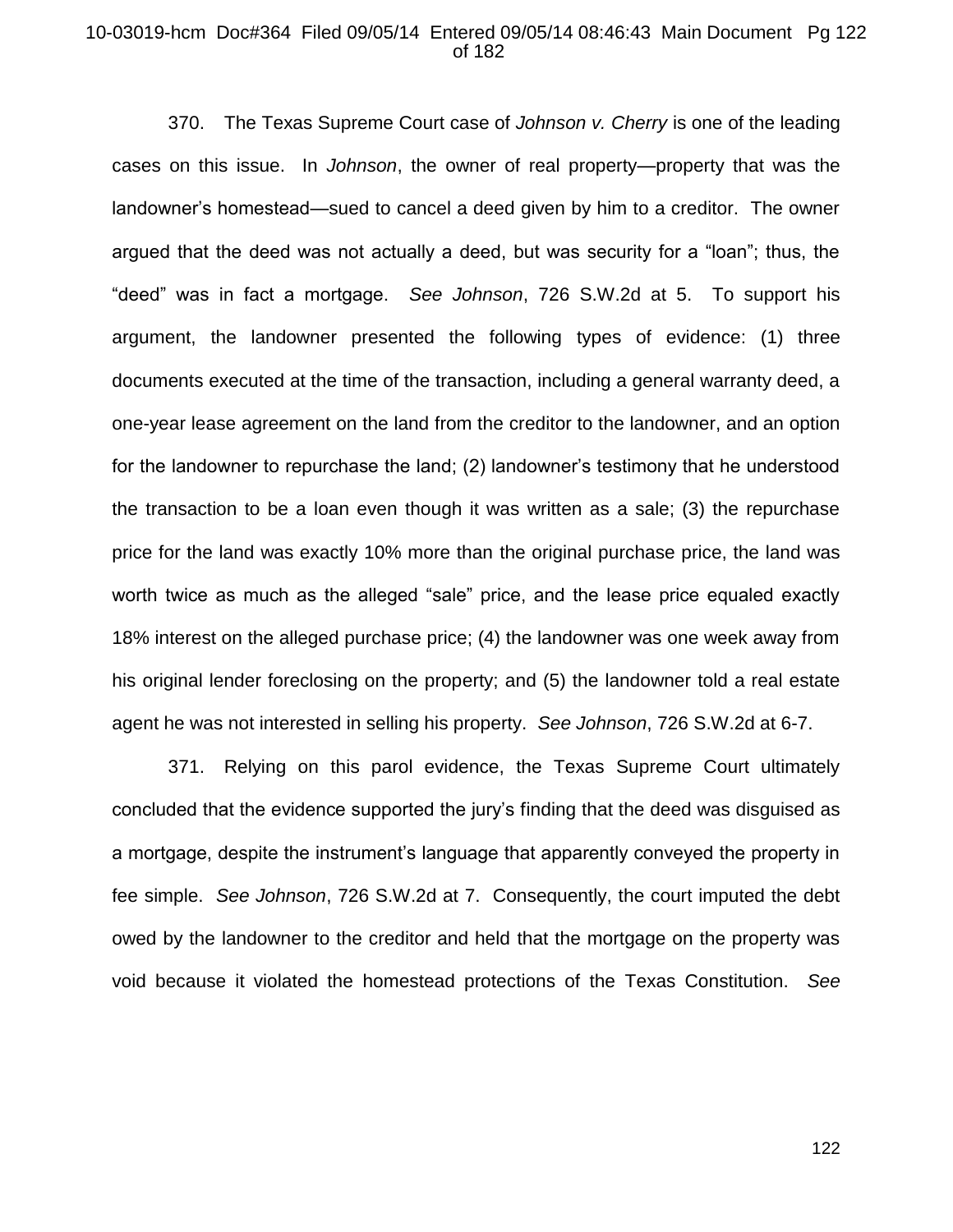370. The Texas Supreme Court case of *Johnson v. Cherry* is one of the leading cases on this issue. In *Johnson*, the owner of real property—property that was the landowner's homestead—sued to cancel a deed given by him to a creditor. The owner argued that the deed was not actually a deed, but was security for a "loan"; thus, the "deed" was in fact a mortgage. *See Johnson*, 726 S.W.2d at 5. To support his argument, the landowner presented the following types of evidence: (1) three documents executed at the time of the transaction, including a general warranty deed, a one-year lease agreement on the land from the creditor to the landowner, and an option for the landowner to repurchase the land; (2) landowner's testimony that he understood the transaction to be a loan even though it was written as a sale; (3) the repurchase price for the land was exactly 10% more than the original purchase price, the land was worth twice as much as the alleged "sale" price, and the lease price equaled exactly 18% interest on the alleged purchase price; (4) the landowner was one week away from his original lender foreclosing on the property; and (5) the landowner told a real estate agent he was not interested in selling his property. *See Johnson*, 726 S.W.2d at 6-7.

371. Relying on this parol evidence, the Texas Supreme Court ultimately concluded that the evidence supported the jury's finding that the deed was disguised as a mortgage, despite the instrument's language that apparently conveyed the property in fee simple. *See Johnson*, 726 S.W.2d at 7. Consequently, the court imputed the debt owed by the landowner to the creditor and held that the mortgage on the property was void because it violated the homestead protections of the Texas Constitution. *See*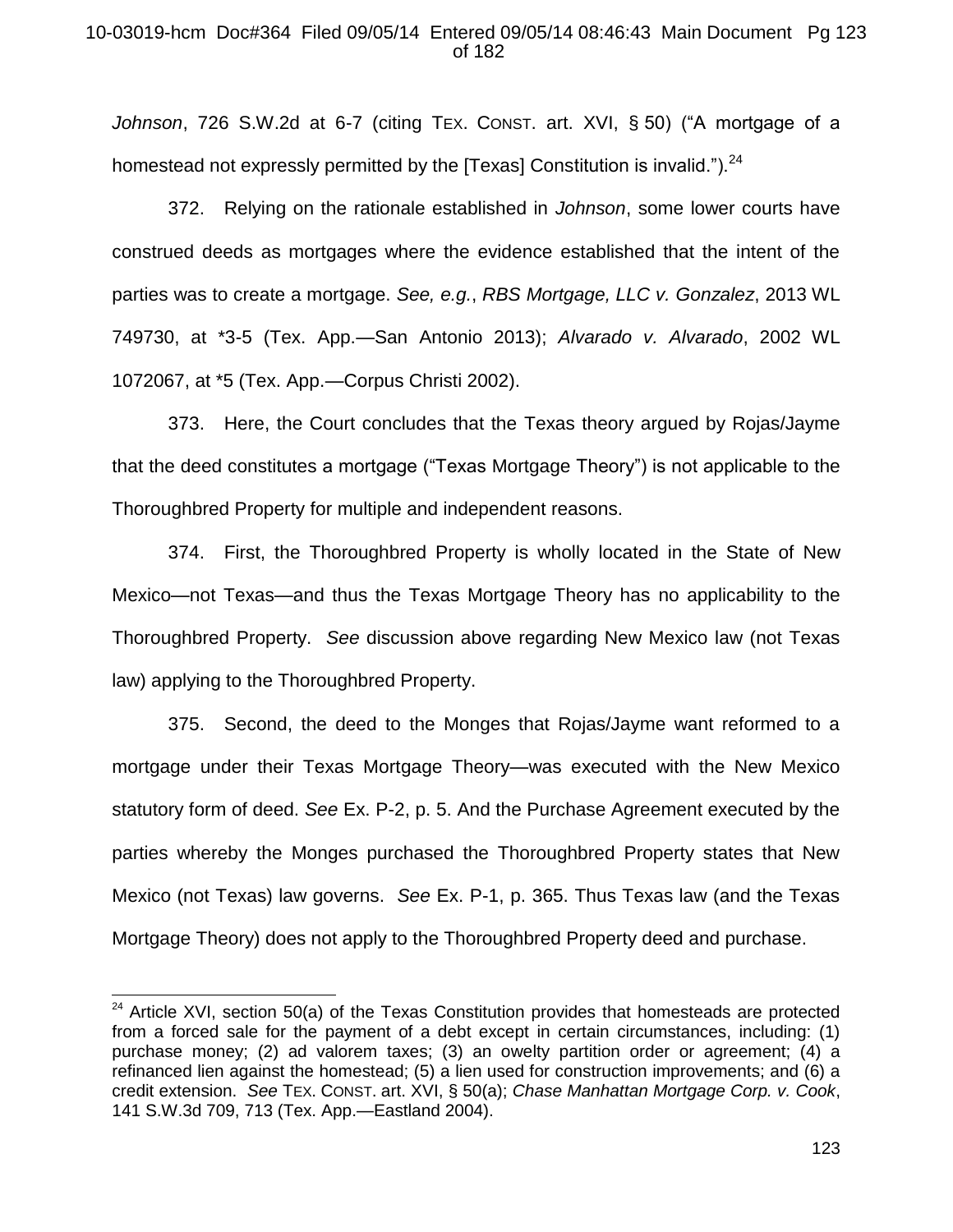*Johnson*, 726 S.W.2d at 6-7 (citing TEX. CONST. art. XVI, § 50) ("A mortgage of a homestead not expressly permitted by the [Texas] Constitution is invalid.").[24]

372. Relying on the rationale established in *Johnson*, some lower courts have construed deeds as mortgages where the evidence established that the intent of the parties was to create a mortgage. *See, e.g.*, *RBS Mortgage, LLC v. Gonzalez*, 2013 WL 749730, at *3-5 (Tex. App.—San Antonio 2013); *Alvarado v. Alvarado*, 2002 WL 1072067, at *5 (Tex. App.—Corpus Christi 2002).

373. Here, the Court concludes that the Texas theory argued by Rojas/Jayme that the deed constitutes a mortgage ("Texas Mortgage Theory") is not applicable to the Thoroughbred Property for multiple and independent reasons.

374. First, the Thoroughbred Property is wholly located in the State of New Mexico—not Texas—and thus the Texas Mortgage Theory has no applicability to the Thoroughbred Property. *See* discussion above regarding New Mexico law (not Texas law) applying to the Thoroughbred Property.

375. Second, the deed to the Monges that Rojas/Jayme want reformed to a mortgage under their Texas Mortgage Theory—was executed with the New Mexico statutory form of deed. *See* Ex. P-2, p. 5. And the Purchase Agreement executed by the parties whereby the Monges purchased the Thoroughbred Property states that New Mexico (not Texas) law governs. *See* Ex. P-1, p. 365. Thus Texas law (and the Texas Mortgage Theory) does not apply to the Thoroughbred Property deed and purchase.

---

[24] Article XVI, section 50(a) of the Texas Constitution provides that homesteads are protected from a forced sale for the payment of a debt except in certain circumstances, including: (1) purchase money; (2) ad valorem taxes; (3) an owelty partition order or agreement; (4) a refinanced lien against the homestead; (5) a lien used for construction improvements; and (6) a credit extension. *See* TEX. CONST. art. XVI, § 50(a); *Chase Manhattan Mortgage Corp. v. Cook*, 141 S.W.3d 709, 713 (Tex. App.—Eastland 2004).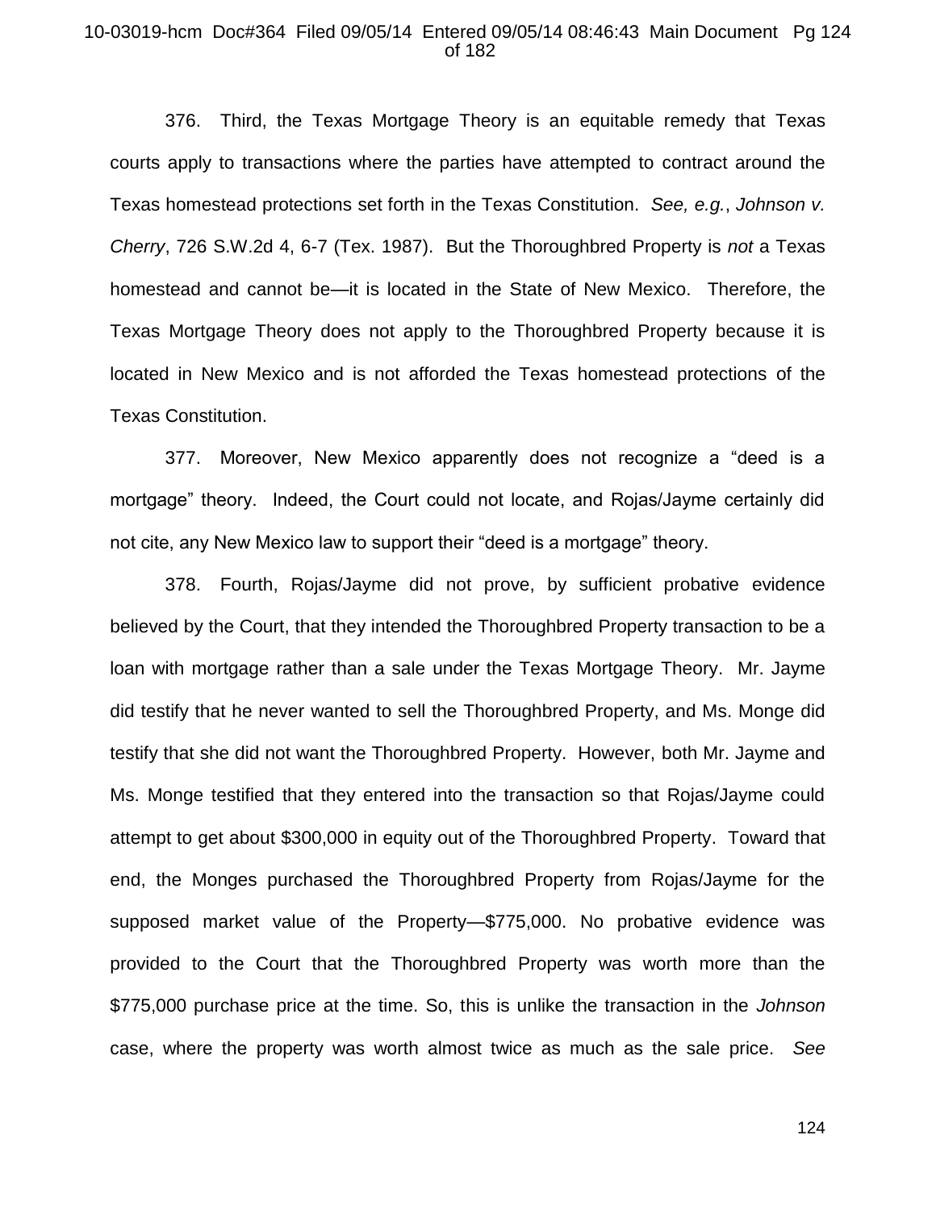376. Third, the Texas Mortgage Theory is an equitable remedy that Texas courts apply to transactions where the parties have attempted to contract around the Texas homestead protections set forth in the Texas Constitution. *See, e.g.*, *Johnson v. Cherry*, 726 S.W.2d 4, 6-7 (Tex. 1987). But the Thoroughbred Property is *not* a Texas homestead and cannot be—it is located in the State of New Mexico. Therefore, the Texas Mortgage Theory does not apply to the Thoroughbred Property because it is located in New Mexico and is not afforded the Texas homestead protections of the Texas Constitution.

377. Moreover, New Mexico apparently does not recognize a "deed is a mortgage" theory. Indeed, the Court could not locate, and Rojas/Jayme certainly did not cite, any New Mexico law to support their "deed is a mortgage" theory.

378. Fourth, Rojas/Jayme did not prove, by sufficient probative evidence believed by the Court, that they intended the Thoroughbred Property transaction to be a loan with mortgage rather than a sale under the Texas Mortgage Theory. Mr. Jayme did testify that he never wanted to sell the Thoroughbred Property, and Ms. Monge did testify that she did not want the Thoroughbred Property. However, both Mr. Jayme and Ms. Monge testified that they entered into the transaction so that Rojas/Jayme could attempt to get about $300,000 in equity out of the Thoroughbred Property. Toward that end, the Monges purchased the Thoroughbred Property from Rojas/Jayme for the supposed market value of the Property—$775,000. No probative evidence was provided to the Court that the Thoroughbred Property was worth more than the $775,000 purchase price at the time. So, this is unlike the transaction in the *Johnson* case, where the property was worth almost twice as much as the sale price. *See*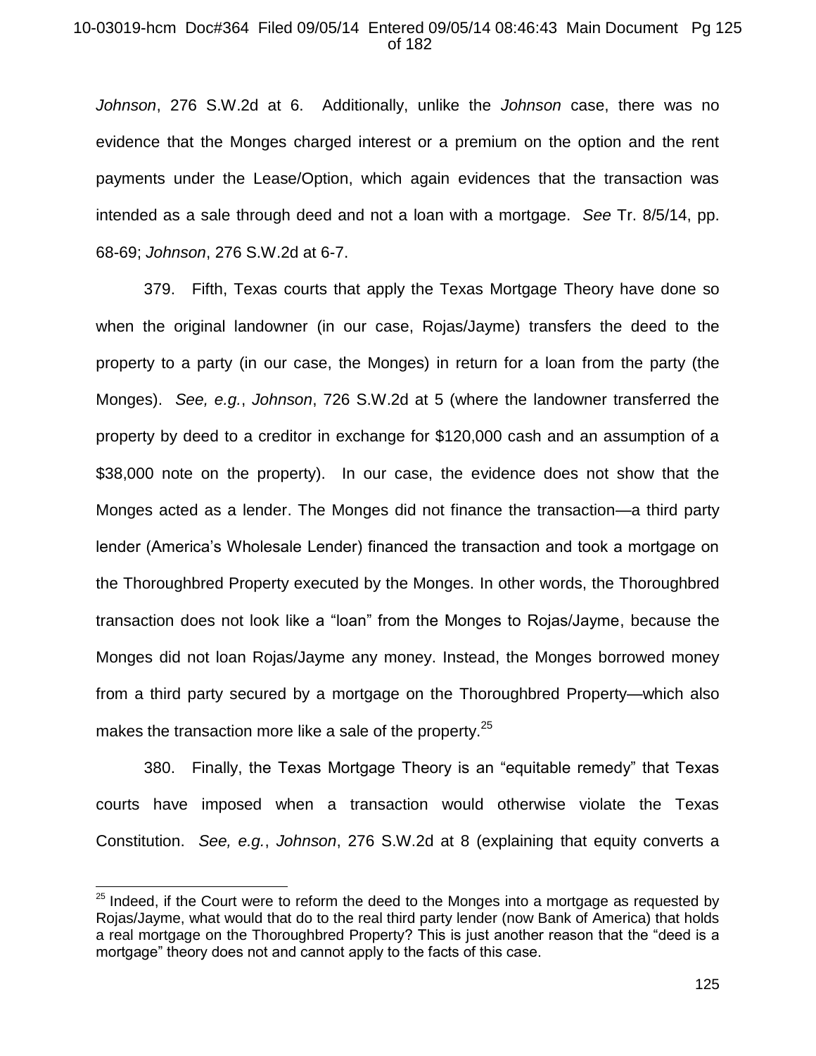*Johnson*, 276 S.W.2d at 6. Additionally, unlike the *Johnson* case, there was no evidence that the Monges charged interest or a premium on the option and the rent payments under the Lease/Option, which again evidences that the transaction was intended as a sale through deed and not a loan with a mortgage. *See* Tr. 8/5/14, pp. 68-69; *Johnson*, 276 S.W.2d at 6-7.

379. Fifth, Texas courts that apply the Texas Mortgage Theory have done so when the original landowner (in our case, Rojas/Jayme) transfers the deed to the property to a party (in our case, the Monges) in return for a loan from the party (the Monges). *See, e.g.*, *Johnson*, 726 S.W.2d at 5 (where the landowner transferred the property by deed to a creditor in exchange for $120,000 cash and an assumption of a $38,000 note on the property). In our case, the evidence does not show that the Monges acted as a lender. The Monges did not finance the transaction—a third party lender (America's Wholesale Lender) financed the transaction and took a mortgage on the Thoroughbred Property executed by the Monges. In other words, the Thoroughbred transaction does not look like a "loan" from the Monges to Rojas/Jayme, because the Monges did not loan Rojas/Jayme any money. Instead, the Monges borrowed money from a third party secured by a mortgage on the Thoroughbred Property—which also makes the transaction more like a sale of the property.[25]

380. Finally, the Texas Mortgage Theory is an "equitable remedy" that Texas courts have imposed when a transaction would otherwise violate the Texas Constitution. *See, e.g.*, *Johnson*, 276 S.W.2d at 8 (explaining that equity converts a

[25] Indeed, if the Court were to reform the deed to the Monges into a mortgage as requested by Rojas/Jayme, what would that do to the real third party lender (now Bank of America) that holds a real mortgage on the Thoroughbred Property? This is just another reason that the "deed is a mortgage" theory does not and cannot apply to the facts of this case.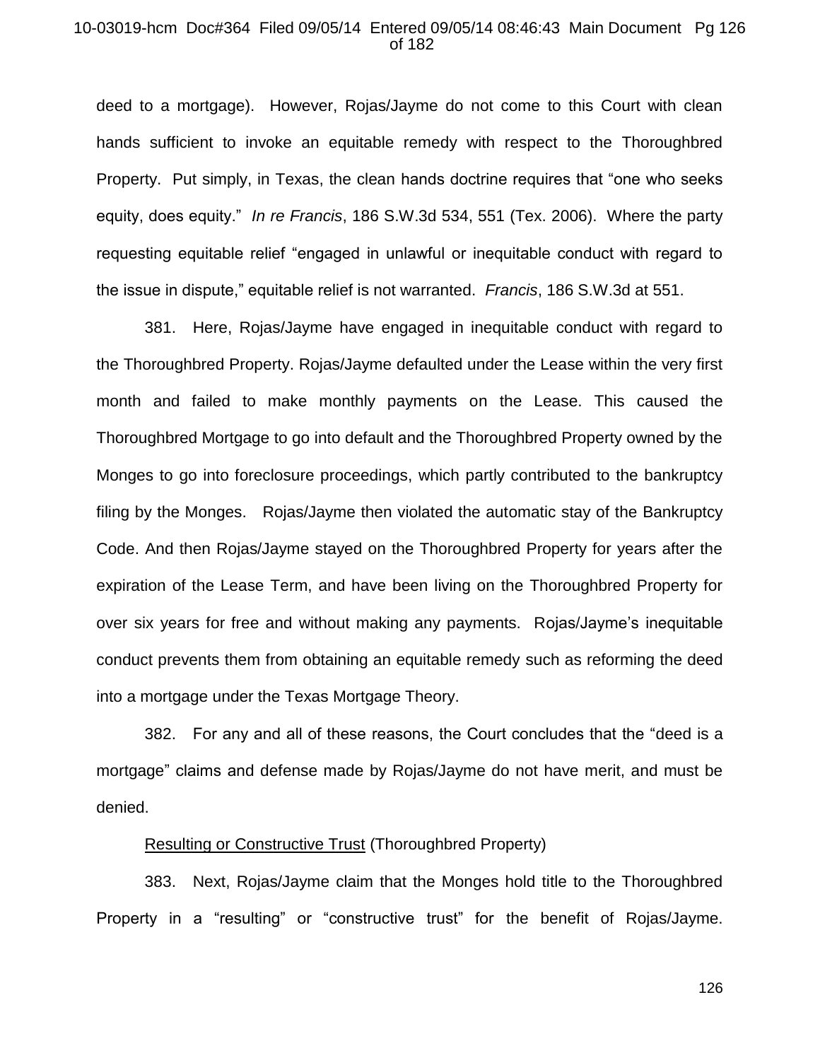deed to a mortgage). However, Rojas/Jayme do not come to this Court with clean hands sufficient to invoke an equitable remedy with respect to the Thoroughbred Property. Put simply, in Texas, the clean hands doctrine requires that "one who seeks equity, does equity." *In re Francis*, 186 S.W.3d 534, 551 (Tex. 2006). Where the party requesting equitable relief "engaged in unlawful or inequitable conduct with regard to the issue in dispute," equitable relief is not warranted. *Francis*, 186 S.W.3d at 551.

381. Here, Rojas/Jayme have engaged in inequitable conduct with regard to the Thoroughbred Property. Rojas/Jayme defaulted under the Lease within the very first month and failed to make monthly payments on the Lease. This caused the Thoroughbred Mortgage to go into default and the Thoroughbred Property owned by the Monges to go into foreclosure proceedings, which partly contributed to the bankruptcy filing by the Monges. Rojas/Jayme then violated the automatic stay of the Bankruptcy Code. And then Rojas/Jayme stayed on the Thoroughbred Property for years after the expiration of the Lease Term, and have been living on the Thoroughbred Property for over six years for free and without making any payments. Rojas/Jayme's inequitable conduct prevents them from obtaining an equitable remedy such as reforming the deed into a mortgage under the Texas Mortgage Theory.

382. For any and all of these reasons, the Court concludes that the "deed is a mortgage" claims and defense made by Rojas/Jayme do not have merit, and must be denied.

<u>Resulting or Constructive Trust</u> (Thoroughbred Property)

383. Next, Rojas/Jayme claim that the Monges hold title to the Thoroughbred Property in a "resulting" or "constructive trust" for the benefit of Rojas/Jayme.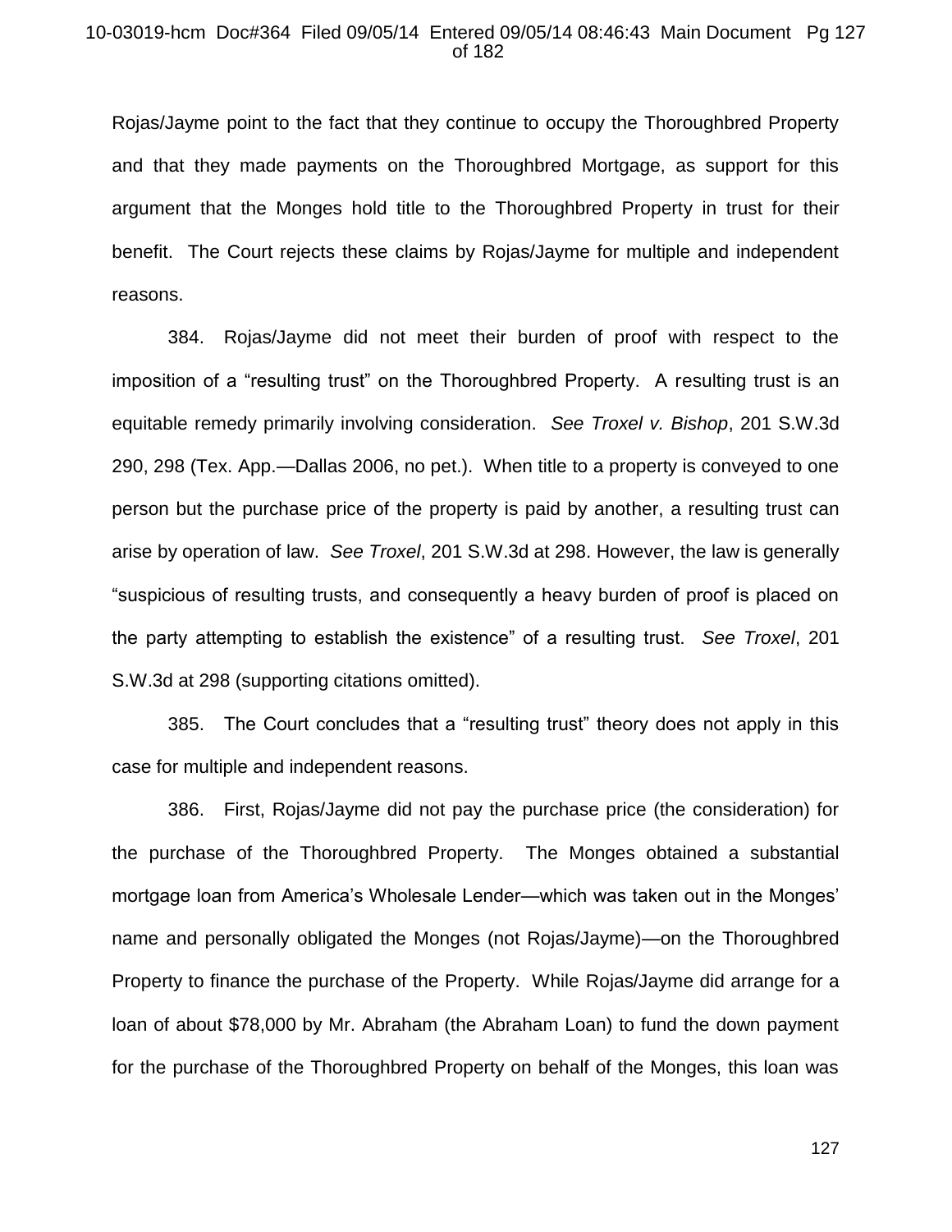Rojas/Jayme point to the fact that they continue to occupy the Thoroughbred Property and that they made payments on the Thoroughbred Mortgage, as support for this argument that the Monges hold title to the Thoroughbred Property in trust for their benefit. The Court rejects these claims by Rojas/Jayme for multiple and independent reasons.

384. Rojas/Jayme did not meet their burden of proof with respect to the imposition of a "resulting trust" on the Thoroughbred Property. A resulting trust is an equitable remedy primarily involving consideration. *See Troxel v. Bishop*, 201 S.W.3d 290, 298 (Tex. App.—Dallas 2006, no pet.). When title to a property is conveyed to one person but the purchase price of the property is paid by another, a resulting trust can arise by operation of law. *See Troxel*, 201 S.W.3d at 298. However, the law is generally "suspicious of resulting trusts, and consequently a heavy burden of proof is placed on the party attempting to establish the existence" of a resulting trust. *See Troxel*, 201 S.W.3d at 298 (supporting citations omitted).

385. The Court concludes that a "resulting trust" theory does not apply in this case for multiple and independent reasons.

386. First, Rojas/Jayme did not pay the purchase price (the consideration) for the purchase of the Thoroughbred Property. The Monges obtained a substantial mortgage loan from America's Wholesale Lender—which was taken out in the Monges' name and personally obligated the Monges (not Rojas/Jayme)—on the Thoroughbred Property to finance the purchase of the Property. While Rojas/Jayme did arrange for a loan of about $78,000 by Mr. Abraham (the Abraham Loan) to fund the down payment for the purchase of the Thoroughbred Property on behalf of the Monges, this loan was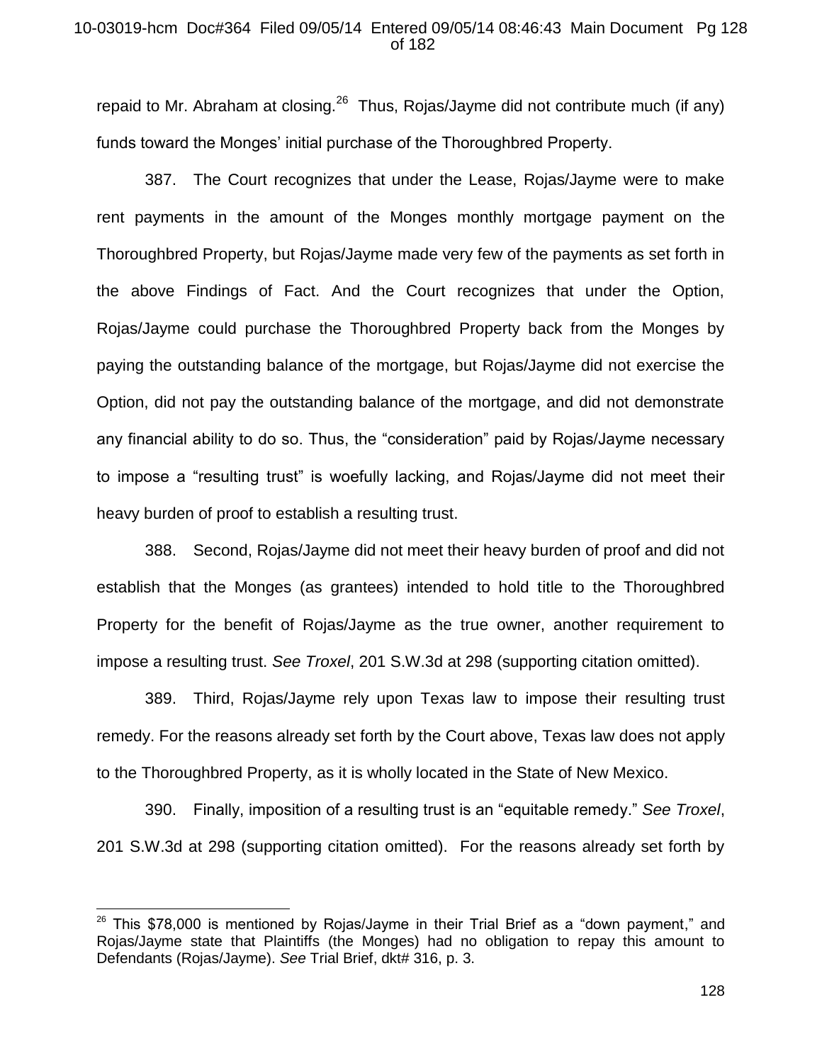repaid to Mr. Abraham at closing.[26] Thus, Rojas/Jayme did not contribute much (if any) funds toward the Monges' initial purchase of the Thoroughbred Property.

387. The Court recognizes that under the Lease, Rojas/Jayme were to make rent payments in the amount of the Monges monthly mortgage payment on the Thoroughbred Property, but Rojas/Jayme made very few of the payments as set forth in the above Findings of Fact. And the Court recognizes that under the Option, Rojas/Jayme could purchase the Thoroughbred Property back from the Monges by paying the outstanding balance of the mortgage, but Rojas/Jayme did not exercise the Option, did not pay the outstanding balance of the mortgage, and did not demonstrate any financial ability to do so. Thus, the "consideration" paid by Rojas/Jayme necessary to impose a "resulting trust" is woefully lacking, and Rojas/Jayme did not meet their heavy burden of proof to establish a resulting trust.

388. Second, Rojas/Jayme did not meet their heavy burden of proof and did not establish that the Monges (as grantees) intended to hold title to the Thoroughbred Property for the benefit of Rojas/Jayme as the true owner, another requirement to impose a resulting trust. *See Troxel*, 201 S.W.3d at 298 (supporting citation omitted).

389. Third, Rojas/Jayme rely upon Texas law to impose their resulting trust remedy. For the reasons already set forth by the Court above, Texas law does not apply to the Thoroughbred Property, as it is wholly located in the State of New Mexico.

390. Finally, imposition of a resulting trust is an "equitable remedy." *See Troxel*, 201 S.W.3d at 298 (supporting citation omitted). For the reasons already set forth by

---

[26] This $78,000 is mentioned by Rojas/Jayme in their Trial Brief as a "down payment," and Rojas/Jayme state that Plaintiffs (the Monges) had no obligation to repay this amount to Defendants (Rojas/Jayme). *See* Trial Brief, dkt# 316, p. 3.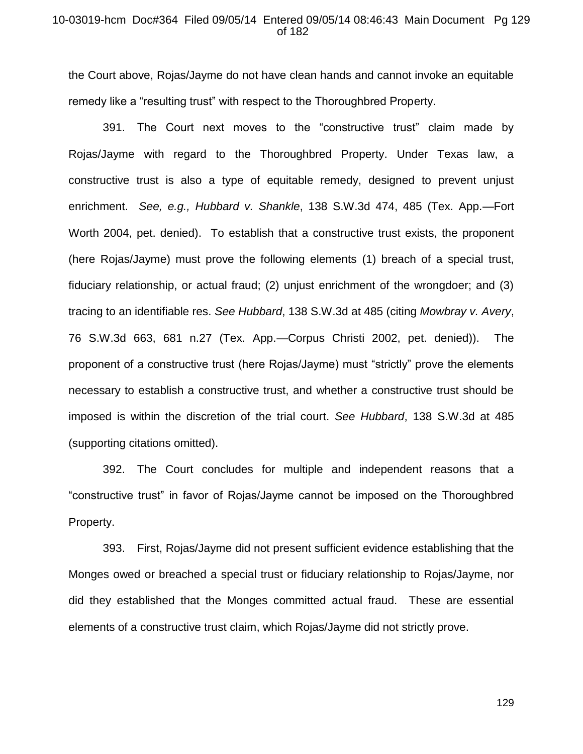the Court above, Rojas/Jayme do not have clean hands and cannot invoke an equitable remedy like a "resulting trust" with respect to the Thoroughbred Property.

391. The Court next moves to the "constructive trust" claim made by Rojas/Jayme with regard to the Thoroughbred Property. Under Texas law, a constructive trust is also a type of equitable remedy, designed to prevent unjust enrichment. *See, e.g., Hubbard v. Shankle*, 138 S.W.3d 474, 485 (Tex. App.—Fort Worth 2004, pet. denied). To establish that a constructive trust exists, the proponent (here Rojas/Jayme) must prove the following elements (1) breach of a special trust, fiduciary relationship, or actual fraud; (2) unjust enrichment of the wrongdoer; and (3) tracing to an identifiable res. *See Hubbard*, 138 S.W.3d at 485 (citing *Mowbray v. Avery*, 76 S.W.3d 663, 681 n.27 (Tex. App.—Corpus Christi 2002, pet. denied)). The proponent of a constructive trust (here Rojas/Jayme) must "strictly" prove the elements necessary to establish a constructive trust, and whether a constructive trust should be imposed is within the discretion of the trial court. *See Hubbard*, 138 S.W.3d at 485 (supporting citations omitted).

392. The Court concludes for multiple and independent reasons that a "constructive trust" in favor of Rojas/Jayme cannot be imposed on the Thoroughbred Property.

393. First, Rojas/Jayme did not present sufficient evidence establishing that the Monges owed or breached a special trust or fiduciary relationship to Rojas/Jayme, nor did they established that the Monges committed actual fraud. These are essential elements of a constructive trust claim, which Rojas/Jayme did not strictly prove.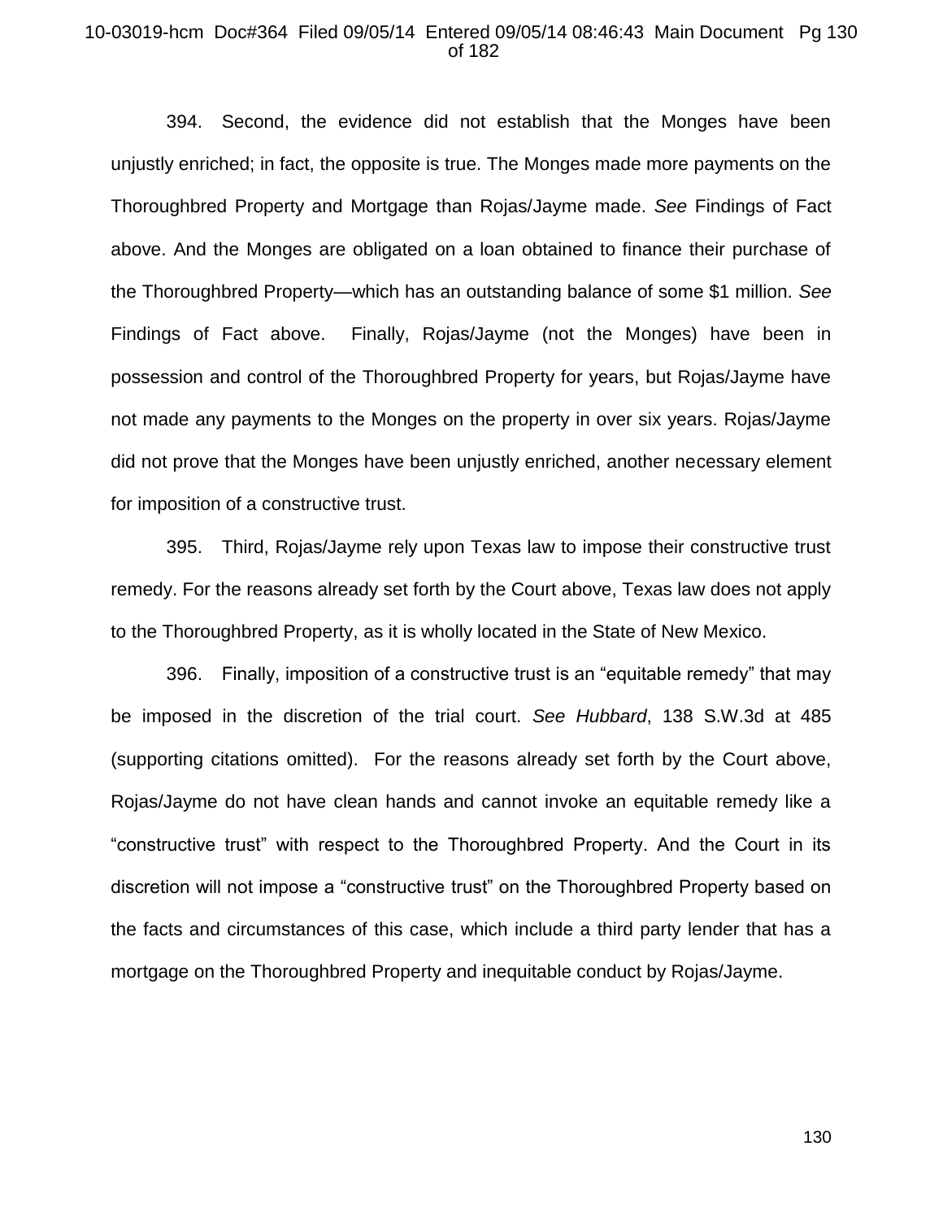394. Second, the evidence did not establish that the Monges have been unjustly enriched; in fact, the opposite is true. The Monges made more payments on the Thoroughbred Property and Mortgage than Rojas/Jayme made. *See* Findings of Fact above. And the Monges are obligated on a loan obtained to finance their purchase of the Thoroughbred Property—which has an outstanding balance of some $1 million. *See* Findings of Fact above. Finally, Rojas/Jayme (not the Monges) have been in possession and control of the Thoroughbred Property for years, but Rojas/Jayme have not made any payments to the Monges on the property in over six years. Rojas/Jayme did not prove that the Monges have been unjustly enriched, another necessary element for imposition of a constructive trust.

395. Third, Rojas/Jayme rely upon Texas law to impose their constructive trust remedy. For the reasons already set forth by the Court above, Texas law does not apply to the Thoroughbred Property, as it is wholly located in the State of New Mexico.

396. Finally, imposition of a constructive trust is an "equitable remedy" that may be imposed in the discretion of the trial court. *See Hubbard*, 138 S.W.3d at 485 (supporting citations omitted). For the reasons already set forth by the Court above, Rojas/Jayme do not have clean hands and cannot invoke an equitable remedy like a "constructive trust" with respect to the Thoroughbred Property. And the Court in its discretion will not impose a "constructive trust" on the Thoroughbred Property based on the facts and circumstances of this case, which include a third party lender that has a mortgage on the Thoroughbred Property and inequitable conduct by Rojas/Jayme.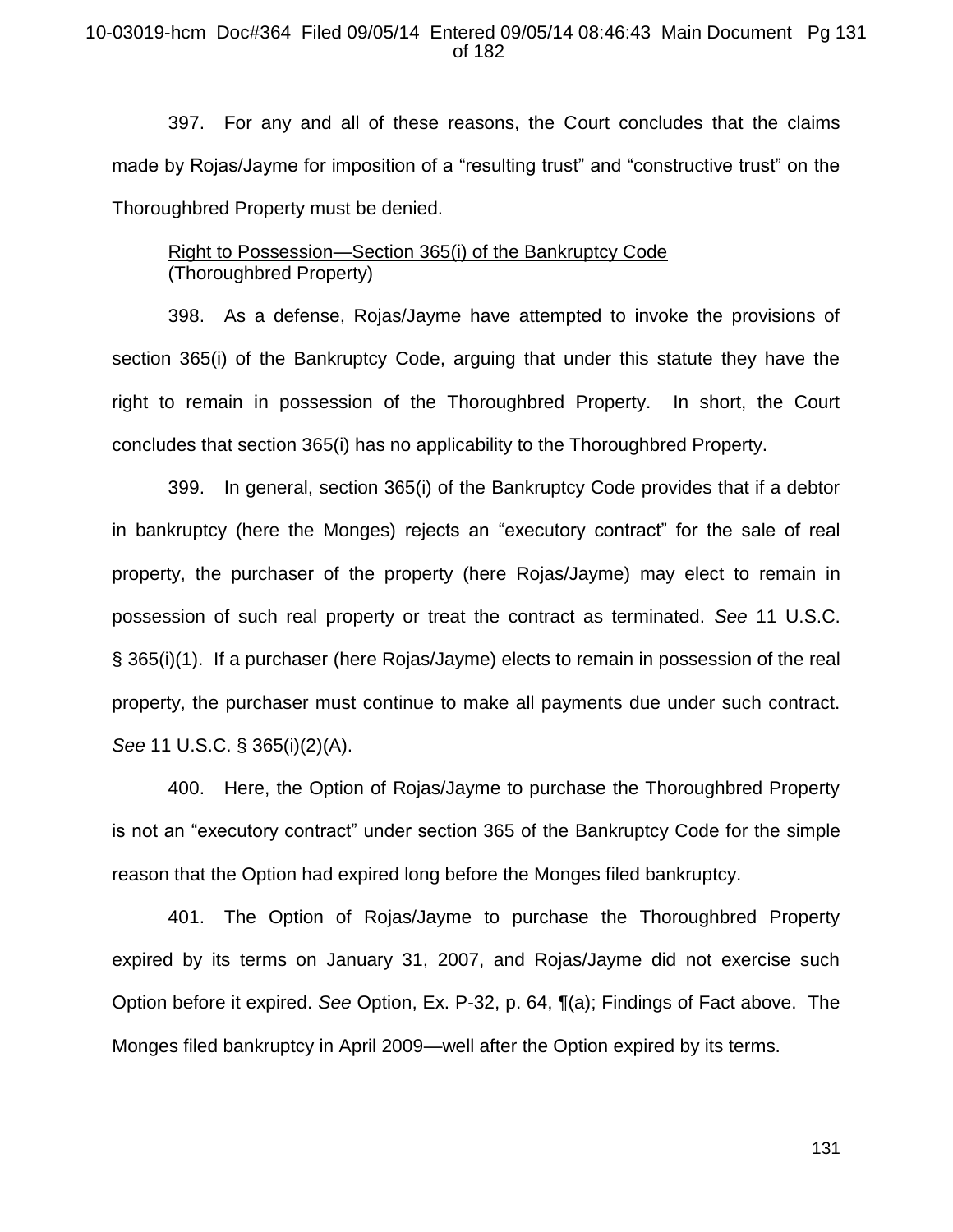397. For any and all of these reasons, the Court concludes that the claims made by Rojas/Jayme for imposition of a "resulting trust" and "constructive trust" on the Thoroughbred Property must be denied.

Right to Possession—Section 365(i) of the Bankruptcy Code
(Thoroughbred Property)

398. As a defense, Rojas/Jayme have attempted to invoke the provisions of section 365(i) of the Bankruptcy Code, arguing that under this statute they have the right to remain in possession of the Thoroughbred Property. In short, the Court concludes that section 365(i) has no applicability to the Thoroughbred Property.

399. In general, section 365(i) of the Bankruptcy Code provides that if a debtor in bankruptcy (here the Monges) rejects an "executory contract" for the sale of real property, the purchaser of the property (here Rojas/Jayme) may elect to remain in possession of such real property or treat the contract as terminated. *See* 11 U.S.C. § 365(i)(1). If a purchaser (here Rojas/Jayme) elects to remain in possession of the real property, the purchaser must continue to make all payments due under such contract. *See* 11 U.S.C. § 365(i)(2)(A).

400. Here, the Option of Rojas/Jayme to purchase the Thoroughbred Property is not an "executory contract" under section 365 of the Bankruptcy Code for the simple reason that the Option had expired long before the Monges filed bankruptcy.

401. The Option of Rojas/Jayme to purchase the Thoroughbred Property expired by its terms on January 31, 2007, and Rojas/Jayme did not exercise such Option before it expired. *See* Option, Ex. P-32, p. 64, ¶(a); Findings of Fact above. The Monges filed bankruptcy in April 2009—well after the Option expired by its terms.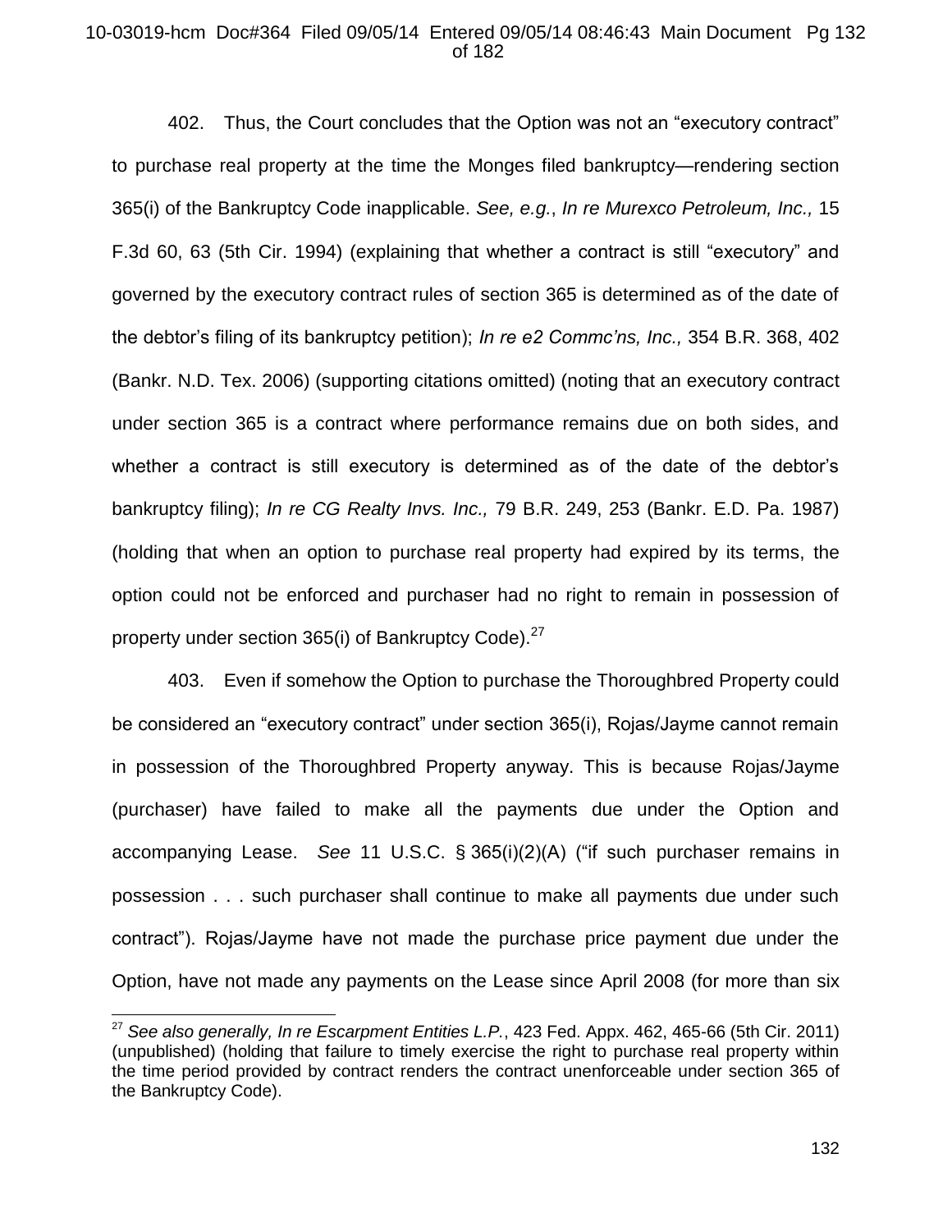402. Thus, the Court concludes that the Option was not an "executory contract" to purchase real property at the time the Monges filed bankruptcy—rendering section 365(i) of the Bankruptcy Code inapplicable. *See, e.g.*, *In re Murexco Petroleum, Inc.,* 15 F.3d 60, 63 (5th Cir. 1994) (explaining that whether a contract is still "executory" and governed by the executory contract rules of section 365 is determined as of the date of the debtor's filing of its bankruptcy petition); *In re e2 Commc'ns, Inc.,* 354 B.R. 368, 402 (Bankr. N.D. Tex. 2006) (supporting citations omitted) (noting that an executory contract under section 365 is a contract where performance remains due on both sides, and whether a contract is still executory is determined as of the date of the debtor's bankruptcy filing); *In re CG Realty Invs. Inc.,* 79 B.R. 249, 253 (Bankr. E.D. Pa. 1987) (holding that when an option to purchase real property had expired by its terms, the option could not be enforced and purchaser had no right to remain in possession of property under section 365(i) of Bankruptcy Code).[27]

403. Even if somehow the Option to purchase the Thoroughbred Property could be considered an "executory contract" under section 365(i), Rojas/Jayme cannot remain in possession of the Thoroughbred Property anyway. This is because Rojas/Jayme (purchaser) have failed to make all the payments due under the Option and accompanying Lease. *See* 11 U.S.C. § 365(i)(2)(A) ("if such purchaser remains in possession . . . such purchaser shall continue to make all payments due under such contract"). Rojas/Jayme have not made the purchase price payment due under the Option, have not made any payments on the Lease since April 2008 (for more than six

---

[27] *See also generally, In re Escarpment Entities L.P.*, 423 Fed. Appx. 462, 465-66 (5th Cir. 2011) (unpublished) (holding that failure to timely exercise the right to purchase real property within the time period provided by contract renders the contract unenforceable under section 365 of the Bankruptcy Code).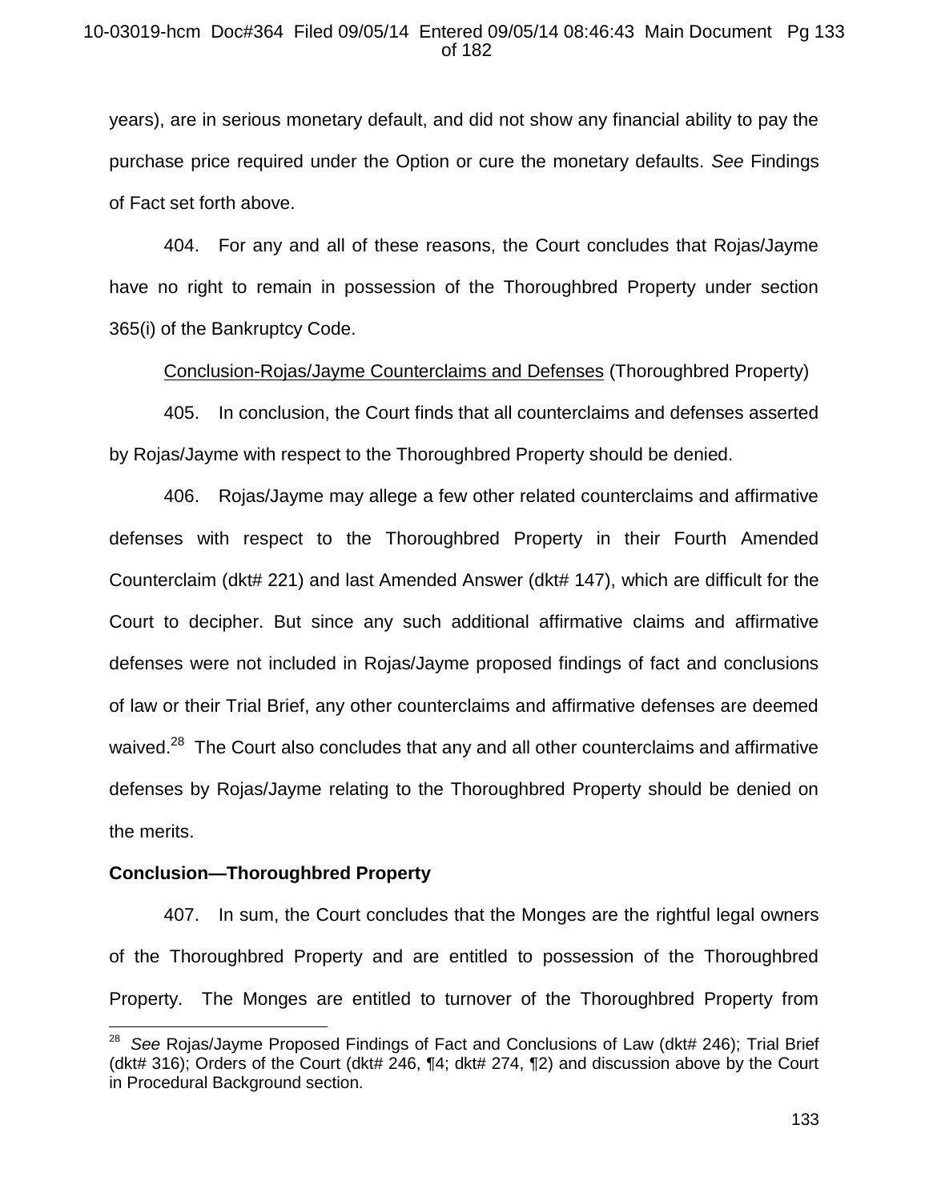years), are in serious monetary default, and did not show any financial ability to pay the purchase price required under the Option or cure the monetary defaults. *See* Findings of Fact set forth above.

404. For any and all of these reasons, the Court concludes that Rojas/Jayme have no right to remain in possession of the Thoroughbred Property under section 365(i) of the Bankruptcy Code.

<u>Conclusion-Rojas/Jayme Counterclaims and Defenses</u> (Thoroughbred Property)

405. In conclusion, the Court finds that all counterclaims and defenses asserted by Rojas/Jayme with respect to the Thoroughbred Property should be denied.

406. Rojas/Jayme may allege a few other related counterclaims and affirmative defenses with respect to the Thoroughbred Property in their Fourth Amended Counterclaim (dkt# 221) and last Amended Answer (dkt# 147), which are difficult for the Court to decipher. But since any such additional affirmative claims and affirmative defenses were not included in Rojas/Jayme proposed findings of fact and conclusions of law or their Trial Brief, any other counterclaims and affirmative defenses are deemed waived.[28] The Court also concludes that any and all other counterclaims and affirmative defenses by Rojas/Jayme relating to the Thoroughbred Property should be denied on the merits.

**Conclusion—Thoroughbred Property**

407. In sum, the Court concludes that the Monges are the rightful legal owners of the Thoroughbred Property and are entitled to possession of the Thoroughbred Property. The Monges are entitled to turnover of the Thoroughbred Property from

[28] *See* Rojas/Jayme Proposed Findings of Fact and Conclusions of Law (dkt# 246); Trial Brief (dkt# 316); Orders of the Court (dkt# 246, ¶4; dkt# 274, ¶2) and discussion above by the Court in Procedural Background section.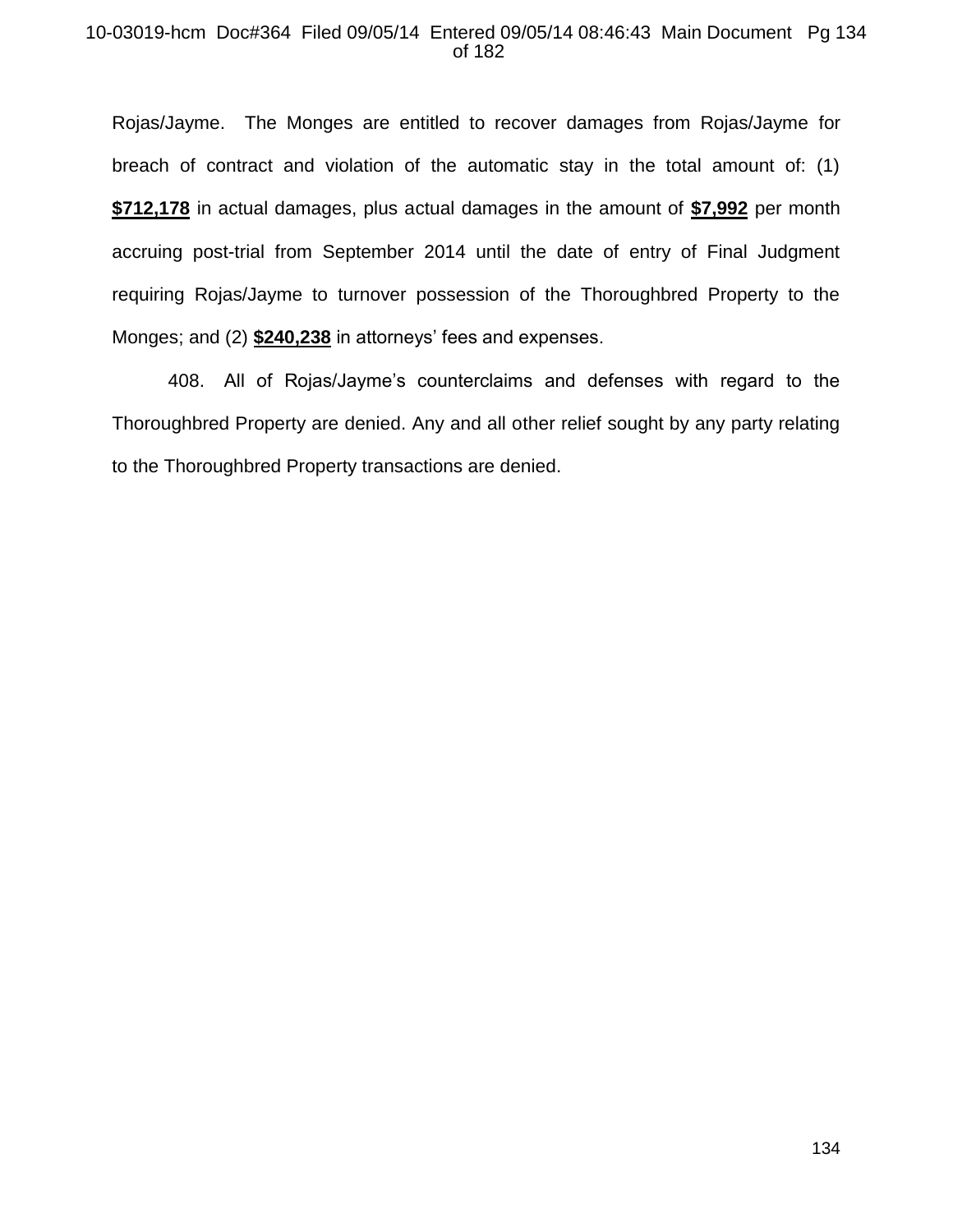Rojas/Jayme. The Monges are entitled to recover damages from Rojas/Jayme for breach of contract and violation of the automatic stay in the total amount of: (1) **$712,178** in actual damages, plus actual damages in the amount of **$7,992** per month accruing post-trial from September 2014 until the date of entry of Final Judgment requiring Rojas/Jayme to turnover possession of the Thoroughbred Property to the Monges; and (2) **$240,238** in attorneys' fees and expenses.

408. All of Rojas/Jayme's counterclaims and defenses with regard to the Thoroughbred Property are denied. Any and all other relief sought by any party relating to the Thoroughbred Property transactions are denied.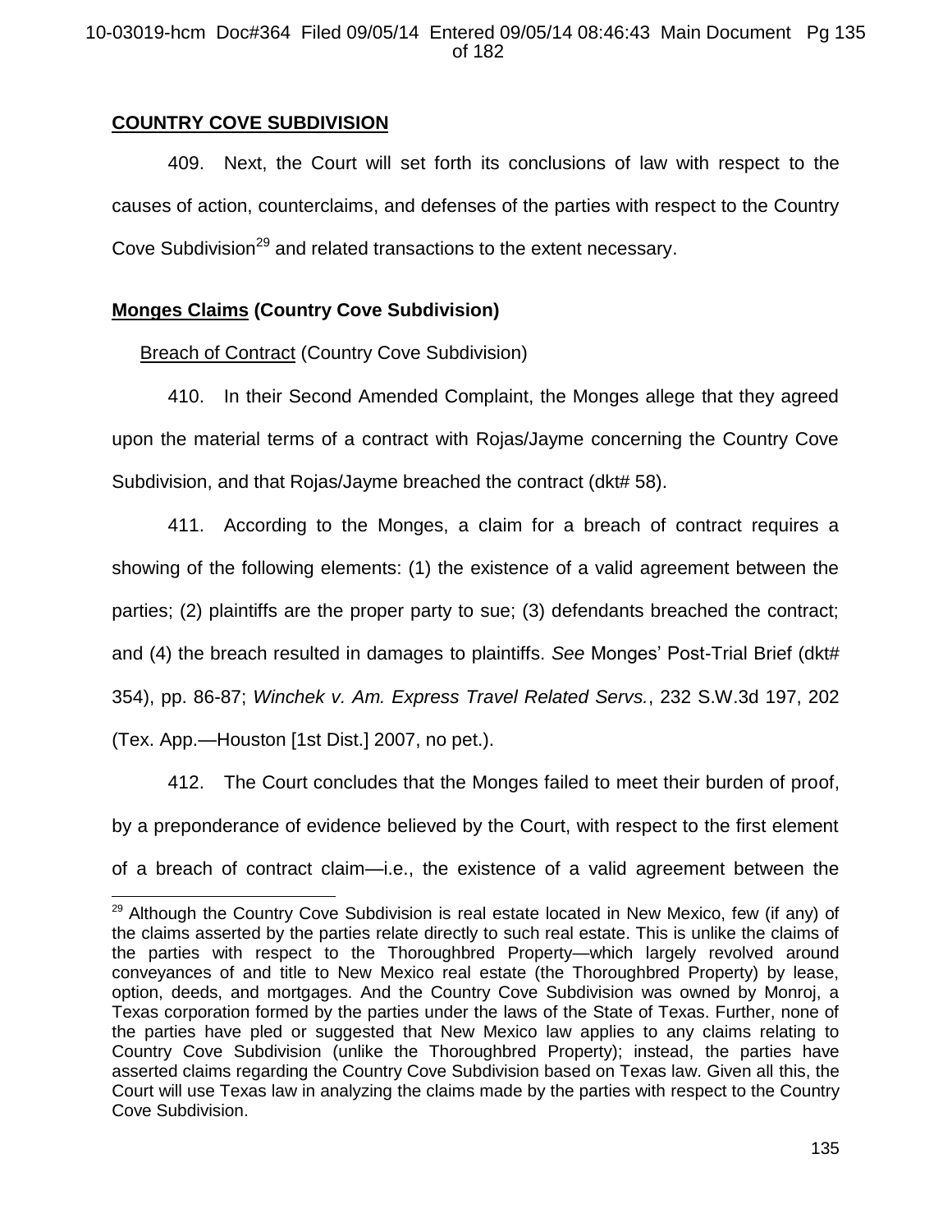## COUNTRY COVE SUBDIVISION

409. Next, the Court will set forth its conclusions of law with respect to the causes of action, counterclaims, and defenses of the parties with respect to the Country Cove Subdivision[29] and related transactions to the extent necessary.

### Monges Claims (Country Cove Subdivision)

Breach of Contract (Country Cove Subdivision)

410. In their Second Amended Complaint, the Monges allege that they agreed upon the material terms of a contract with Rojas/Jayme concerning the Country Cove Subdivision, and that Rojas/Jayme breached the contract (dkt# 58).

411. According to the Monges, a claim for a breach of contract requires a showing of the following elements: (1) the existence of a valid agreement between the parties; (2) plaintiffs are the proper party to sue; (3) defendants breached the contract; and (4) the breach resulted in damages to plaintiffs. *See* Monges' Post-Trial Brief (dkt# 354), pp. 86-87; *Winchek v. Am. Express Travel Related Servs.*, 232 S.W.3d 197, 202 (Tex. App.—Houston [1st Dist.] 2007, no pet.).

412. The Court concludes that the Monges failed to meet their burden of proof, by a preponderance of evidence believed by the Court, with respect to the first element of a breach of contract claim—i.e., the existence of a valid agreement between the

[29] Although the Country Cove Subdivision is real estate located in New Mexico, few (if any) of the claims asserted by the parties relate directly to such real estate. This is unlike the claims of the parties with respect to the Thoroughbred Property—which largely revolved around conveyances of and title to New Mexico real estate (the Thoroughbred Property) by lease, option, deeds, and mortgages. And the Country Cove Subdivision was owned by Monroj, a Texas corporation formed by the parties under the laws of the State of Texas. Further, none of the parties have pled or suggested that New Mexico law applies to any claims relating to Country Cove Subdivision (unlike the Thoroughbred Property); instead, the parties have asserted claims regarding the Country Cove Subdivision based on Texas law. Given all this, the Court will use Texas law in analyzing the claims made by the parties with respect to the Country Cove Subdivision.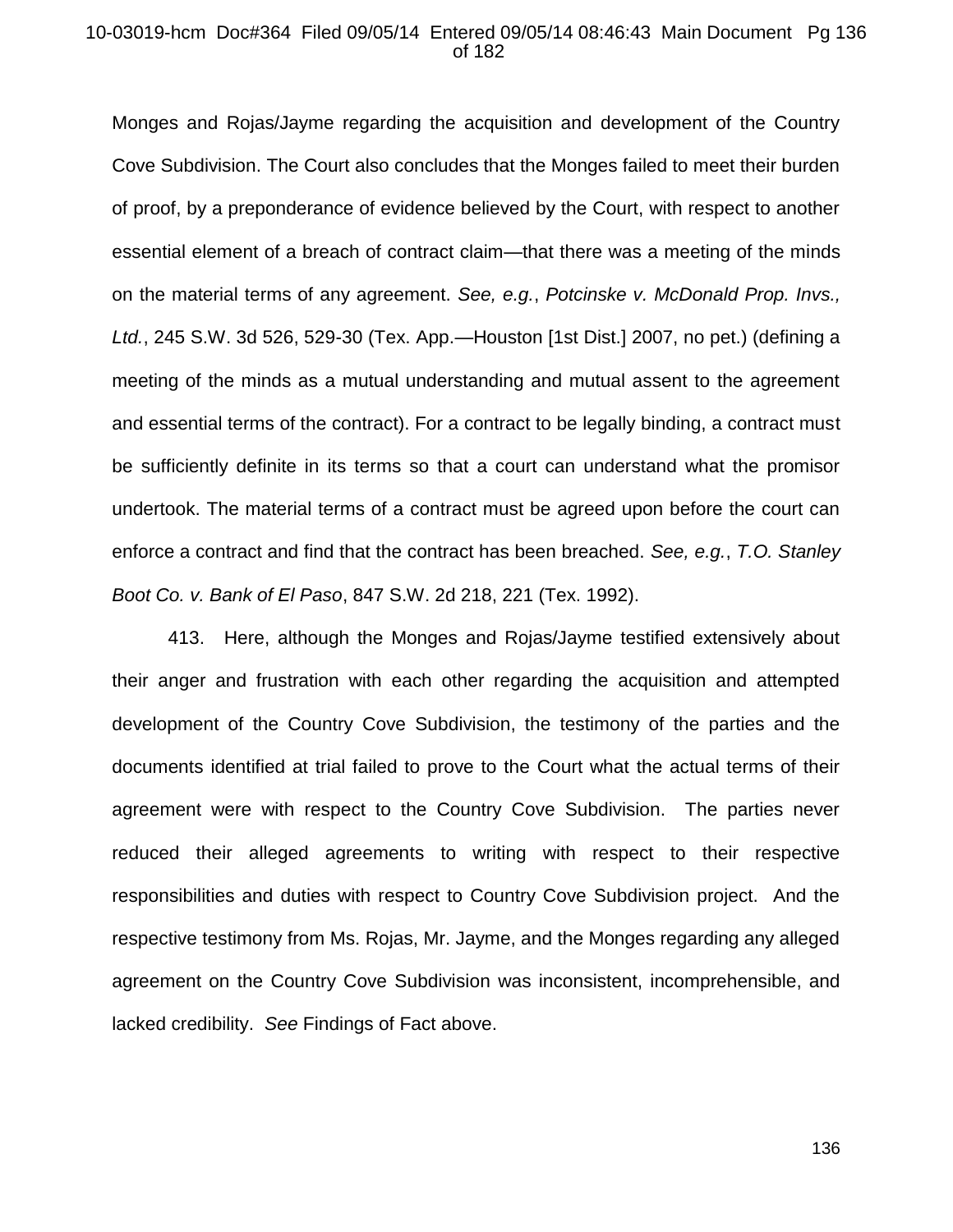Monges and Rojas/Jayme regarding the acquisition and development of the Country Cove Subdivision. The Court also concludes that the Monges failed to meet their burden of proof, by a preponderance of evidence believed by the Court, with respect to another essential element of a breach of contract claim—that there was a meeting of the minds on the material terms of any agreement. *See, e.g.*, *Potcinske v. McDonald Prop. Invs., Ltd.*, 245 S.W. 3d 526, 529-30 (Tex. App.—Houston [1st Dist.] 2007, no pet.) (defining a meeting of the minds as a mutual understanding and mutual assent to the agreement and essential terms of the contract). For a contract to be legally binding, a contract must be sufficiently definite in its terms so that a court can understand what the promisor undertook. The material terms of a contract must be agreed upon before the court can enforce a contract and find that the contract has been breached. *See, e.g.*, *T.O. Stanley Boot Co. v. Bank of El Paso*, 847 S.W. 2d 218, 221 (Tex. 1992).

413. Here, although the Monges and Rojas/Jayme testified extensively about their anger and frustration with each other regarding the acquisition and attempted development of the Country Cove Subdivision, the testimony of the parties and the documents identified at trial failed to prove to the Court what the actual terms of their agreement were with respect to the Country Cove Subdivision. The parties never reduced their alleged agreements to writing with respect to their respective responsibilities and duties with respect to Country Cove Subdivision project. And the respective testimony from Ms. Rojas, Mr. Jayme, and the Monges regarding any alleged agreement on the Country Cove Subdivision was inconsistent, incomprehensible, and lacked credibility. *See* Findings of Fact above.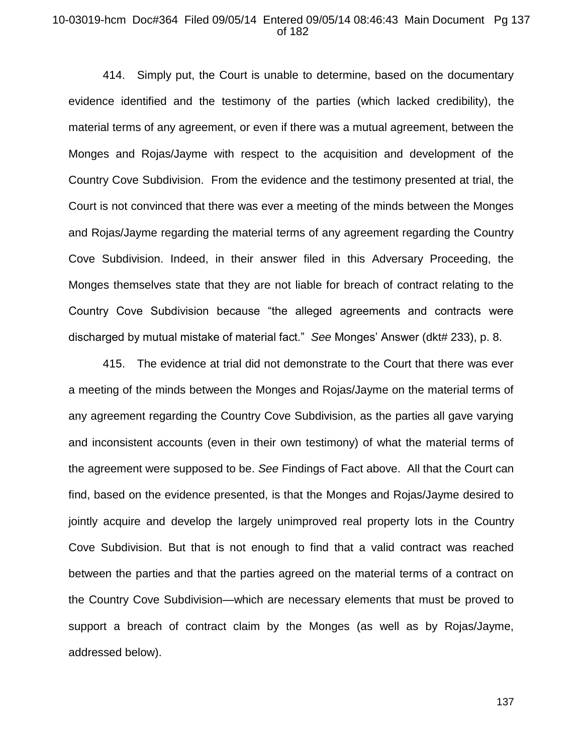414. Simply put, the Court is unable to determine, based on the documentary evidence identified and the testimony of the parties (which lacked credibility), the material terms of any agreement, or even if there was a mutual agreement, between the Monges and Rojas/Jayme with respect to the acquisition and development of the Country Cove Subdivision. From the evidence and the testimony presented at trial, the Court is not convinced that there was ever a meeting of the minds between the Monges and Rojas/Jayme regarding the material terms of any agreement regarding the Country Cove Subdivision. Indeed, in their answer filed in this Adversary Proceeding, the Monges themselves state that they are not liable for breach of contract relating to the Country Cove Subdivision because "the alleged agreements and contracts were discharged by mutual mistake of material fact." *See* Monges' Answer (dkt# 233), p. 8.

415. The evidence at trial did not demonstrate to the Court that there was ever a meeting of the minds between the Monges and Rojas/Jayme on the material terms of any agreement regarding the Country Cove Subdivision, as the parties all gave varying and inconsistent accounts (even in their own testimony) of what the material terms of the agreement were supposed to be. *See* Findings of Fact above. All that the Court can find, based on the evidence presented, is that the Monges and Rojas/Jayme desired to jointly acquire and develop the largely unimproved real property lots in the Country Cove Subdivision. But that is not enough to find that a valid contract was reached between the parties and that the parties agreed on the material terms of a contract on the Country Cove Subdivision—which are necessary elements that must be proved to support a breach of contract claim by the Monges (as well as by Rojas/Jayme, addressed below).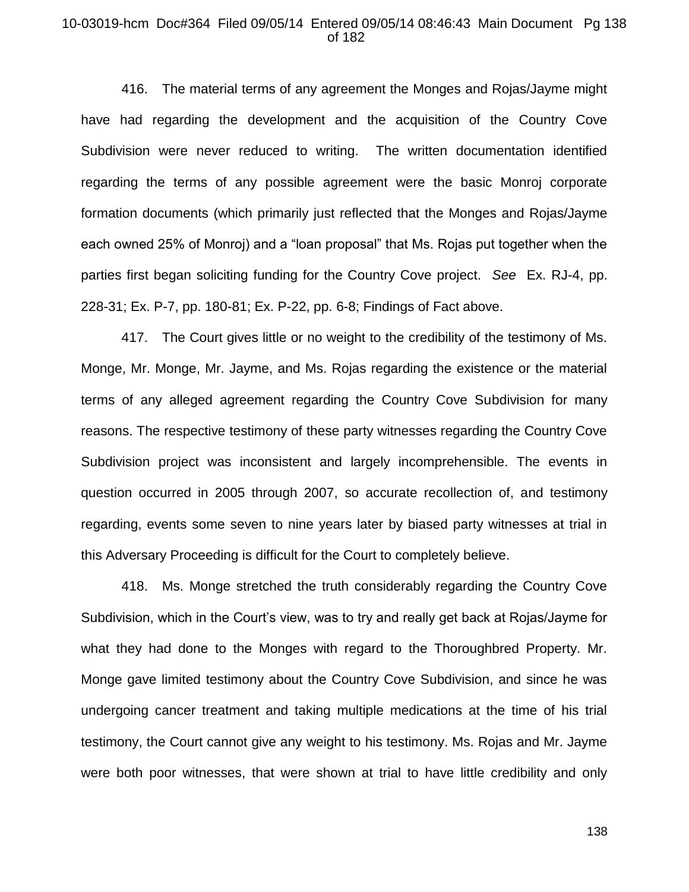416. The material terms of any agreement the Monges and Rojas/Jayme might have had regarding the development and the acquisition of the Country Cove Subdivision were never reduced to writing. The written documentation identified regarding the terms of any possible agreement were the basic Monroj corporate formation documents (which primarily just reflected that the Monges and Rojas/Jayme each owned 25% of Monroj) and a "loan proposal" that Ms. Rojas put together when the parties first began soliciting funding for the Country Cove project. *See* Ex. RJ-4, pp. 228-31; Ex. P-7, pp. 180-81; Ex. P-22, pp. 6-8; Findings of Fact above.

417. The Court gives little or no weight to the credibility of the testimony of Ms. Monge, Mr. Monge, Mr. Jayme, and Ms. Rojas regarding the existence or the material terms of any alleged agreement regarding the Country Cove Subdivision for many reasons. The respective testimony of these party witnesses regarding the Country Cove Subdivision project was inconsistent and largely incomprehensible. The events in question occurred in 2005 through 2007, so accurate recollection of, and testimony regarding, events some seven to nine years later by biased party witnesses at trial in this Adversary Proceeding is difficult for the Court to completely believe.

418. Ms. Monge stretched the truth considerably regarding the Country Cove Subdivision, which in the Court's view, was to try and really get back at Rojas/Jayme for what they had done to the Monges with regard to the Thoroughbred Property. Mr. Monge gave limited testimony about the Country Cove Subdivision, and since he was undergoing cancer treatment and taking multiple medications at the time of his trial testimony, the Court cannot give any weight to his testimony. Ms. Rojas and Mr. Jayme were both poor witnesses, that were shown at trial to have little credibility and only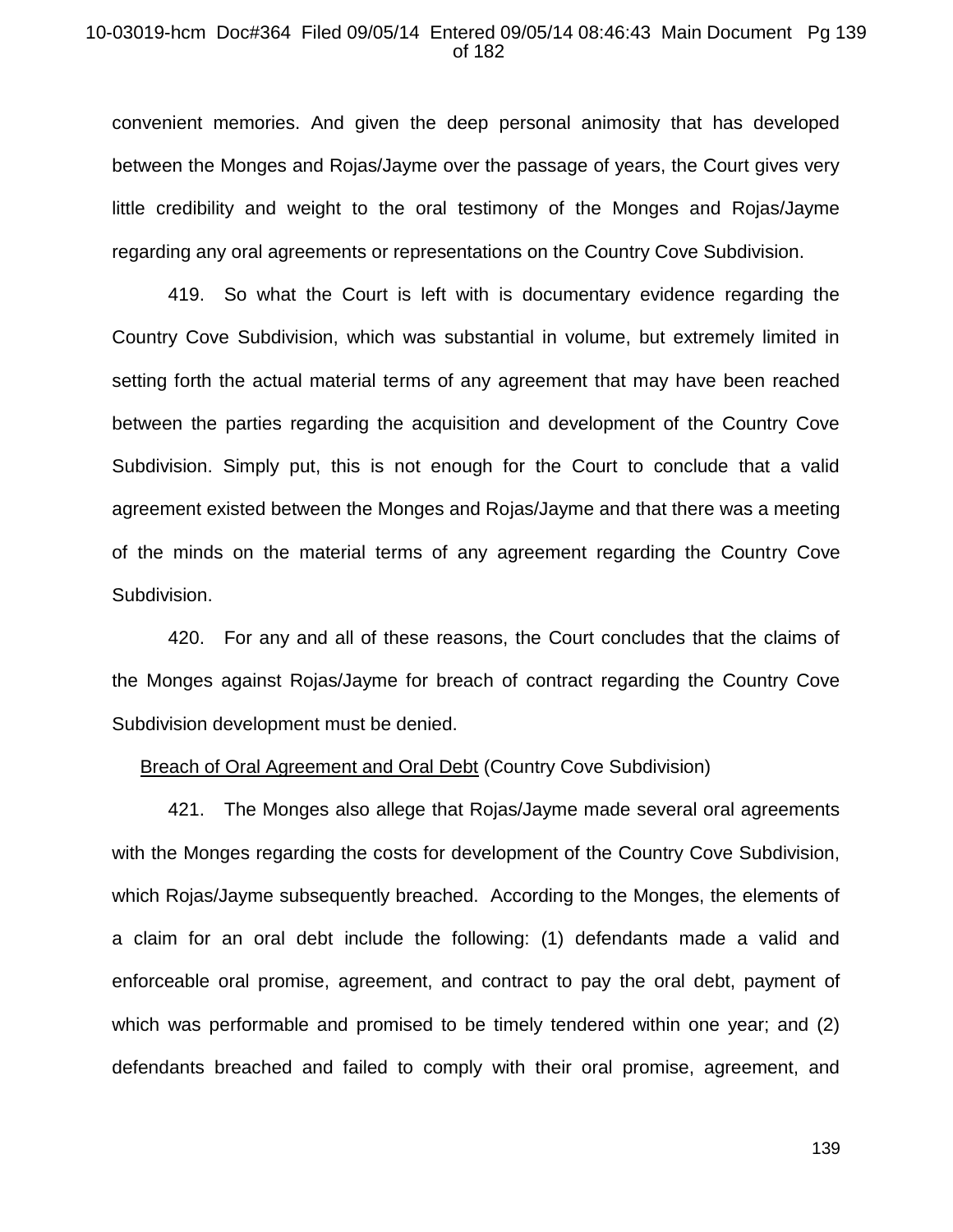convenient memories. And given the deep personal animosity that has developed between the Monges and Rojas/Jayme over the passage of years, the Court gives very little credibility and weight to the oral testimony of the Monges and Rojas/Jayme regarding any oral agreements or representations on the Country Cove Subdivision.

419. So what the Court is left with is documentary evidence regarding the Country Cove Subdivision, which was substantial in volume, but extremely limited in setting forth the actual material terms of any agreement that may have been reached between the parties regarding the acquisition and development of the Country Cove Subdivision. Simply put, this is not enough for the Court to conclude that a valid agreement existed between the Monges and Rojas/Jayme and that there was a meeting of the minds on the material terms of any agreement regarding the Country Cove Subdivision.

420. For any and all of these reasons, the Court concludes that the claims of the Monges against Rojas/Jayme for breach of contract regarding the Country Cove Subdivision development must be denied.

<u>Breach of Oral Agreement and Oral Debt</u> (Country Cove Subdivision)

421. The Monges also allege that Rojas/Jayme made several oral agreements with the Monges regarding the costs for development of the Country Cove Subdivision, which Rojas/Jayme subsequently breached. According to the Monges, the elements of a claim for an oral debt include the following: (1) defendants made a valid and enforceable oral promise, agreement, and contract to pay the oral debt, payment of which was performable and promised to be timely tendered within one year; and (2) defendants breached and failed to comply with their oral promise, agreement, and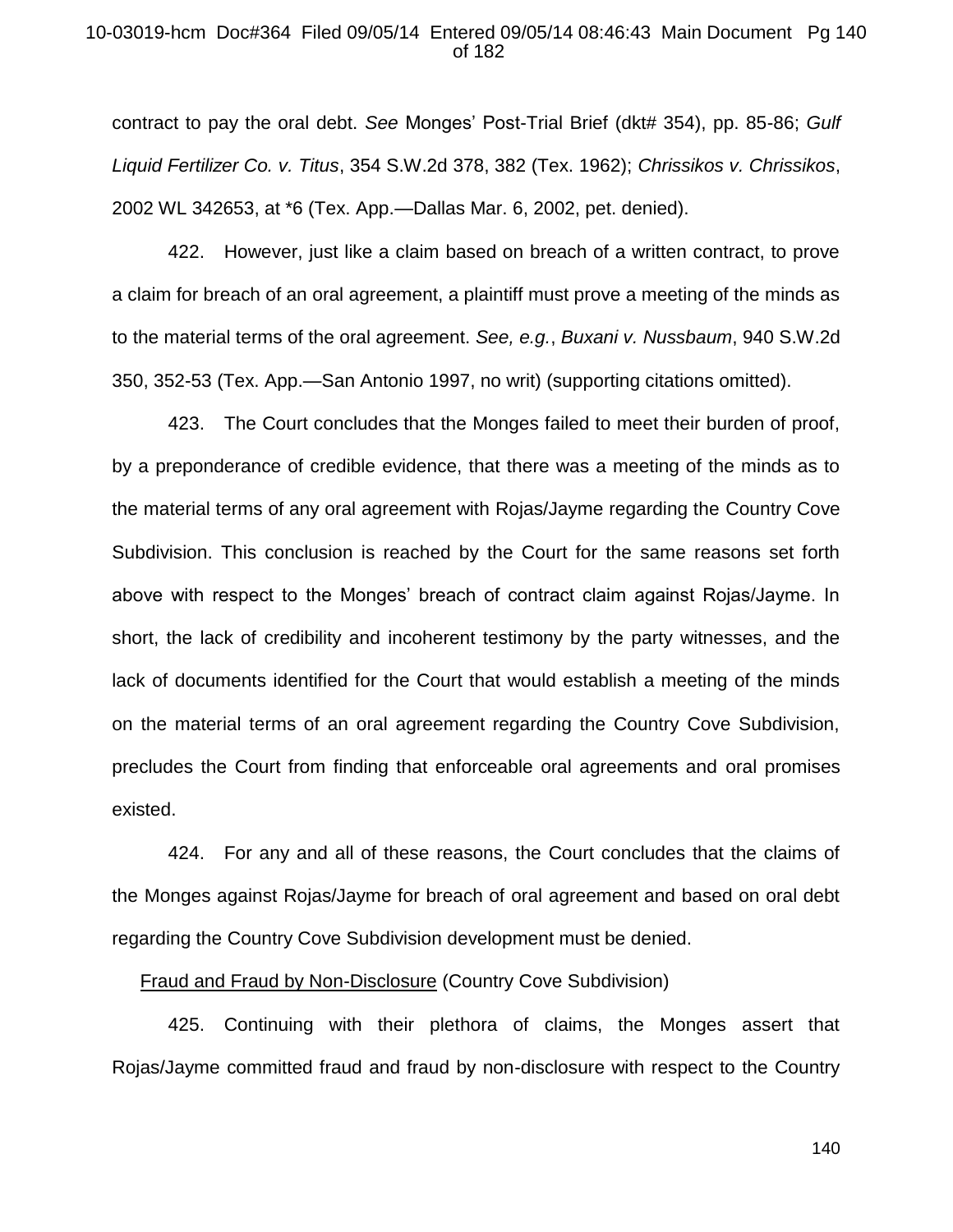contract to pay the oral debt. *See* Monges' Post-Trial Brief (dkt# 354), pp. 85-86; *Gulf Liquid Fertilizer Co. v. Titus*, 354 S.W.2d 378, 382 (Tex. 1962); *Chrissikos v. Chrissikos*, 2002 WL 342653, at *6 (Tex. App.—Dallas Mar. 6, 2002, pet. denied).

422. However, just like a claim based on breach of a written contract, to prove a claim for breach of an oral agreement, a plaintiff must prove a meeting of the minds as to the material terms of the oral agreement. *See, e.g.*, *Buxani v. Nussbaum*, 940 S.W.2d 350, 352-53 (Tex. App.—San Antonio 1997, no writ) (supporting citations omitted).

423. The Court concludes that the Monges failed to meet their burden of proof, by a preponderance of credible evidence, that there was a meeting of the minds as to the material terms of any oral agreement with Rojas/Jayme regarding the Country Cove Subdivision. This conclusion is reached by the Court for the same reasons set forth above with respect to the Monges' breach of contract claim against Rojas/Jayme. In short, the lack of credibility and incoherent testimony by the party witnesses, and the lack of documents identified for the Court that would establish a meeting of the minds on the material terms of an oral agreement regarding the Country Cove Subdivision, precludes the Court from finding that enforceable oral agreements and oral promises existed.

424. For any and all of these reasons, the Court concludes that the claims of the Monges against Rojas/Jayme for breach of oral agreement and based on oral debt regarding the Country Cove Subdivision development must be denied.

<u>Fraud and Fraud by Non-Disclosure</u> (Country Cove Subdivision)

425. Continuing with their plethora of claims, the Monges assert that Rojas/Jayme committed fraud and fraud by non-disclosure with respect to the Country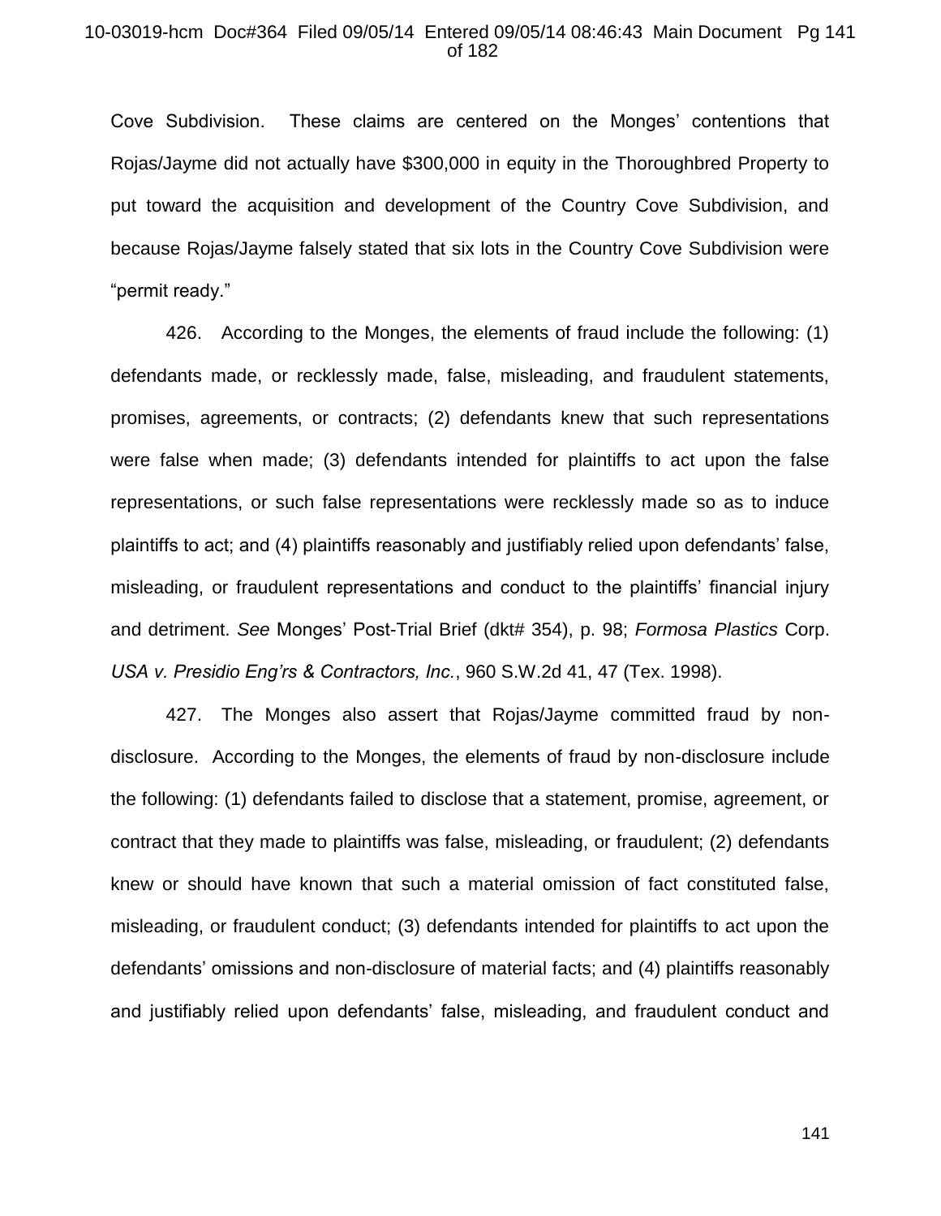Cove Subdivision. These claims are centered on the Monges' contentions that Rojas/Jayme did not actually have $300,000 in equity in the Thoroughbred Property to put toward the acquisition and development of the Country Cove Subdivision, and because Rojas/Jayme falsely stated that six lots in the Country Cove Subdivision were "permit ready."

426. According to the Monges, the elements of fraud include the following: (1) defendants made, or recklessly made, false, misleading, and fraudulent statements, promises, agreements, or contracts; (2) defendants knew that such representations were false when made; (3) defendants intended for plaintiffs to act upon the false representations, or such false representations were recklessly made so as to induce plaintiffs to act; and (4) plaintiffs reasonably and justifiably relied upon defendants' false, misleading, or fraudulent representations and conduct to the plaintiffs' financial injury and detriment. *See* Monges' Post-Trial Brief (dkt# 354), p. 98; *Formosa Plastics* Corp. *USA v. Presidio Eng'rs & Contractors, Inc.*, 960 S.W.2d 41, 47 (Tex. 1998).

427. The Monges also assert that Rojas/Jayme committed fraud by non-disclosure. According to the Monges, the elements of fraud by non-disclosure include the following: (1) defendants failed to disclose that a statement, promise, agreement, or contract that they made to plaintiffs was false, misleading, or fraudulent; (2) defendants knew or should have known that such a material omission of fact constituted false, misleading, or fraudulent conduct; (3) defendants intended for plaintiffs to act upon the defendants' omissions and non-disclosure of material facts; and (4) plaintiffs reasonably and justifiably relied upon defendants' false, misleading, and fraudulent conduct and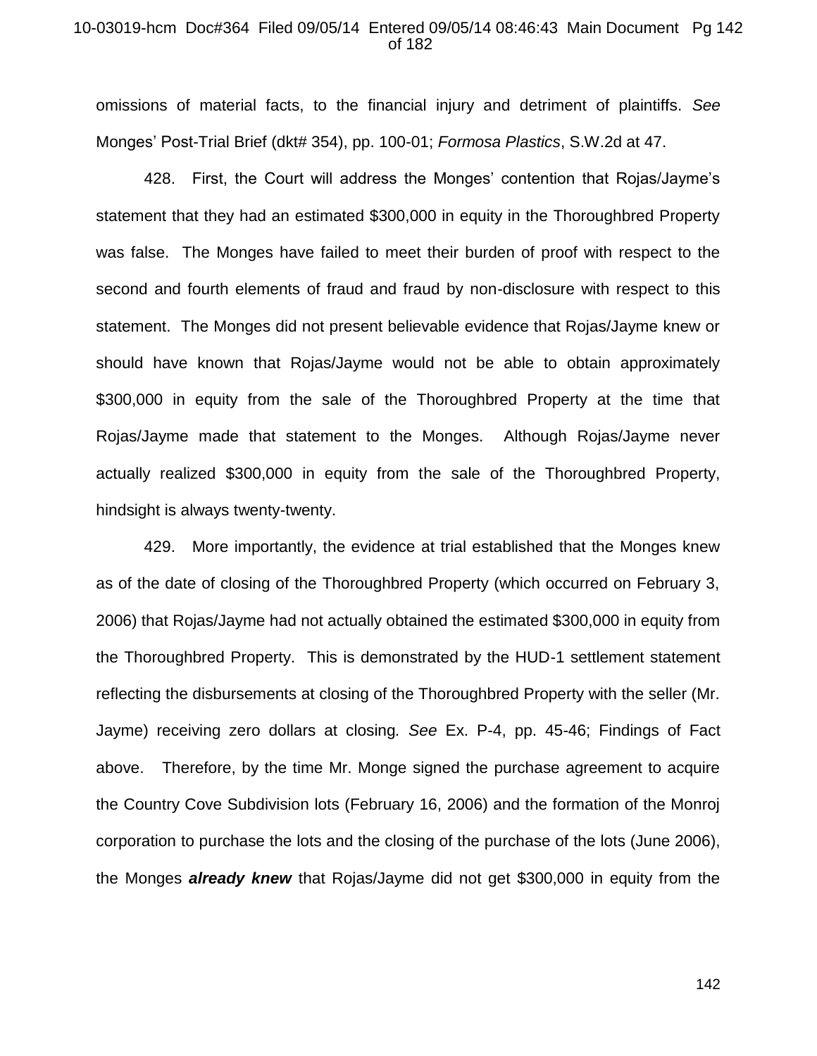omissions of material facts, to the financial injury and detriment of plaintiffs. *See* Monges' Post-Trial Brief (dkt# 354), pp. 100-01; *Formosa Plastics*, S.W.2d at 47.

428. First, the Court will address the Monges' contention that Rojas/Jayme's statement that they had an estimated $300,000 in equity in the Thoroughbred Property was false. The Monges have failed to meet their burden of proof with respect to the second and fourth elements of fraud and fraud by non-disclosure with respect to this statement. The Monges did not present believable evidence that Rojas/Jayme knew or should have known that Rojas/Jayme would not be able to obtain approximately $300,000 in equity from the sale of the Thoroughbred Property at the time that Rojas/Jayme made that statement to the Monges. Although Rojas/Jayme never actually realized $300,000 in equity from the sale of the Thoroughbred Property, hindsight is always twenty-twenty.

429. More importantly, the evidence at trial established that the Monges knew as of the date of closing of the Thoroughbred Property (which occurred on February 3, 2006) that Rojas/Jayme had not actually obtained the estimated $300,000 in equity from the Thoroughbred Property. This is demonstrated by the HUD-1 settlement statement reflecting the disbursements at closing of the Thoroughbred Property with the seller (Mr. Jayme) receiving zero dollars at closing. *See* Ex. P-4, pp. 45-46; Findings of Fact above. Therefore, by the time Mr. Monge signed the purchase agreement to acquire the Country Cove Subdivision lots (February 16, 2006) and the formation of the Monroj corporation to purchase the lots and the closing of the purchase of the lots (June 2006), the Monges ***already knew*** that Rojas/Jayme did not get $300,000 in equity from the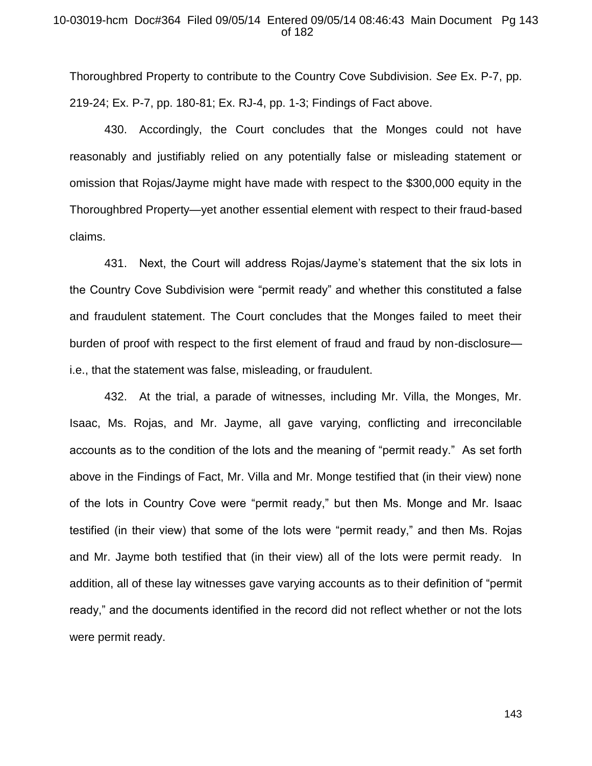Thoroughbred Property to contribute to the Country Cove Subdivision. *See* Ex. P-7, pp. 219-24; Ex. P-7, pp. 180-81; Ex. RJ-4, pp. 1-3; Findings of Fact above.

430. Accordingly, the Court concludes that the Monges could not have reasonably and justifiably relied on any potentially false or misleading statement or omission that Rojas/Jayme might have made with respect to the $300,000 equity in the Thoroughbred Property—yet another essential element with respect to their fraud-based claims.

431. Next, the Court will address Rojas/Jayme's statement that the six lots in the Country Cove Subdivision were "permit ready" and whether this constituted a false and fraudulent statement. The Court concludes that the Monges failed to meet their burden of proof with respect to the first element of fraud and fraud by non-disclosure—i.e., that the statement was false, misleading, or fraudulent.

432. At the trial, a parade of witnesses, including Mr. Villa, the Monges, Mr. Isaac, Ms. Rojas, and Mr. Jayme, all gave varying, conflicting and irreconcilable accounts as to the condition of the lots and the meaning of "permit ready." As set forth above in the Findings of Fact, Mr. Villa and Mr. Monge testified that (in their view) none of the lots in Country Cove were "permit ready," but then Ms. Monge and Mr. Isaac testified (in their view) that some of the lots were "permit ready," and then Ms. Rojas and Mr. Jayme both testified that (in their view) all of the lots were permit ready. In addition, all of these lay witnesses gave varying accounts as to their definition of "permit ready," and the documents identified in the record did not reflect whether or not the lots were permit ready.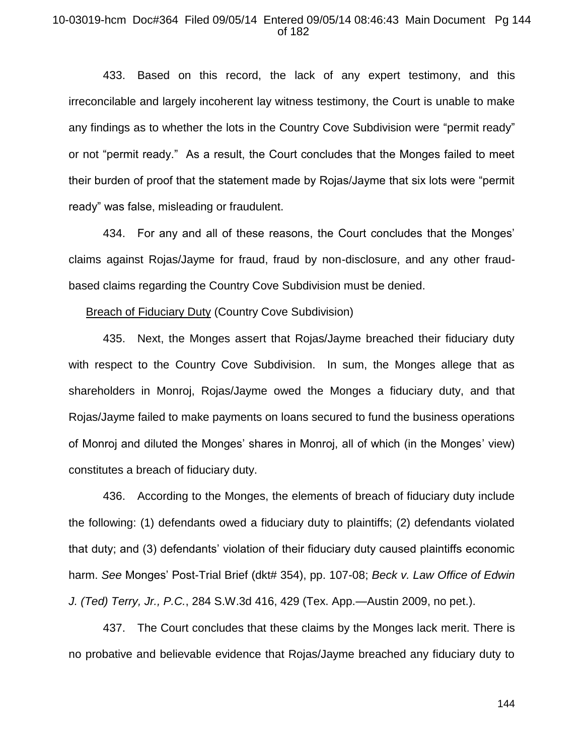433. Based on this record, the lack of any expert testimony, and this irreconcilable and largely incoherent lay witness testimony, the Court is unable to make any findings as to whether the lots in the Country Cove Subdivision were "permit ready" or not "permit ready." As a result, the Court concludes that the Monges failed to meet their burden of proof that the statement made by Rojas/Jayme that six lots were "permit ready" was false, misleading or fraudulent.

434. For any and all of these reasons, the Court concludes that the Monges' claims against Rojas/Jayme for fraud, fraud by non-disclosure, and any other fraud-based claims regarding the Country Cove Subdivision must be denied.

<u>Breach of Fiduciary Duty</u> (Country Cove Subdivision)

435. Next, the Monges assert that Rojas/Jayme breached their fiduciary duty with respect to the Country Cove Subdivision. In sum, the Monges allege that as shareholders in Monroj, Rojas/Jayme owed the Monges a fiduciary duty, and that Rojas/Jayme failed to make payments on loans secured to fund the business operations of Monroj and diluted the Monges' shares in Monroj, all of which (in the Monges' view) constitutes a breach of fiduciary duty.

436. According to the Monges, the elements of breach of fiduciary duty include the following: (1) defendants owed a fiduciary duty to plaintiffs; (2) defendants violated that duty; and (3) defendants' violation of their fiduciary duty caused plaintiffs economic harm. *See* Monges' Post-Trial Brief (dkt# 354), pp. 107-08; *Beck v. Law Office of Edwin J. (Ted) Terry, Jr., P.C.*, 284 S.W.3d 416, 429 (Tex. App.—Austin 2009, no pet.).

437. The Court concludes that these claims by the Monges lack merit. There is no probative and believable evidence that Rojas/Jayme breached any fiduciary duty to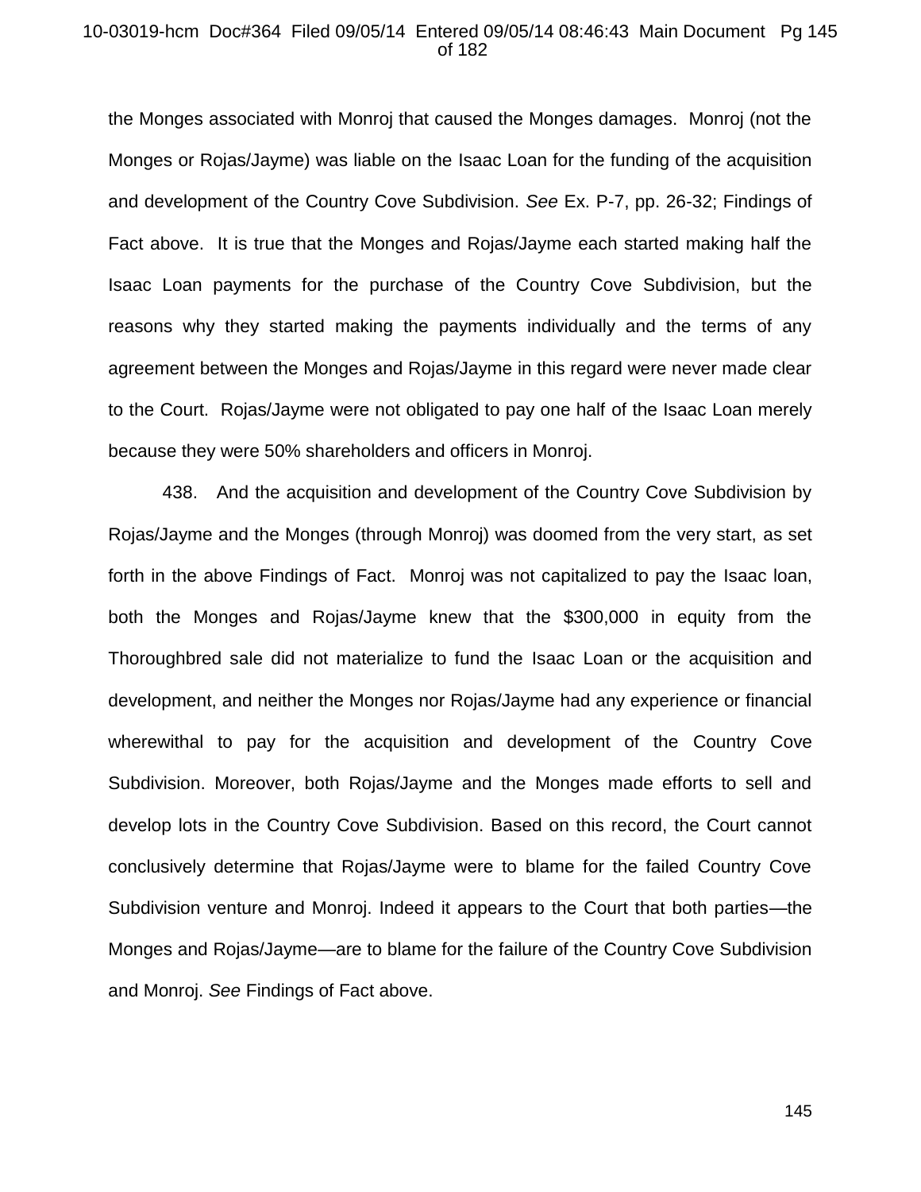the Monges associated with Monroj that caused the Monges damages. Monroj (not the Monges or Rojas/Jayme) was liable on the Isaac Loan for the funding of the acquisition and development of the Country Cove Subdivision. *See* Ex. P-7, pp. 26-32; Findings of Fact above. It is true that the Monges and Rojas/Jayme each started making half the Isaac Loan payments for the purchase of the Country Cove Subdivision, but the reasons why they started making the payments individually and the terms of any agreement between the Monges and Rojas/Jayme in this regard were never made clear to the Court. Rojas/Jayme were not obligated to pay one half of the Isaac Loan merely because they were 50% shareholders and officers in Monroj.

438. And the acquisition and development of the Country Cove Subdivision by Rojas/Jayme and the Monges (through Monroj) was doomed from the very start, as set forth in the above Findings of Fact. Monroj was not capitalized to pay the Isaac loan, both the Monges and Rojas/Jayme knew that the $300,000 in equity from the Thoroughbred sale did not materialize to fund the Isaac Loan or the acquisition and development, and neither the Monges nor Rojas/Jayme had any experience or financial wherewithal to pay for the acquisition and development of the Country Cove Subdivision. Moreover, both Rojas/Jayme and the Monges made efforts to sell and develop lots in the Country Cove Subdivision. Based on this record, the Court cannot conclusively determine that Rojas/Jayme were to blame for the failed Country Cove Subdivision venture and Monroj. Indeed it appears to the Court that both parties—the Monges and Rojas/Jayme—are to blame for the failure of the Country Cove Subdivision and Monroj. *See* Findings of Fact above.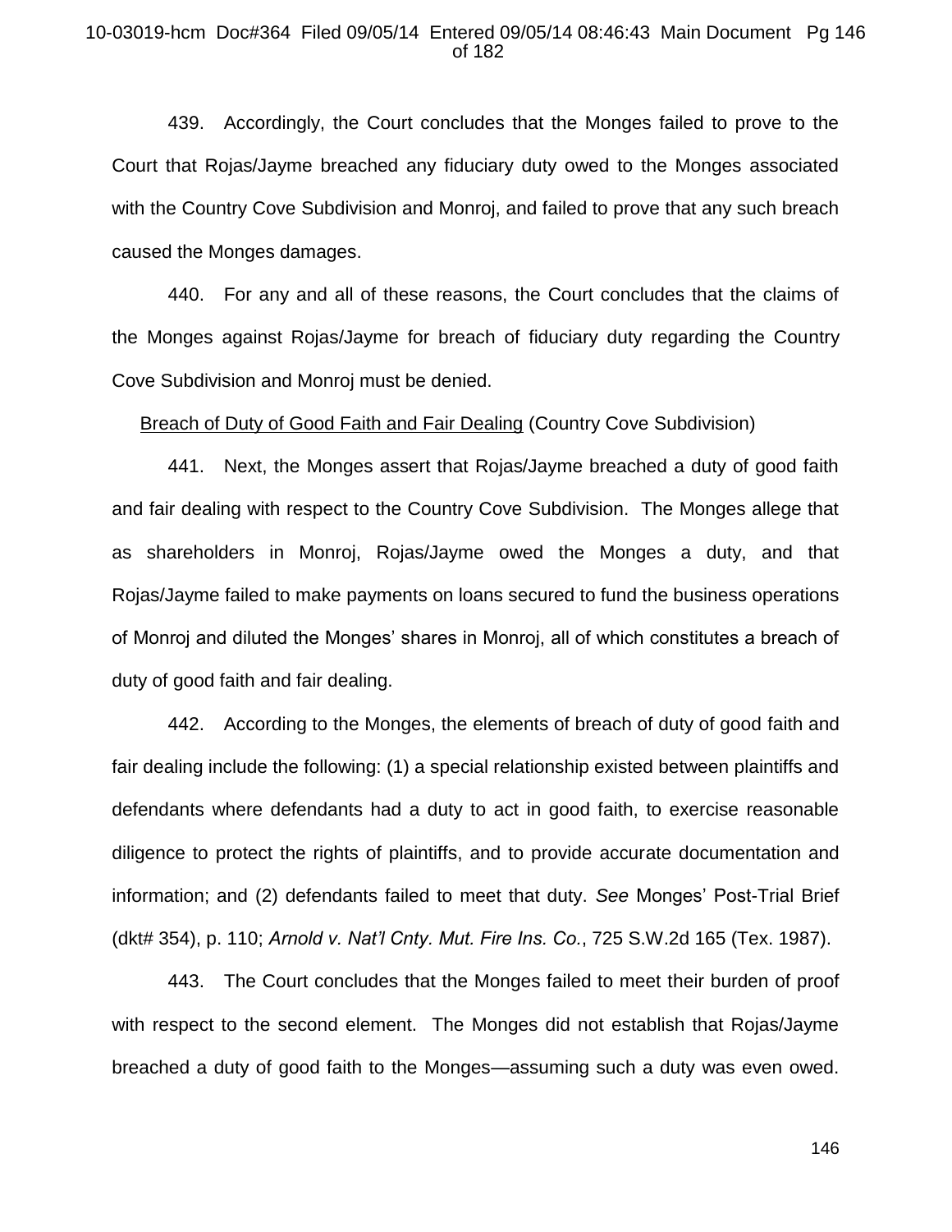439. Accordingly, the Court concludes that the Monges failed to prove to the Court that Rojas/Jayme breached any fiduciary duty owed to the Monges associated with the Country Cove Subdivision and Monroj, and failed to prove that any such breach caused the Monges damages.

440. For any and all of these reasons, the Court concludes that the claims of the Monges against Rojas/Jayme for breach of fiduciary duty regarding the Country Cove Subdivision and Monroj must be denied.

<u>Breach of Duty of Good Faith and Fair Dealing</u> (Country Cove Subdivision)

441. Next, the Monges assert that Rojas/Jayme breached a duty of good faith and fair dealing with respect to the Country Cove Subdivision. The Monges allege that as shareholders in Monroj, Rojas/Jayme owed the Monges a duty, and that Rojas/Jayme failed to make payments on loans secured to fund the business operations of Monroj and diluted the Monges' shares in Monroj, all of which constitutes a breach of duty of good faith and fair dealing.

442. According to the Monges, the elements of breach of duty of good faith and fair dealing include the following: (1) a special relationship existed between plaintiffs and defendants where defendants had a duty to act in good faith, to exercise reasonable diligence to protect the rights of plaintiffs, and to provide accurate documentation and information; and (2) defendants failed to meet that duty. *See* Monges' Post-Trial Brief (dkt# 354), p. 110; *Arnold v. Nat'l Cnty. Mut. Fire Ins. Co.*, 725 S.W.2d 165 (Tex. 1987).

443. The Court concludes that the Monges failed to meet their burden of proof with respect to the second element. The Monges did not establish that Rojas/Jayme breached a duty of good faith to the Monges—assuming such a duty was even owed.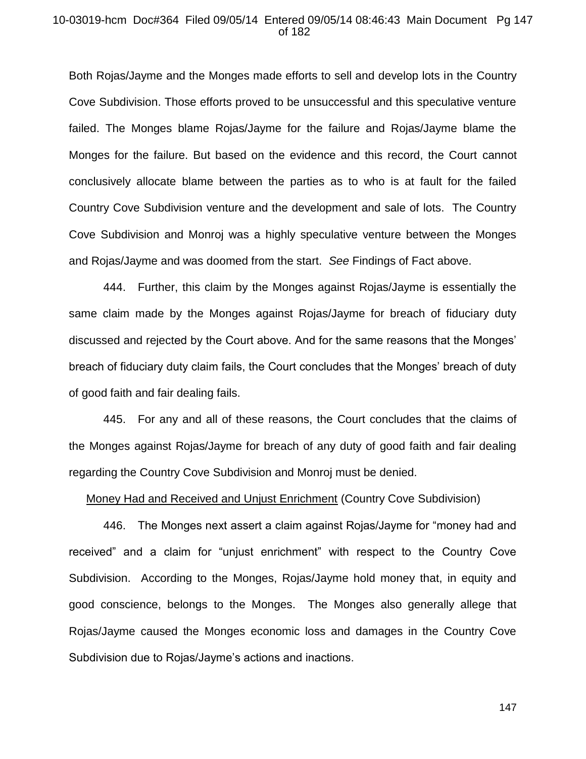Both Rojas/Jayme and the Monges made efforts to sell and develop lots in the Country Cove Subdivision. Those efforts proved to be unsuccessful and this speculative venture failed. The Monges blame Rojas/Jayme for the failure and Rojas/Jayme blame the Monges for the failure. But based on the evidence and this record, the Court cannot conclusively allocate blame between the parties as to who is at fault for the failed Country Cove Subdivision venture and the development and sale of lots. The Country Cove Subdivision and Monroj was a highly speculative venture between the Monges and Rojas/Jayme and was doomed from the start. *See* Findings of Fact above.

444. Further, this claim by the Monges against Rojas/Jayme is essentially the same claim made by the Monges against Rojas/Jayme for breach of fiduciary duty discussed and rejected by the Court above. And for the same reasons that the Monges' breach of fiduciary duty claim fails, the Court concludes that the Monges' breach of duty of good faith and fair dealing fails.

445. For any and all of these reasons, the Court concludes that the claims of the Monges against Rojas/Jayme for breach of any duty of good faith and fair dealing regarding the Country Cove Subdivision and Monroj must be denied.

<u>Money Had and Received and Unjust Enrichment</u> (Country Cove Subdivision)

446. The Monges next assert a claim against Rojas/Jayme for "money had and received" and a claim for "unjust enrichment" with respect to the Country Cove Subdivision. According to the Monges, Rojas/Jayme hold money that, in equity and good conscience, belongs to the Monges. The Monges also generally allege that Rojas/Jayme caused the Monges economic loss and damages in the Country Cove Subdivision due to Rojas/Jayme's actions and inactions.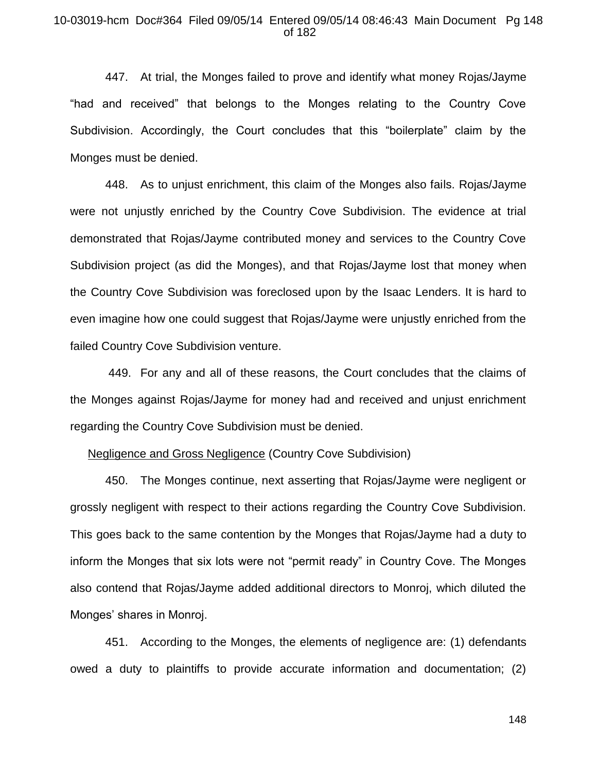447. At trial, the Monges failed to prove and identify what money Rojas/Jayme "had and received" that belongs to the Monges relating to the Country Cove Subdivision. Accordingly, the Court concludes that this "boilerplate" claim by the Monges must be denied.

448. As to unjust enrichment, this claim of the Monges also fails. Rojas/Jayme were not unjustly enriched by the Country Cove Subdivision. The evidence at trial demonstrated that Rojas/Jayme contributed money and services to the Country Cove Subdivision project (as did the Monges), and that Rojas/Jayme lost that money when the Country Cove Subdivision was foreclosed upon by the Isaac Lenders. It is hard to even imagine how one could suggest that Rojas/Jayme were unjustly enriched from the failed Country Cove Subdivision venture.

449. For any and all of these reasons, the Court concludes that the claims of the Monges against Rojas/Jayme for money had and received and unjust enrichment regarding the Country Cove Subdivision must be denied.

Negligence and Gross Negligence (Country Cove Subdivision)

450. The Monges continue, next asserting that Rojas/Jayme were negligent or grossly negligent with respect to their actions regarding the Country Cove Subdivision. This goes back to the same contention by the Monges that Rojas/Jayme had a duty to inform the Monges that six lots were not "permit ready" in Country Cove. The Monges also contend that Rojas/Jayme added additional directors to Monroj, which diluted the Monges' shares in Monroj.

451. According to the Monges, the elements of negligence are: (1) defendants owed a duty to plaintiffs to provide accurate information and documentation; (2)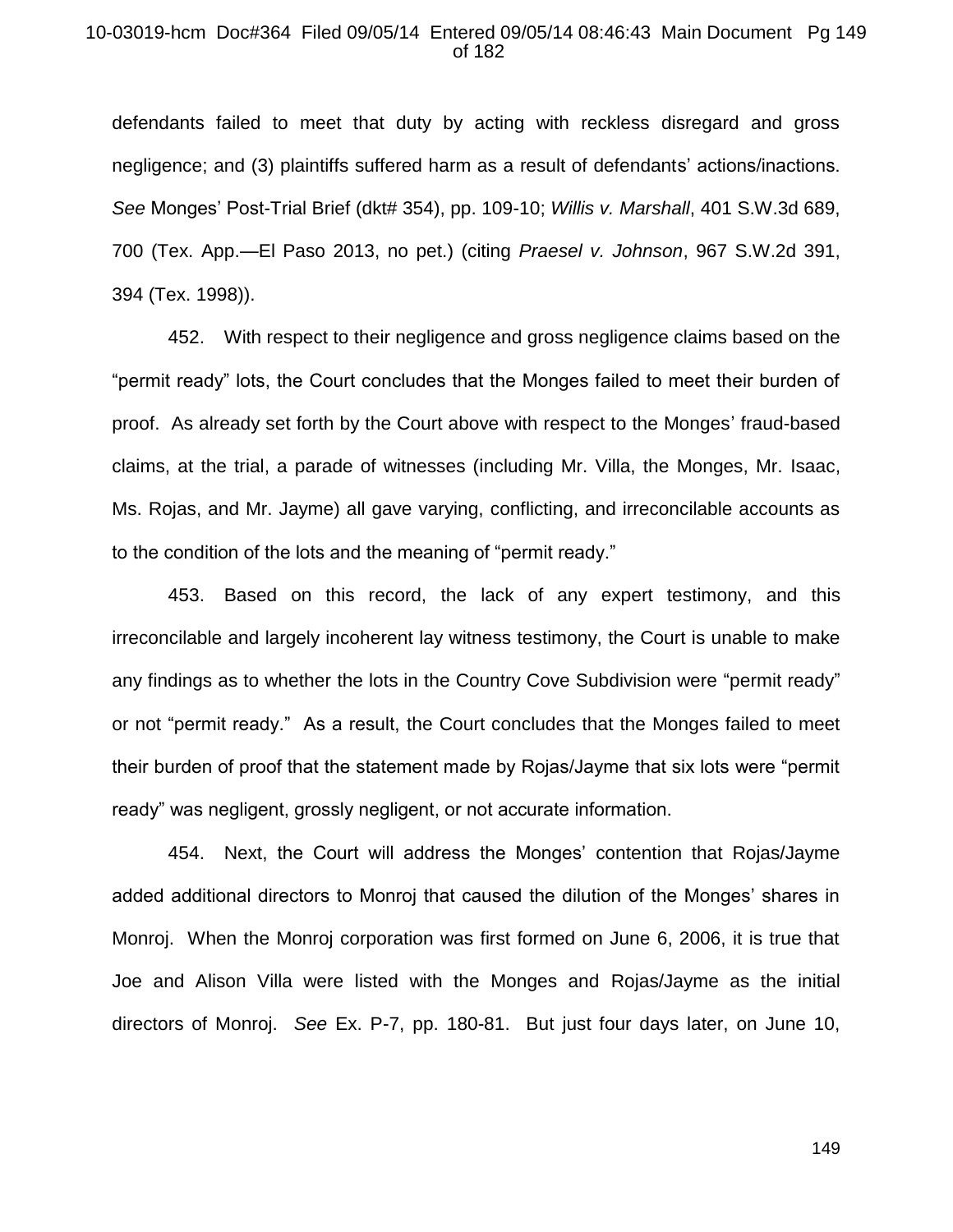defendants failed to meet that duty by acting with reckless disregard and gross negligence; and (3) plaintiffs suffered harm as a result of defendants' actions/inactions. *See* Monges' Post-Trial Brief (dkt# 354), pp. 109-10; *Willis v. Marshall*, 401 S.W.3d 689, 700 (Tex. App.—El Paso 2013, no pet.) (citing *Praesel v. Johnson*, 967 S.W.2d 391, 394 (Tex. 1998)).

452. With respect to their negligence and gross negligence claims based on the "permit ready" lots, the Court concludes that the Monges failed to meet their burden of proof. As already set forth by the Court above with respect to the Monges' fraud-based claims, at the trial, a parade of witnesses (including Mr. Villa, the Monges, Mr. Isaac, Ms. Rojas, and Mr. Jayme) all gave varying, conflicting, and irreconcilable accounts as to the condition of the lots and the meaning of "permit ready."

453. Based on this record, the lack of any expert testimony, and this irreconcilable and largely incoherent lay witness testimony, the Court is unable to make any findings as to whether the lots in the Country Cove Subdivision were "permit ready" or not "permit ready." As a result, the Court concludes that the Monges failed to meet their burden of proof that the statement made by Rojas/Jayme that six lots were "permit ready" was negligent, grossly negligent, or not accurate information.

454. Next, the Court will address the Monges' contention that Rojas/Jayme added additional directors to Monroj that caused the dilution of the Monges' shares in Monroj. When the Monroj corporation was first formed on June 6, 2006, it is true that Joe and Alison Villa were listed with the Monges and Rojas/Jayme as the initial directors of Monroj. *See* Ex. P-7, pp. 180-81. But just four days later, on June 10,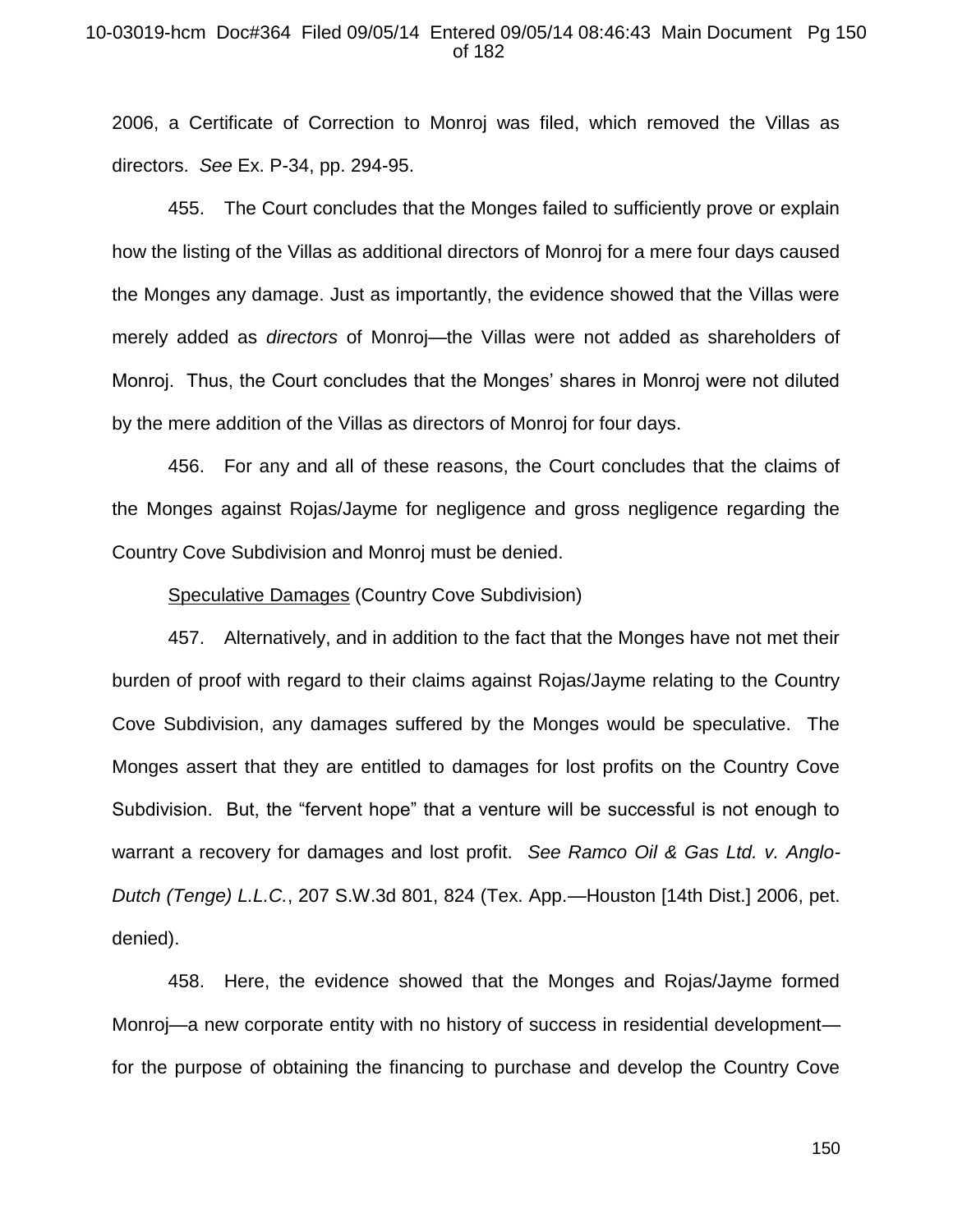2006, a Certificate of Correction to Monroj was filed, which removed the Villas as directors. *See* Ex. P-34, pp. 294-95.

455. The Court concludes that the Monges failed to sufficiently prove or explain how the listing of the Villas as additional directors of Monroj for a mere four days caused the Monges any damage. Just as importantly, the evidence showed that the Villas were merely added as *directors* of Monroj—the Villas were not added as shareholders of Monroj. Thus, the Court concludes that the Monges' shares in Monroj were not diluted by the mere addition of the Villas as directors of Monroj for four days.

456. For any and all of these reasons, the Court concludes that the claims of the Monges against Rojas/Jayme for negligence and gross negligence regarding the Country Cove Subdivision and Monroj must be denied.

<u>Speculative Damages</u> (Country Cove Subdivision)

457. Alternatively, and in addition to the fact that the Monges have not met their burden of proof with regard to their claims against Rojas/Jayme relating to the Country Cove Subdivision, any damages suffered by the Monges would be speculative. The Monges assert that they are entitled to damages for lost profits on the Country Cove Subdivision. But, the "fervent hope" that a venture will be successful is not enough to warrant a recovery for damages and lost profit. *See Ramco Oil & Gas Ltd. v. Anglo-Dutch (Tenge) L.L.C.*, 207 S.W.3d 801, 824 (Tex. App.—Houston [14th Dist.] 2006, pet. denied).

458. Here, the evidence showed that the Monges and Rojas/Jayme formed Monroj—a new corporate entity with no history of success in residential development—for the purpose of obtaining the financing to purchase and develop the Country Cove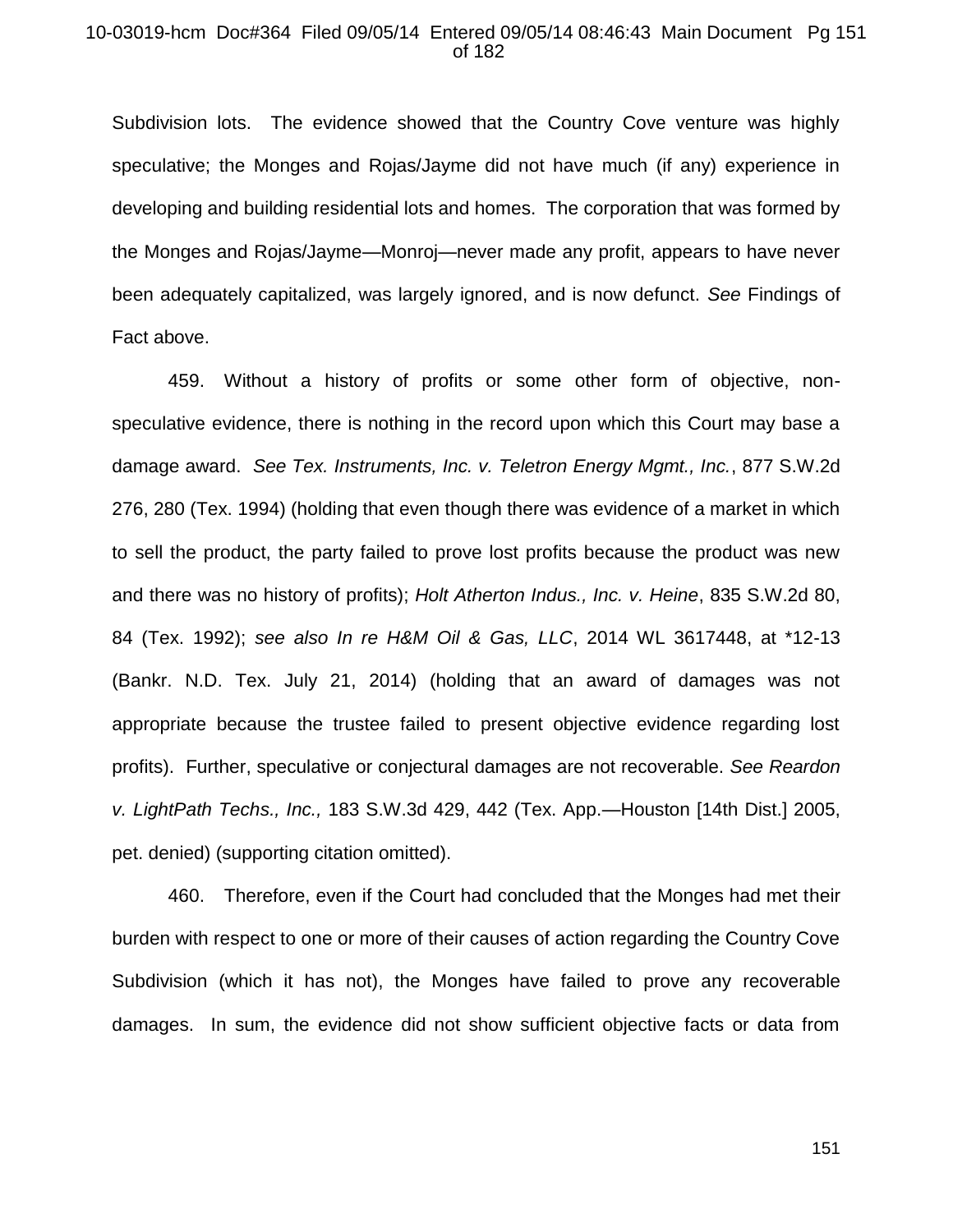Subdivision lots. The evidence showed that the Country Cove venture was highly speculative; the Monges and Rojas/Jayme did not have much (if any) experience in developing and building residential lots and homes. The corporation that was formed by the Monges and Rojas/Jayme—Monroj—never made any profit, appears to have never been adequately capitalized, was largely ignored, and is now defunct. *See* Findings of Fact above.

459. Without a history of profits or some other form of objective, non-speculative evidence, there is nothing in the record upon which this Court may base a damage award. *See Tex. Instruments, Inc. v. Teletron Energy Mgmt., Inc.*, 877 S.W.2d 276, 280 (Tex. 1994) (holding that even though there was evidence of a market in which to sell the product, the party failed to prove lost profits because the product was new and there was no history of profits); *Holt Atherton Indus., Inc. v. Heine*, 835 S.W.2d 80, 84 (Tex. 1992); *see also In re H&M Oil & Gas, LLC*, 2014 WL 3617448, at *12-13 (Bankr. N.D. Tex. July 21, 2014) (holding that an award of damages was not appropriate because the trustee failed to present objective evidence regarding lost profits). Further, speculative or conjectural damages are not recoverable. *See Reardon v. LightPath Techs., Inc.,* 183 S.W.3d 429, 442 (Tex. App.—Houston [14th Dist.] 2005, pet. denied) (supporting citation omitted).

460. Therefore, even if the Court had concluded that the Monges had met their burden with respect to one or more of their causes of action regarding the Country Cove Subdivision (which it has not), the Monges have failed to prove any recoverable damages. In sum, the evidence did not show sufficient objective facts or data from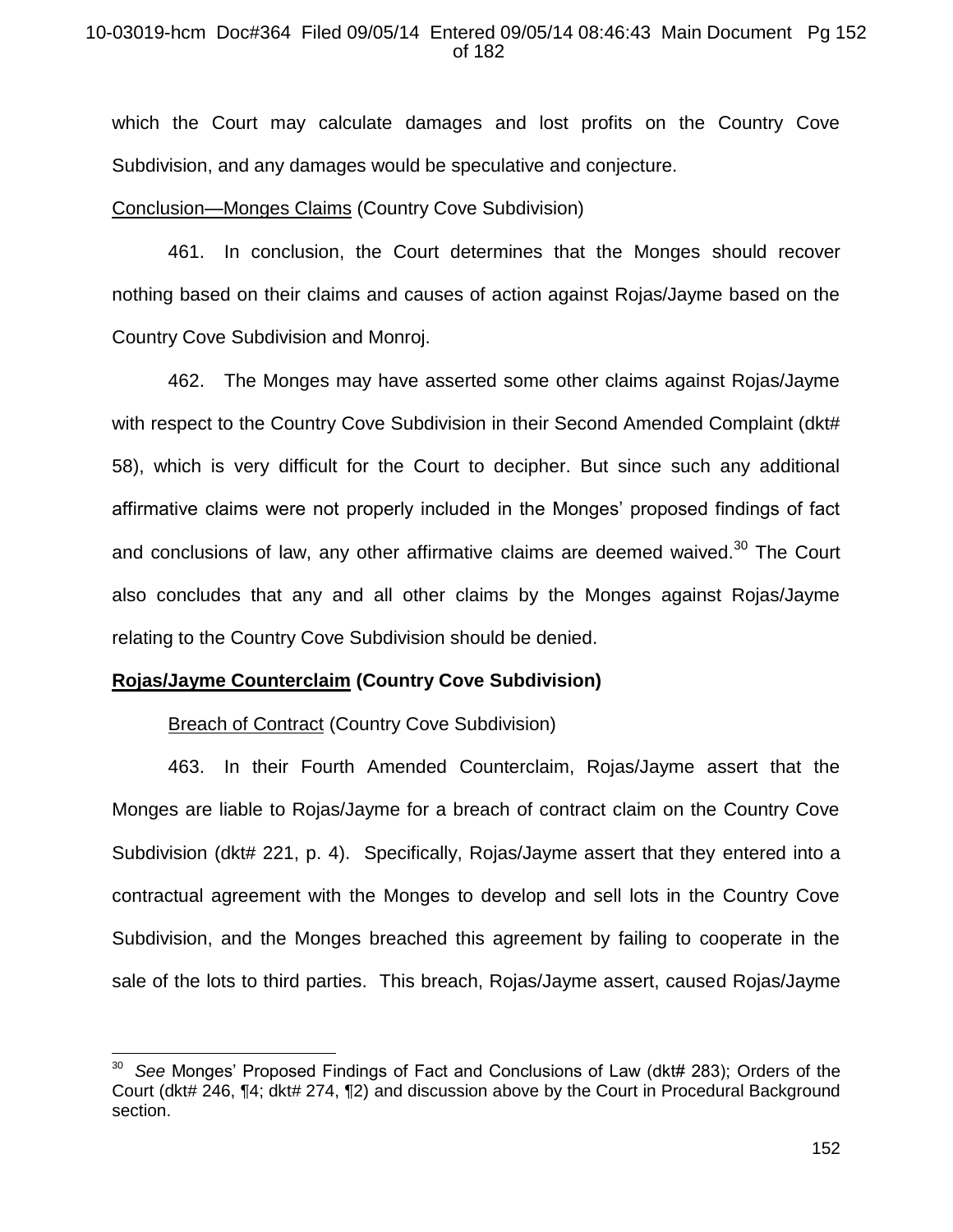which the Court may calculate damages and lost profits on the Country Cove Subdivision, and any damages would be speculative and conjecture.

Conclusion—Monges Claims (Country Cove Subdivision)

461. In conclusion, the Court determines that the Monges should recover nothing based on their claims and causes of action against Rojas/Jayme based on the Country Cove Subdivision and Monroj.

462. The Monges may have asserted some other claims against Rojas/Jayme with respect to the Country Cove Subdivision in their Second Amended Complaint (dkt# 58), which is very difficult for the Court to decipher. But since such any additional affirmative claims were not properly included in the Monges' proposed findings of fact and conclusions of law, any other affirmative claims are deemed waived.[30] The Court also concludes that any and all other claims by the Monges against Rojas/Jayme relating to the Country Cove Subdivision should be denied.

**Rojas/Jayme Counterclaim (Country Cove Subdivision)**

Breach of Contract (Country Cove Subdivision)

463. In their Fourth Amended Counterclaim, Rojas/Jayme assert that the Monges are liable to Rojas/Jayme for a breach of contract claim on the Country Cove Subdivision (dkt# 221, p. 4). Specifically, Rojas/Jayme assert that they entered into a contractual agreement with the Monges to develop and sell lots in the Country Cove Subdivision, and the Monges breached this agreement by failing to cooperate in the sale of the lots to third parties. This breach, Rojas/Jayme assert, caused Rojas/Jayme

[30] *See* Monges' Proposed Findings of Fact and Conclusions of Law (dkt# 283); Orders of the Court (dkt# 246, ¶4; dkt# 274, ¶2) and discussion above by the Court in Procedural Background section.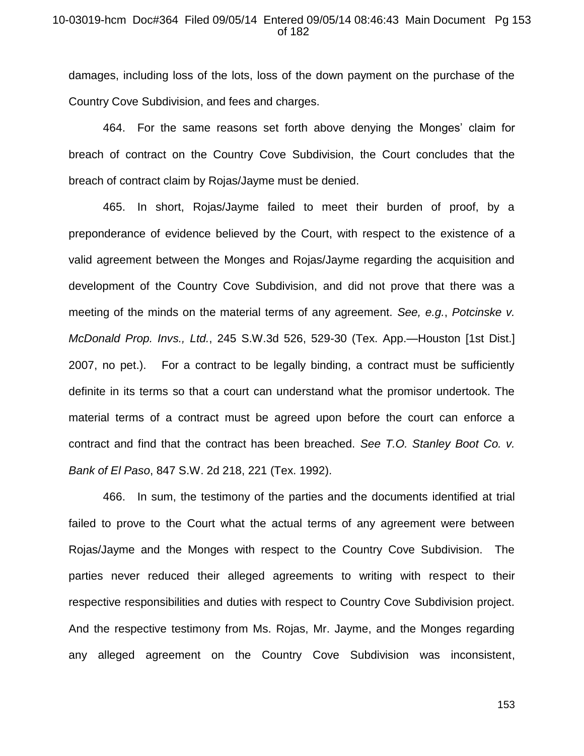damages, including loss of the lots, loss of the down payment on the purchase of the Country Cove Subdivision, and fees and charges.

464. For the same reasons set forth above denying the Monges' claim for breach of contract on the Country Cove Subdivision, the Court concludes that the breach of contract claim by Rojas/Jayme must be denied.

465. In short, Rojas/Jayme failed to meet their burden of proof, by a preponderance of evidence believed by the Court, with respect to the existence of a valid agreement between the Monges and Rojas/Jayme regarding the acquisition and development of the Country Cove Subdivision, and did not prove that there was a meeting of the minds on the material terms of any agreement. *See, e.g.*, *Potcinske v. McDonald Prop. Invs., Ltd.*, 245 S.W.3d 526, 529-30 (Tex. App.—Houston [1st Dist.] 2007, no pet.). For a contract to be legally binding, a contract must be sufficiently definite in its terms so that a court can understand what the promisor undertook. The material terms of a contract must be agreed upon before the court can enforce a contract and find that the contract has been breached. *See T.O. Stanley Boot Co. v. Bank of El Paso*, 847 S.W. 2d 218, 221 (Tex. 1992).

466. In sum, the testimony of the parties and the documents identified at trial failed to prove to the Court what the actual terms of any agreement were between Rojas/Jayme and the Monges with respect to the Country Cove Subdivision. The parties never reduced their alleged agreements to writing with respect to their respective responsibilities and duties with respect to Country Cove Subdivision project. And the respective testimony from Ms. Rojas, Mr. Jayme, and the Monges regarding any alleged agreement on the Country Cove Subdivision was inconsistent,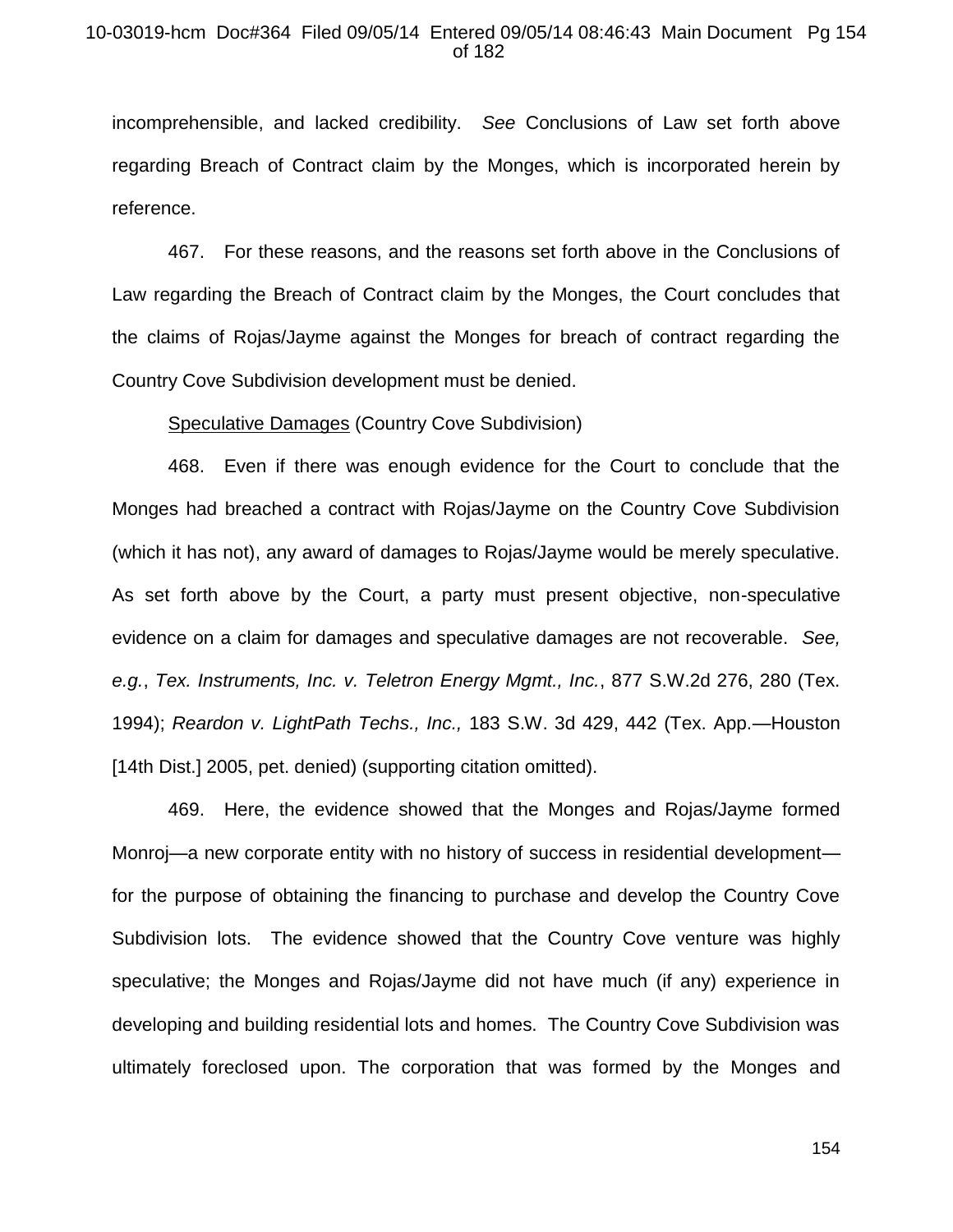incomprehensible, and lacked credibility. *See* Conclusions of Law set forth above regarding Breach of Contract claim by the Monges, which is incorporated herein by reference.

467. For these reasons, and the reasons set forth above in the Conclusions of Law regarding the Breach of Contract claim by the Monges, the Court concludes that the claims of Rojas/Jayme against the Monges for breach of contract regarding the Country Cove Subdivision development must be denied.

<u>Speculative Damages</u> (Country Cove Subdivision)

468. Even if there was enough evidence for the Court to conclude that the Monges had breached a contract with Rojas/Jayme on the Country Cove Subdivision (which it has not), any award of damages to Rojas/Jayme would be merely speculative. As set forth above by the Court, a party must present objective, non-speculative evidence on a claim for damages and speculative damages are not recoverable. *See, e.g.*, *Tex. Instruments, Inc. v. Teletron Energy Mgmt., Inc.*, 877 S.W.2d 276, 280 (Tex. 1994); *Reardon v. LightPath Techs., Inc.,* 183 S.W. 3d 429, 442 (Tex. App.—Houston [14th Dist.] 2005, pet. denied) (supporting citation omitted).

469. Here, the evidence showed that the Monges and Rojas/Jayme formed Monroj—a new corporate entity with no history of success in residential development—for the purpose of obtaining the financing to purchase and develop the Country Cove Subdivision lots. The evidence showed that the Country Cove venture was highly speculative; the Monges and Rojas/Jayme did not have much (if any) experience in developing and building residential lots and homes. The Country Cove Subdivision was ultimately foreclosed upon. The corporation that was formed by the Monges and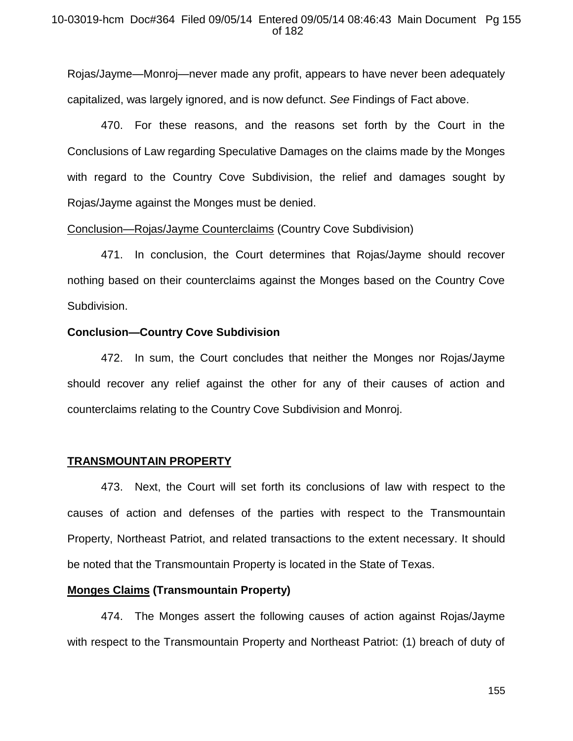Rojas/Jayme—Monroj—never made any profit, appears to have never been adequately capitalized, was largely ignored, and is now defunct. *See* Findings of Fact above.

470. For these reasons, and the reasons set forth by the Court in the Conclusions of Law regarding Speculative Damages on the claims made by the Monges with regard to the Country Cove Subdivision, the relief and damages sought by Rojas/Jayme against the Monges must be denied.

<u>Conclusion—Rojas/Jayme Counterclaims</u> (Country Cove Subdivision)

471. In conclusion, the Court determines that Rojas/Jayme should recover nothing based on their counterclaims against the Monges based on the Country Cove Subdivision.

**Conclusion—Country Cove Subdivision**

472. In sum, the Court concludes that neither the Monges nor Rojas/Jayme should recover any relief against the other for any of their causes of action and counterclaims relating to the Country Cove Subdivision and Monroj.

## <u>TRANSMOUNTAIN PROPERTY</u>

473. Next, the Court will set forth its conclusions of law with respect to the causes of action and defenses of the parties with respect to the Transmountain Property, Northeast Patriot, and related transactions to the extent necessary. It should be noted that the Transmountain Property is located in the State of Texas.

**<u>Monges Claims</u> (Transmountain Property)**

474. The Monges assert the following causes of action against Rojas/Jayme with respect to the Transmountain Property and Northeast Patriot: (1) breach of duty of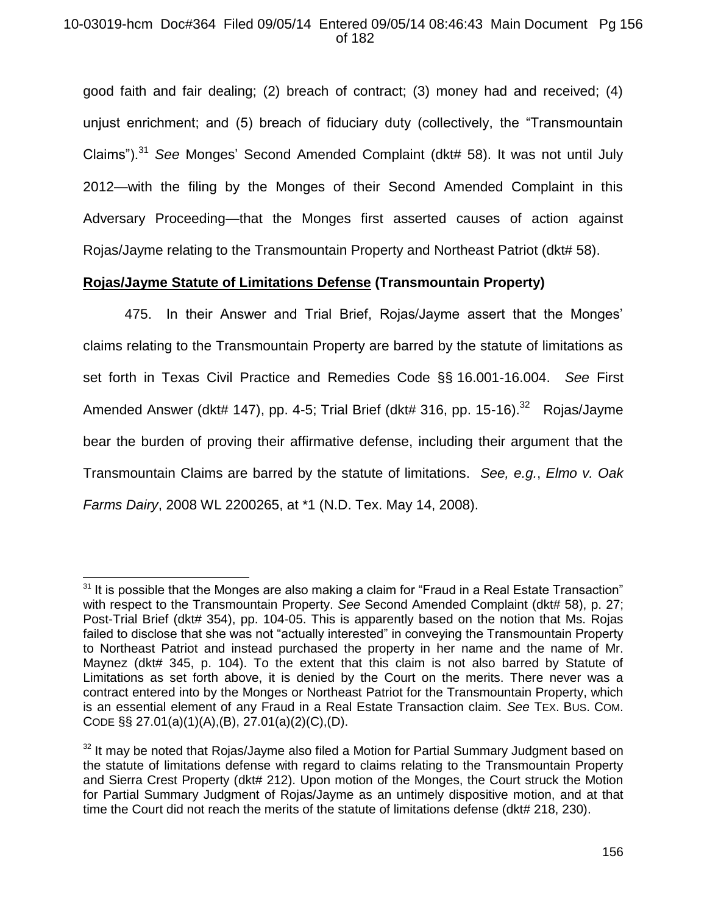good faith and fair dealing; (2) breach of contract; (3) money had and received; (4) unjust enrichment; and (5) breach of fiduciary duty (collectively, the "Transmountain Claims").[31] *See* Monges' Second Amended Complaint (dkt# 58). It was not until July 2012—with the filing by the Monges of their Second Amended Complaint in this Adversary Proceeding—that the Monges first asserted causes of action against Rojas/Jayme relating to the Transmountain Property and Northeast Patriot (dkt# 58).

**<u>Rojas/Jayme Statute of Limitations Defense</u> (Transmountain Property)**

475. In their Answer and Trial Brief, Rojas/Jayme assert that the Monges' claims relating to the Transmountain Property are barred by the statute of limitations as set forth in Texas Civil Practice and Remedies Code §§ 16.001-16.004. *See* First Amended Answer (dkt# 147), pp. 4-5; Trial Brief (dkt# 316, pp. 15-16).[32] Rojas/Jayme bear the burden of proving their affirmative defense, including their argument that the Transmountain Claims are barred by the statute of limitations. *See, e.g.*, *Elmo v. Oak Farms Dairy*, 2008 WL 2200265, at *1 (N.D. Tex. May 14, 2008).

---

[31] It is possible that the Monges are also making a claim for "Fraud in a Real Estate Transaction" with respect to the Transmountain Property. *See* Second Amended Complaint (dkt# 58), p. 27; Post-Trial Brief (dkt# 354), pp. 104-05. This is apparently based on the notion that Ms. Rojas failed to disclose that she was not "actually interested" in conveying the Transmountain Property to Northeast Patriot and instead purchased the property in her name and the name of Mr. Maynez (dkt# 345, p. 104). To the extent that this claim is not also barred by Statute of Limitations as set forth above, it is denied by the Court on the merits. There never was a contract entered into by the Monges or Northeast Patriot for the Transmountain Property, which is an essential element of any Fraud in a Real Estate Transaction claim. *See* TEX. BUS. COM. CODE §§ 27.01(a)(1)(A),(B), 27.01(a)(2)(C),(D).

[32] It may be noted that Rojas/Jayme also filed a Motion for Partial Summary Judgment based on the statute of limitations defense with regard to claims relating to the Transmountain Property and Sierra Crest Property (dkt# 212). Upon motion of the Monges, the Court struck the Motion for Partial Summary Judgment of Rojas/Jayme as an untimely dispositive motion, and at that time the Court did not reach the merits of the statute of limitations defense (dkt# 218, 230).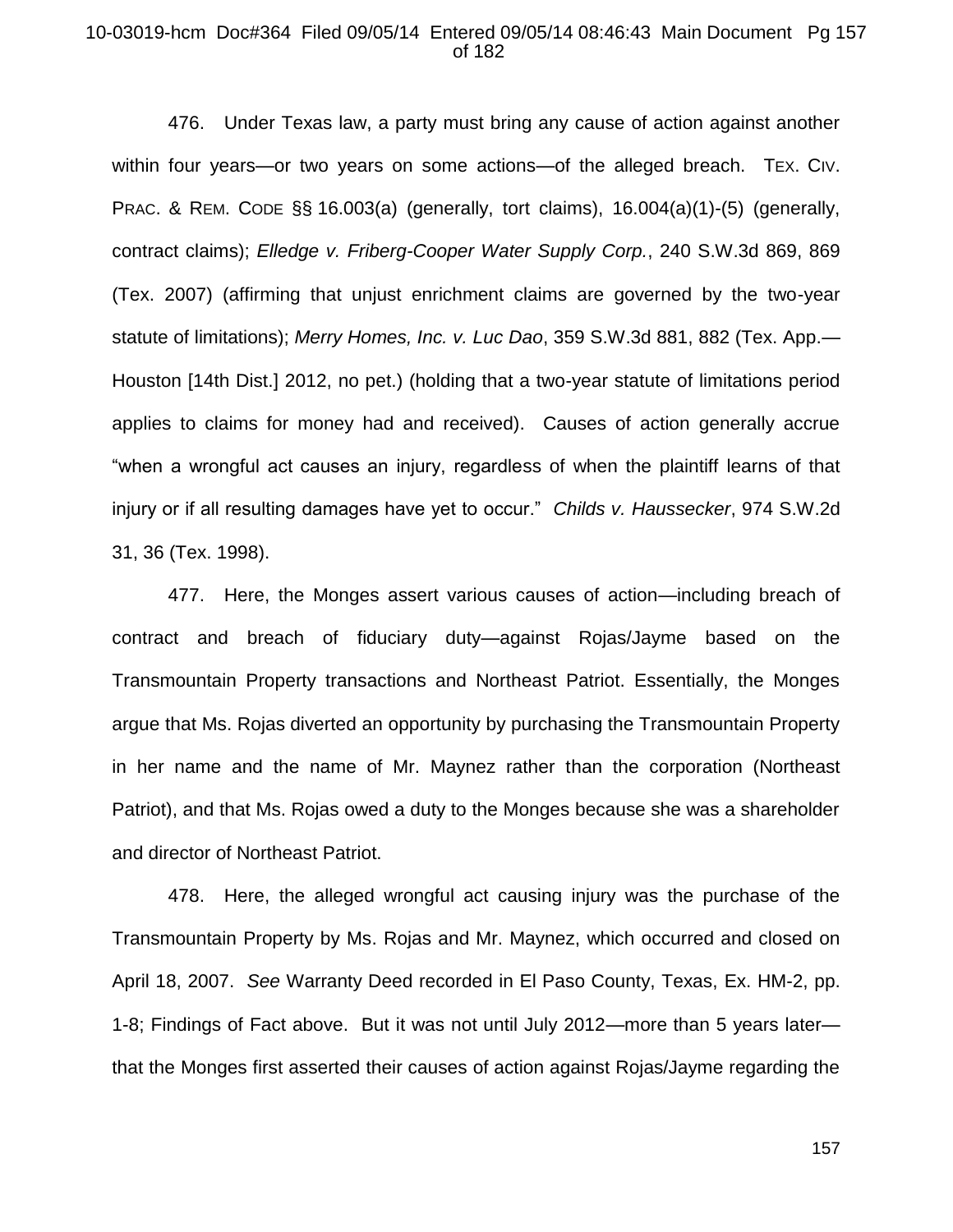476. Under Texas law, a party must bring any cause of action against another within four years—or two years on some actions—of the alleged breach. TEX. CIV. PRAC. & REM. CODE §§ 16.003(a) (generally, tort claims), 16.004(a)(1)-(5) (generally, contract claims); *Elledge v. Friberg-Cooper Water Supply Corp.*, 240 S.W.3d 869, 869 (Tex. 2007) (affirming that unjust enrichment claims are governed by the two-year statute of limitations); *Merry Homes, Inc. v. Luc Dao*, 359 S.W.3d 881, 882 (Tex. App.—Houston [14th Dist.] 2012, no pet.) (holding that a two-year statute of limitations period applies to claims for money had and received). Causes of action generally accrue "when a wrongful act causes an injury, regardless of when the plaintiff learns of that injury or if all resulting damages have yet to occur." *Childs v. Haussecker*, 974 S.W.2d 31, 36 (Tex. 1998).

477. Here, the Monges assert various causes of action—including breach of contract and breach of fiduciary duty—against Rojas/Jayme based on the Transmountain Property transactions and Northeast Patriot. Essentially, the Monges argue that Ms. Rojas diverted an opportunity by purchasing the Transmountain Property in her name and the name of Mr. Maynez rather than the corporation (Northeast Patriot), and that Ms. Rojas owed a duty to the Monges because she was a shareholder and director of Northeast Patriot.

478. Here, the alleged wrongful act causing injury was the purchase of the Transmountain Property by Ms. Rojas and Mr. Maynez, which occurred and closed on April 18, 2007. *See* Warranty Deed recorded in El Paso County, Texas, Ex. HM-2, pp. 1-8; Findings of Fact above. But it was not until July 2012—more than 5 years later—that the Monges first asserted their causes of action against Rojas/Jayme regarding the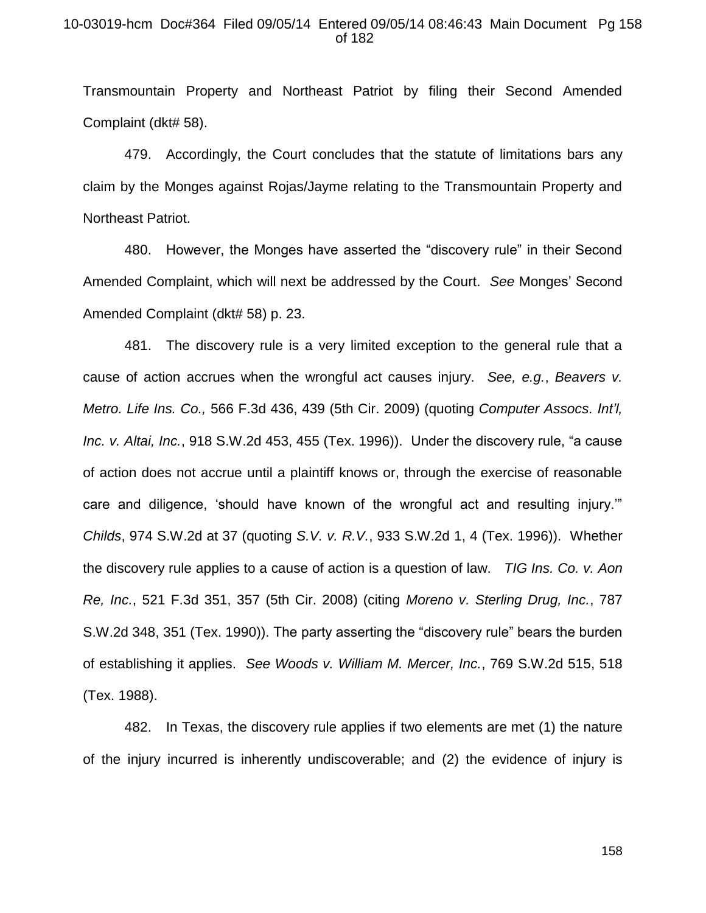Transmountain Property and Northeast Patriot by filing their Second Amended Complaint (dkt# 58).

479. Accordingly, the Court concludes that the statute of limitations bars any claim by the Monges against Rojas/Jayme relating to the Transmountain Property and Northeast Patriot.

480. However, the Monges have asserted the "discovery rule" in their Second Amended Complaint, which will next be addressed by the Court. *See* Monges' Second Amended Complaint (dkt# 58) p. 23.

481. The discovery rule is a very limited exception to the general rule that a cause of action accrues when the wrongful act causes injury. *See, e.g.*, *Beavers v. Metro. Life Ins. Co.,* 566 F.3d 436, 439 (5th Cir. 2009) (quoting *Computer Assocs. Int'l, Inc. v. Altai, Inc.*, 918 S.W.2d 453, 455 (Tex. 1996)). Under the discovery rule, "a cause of action does not accrue until a plaintiff knows or, through the exercise of reasonable care and diligence, 'should have known of the wrongful act and resulting injury.'" *Childs*, 974 S.W.2d at 37 (quoting *S.V. v. R.V.*, 933 S.W.2d 1, 4 (Tex. 1996)). Whether the discovery rule applies to a cause of action is a question of law. *TIG Ins. Co. v. Aon Re, Inc.*, 521 F.3d 351, 357 (5th Cir. 2008) (citing *Moreno v. Sterling Drug, Inc.*, 787 S.W.2d 348, 351 (Tex. 1990)). The party asserting the "discovery rule" bears the burden of establishing it applies. *See Woods v. William M. Mercer, Inc.*, 769 S.W.2d 515, 518 (Tex. 1988).

482. In Texas, the discovery rule applies if two elements are met (1) the nature of the injury incurred is inherently undiscoverable; and (2) the evidence of injury is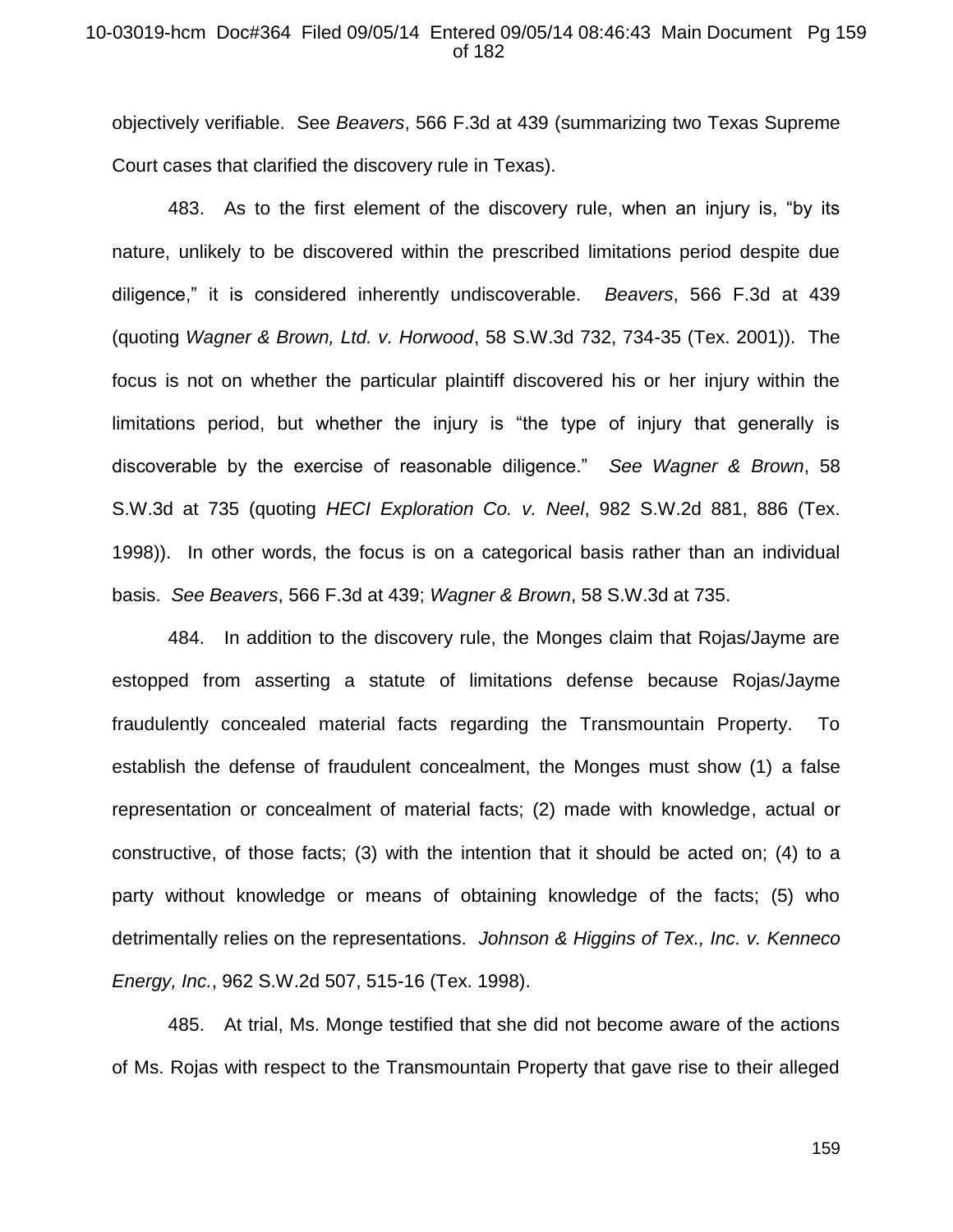objectively verifiable. See *Beavers*, 566 F.3d at 439 (summarizing two Texas Supreme Court cases that clarified the discovery rule in Texas).

483. As to the first element of the discovery rule, when an injury is, "by its nature, unlikely to be discovered within the prescribed limitations period despite due diligence," it is considered inherently undiscoverable. *Beavers*, 566 F.3d at 439 (quoting *Wagner & Brown, Ltd. v. Horwood*, 58 S.W.3d 732, 734-35 (Tex. 2001)). The focus is not on whether the particular plaintiff discovered his or her injury within the limitations period, but whether the injury is "the type of injury that generally is discoverable by the exercise of reasonable diligence." *See Wagner & Brown*, 58 S.W.3d at 735 (quoting *HECI Exploration Co. v. Neel*, 982 S.W.2d 881, 886 (Tex. 1998)). In other words, the focus is on a categorical basis rather than an individual basis. *See Beavers*, 566 F.3d at 439; *Wagner & Brown*, 58 S.W.3d at 735.

484. In addition to the discovery rule, the Monges claim that Rojas/Jayme are estopped from asserting a statute of limitations defense because Rojas/Jayme fraudulently concealed material facts regarding the Transmountain Property. To establish the defense of fraudulent concealment, the Monges must show (1) a false representation or concealment of material facts; (2) made with knowledge, actual or constructive, of those facts; (3) with the intention that it should be acted on; (4) to a party without knowledge or means of obtaining knowledge of the facts; (5) who detrimentally relies on the representations. *Johnson & Higgins of Tex., Inc. v. Kenneco Energy, Inc.*, 962 S.W.2d 507, 515-16 (Tex. 1998).

485. At trial, Ms. Monge testified that she did not become aware of the actions of Ms. Rojas with respect to the Transmountain Property that gave rise to their alleged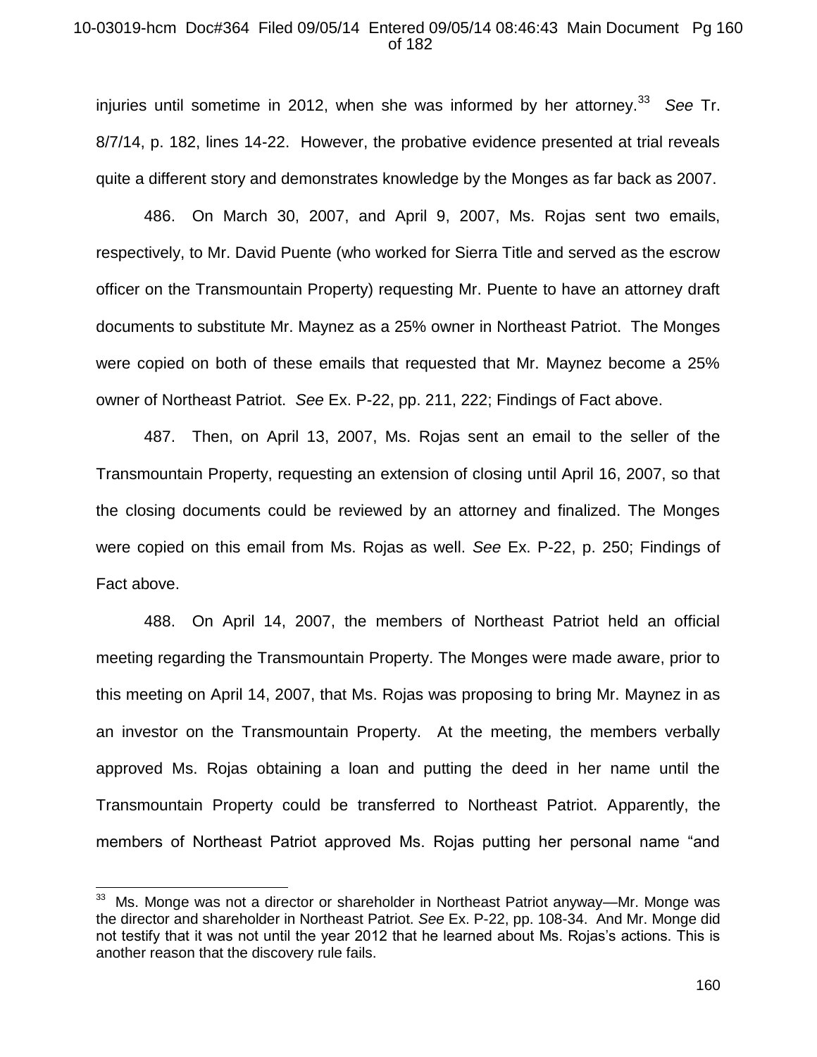injuries until sometime in 2012, when she was informed by her attorney.[33] *See* Tr. 8/7/14, p. 182, lines 14-22. However, the probative evidence presented at trial reveals quite a different story and demonstrates knowledge by the Monges as far back as 2007.

486. On March 30, 2007, and April 9, 2007, Ms. Rojas sent two emails, respectively, to Mr. David Puente (who worked for Sierra Title and served as the escrow officer on the Transmountain Property) requesting Mr. Puente to have an attorney draft documents to substitute Mr. Maynez as a 25% owner in Northeast Patriot. The Monges were copied on both of these emails that requested that Mr. Maynez become a 25% owner of Northeast Patriot. *See* Ex. P-22, pp. 211, 222; Findings of Fact above.

487. Then, on April 13, 2007, Ms. Rojas sent an email to the seller of the Transmountain Property, requesting an extension of closing until April 16, 2007, so that the closing documents could be reviewed by an attorney and finalized. The Monges were copied on this email from Ms. Rojas as well. *See* Ex. P-22, p. 250; Findings of Fact above.

488. On April 14, 2007, the members of Northeast Patriot held an official meeting regarding the Transmountain Property. The Monges were made aware, prior to this meeting on April 14, 2007, that Ms. Rojas was proposing to bring Mr. Maynez in as an investor on the Transmountain Property. At the meeting, the members verbally approved Ms. Rojas obtaining a loan and putting the deed in her name until the Transmountain Property could be transferred to Northeast Patriot. Apparently, the members of Northeast Patriot approved Ms. Rojas putting her personal name "and

---

[33] Ms. Monge was not a director or shareholder in Northeast Patriot anyway—Mr. Monge was the director and shareholder in Northeast Patriot. *See* Ex. P-22, pp. 108-34. And Mr. Monge did not testify that it was not until the year 2012 that he learned about Ms. Rojas's actions. This is another reason that the discovery rule fails.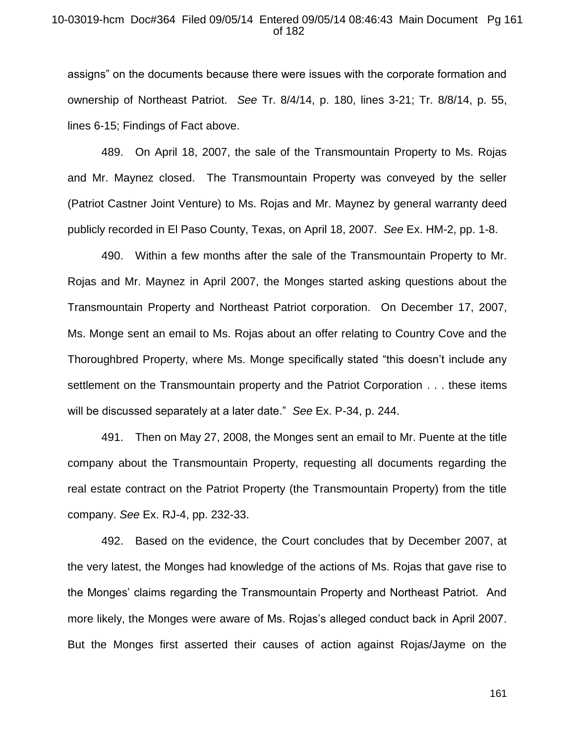assigns" on the documents because there were issues with the corporate formation and ownership of Northeast Patriot. *See* Tr. 8/4/14, p. 180, lines 3-21; Tr. 8/8/14, p. 55, lines 6-15; Findings of Fact above.

489. On April 18, 2007, the sale of the Transmountain Property to Ms. Rojas and Mr. Maynez closed. The Transmountain Property was conveyed by the seller (Patriot Castner Joint Venture) to Ms. Rojas and Mr. Maynez by general warranty deed publicly recorded in El Paso County, Texas, on April 18, 2007. *See* Ex. HM-2, pp. 1-8.

490. Within a few months after the sale of the Transmountain Property to Mr. Rojas and Mr. Maynez in April 2007, the Monges started asking questions about the Transmountain Property and Northeast Patriot corporation. On December 17, 2007, Ms. Monge sent an email to Ms. Rojas about an offer relating to Country Cove and the Thoroughbred Property, where Ms. Monge specifically stated "this doesn't include any settlement on the Transmountain property and the Patriot Corporation . . . these items will be discussed separately at a later date." *See* Ex. P-34, p. 244.

491. Then on May 27, 2008, the Monges sent an email to Mr. Puente at the title company about the Transmountain Property, requesting all documents regarding the real estate contract on the Patriot Property (the Transmountain Property) from the title company. *See* Ex. RJ-4, pp. 232-33.

492. Based on the evidence, the Court concludes that by December 2007, at the very latest, the Monges had knowledge of the actions of Ms. Rojas that gave rise to the Monges' claims regarding the Transmountain Property and Northeast Patriot. And more likely, the Monges were aware of Ms. Rojas's alleged conduct back in April 2007. But the Monges first asserted their causes of action against Rojas/Jayme on the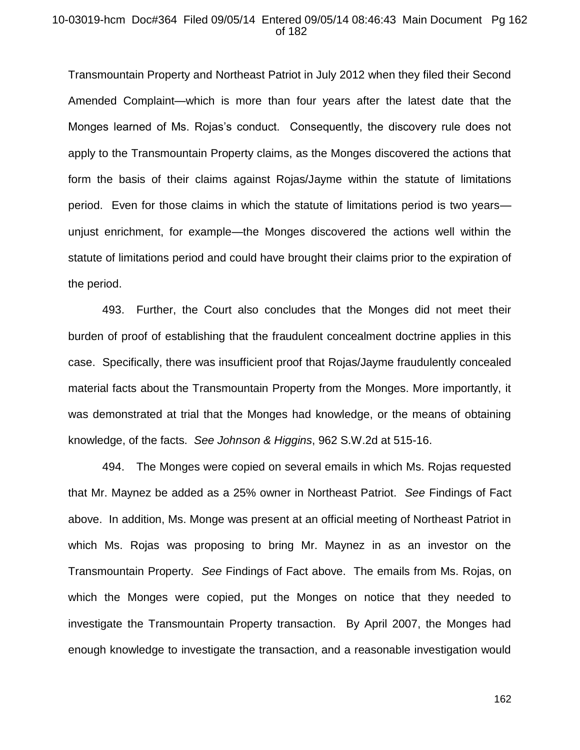Transmountain Property and Northeast Patriot in July 2012 when they filed their Second Amended Complaint—which is more than four years after the latest date that the Monges learned of Ms. Rojas's conduct. Consequently, the discovery rule does not apply to the Transmountain Property claims, as the Monges discovered the actions that form the basis of their claims against Rojas/Jayme within the statute of limitations period. Even for those claims in which the statute of limitations period is two years—unjust enrichment, for example—the Monges discovered the actions well within the statute of limitations period and could have brought their claims prior to the expiration of the period.

493. Further, the Court also concludes that the Monges did not meet their burden of proof of establishing that the fraudulent concealment doctrine applies in this case. Specifically, there was insufficient proof that Rojas/Jayme fraudulently concealed material facts about the Transmountain Property from the Monges. More importantly, it was demonstrated at trial that the Monges had knowledge, or the means of obtaining knowledge, of the facts. *See Johnson & Higgins*, 962 S.W.2d at 515-16.

494. The Monges were copied on several emails in which Ms. Rojas requested that Mr. Maynez be added as a 25% owner in Northeast Patriot. *See* Findings of Fact above. In addition, Ms. Monge was present at an official meeting of Northeast Patriot in which Ms. Rojas was proposing to bring Mr. Maynez in as an investor on the Transmountain Property. *See* Findings of Fact above. The emails from Ms. Rojas, on which the Monges were copied, put the Monges on notice that they needed to investigate the Transmountain Property transaction. By April 2007, the Monges had enough knowledge to investigate the transaction, and a reasonable investigation would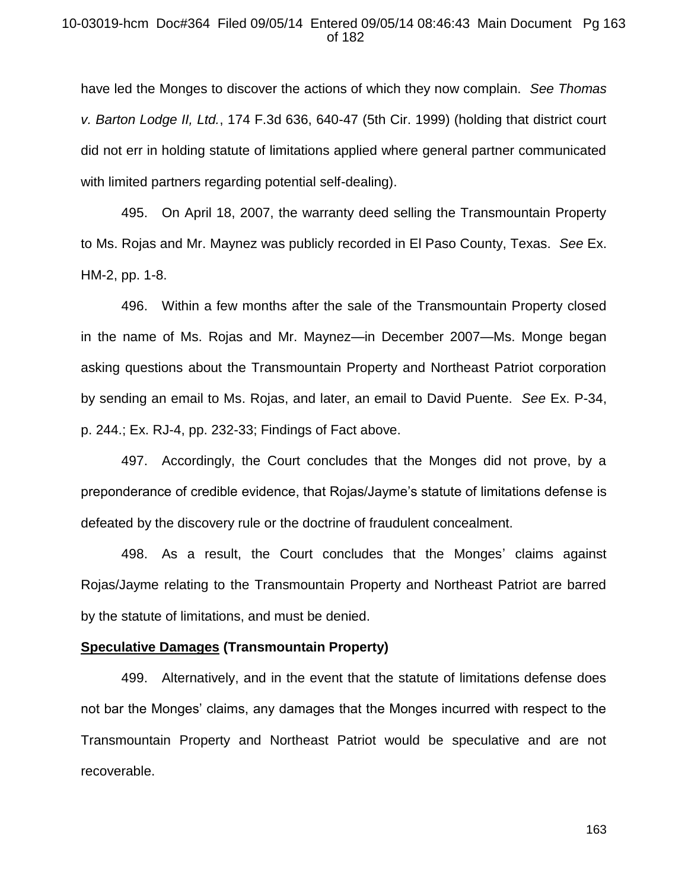have led the Monges to discover the actions of which they now complain. *See Thomas v. Barton Lodge II, Ltd.*, 174 F.3d 636, 640-47 (5th Cir. 1999) (holding that district court did not err in holding statute of limitations applied where general partner communicated with limited partners regarding potential self-dealing).

495. On April 18, 2007, the warranty deed selling the Transmountain Property to Ms. Rojas and Mr. Maynez was publicly recorded in El Paso County, Texas. *See* Ex. HM-2, pp. 1-8.

496. Within a few months after the sale of the Transmountain Property closed in the name of Ms. Rojas and Mr. Maynez—in December 2007—Ms. Monge began asking questions about the Transmountain Property and Northeast Patriot corporation by sending an email to Ms. Rojas, and later, an email to David Puente. *See* Ex. P-34, p. 244.; Ex. RJ-4, pp. 232-33; Findings of Fact above.

497. Accordingly, the Court concludes that the Monges did not prove, by a preponderance of credible evidence, that Rojas/Jayme's statute of limitations defense is defeated by the discovery rule or the doctrine of fraudulent concealment.

498. As a result, the Court concludes that the Monges' claims against Rojas/Jayme relating to the Transmountain Property and Northeast Patriot are barred by the statute of limitations, and must be denied.

**<u>Speculative Damages</u> (Transmountain Property)**

499. Alternatively, and in the event that the statute of limitations defense does not bar the Monges' claims, any damages that the Monges incurred with respect to the Transmountain Property and Northeast Patriot would be speculative and are not recoverable.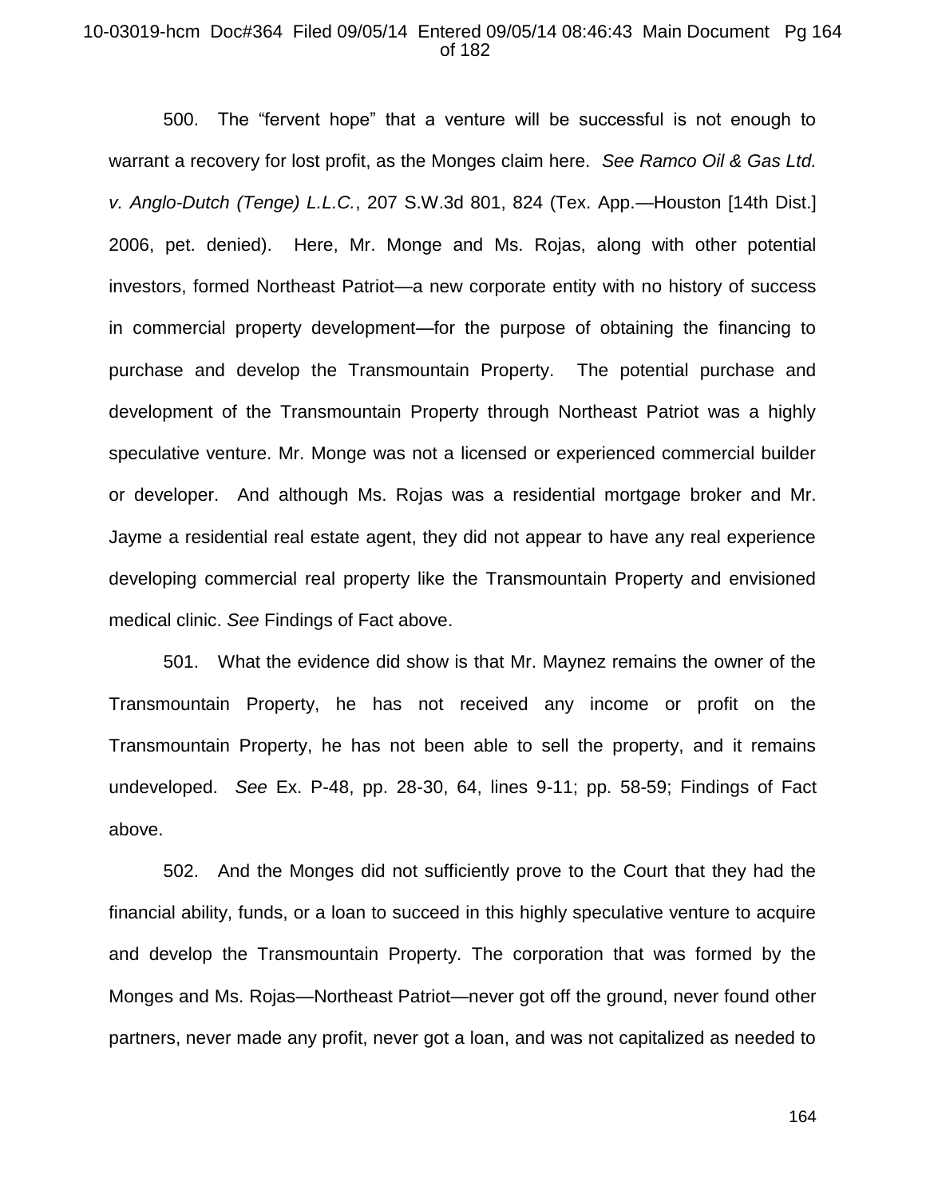500. The "fervent hope" that a venture will be successful is not enough to warrant a recovery for lost profit, as the Monges claim here. *See Ramco Oil & Gas Ltd. v. Anglo-Dutch (Tenge) L.L.C.*, 207 S.W.3d 801, 824 (Tex. App.—Houston [14th Dist.] 2006, pet. denied). Here, Mr. Monge and Ms. Rojas, along with other potential investors, formed Northeast Patriot—a new corporate entity with no history of success in commercial property development—for the purpose of obtaining the financing to purchase and develop the Transmountain Property. The potential purchase and development of the Transmountain Property through Northeast Patriot was a highly speculative venture. Mr. Monge was not a licensed or experienced commercial builder or developer. And although Ms. Rojas was a residential mortgage broker and Mr. Jayme a residential real estate agent, they did not appear to have any real experience developing commercial real property like the Transmountain Property and envisioned medical clinic. *See* Findings of Fact above.

501. What the evidence did show is that Mr. Maynez remains the owner of the Transmountain Property, he has not received any income or profit on the Transmountain Property, he has not been able to sell the property, and it remains undeveloped. *See* Ex. P-48, pp. 28-30, 64, lines 9-11; pp. 58-59; Findings of Fact above.

502. And the Monges did not sufficiently prove to the Court that they had the financial ability, funds, or a loan to succeed in this highly speculative venture to acquire and develop the Transmountain Property. The corporation that was formed by the Monges and Ms. Rojas—Northeast Patriot—never got off the ground, never found other partners, never made any profit, never got a loan, and was not capitalized as needed to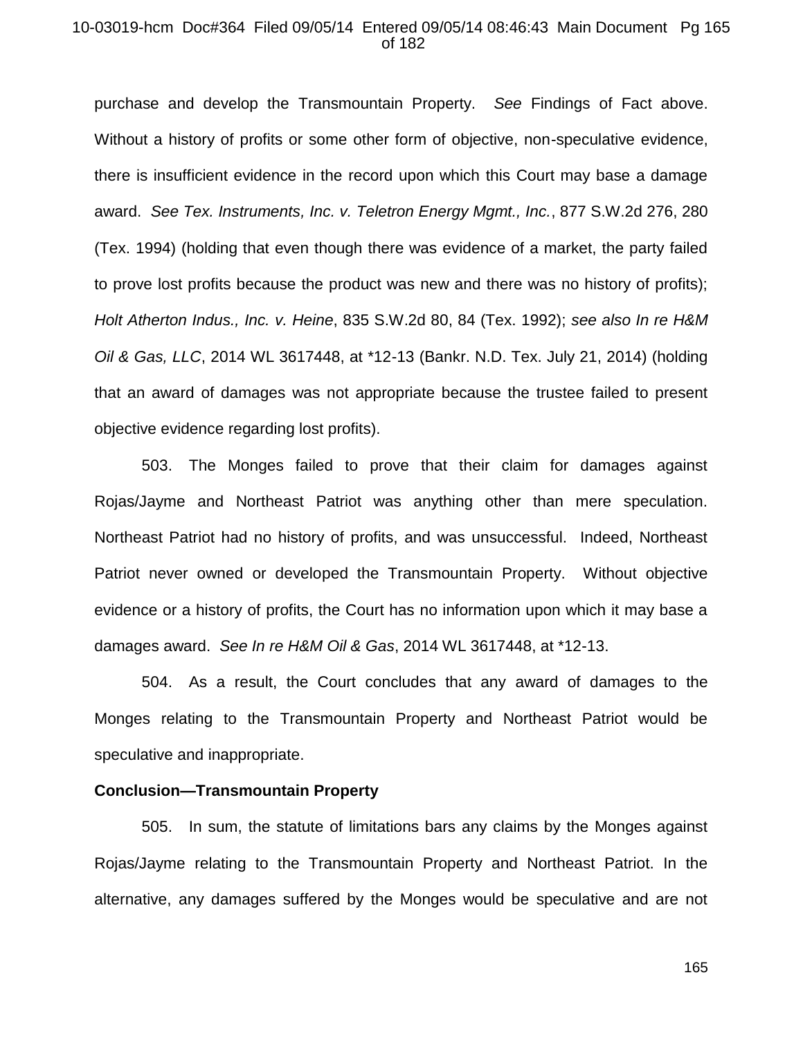purchase and develop the Transmountain Property. *See* Findings of Fact above. Without a history of profits or some other form of objective, non-speculative evidence, there is insufficient evidence in the record upon which this Court may base a damage award. *See Tex. Instruments, Inc. v. Teletron Energy Mgmt., Inc.*, 877 S.W.2d 276, 280 (Tex. 1994) (holding that even though there was evidence of a market, the party failed to prove lost profits because the product was new and there was no history of profits); *Holt Atherton Indus., Inc. v. Heine*, 835 S.W.2d 80, 84 (Tex. 1992); *see also In re H&M Oil & Gas, LLC*, 2014 WL 3617448, at *12-13 (Bankr. N.D. Tex. July 21, 2014) (holding that an award of damages was not appropriate because the trustee failed to present objective evidence regarding lost profits).

503. The Monges failed to prove that their claim for damages against Rojas/Jayme and Northeast Patriot was anything other than mere speculation. Northeast Patriot had no history of profits, and was unsuccessful. Indeed, Northeast Patriot never owned or developed the Transmountain Property. Without objective evidence or a history of profits, the Court has no information upon which it may base a damages award. *See In re H&M Oil & Gas*, 2014 WL 3617448, at *12-13.

504. As a result, the Court concludes that any award of damages to the Monges relating to the Transmountain Property and Northeast Patriot would be speculative and inappropriate.

**Conclusion—Transmountain Property**

505. In sum, the statute of limitations bars any claims by the Monges against Rojas/Jayme relating to the Transmountain Property and Northeast Patriot. In the alternative, any damages suffered by the Monges would be speculative and are not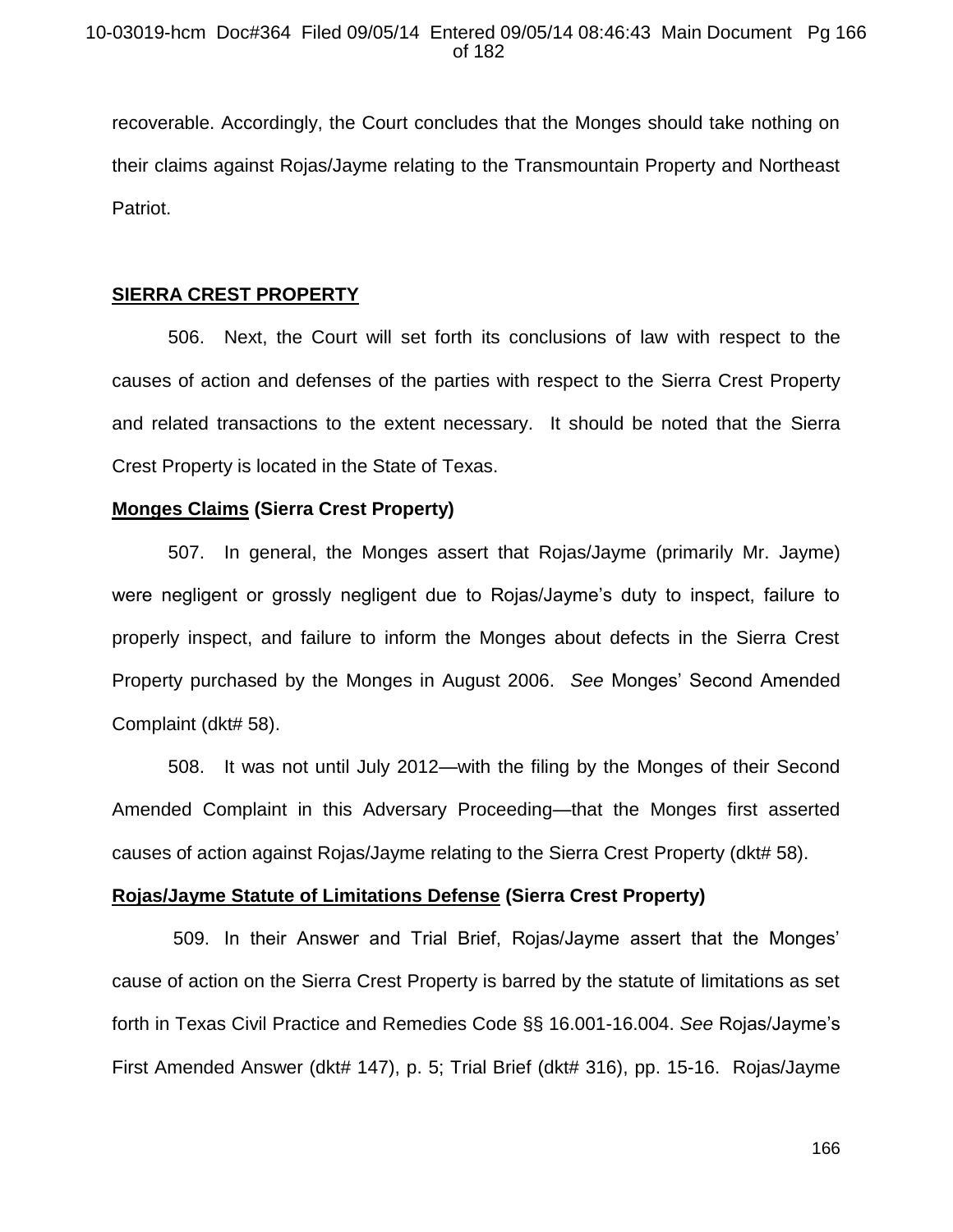recoverable. Accordingly, the Court concludes that the Monges should take nothing on their claims against Rojas/Jayme relating to the Transmountain Property and Northeast Patriot.

**SIERRA CREST PROPERTY**

506. Next, the Court will set forth its conclusions of law with respect to the causes of action and defenses of the parties with respect to the Sierra Crest Property and related transactions to the extent necessary. It should be noted that the Sierra Crest Property is located in the State of Texas.

**Monges Claims (Sierra Crest Property)**

507. In general, the Monges assert that Rojas/Jayme (primarily Mr. Jayme) were negligent or grossly negligent due to Rojas/Jayme's duty to inspect, failure to properly inspect, and failure to inform the Monges about defects in the Sierra Crest Property purchased by the Monges in August 2006. *See* Monges' Second Amended Complaint (dkt# 58).

508. It was not until July 2012—with the filing by the Monges of their Second Amended Complaint in this Adversary Proceeding—that the Monges first asserted causes of action against Rojas/Jayme relating to the Sierra Crest Property (dkt# 58).

**Rojas/Jayme Statute of Limitations Defense (Sierra Crest Property)**

509. In their Answer and Trial Brief, Rojas/Jayme assert that the Monges' cause of action on the Sierra Crest Property is barred by the statute of limitations as set forth in Texas Civil Practice and Remedies Code §§ 16.001-16.004. *See* Rojas/Jayme's First Amended Answer (dkt# 147), p. 5; Trial Brief (dkt# 316), pp. 15-16. Rojas/Jayme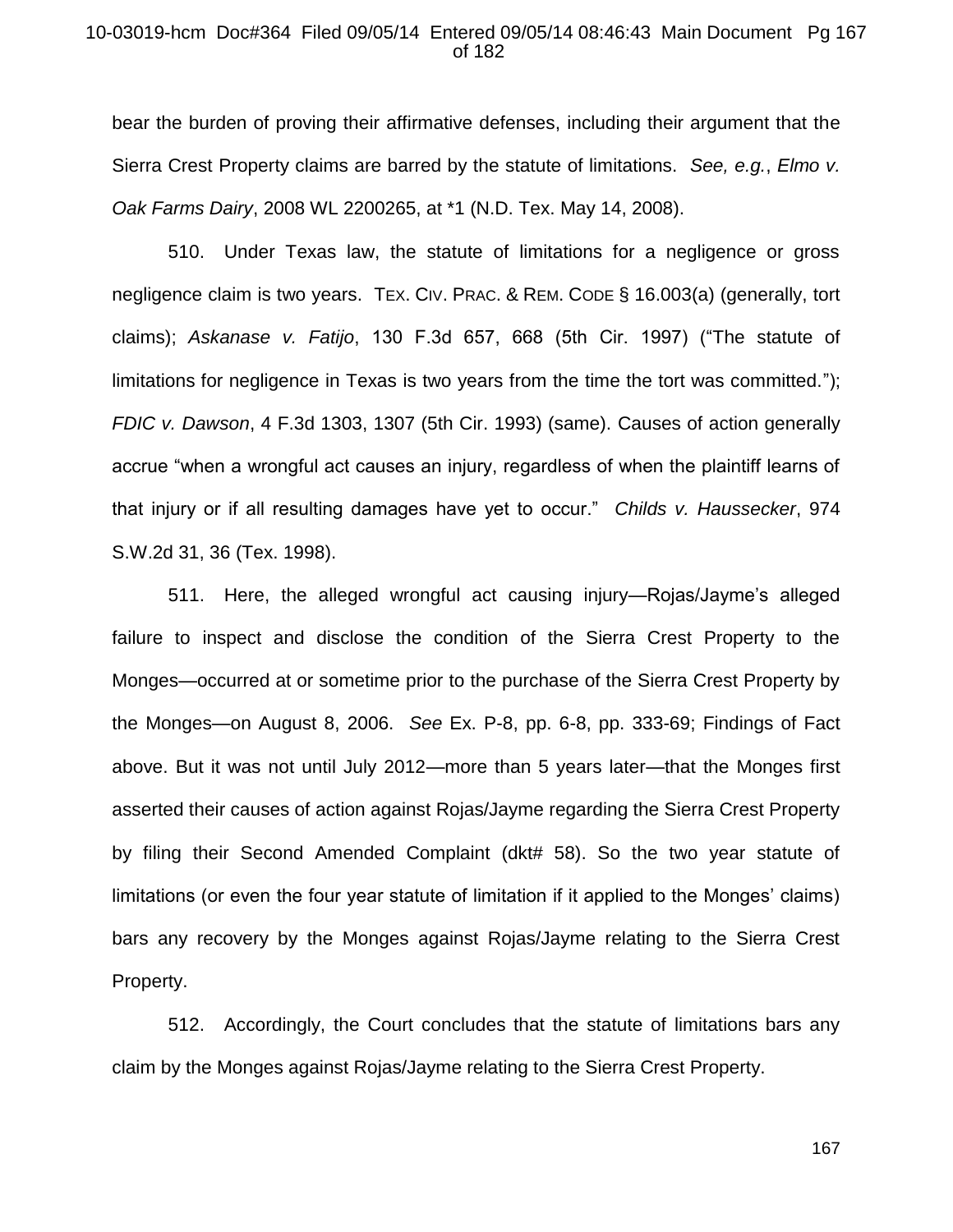bear the burden of proving their affirmative defenses, including their argument that the Sierra Crest Property claims are barred by the statute of limitations. *See, e.g.*, *Elmo v. Oak Farms Dairy*, 2008 WL 2200265, at *1 (N.D. Tex. May 14, 2008).

510. Under Texas law, the statute of limitations for a negligence or gross negligence claim is two years. TEX. CIV. PRAC. & REM. CODE § 16.003(a) (generally, tort claims); *Askanase v. Fatijo*, 130 F.3d 657, 668 (5th Cir. 1997) ("The statute of limitations for negligence in Texas is two years from the time the tort was committed."); *FDIC v. Dawson*, 4 F.3d 1303, 1307 (5th Cir. 1993) (same). Causes of action generally accrue "when a wrongful act causes an injury, regardless of when the plaintiff learns of that injury or if all resulting damages have yet to occur." *Childs v. Haussecker*, 974 S.W.2d 31, 36 (Tex. 1998).

511. Here, the alleged wrongful act causing injury—Rojas/Jayme's alleged failure to inspect and disclose the condition of the Sierra Crest Property to the Monges—occurred at or sometime prior to the purchase of the Sierra Crest Property by the Monges—on August 8, 2006. *See* Ex. P-8, pp. 6-8, pp. 333-69; Findings of Fact above. But it was not until July 2012—more than 5 years later—that the Monges first asserted their causes of action against Rojas/Jayme regarding the Sierra Crest Property by filing their Second Amended Complaint (dkt# 58). So the two year statute of limitations (or even the four year statute of limitation if it applied to the Monges' claims) bars any recovery by the Monges against Rojas/Jayme relating to the Sierra Crest Property.

512. Accordingly, the Court concludes that the statute of limitations bars any claim by the Monges against Rojas/Jayme relating to the Sierra Crest Property.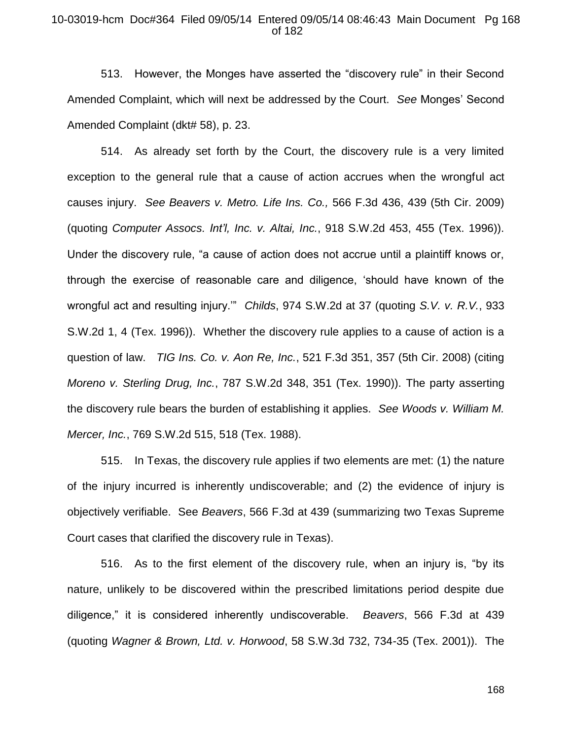513. However, the Monges have asserted the "discovery rule" in their Second Amended Complaint, which will next be addressed by the Court. *See* Monges' Second Amended Complaint (dkt# 58), p. 23.

514. As already set forth by the Court, the discovery rule is a very limited exception to the general rule that a cause of action accrues when the wrongful act causes injury. *See Beavers v. Metro. Life Ins. Co.,* 566 F.3d 436, 439 (5th Cir. 2009) (quoting *Computer Assocs. Int'l, Inc. v. Altai, Inc.*, 918 S.W.2d 453, 455 (Tex. 1996)). Under the discovery rule, "a cause of action does not accrue until a plaintiff knows or, through the exercise of reasonable care and diligence, 'should have known of the wrongful act and resulting injury.'" *Childs*, 974 S.W.2d at 37 (quoting *S.V. v. R.V.*, 933 S.W.2d 1, 4 (Tex. 1996)). Whether the discovery rule applies to a cause of action is a question of law. *TIG Ins. Co. v. Aon Re, Inc.*, 521 F.3d 351, 357 (5th Cir. 2008) (citing *Moreno v. Sterling Drug, Inc.*, 787 S.W.2d 348, 351 (Tex. 1990)). The party asserting the discovery rule bears the burden of establishing it applies. *See Woods v. William M. Mercer, Inc.*, 769 S.W.2d 515, 518 (Tex. 1988).

515. In Texas, the discovery rule applies if two elements are met: (1) the nature of the injury incurred is inherently undiscoverable; and (2) the evidence of injury is objectively verifiable. See *Beavers*, 566 F.3d at 439 (summarizing two Texas Supreme Court cases that clarified the discovery rule in Texas).

516. As to the first element of the discovery rule, when an injury is, "by its nature, unlikely to be discovered within the prescribed limitations period despite due diligence," it is considered inherently undiscoverable. *Beavers*, 566 F.3d at 439 (quoting *Wagner & Brown, Ltd. v. Horwood*, 58 S.W.3d 732, 734-35 (Tex. 2001)). The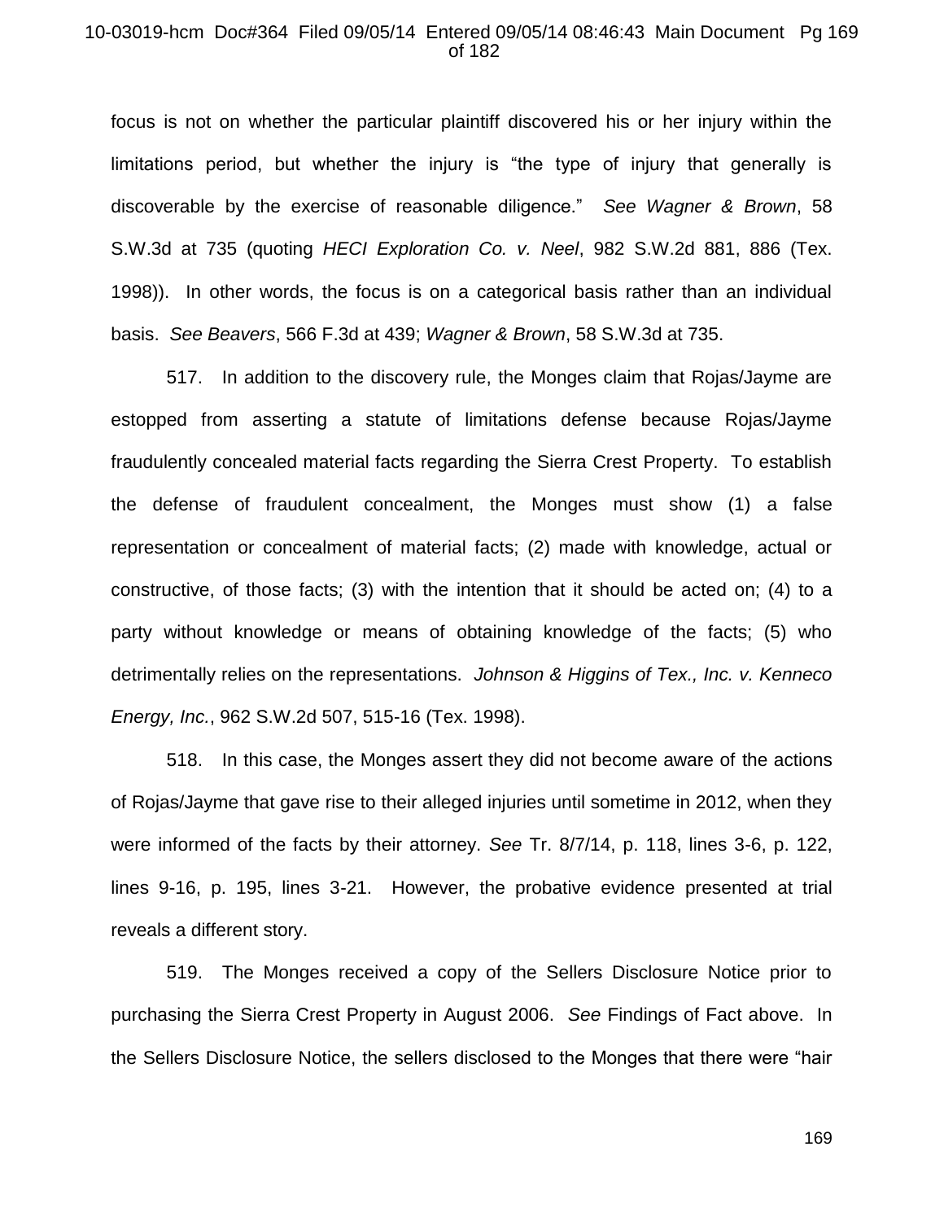focus is not on whether the particular plaintiff discovered his or her injury within the limitations period, but whether the injury is "the type of injury that generally is discoverable by the exercise of reasonable diligence." *See Wagner & Brown*, 58 S.W.3d at 735 (quoting *HECI Exploration Co. v. Neel*, 982 S.W.2d 881, 886 (Tex. 1998)). In other words, the focus is on a categorical basis rather than an individual basis. *See Beavers*, 566 F.3d at 439; *Wagner & Brown*, 58 S.W.3d at 735.

517. In addition to the discovery rule, the Monges claim that Rojas/Jayme are estopped from asserting a statute of limitations defense because Rojas/Jayme fraudulently concealed material facts regarding the Sierra Crest Property. To establish the defense of fraudulent concealment, the Monges must show (1) a false representation or concealment of material facts; (2) made with knowledge, actual or constructive, of those facts; (3) with the intention that it should be acted on; (4) to a party without knowledge or means of obtaining knowledge of the facts; (5) who detrimentally relies on the representations. *Johnson & Higgins of Tex., Inc. v. Kenneco Energy, Inc.*, 962 S.W.2d 507, 515-16 (Tex. 1998).

518. In this case, the Monges assert they did not become aware of the actions of Rojas/Jayme that gave rise to their alleged injuries until sometime in 2012, when they were informed of the facts by their attorney. *See* Tr. 8/7/14, p. 118, lines 3-6, p. 122, lines 9-16, p. 195, lines 3-21. However, the probative evidence presented at trial reveals a different story.

519. The Monges received a copy of the Sellers Disclosure Notice prior to purchasing the Sierra Crest Property in August 2006. *See* Findings of Fact above. In the Sellers Disclosure Notice, the sellers disclosed to the Monges that there were "hair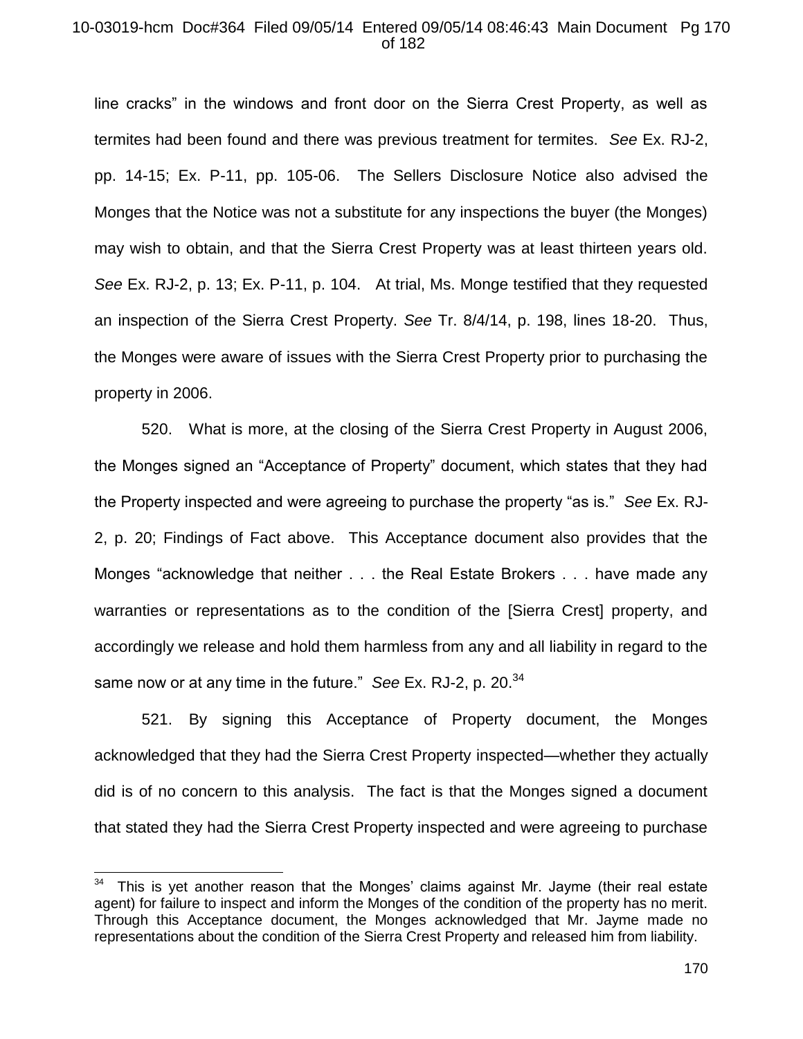line cracks" in the windows and front door on the Sierra Crest Property, as well as termites had been found and there was previous treatment for termites. *See* Ex. RJ-2, pp. 14-15; Ex. P-11, pp. 105-06. The Sellers Disclosure Notice also advised the Monges that the Notice was not a substitute for any inspections the buyer (the Monges) may wish to obtain, and that the Sierra Crest Property was at least thirteen years old. *See* Ex. RJ-2, p. 13; Ex. P-11, p. 104. At trial, Ms. Monge testified that they requested an inspection of the Sierra Crest Property. *See* Tr. 8/4/14, p. 198, lines 18-20. Thus, the Monges were aware of issues with the Sierra Crest Property prior to purchasing the property in 2006.

520. What is more, at the closing of the Sierra Crest Property in August 2006, the Monges signed an "Acceptance of Property" document, which states that they had the Property inspected and were agreeing to purchase the property "as is." *See* Ex. RJ-2, p. 20; Findings of Fact above. This Acceptance document also provides that the Monges "acknowledge that neither . . . the Real Estate Brokers . . . have made any warranties or representations as to the condition of the [Sierra Crest] property, and accordingly we release and hold them harmless from any and all liability in regard to the same now or at any time in the future." *See* Ex. RJ-2, p. 20.[34]

521. By signing this Acceptance of Property document, the Monges acknowledged that they had the Sierra Crest Property inspected—whether they actually did is of no concern to this analysis. The fact is that the Monges signed a document that stated they had the Sierra Crest Property inspected and were agreeing to purchase

---

[34] This is yet another reason that the Monges' claims against Mr. Jayme (their real estate agent) for failure to inspect and inform the Monges of the condition of the property has no merit. Through this Acceptance document, the Monges acknowledged that Mr. Jayme made no representations about the condition of the Sierra Crest Property and released him from liability.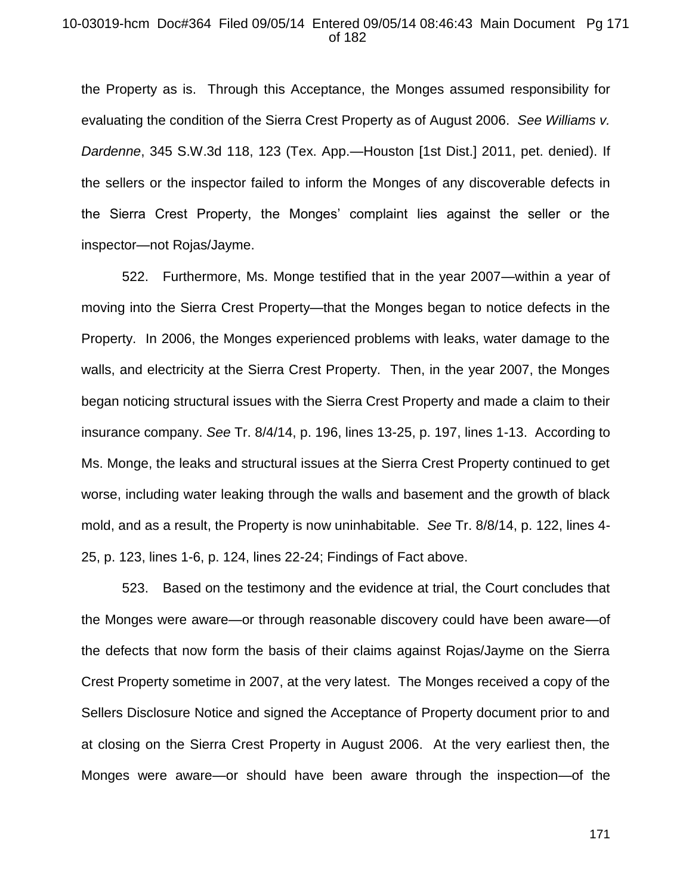the Property as is. Through this Acceptance, the Monges assumed responsibility for evaluating the condition of the Sierra Crest Property as of August 2006. *See Williams v. Dardenne*, 345 S.W.3d 118, 123 (Tex. App.—Houston [1st Dist.] 2011, pet. denied). If the sellers or the inspector failed to inform the Monges of any discoverable defects in the Sierra Crest Property, the Monges' complaint lies against the seller or the inspector—not Rojas/Jayme.

522. Furthermore, Ms. Monge testified that in the year 2007—within a year of moving into the Sierra Crest Property—that the Monges began to notice defects in the Property. In 2006, the Monges experienced problems with leaks, water damage to the walls, and electricity at the Sierra Crest Property. Then, in the year 2007, the Monges began noticing structural issues with the Sierra Crest Property and made a claim to their insurance company. *See* Tr. 8/4/14, p. 196, lines 13-25, p. 197, lines 1-13. According to Ms. Monge, the leaks and structural issues at the Sierra Crest Property continued to get worse, including water leaking through the walls and basement and the growth of black mold, and as a result, the Property is now uninhabitable. *See* Tr. 8/8/14, p. 122, lines 4-25, p. 123, lines 1-6, p. 124, lines 22-24; Findings of Fact above.

523. Based on the testimony and the evidence at trial, the Court concludes that the Monges were aware—or through reasonable discovery could have been aware—of the defects that now form the basis of their claims against Rojas/Jayme on the Sierra Crest Property sometime in 2007, at the very latest. The Monges received a copy of the Sellers Disclosure Notice and signed the Acceptance of Property document prior to and at closing on the Sierra Crest Property in August 2006. At the very earliest then, the Monges were aware—or should have been aware through the inspection—of the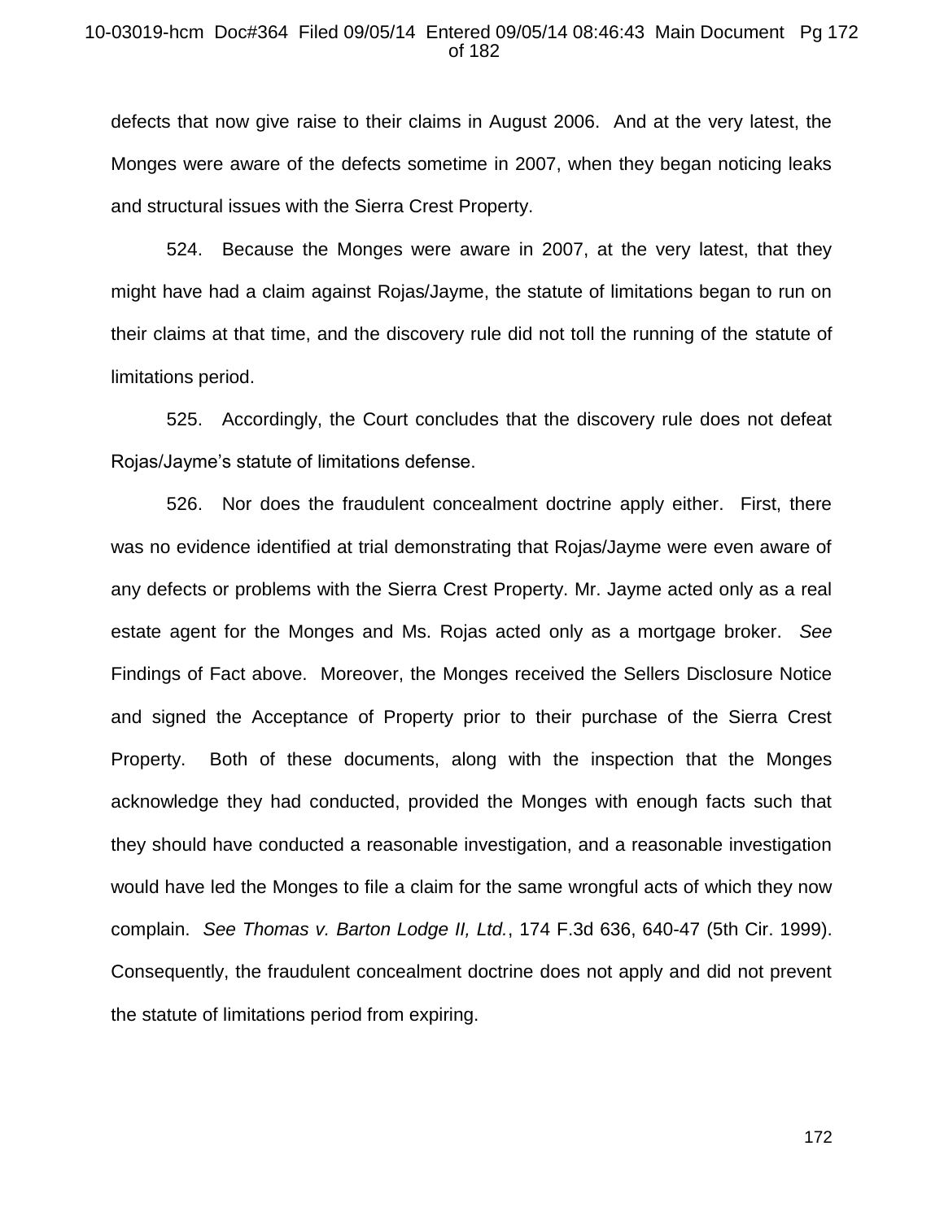defects that now give raise to their claims in August 2006. And at the very latest, the Monges were aware of the defects sometime in 2007, when they began noticing leaks and structural issues with the Sierra Crest Property.

524. Because the Monges were aware in 2007, at the very latest, that they might have had a claim against Rojas/Jayme, the statute of limitations began to run on their claims at that time, and the discovery rule did not toll the running of the statute of limitations period.

525. Accordingly, the Court concludes that the discovery rule does not defeat Rojas/Jayme's statute of limitations defense.

526. Nor does the fraudulent concealment doctrine apply either. First, there was no evidence identified at trial demonstrating that Rojas/Jayme were even aware of any defects or problems with the Sierra Crest Property. Mr. Jayme acted only as a real estate agent for the Monges and Ms. Rojas acted only as a mortgage broker. *See* Findings of Fact above. Moreover, the Monges received the Sellers Disclosure Notice and signed the Acceptance of Property prior to their purchase of the Sierra Crest Property. Both of these documents, along with the inspection that the Monges acknowledge they had conducted, provided the Monges with enough facts such that they should have conducted a reasonable investigation, and a reasonable investigation would have led the Monges to file a claim for the same wrongful acts of which they now complain. *See Thomas v. Barton Lodge II, Ltd.*, 174 F.3d 636, 640-47 (5th Cir. 1999). Consequently, the fraudulent concealment doctrine does not apply and did not prevent the statute of limitations period from expiring.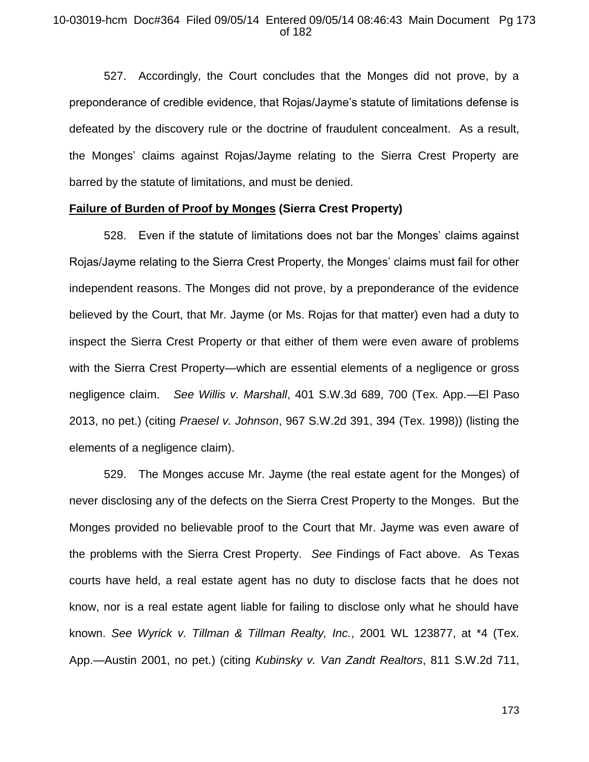527. Accordingly, the Court concludes that the Monges did not prove, by a preponderance of credible evidence, that Rojas/Jayme's statute of limitations defense is defeated by the discovery rule or the doctrine of fraudulent concealment. As a result, the Monges' claims against Rojas/Jayme relating to the Sierra Crest Property are barred by the statute of limitations, and must be denied.

**<u>Failure of Burden of Proof by Monges</u> (Sierra Crest Property)**

528. Even if the statute of limitations does not bar the Monges' claims against Rojas/Jayme relating to the Sierra Crest Property, the Monges' claims must fail for other independent reasons. The Monges did not prove, by a preponderance of the evidence believed by the Court, that Mr. Jayme (or Ms. Rojas for that matter) even had a duty to inspect the Sierra Crest Property or that either of them were even aware of problems with the Sierra Crest Property—which are essential elements of a negligence or gross negligence claim. *See Willis v. Marshall*, 401 S.W.3d 689, 700 (Tex. App.—El Paso 2013, no pet.) (citing *Praesel v. Johnson*, 967 S.W.2d 391, 394 (Tex. 1998)) (listing the elements of a negligence claim).

529. The Monges accuse Mr. Jayme (the real estate agent for the Monges) of never disclosing any of the defects on the Sierra Crest Property to the Monges. But the Monges provided no believable proof to the Court that Mr. Jayme was even aware of the problems with the Sierra Crest Property. *See* Findings of Fact above. As Texas courts have held, a real estate agent has no duty to disclose facts that he does not know, nor is a real estate agent liable for failing to disclose only what he should have known. *See Wyrick v. Tillman & Tillman Realty, Inc.*, 2001 WL 123877, at *4 (Tex. App.—Austin 2001, no pet.) (citing *Kubinsky v. Van Zandt Realtors*, 811 S.W.2d 711,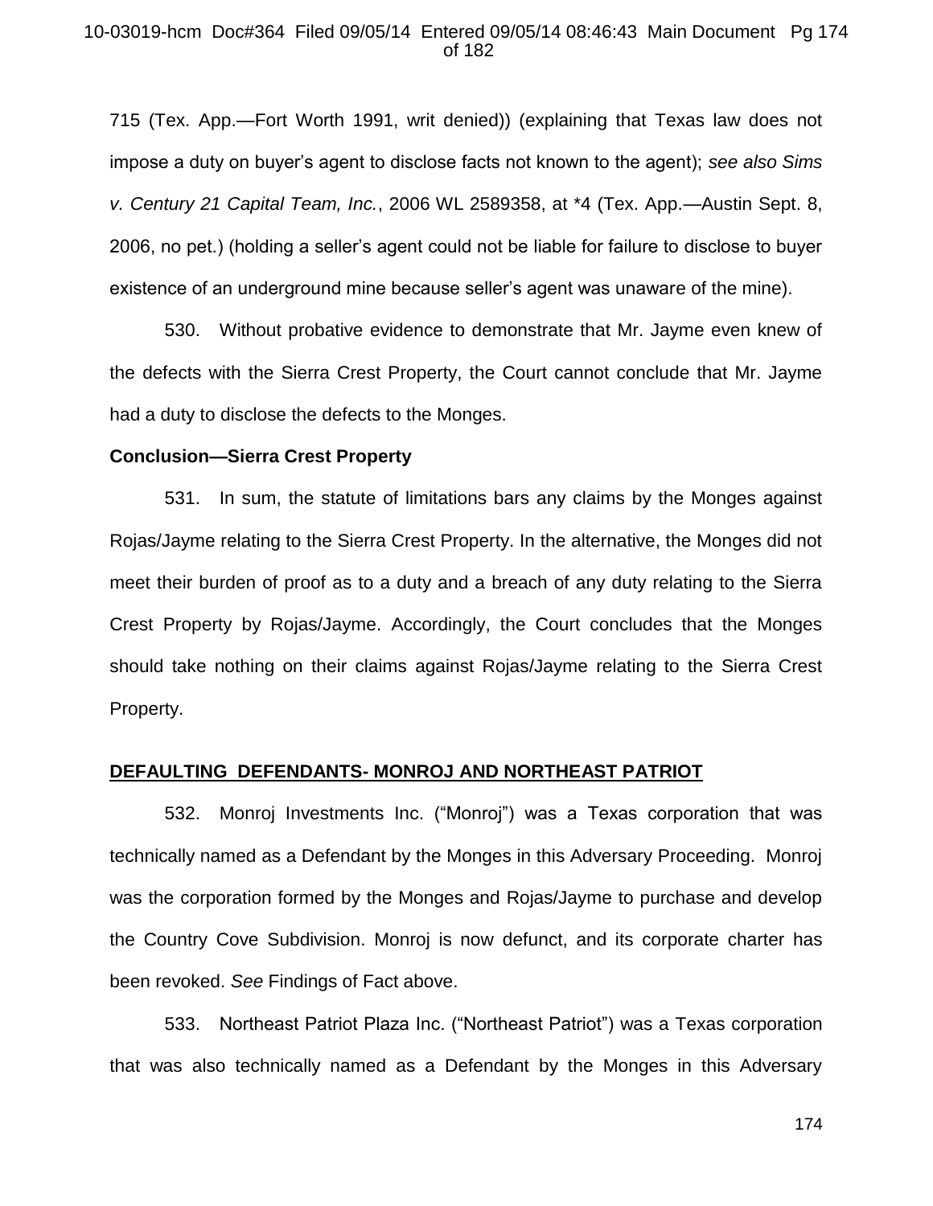715 (Tex. App.—Fort Worth 1991, writ denied)) (explaining that Texas law does not impose a duty on buyer's agent to disclose facts not known to the agent); *see also Sims v. Century 21 Capital Team, Inc.*, 2006 WL 2589358, at *4 (Tex. App.—Austin Sept. 8, 2006, no pet.) (holding a seller's agent could not be liable for failure to disclose to buyer existence of an underground mine because seller's agent was unaware of the mine).

530. Without probative evidence to demonstrate that Mr. Jayme even knew of the defects with the Sierra Crest Property, the Court cannot conclude that Mr. Jayme had a duty to disclose the defects to the Monges.

**Conclusion—Sierra Crest Property**

531. In sum, the statute of limitations bars any claims by the Monges against Rojas/Jayme relating to the Sierra Crest Property. In the alternative, the Monges did not meet their burden of proof as to a duty and a breach of any duty relating to the Sierra Crest Property by Rojas/Jayme. Accordingly, the Court concludes that the Monges should take nothing on their claims against Rojas/Jayme relating to the Sierra Crest Property.

**DEFAULTING DEFENDANTS- MONROJ AND NORTHEAST PATRIOT**

532. Monroj Investments Inc. ("Monroj") was a Texas corporation that was technically named as a Defendant by the Monges in this Adversary Proceeding. Monroj was the corporation formed by the Monges and Rojas/Jayme to purchase and develop the Country Cove Subdivision. Monroj is now defunct, and its corporate charter has been revoked. *See* Findings of Fact above.

533. Northeast Patriot Plaza Inc. ("Northeast Patriot") was a Texas corporation that was also technically named as a Defendant by the Monges in this Adversary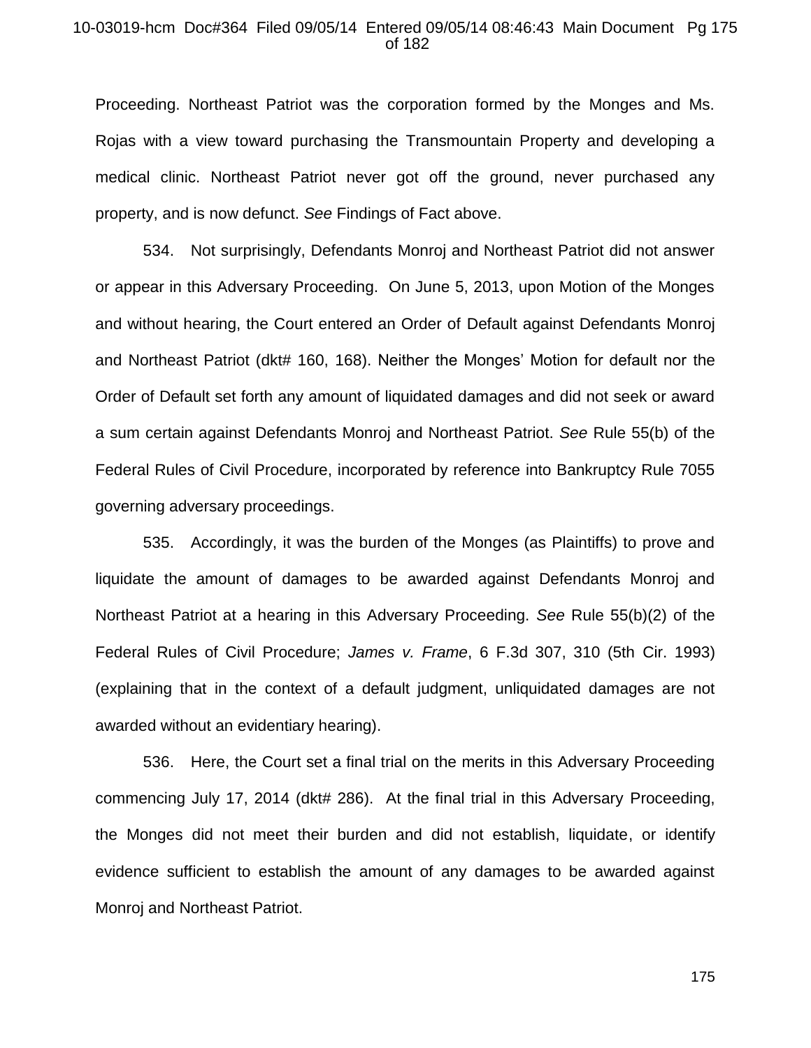Proceeding. Northeast Patriot was the corporation formed by the Monges and Ms. Rojas with a view toward purchasing the Transmountain Property and developing a medical clinic. Northeast Patriot never got off the ground, never purchased any property, and is now defunct. *See* Findings of Fact above.

534. Not surprisingly, Defendants Monroj and Northeast Patriot did not answer or appear in this Adversary Proceeding. On June 5, 2013, upon Motion of the Monges and without hearing, the Court entered an Order of Default against Defendants Monroj and Northeast Patriot (dkt# 160, 168). Neither the Monges' Motion for default nor the Order of Default set forth any amount of liquidated damages and did not seek or award a sum certain against Defendants Monroj and Northeast Patriot. *See* Rule 55(b) of the Federal Rules of Civil Procedure, incorporated by reference into Bankruptcy Rule 7055 governing adversary proceedings.

535. Accordingly, it was the burden of the Monges (as Plaintiffs) to prove and liquidate the amount of damages to be awarded against Defendants Monroj and Northeast Patriot at a hearing in this Adversary Proceeding. *See* Rule 55(b)(2) of the Federal Rules of Civil Procedure; *James v. Frame*, 6 F.3d 307, 310 (5th Cir. 1993) (explaining that in the context of a default judgment, unliquidated damages are not awarded without an evidentiary hearing).

536. Here, the Court set a final trial on the merits in this Adversary Proceeding commencing July 17, 2014 (dkt# 286). At the final trial in this Adversary Proceeding, the Monges did not meet their burden and did not establish, liquidate, or identify evidence sufficient to establish the amount of any damages to be awarded against Monroj and Northeast Patriot.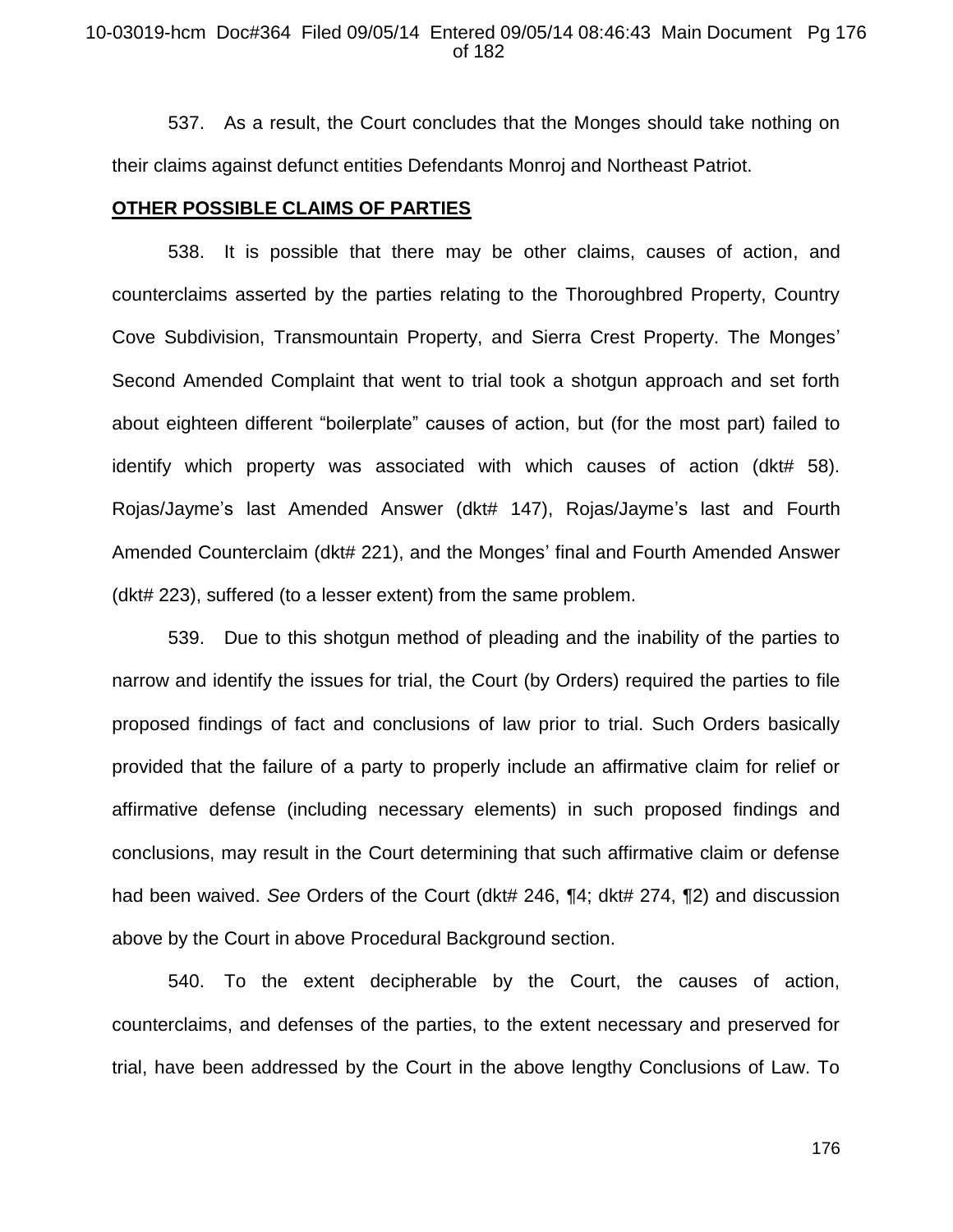537. As a result, the Court concludes that the Monges should take nothing on their claims against defunct entities Defendants Monroj and Northeast Patriot.

**OTHER POSSIBLE CLAIMS OF PARTIES**

538. It is possible that there may be other claims, causes of action, and counterclaims asserted by the parties relating to the Thoroughbred Property, Country Cove Subdivision, Transmountain Property, and Sierra Crest Property. The Monges' Second Amended Complaint that went to trial took a shotgun approach and set forth about eighteen different "boilerplate" causes of action, but (for the most part) failed to identify which property was associated with which causes of action (dkt# 58). Rojas/Jayme's last Amended Answer (dkt# 147), Rojas/Jayme's last and Fourth Amended Counterclaim (dkt# 221), and the Monges' final and Fourth Amended Answer (dkt# 223), suffered (to a lesser extent) from the same problem.

539. Due to this shotgun method of pleading and the inability of the parties to narrow and identify the issues for trial, the Court (by Orders) required the parties to file proposed findings of fact and conclusions of law prior to trial. Such Orders basically provided that the failure of a party to properly include an affirmative claim for relief or affirmative defense (including necessary elements) in such proposed findings and conclusions, may result in the Court determining that such affirmative claim or defense had been waived. *See* Orders of the Court (dkt# 246, ¶4; dkt# 274, ¶2) and discussion above by the Court in above Procedural Background section.

540. To the extent decipherable by the Court, the causes of action, counterclaims, and defenses of the parties, to the extent necessary and preserved for trial, have been addressed by the Court in the above lengthy Conclusions of Law. To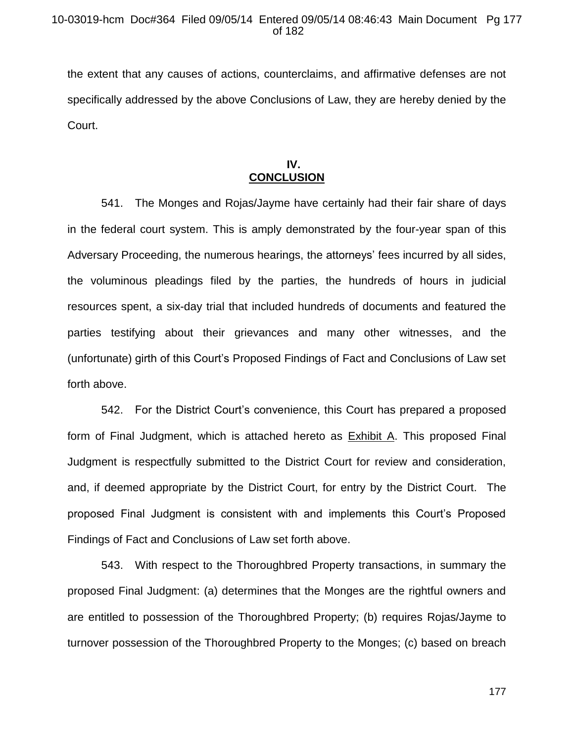the extent that any causes of actions, counterclaims, and affirmative defenses are not specifically addressed by the above Conclusions of Law, they are hereby denied by the Court.

## IV. CONCLUSION

541. The Monges and Rojas/Jayme have certainly had their fair share of days in the federal court system. This is amply demonstrated by the four-year span of this Adversary Proceeding, the numerous hearings, the attorneys' fees incurred by all sides, the voluminous pleadings filed by the parties, the hundreds of hours in judicial resources spent, a six-day trial that included hundreds of documents and featured the parties testifying about their grievances and many other witnesses, and the (unfortunate) girth of this Court's Proposed Findings of Fact and Conclusions of Law set forth above.

542. For the District Court's convenience, this Court has prepared a proposed form of Final Judgment, which is attached hereto as Exhibit A. This proposed Final Judgment is respectfully submitted to the District Court for review and consideration, and, if deemed appropriate by the District Court, for entry by the District Court. The proposed Final Judgment is consistent with and implements this Court's Proposed Findings of Fact and Conclusions of Law set forth above.

543. With respect to the Thoroughbred Property transactions, in summary the proposed Final Judgment: (a) determines that the Monges are the rightful owners and are entitled to possession of the Thoroughbred Property; (b) requires Rojas/Jayme to turnover possession of the Thoroughbred Property to the Monges; (c) based on breach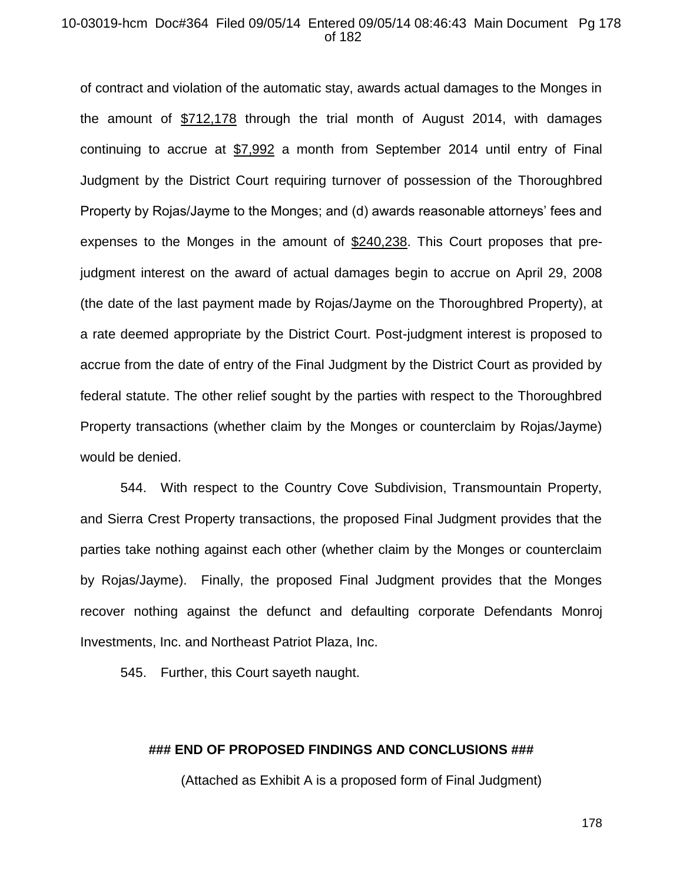of contract and violation of the automatic stay, awards actual damages to the Monges in the amount of $712,178 through the trial month of August 2014, with damages continuing to accrue at $7,992 a month from September 2014 until entry of Final Judgment by the District Court requiring turnover of possession of the Thoroughbred Property by Rojas/Jayme to the Monges; and (d) awards reasonable attorneys' fees and expenses to the Monges in the amount of $240,238. This Court proposes that pre-judgment interest on the award of actual damages begin to accrue on April 29, 2008 (the date of the last payment made by Rojas/Jayme on the Thoroughbred Property), at a rate deemed appropriate by the District Court. Post-judgment interest is proposed to accrue from the date of entry of the Final Judgment by the District Court as provided by federal statute. The other relief sought by the parties with respect to the Thoroughbred Property transactions (whether claim by the Monges or counterclaim by Rojas/Jayme) would be denied.

544. With respect to the Country Cove Subdivision, Transmountain Property, and Sierra Crest Property transactions, the proposed Final Judgment provides that the parties take nothing against each other (whether claim by the Monges or counterclaim by Rojas/Jayme). Finally, the proposed Final Judgment provides that the Monges recover nothing against the defunct and defaulting corporate Defendants Monroj Investments, Inc. and Northeast Patriot Plaza, Inc.

545. Further, this Court sayeth naught.

**### END OF PROPOSED FINDINGS AND CONCLUSIONS ###**

(Attached as Exhibit A is a proposed form of Final Judgment)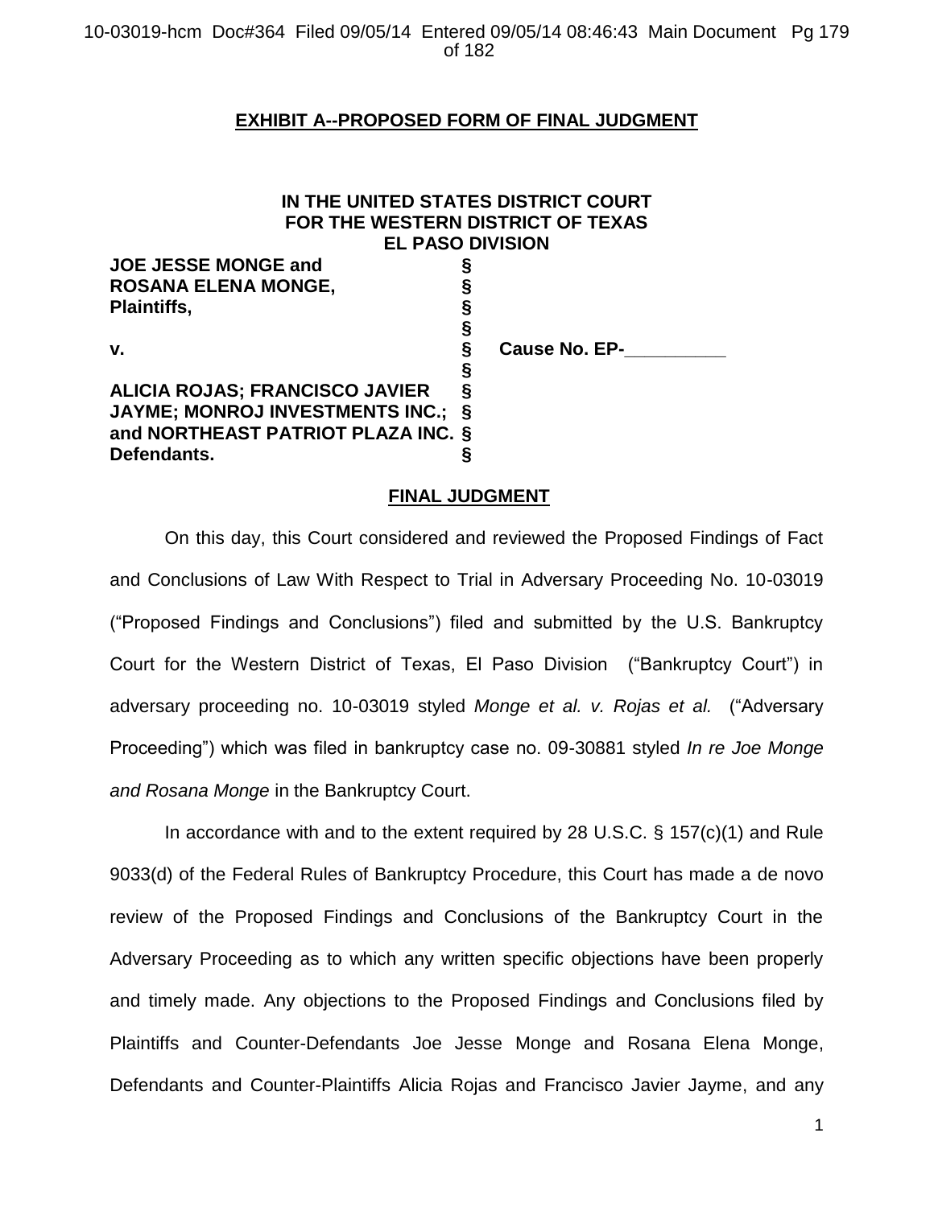## EXHIBIT A--PROPOSED FORM OF FINAL JUDGMENT

**IN THE UNITED STATES DISTRICT COURT**
**FOR THE WESTERN DISTRICT OF TEXAS**
**EL PASO DIVISION**

| | | |
|---|---|---|
| **JOE JESSE MONGE and** | **§** | |
| **ROSANA ELENA MONGE,** | **§** | |
| **Plaintiffs,** | **§** | |
| | **§** | |
| **v.** | **§** | **Cause No. EP-\_\_\_\_\_\_\_\_\_\_** |
| | **§** | |
| **ALICIA ROJAS; FRANCISCO JAVIER** | **§** | |
| **JAYME; MONROJ INVESTMENTS INC.;** | **§** | |
| **and NORTHEAST PATRIOT PLAZA INC.** | **§** | |
| **Defendants.** | **§** | |

### FINAL JUDGMENT

On this day, this Court considered and reviewed the Proposed Findings of Fact and Conclusions of Law With Respect to Trial in Adversary Proceeding No. 10-03019 ("Proposed Findings and Conclusions") filed and submitted by the U.S. Bankruptcy Court for the Western District of Texas, El Paso Division ("Bankruptcy Court") in adversary proceeding no. 10-03019 styled *Monge et al. v. Rojas et al.* ("Adversary Proceeding") which was filed in bankruptcy case no. 09-30881 styled *In re Joe Monge and Rosana Monge* in the Bankruptcy Court.

In accordance with and to the extent required by 28 U.S.C. § 157(c)(1) and Rule 9033(d) of the Federal Rules of Bankruptcy Procedure, this Court has made a de novo review of the Proposed Findings and Conclusions of the Bankruptcy Court in the Adversary Proceeding as to which any written specific objections have been properly and timely made. Any objections to the Proposed Findings and Conclusions filed by Plaintiffs and Counter-Defendants Joe Jesse Monge and Rosana Elena Monge, Defendants and Counter-Plaintiffs Alicia Rojas and Francisco Javier Jayme, and any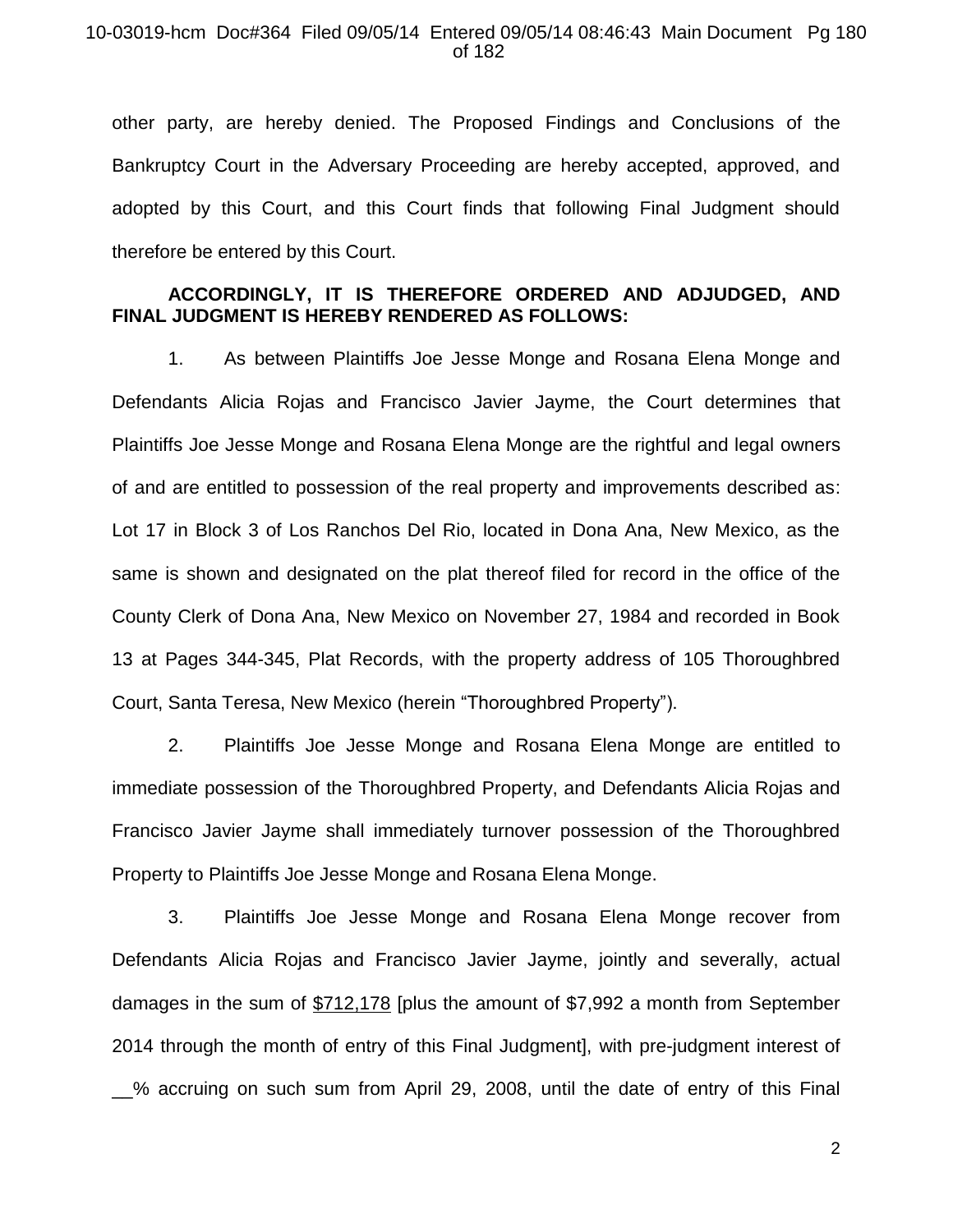other party, are hereby denied. The Proposed Findings and Conclusions of the Bankruptcy Court in the Adversary Proceeding are hereby accepted, approved, and adopted by this Court, and this Court finds that following Final Judgment should therefore be entered by this Court.

**ACCORDINGLY, IT IS THEREFORE ORDERED AND ADJUDGED, AND FINAL JUDGMENT IS HEREBY RENDERED AS FOLLOWS:**

1. As between Plaintiffs Joe Jesse Monge and Rosana Elena Monge and Defendants Alicia Rojas and Francisco Javier Jayme, the Court determines that Plaintiffs Joe Jesse Monge and Rosana Elena Monge are the rightful and legal owners of and are entitled to possession of the real property and improvements described as: Lot 17 in Block 3 of Los Ranchos Del Rio, located in Dona Ana, New Mexico, as the same is shown and designated on the plat thereof filed for record in the office of the County Clerk of Dona Ana, New Mexico on November 27, 1984 and recorded in Book 13 at Pages 344-345, Plat Records, with the property address of 105 Thoroughbred Court, Santa Teresa, New Mexico (herein "Thoroughbred Property").

2. Plaintiffs Joe Jesse Monge and Rosana Elena Monge are entitled to immediate possession of the Thoroughbred Property, and Defendants Alicia Rojas and Francisco Javier Jayme shall immediately turnover possession of the Thoroughbred Property to Plaintiffs Joe Jesse Monge and Rosana Elena Monge.

3. Plaintiffs Joe Jesse Monge and Rosana Elena Monge recover from Defendants Alicia Rojas and Francisco Javier Jayme, jointly and severally, actual damages in the sum of $712,178 [plus the amount of $7,992 a month from September 2014 through the month of entry of this Final Judgment], with pre-judgment interest of __% accruing on such sum from April 29, 2008, until the date of entry of this Final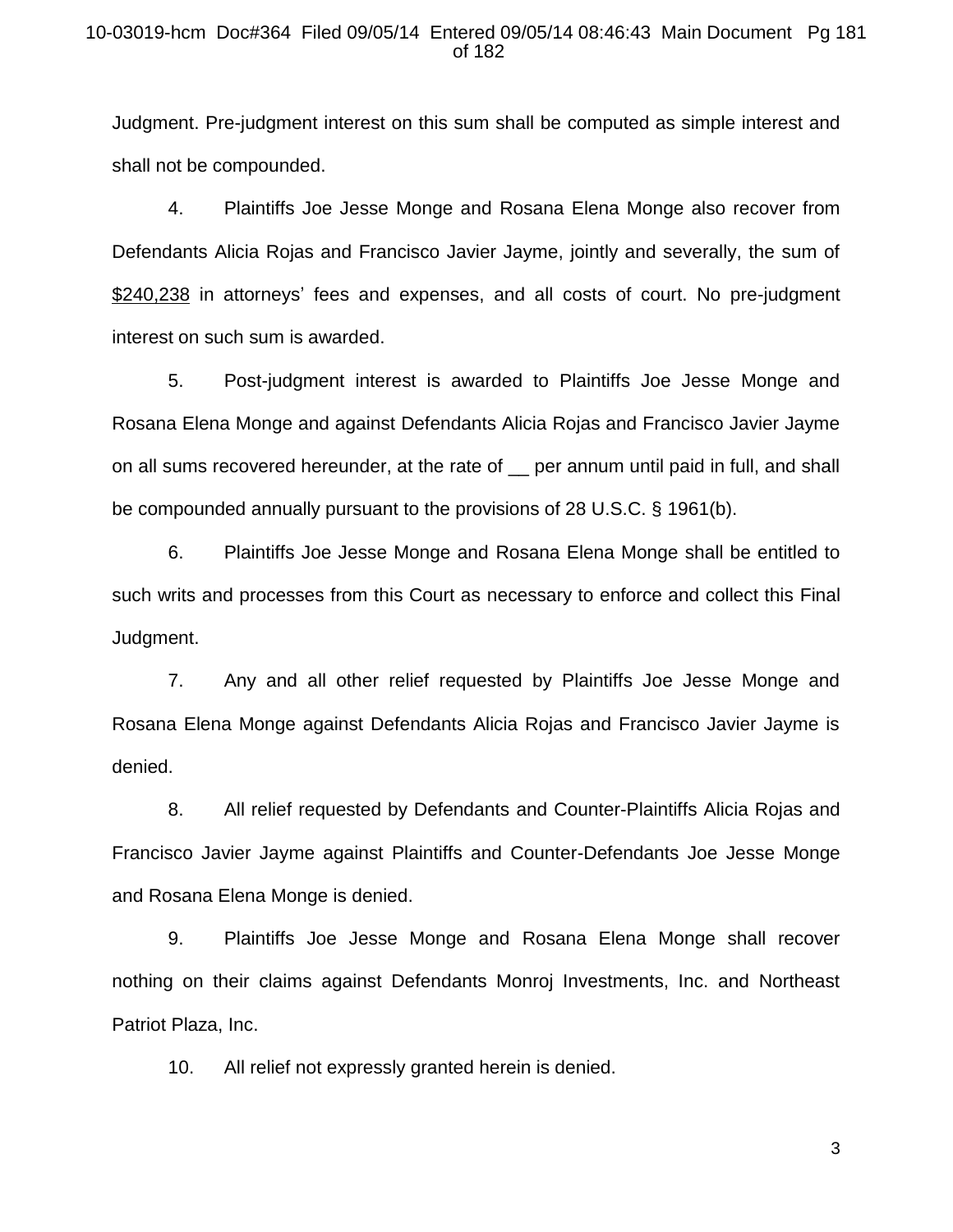Judgment. Pre-judgment interest on this sum shall be computed as simple interest and shall not be compounded.

4. Plaintiffs Joe Jesse Monge and Rosana Elena Monge also recover from Defendants Alicia Rojas and Francisco Javier Jayme, jointly and severally, the sum of $240,238 in attorneys' fees and expenses, and all costs of court. No pre-judgment interest on such sum is awarded.

5. Post-judgment interest is awarded to Plaintiffs Joe Jesse Monge and Rosana Elena Monge and against Defendants Alicia Rojas and Francisco Javier Jayme on all sums recovered hereunder, at the rate of __ per annum until paid in full, and shall be compounded annually pursuant to the provisions of 28 U.S.C. § 1961(b).

6. Plaintiffs Joe Jesse Monge and Rosana Elena Monge shall be entitled to such writs and processes from this Court as necessary to enforce and collect this Final Judgment.

7. Any and all other relief requested by Plaintiffs Joe Jesse Monge and Rosana Elena Monge against Defendants Alicia Rojas and Francisco Javier Jayme is denied.

8. All relief requested by Defendants and Counter-Plaintiffs Alicia Rojas and Francisco Javier Jayme against Plaintiffs and Counter-Defendants Joe Jesse Monge and Rosana Elena Monge is denied.

9. Plaintiffs Joe Jesse Monge and Rosana Elena Monge shall recover nothing on their claims against Defendants Monroj Investments, Inc. and Northeast Patriot Plaza, Inc.

10. All relief not expressly granted herein is denied.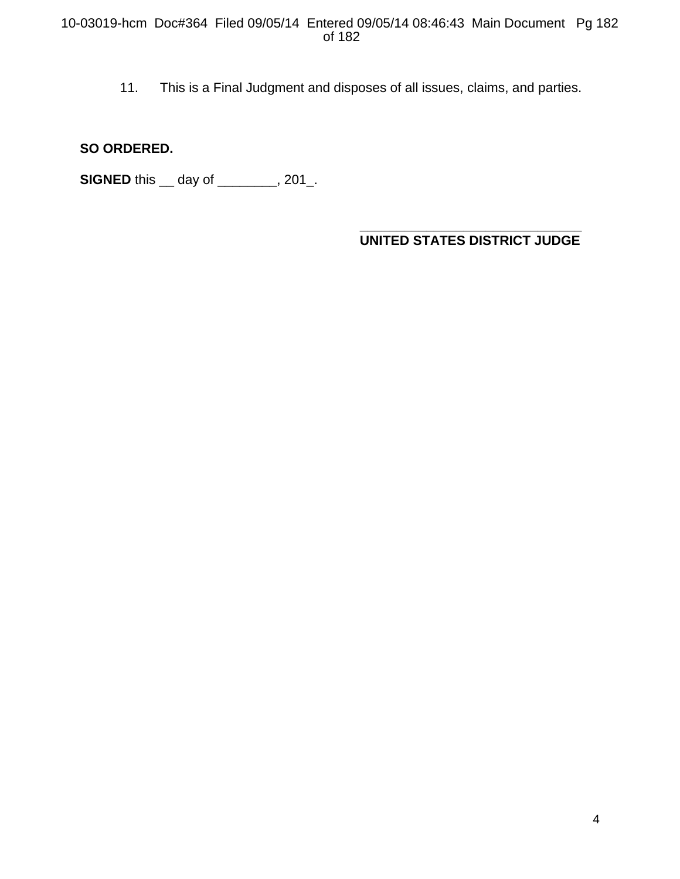11. This is a Final Judgment and disposes of all issues, claims, and parties.

**SO ORDERED.**

**SIGNED** this __ day of ________, 201_.

________________________________
**UNITED STATES DISTRICT JUDGE**